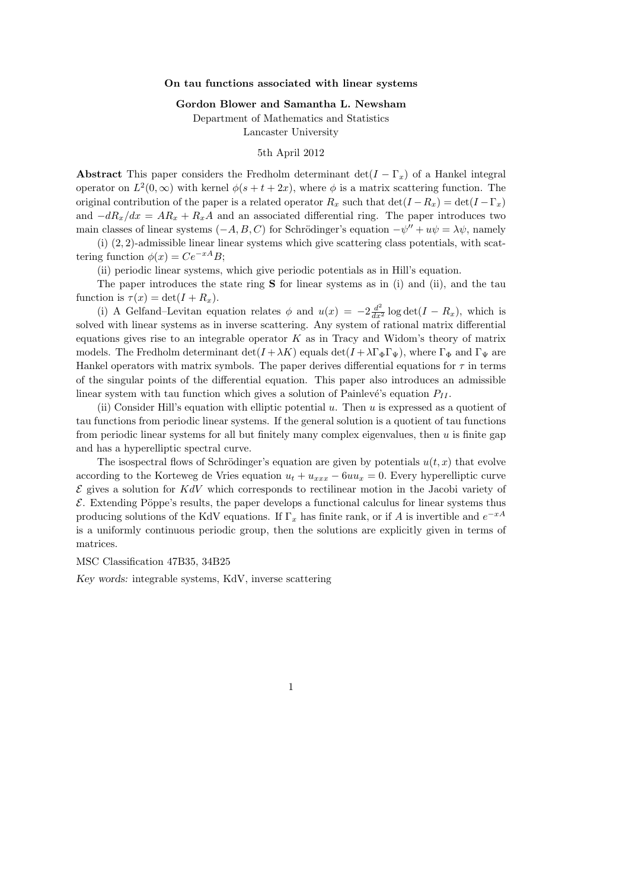**On tau functions associated with linear systems**

**Gordon Blower and Samantha L. Newsham**

Department of Mathematics and Statistics
Lancaster University

5th April 2012

**Abstract** This paper considers the Fredholm determinant $\det(I - \Gamma_x)$ of a Hankel integral operator on $L^2(0,\infty)$ with kernel $\phi(s+t+2x)$, where $\phi$ is a matrix scattering function. The original contribution of the paper is a related operator $R_x$ such that $\det(I-R_x) = \det(I-\Gamma_x)$ and $-dR_x/dx = AR_x + R_xA$ and an associated differential ring. The paper introduces two main classes of linear systems $(-A, B, C)$ for Schrödinger's equation $-\psi'' + u\psi = \lambda\psi$, namely

(i) $(2,2)$-admissible linear linear systems which give scattering class potentials, with scattering function $\phi(x) = Ce^{-xA}B$;

(ii) periodic linear systems, which give periodic potentials as in Hill's equation.

The paper introduces the state ring $\mathbf{S}$ for linear systems as in (i) and (ii), and the tau function is $\tau(x) = \det(I + R_x)$.

(i) A Gelfand–Levitan equation relates $\phi$ and $u(x) = -2\frac{d^2}{dx^2}\log\det(I - R_x)$, which is solved with linear systems as in inverse scattering. Any system of rational matrix differential equations gives rise to an integrable operator $K$ as in Tracy and Widom's theory of matrix models. The Fredholm determinant $\det(I+\lambda K)$ equals $\det(I + \lambda\Gamma_\Phi\Gamma_\Psi)$, where $\Gamma_\Phi$ and $\Gamma_\Psi$ are Hankel operators with matrix symbols. The paper derives differential equations for $\tau$ in terms of the singular points of the differential equation. This paper also introduces an admissible linear system with tau function which gives a solution of Painlevé's equation $P_{II}$.

(ii) Consider Hill's equation with elliptic potential $u$. Then $u$ is expressed as a quotient of tau functions from periodic linear systems. If the general solution is a quotient of tau functions from periodic linear systems for all but finitely many complex eigenvalues, then $u$ is finite gap and has a hyperelliptic spectral curve.

The isospectral flows of Schrödinger's equation are given by potentials $u(t,x)$ that evolve according to the Korteweg de Vries equation $u_t + u_{xxx} - 6uu_x = 0$. Every hyperelliptic curve $\mathcal{E}$ gives a solution for $KdV$ which corresponds to rectilinear motion in the Jacobi variety of $\mathcal{E}$. Extending Pöppe's results, the paper develops a functional calculus for linear systems thus producing solutions of the KdV equations. If $\Gamma_x$ has finite rank, or if $A$ is invertible and $e^{-xA}$ is a uniformly continuous periodic group, then the solutions are explicitly given in terms of matrices.

MSC Classification 47B35, 34B25

*Key words:* integrable systems, KdV, inverse scattering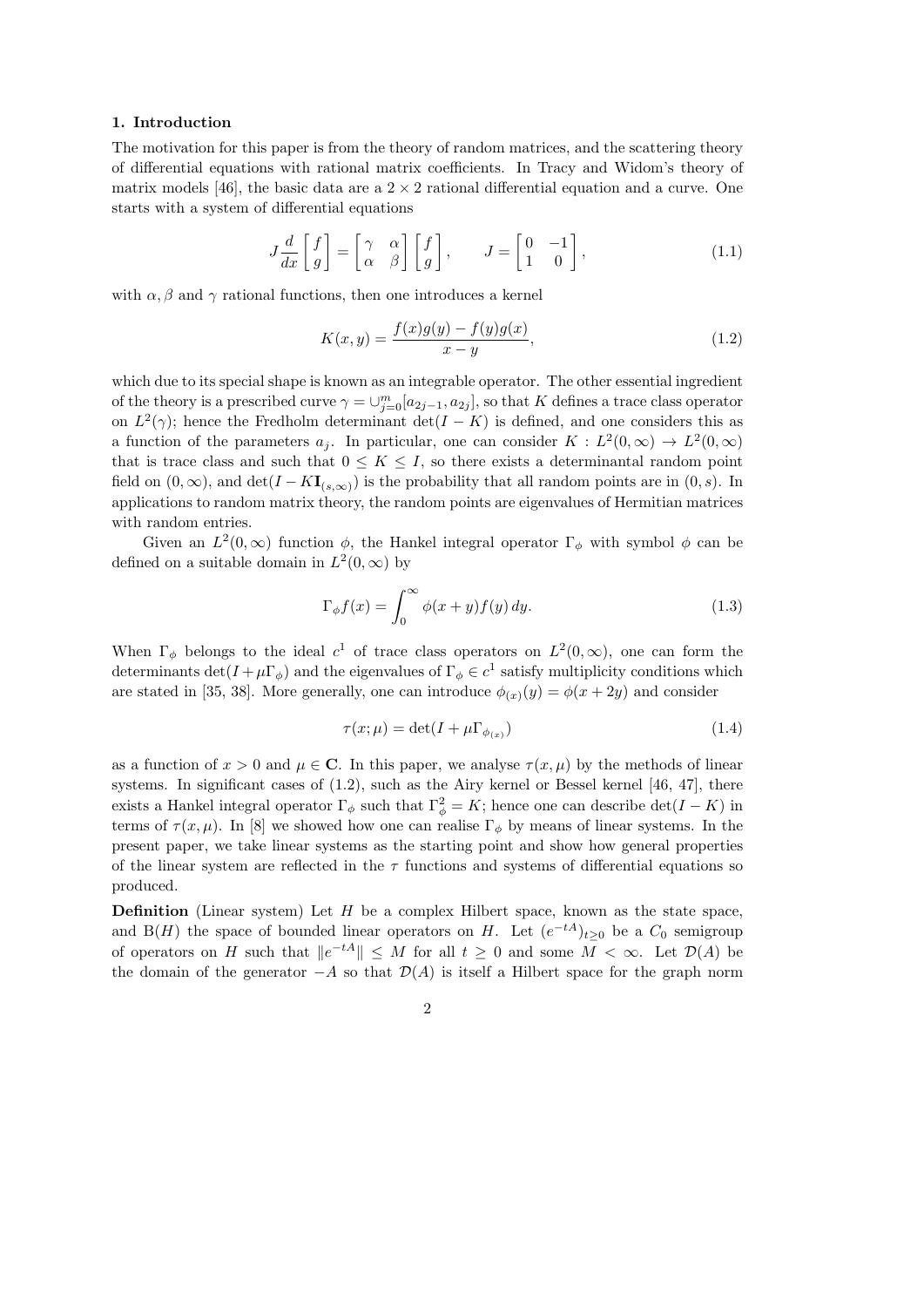## 1. Introduction

The motivation for this paper is from the theory of random matrices, and the scattering theory of differential equations with rational matrix coefficients. In Tracy and Widom's theory of matrix models [46], the basic data are a $2 \times 2$ rational differential equation and a curve. One starts with a system of differential equations

$$J \frac{d}{dx} \begin{bmatrix} f \\ g \end{bmatrix} = \begin{bmatrix} \gamma & \alpha \\ \alpha & \beta \end{bmatrix} \begin{bmatrix} f \\ g \end{bmatrix}, \qquad J = \begin{bmatrix} 0 & -1 \\ 1 & 0 \end{bmatrix}, \tag{1.1}$$

with $\alpha, \beta$ and $\gamma$ rational functions, then one introduces a kernel

$$K(x,y) = \frac{f(x)g(y) - f(y)g(x)}{x - y}, \tag{1.2}$$

which due to its special shape is known as an integrable operator. The other essential ingredient of the theory is a prescribed curve $\gamma = \cup_{j=0}^{m} [a_{2j-1}, a_{2j}]$, so that $K$ defines a trace class operator on $L^2(\gamma)$; hence the Fredholm determinant $\det(I - K)$ is defined, and one considers this as a function of the parameters $a_j$. In particular, one can consider $K : L^2(0,\infty) \to L^2(0,\infty)$ that is trace class and such that $0 \leq K \leq I$, so there exists a determinantal random point field on $(0,\infty)$, and $\det(I - K\mathbf{I}_{(s,\infty)})$ is the probability that all random points are in $(0,s)$. In applications to random matrix theory, the random points are eigenvalues of Hermitian matrices with random entries.

Given an $L^2(0,\infty)$ function $\phi$, the Hankel integral operator $\Gamma_\phi$ with symbol $\phi$ can be defined on a suitable domain in $L^2(0,\infty)$ by

$$\Gamma_\phi f(x) = \int_0^\infty \phi(x+y) f(y)\, dy. \tag{1.3}$$

When $\Gamma_\phi$ belongs to the ideal $c^1$ of trace class operators on $L^2(0,\infty)$, one can form the determinants $\det(I + \mu\Gamma_\phi)$ and the eigenvalues of $\Gamma_\phi \in c^1$ satisfy multiplicity conditions which are stated in [35, 38]. More generally, one can introduce $\phi_{(x)}(y) = \phi(x + 2y)$ and consider

$$\tau(x;\mu) = \det(I + \mu\Gamma_{\phi_{(x)}}) \tag{1.4}$$

as a function of $x > 0$ and $\mu \in \mathbf{C}$. In this paper, we analyse $\tau(x,\mu)$ by the methods of linear systems. In significant cases of (1.2), such as the Airy kernel or Bessel kernel [46, 47], there exists a Hankel integral operator $\Gamma_\phi$ such that $\Gamma_\phi^2 = K$; hence one can describe $\det(I - K)$ in terms of $\tau(x,\mu)$. In [8] we showed how one can realise $\Gamma_\phi$ by means of linear systems. In the present paper, we take linear systems as the starting point and show how general properties of the linear system are reflected in the $\tau$ functions and systems of differential equations so produced.

**Definition** (Linear system) Let $H$ be a complex Hilbert space, known as the state space, and $\mathrm{B}(H)$ the space of bounded linear operators on $H$. Let $(e^{-tA})_{t\geq 0}$ be a $C_0$ semigroup of operators on $H$ such that $\|e^{-tA}\| \leq M$ for all $t \geq 0$ and some $M < \infty$. Let $\mathcal{D}(A)$ be the domain of the generator $-A$ so that $\mathcal{D}(A)$ is itself a Hilbert space for the graph norm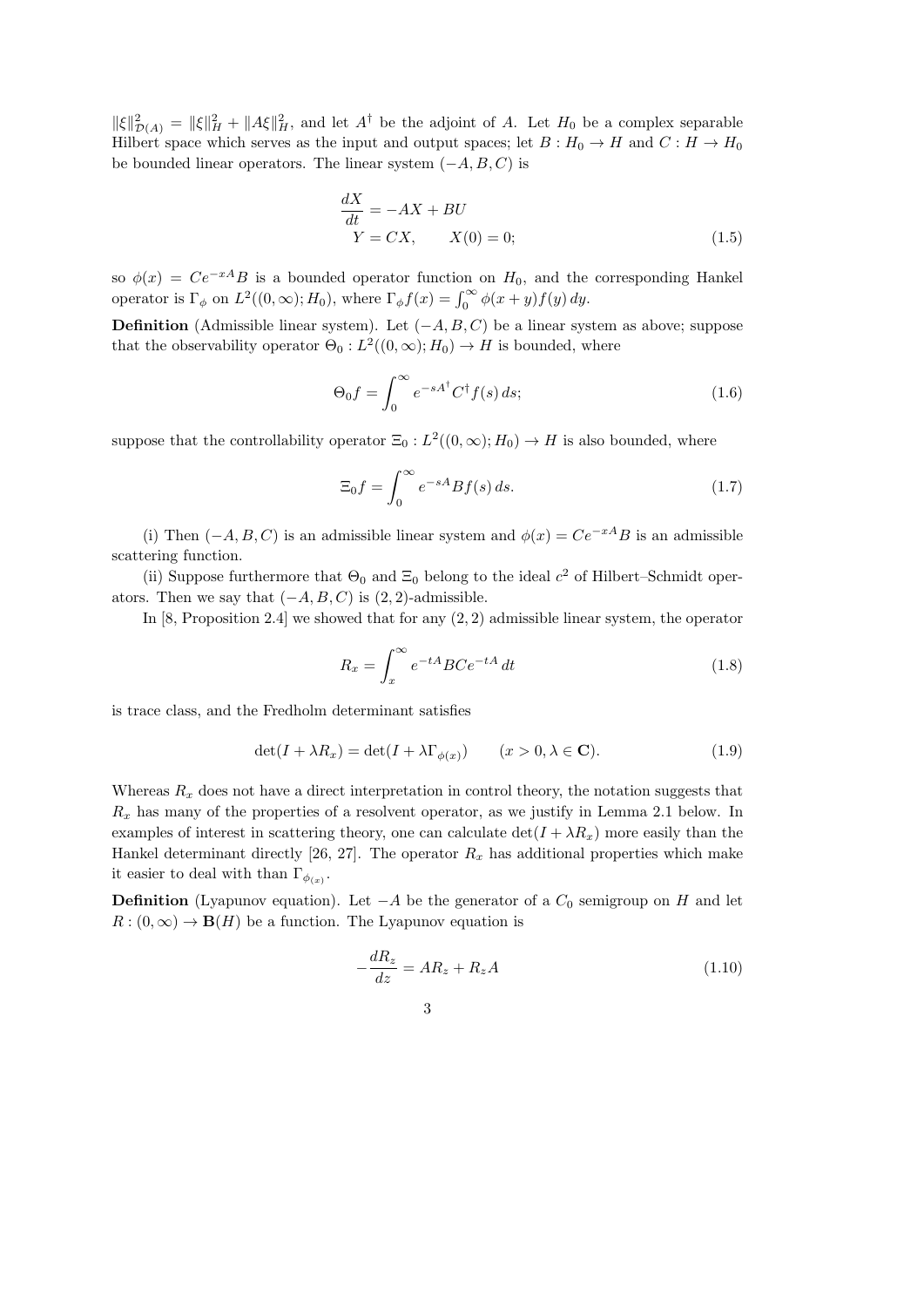$\|\xi\|^2_{\mathcal{D}(A)} = \|\xi\|^2_H + \|A\xi\|^2_H$, and let $A^\dagger$ be the adjoint of $A$. Let $H_0$ be a complex separable Hilbert space which serves as the input and output spaces; let $B : H_0 \to H$ and $C : H \to H_0$ be bounded linear operators. The linear system $(-A, B, C)$ is

$$\begin{aligned} \frac{dX}{dt} &= -AX + BU \\ Y &= CX, \qquad X(0) = 0; \end{aligned} \tag{1.5}$$

so $\phi(x) = Ce^{-xA}B$ is a bounded operator function on $H_0$, and the corresponding Hankel operator is $\Gamma_\phi$ on $L^2((0,\infty); H_0)$, where $\Gamma_\phi f(x) = \int_0^\infty \phi(x+y) f(y)\, dy$.

**Definition** (Admissible linear system). Let $(-A, B, C)$ be a linear system as above; suppose that the observability operator $\Theta_0 : L^2((0,\infty); H_0) \to H$ is bounded, where

$$\Theta_0 f = \int_0^\infty e^{-sA^\dagger} C^\dagger f(s)\, ds; \tag{1.6}$$

suppose that the controllability operator $\Xi_0 : L^2((0,\infty); H_0) \to H$ is also bounded, where

$$\Xi_0 f = \int_0^\infty e^{-sA} B f(s)\, ds. \tag{1.7}$$

(i) Then $(-A, B, C)$ is an admissible linear system and $\phi(x) = Ce^{-xA}B$ is an admissible scattering function.

(ii) Suppose furthermore that $\Theta_0$ and $\Xi_0$ belong to the ideal $c^2$ of Hilbert–Schmidt operators. Then we say that $(-A, B, C)$ is $(2,2)$-admissible.

In [8, Proposition 2.4] we showed that for any $(2,2)$ admissible linear system, the operator

$$R_x = \int_x^\infty e^{-tA} BC e^{-tA}\, dt \tag{1.8}$$

is trace class, and the Fredholm determinant satisfies

$$\det(I + \lambda R_x) = \det(I + \lambda \Gamma_{\phi(x)}) \qquad (x > 0, \lambda \in \mathbf{C}). \tag{1.9}$$

Whereas $R_x$ does not have a direct interpretation in control theory, the notation suggests that $R_x$ has many of the properties of a resolvent operator, as we justify in Lemma 2.1 below. In examples of interest in scattering theory, one can calculate $\det(I + \lambda R_x)$ more easily than the Hankel determinant directly [26, 27]. The operator $R_x$ has additional properties which make it easier to deal with than $\Gamma_{\phi_{(x)}}$.

**Definition** (Lyapunov equation). Let $-A$ be the generator of a $C_0$ semigroup on $H$ and let $R : (0,\infty) \to \mathbf{B}(H)$ be a function. The Lyapunov equation is

$$-\frac{dR_z}{dz} = AR_z + R_z A \tag{1.10}$$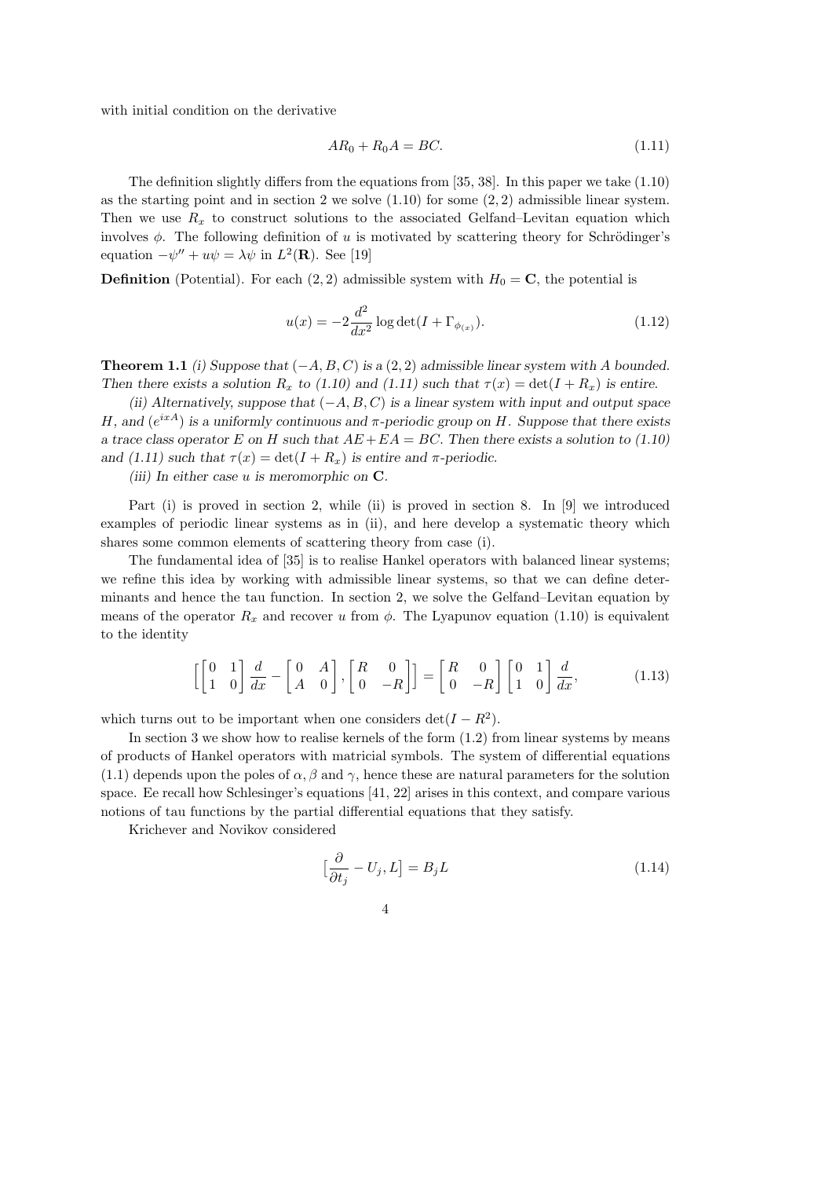with initial condition on the derivative

$$AR_0 + R_0 A = BC. \tag{1.11}$$

The definition slightly differs from the equations from [35, 38]. In this paper we take (1.10) as the starting point and in section 2 we solve (1.10) for some $(2,2)$ admissible linear system. Then we use $R_x$ to construct solutions to the associated Gelfand–Levitan equation which involves $\phi$. The following definition of $u$ is motivated by scattering theory for Schrödinger's equation $-\psi'' + u\psi = \lambda\psi$ in $L^2(\mathbf{R})$. See [19]

**Definition** (Potential). For each $(2,2)$ admissible system with $H_0 = \mathbf{C}$, the potential is

$$u(x) = -2\frac{d^2}{dx^2}\log\det(I + \Gamma_{\phi_{(x)}}). \tag{1.12}$$

**Theorem 1.1** *(i) Suppose that $(-A, B, C)$ is a $(2,2)$ admissible linear system with $A$ bounded. Then there exists a solution $R_x$ to (1.10) and (1.11) such that $\tau(x) = \det(I + R_x)$ is entire.*

*(ii) Alternatively, suppose that $(-A, B, C)$ is a linear system with input and output space $H$, and $(e^{ixA})$ is a uniformly continuous and $\pi$-periodic group on $H$. Suppose that there exists a trace class operator $E$ on $H$ such that $AE + EA = BC$. Then there exists a solution to (1.10) and (1.11) such that $\tau(x) = \det(I + R_x)$ is entire and $\pi$-periodic.*

*(iii) In either case $u$ is meromorphic on $\mathbf{C}$.*

Part (i) is proved in section 2, while (ii) is proved in section 8. In [9] we introduced examples of periodic linear systems as in (ii), and here develop a systematic theory which shares some common elements of scattering theory from case (i).

The fundamental idea of [35] is to realise Hankel operators with balanced linear systems; we refine this idea by working with admissible linear systems, so that we can define determinants and hence the tau function. In section 2, we solve the Gelfand–Levitan equation by means of the operator $R_x$ and recover $u$ from $\phi$. The Lyapunov equation (1.10) is equivalent to the identity

$$\Bigl[\begin{bmatrix} 0 & 1 \\ 1 & 0 \end{bmatrix}\frac{d}{dx} - \begin{bmatrix} 0 & A \\ A & 0 \end{bmatrix}, \begin{bmatrix} R & 0 \\ 0 & -R \end{bmatrix}\Bigr] = \begin{bmatrix} R & 0 \\ 0 & -R \end{bmatrix}\begin{bmatrix} 0 & 1 \\ 1 & 0 \end{bmatrix}\frac{d}{dx}, \tag{1.13}$$

which turns out to be important when one considers $\det(I - R^2)$.

In section 3 we show how to realise kernels of the form (1.2) from linear systems by means of products of Hankel operators with matricial symbols. The system of differential equations (1.1) depends upon the poles of $\alpha, \beta$ and $\gamma$, hence these are natural parameters for the solution space. Ee recall how Schlesinger's equations [41, 22] arises in this context, and compare various notions of tau functions by the partial differential equations that they satisfy.

Krichever and Novikov considered

$$\bigl[\frac{\partial}{\partial t_j} - U_j, L\bigr] = B_j L \tag{1.14}$$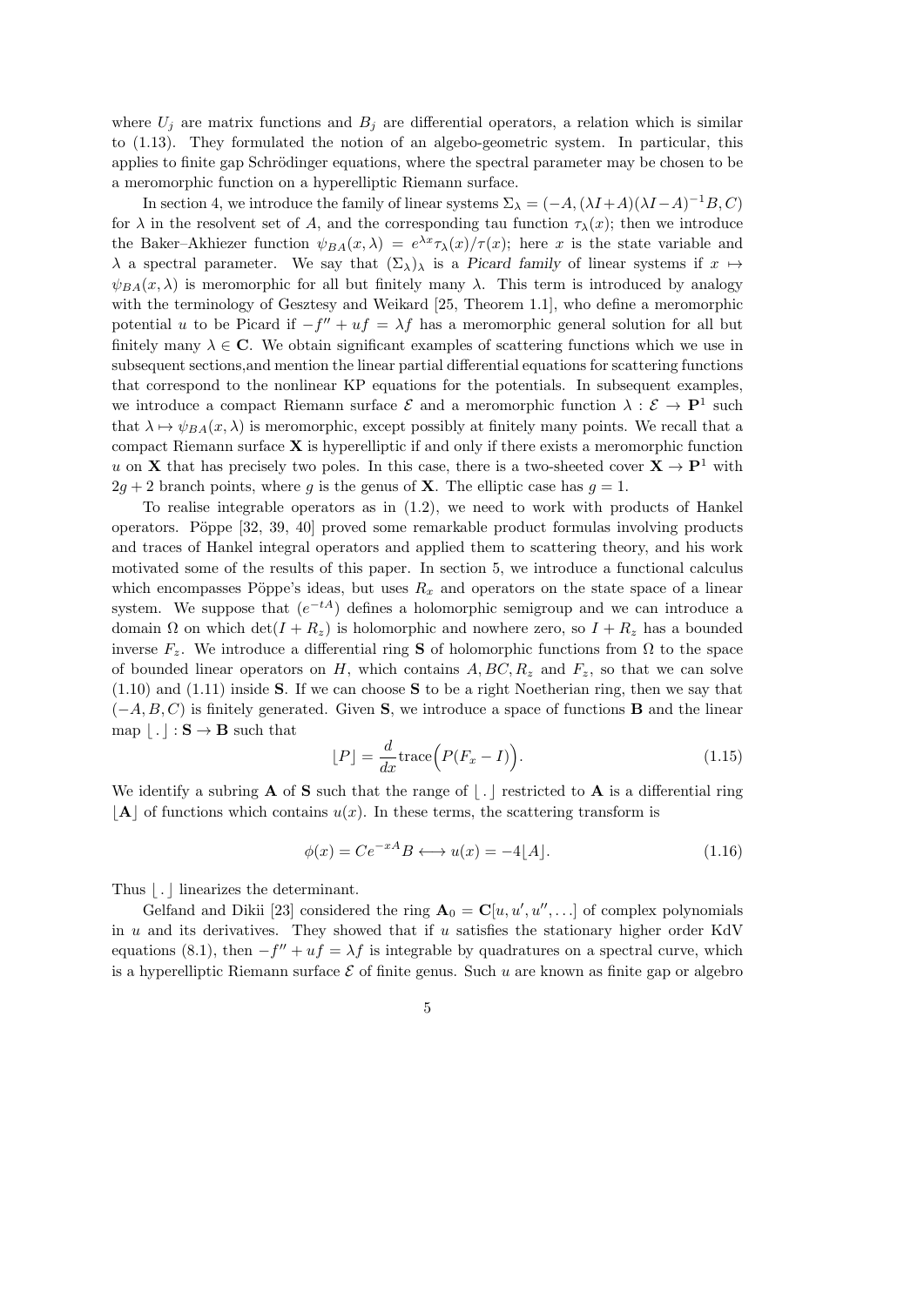where $U_j$ are matrix functions and $B_j$ are differential operators, a relation which is similar to (1.13). They formulated the notion of an algebo-geometric system. In particular, this applies to finite gap Schrödinger equations, where the spectral parameter may be chosen to be a meromorphic function on a hyperelliptic Riemann surface.

In section 4, we introduce the family of linear systems $\Sigma_\lambda = (-A, (\lambda I + A)(\lambda I - A)^{-1}B, C)$ for $\lambda$ in the resolvent set of $A$, and the corresponding tau function $\tau_\lambda(x)$; then we introduce the Baker–Akhiezer function $\psi_{BA}(x, \lambda) = e^{\lambda x}\tau_\lambda(x)/\tau(x)$; here $x$ is the state variable and $\lambda$ a spectral parameter. We say that $(\Sigma_\lambda)_\lambda$ is a *Picard family* of linear systems if $x \mapsto \psi_{BA}(x, \lambda)$ is meromorphic for all but finitely many $\lambda$. This term is introduced by analogy with the terminology of Gesztesy and Weikard [25, Theorem 1.1], who define a meromorphic potential $u$ to be Picard if $-f'' + uf = \lambda f$ has a meromorphic general solution for all but finitely many $\lambda \in \mathbf{C}$. We obtain significant examples of scattering functions which we use in subsequent sections,and mention the linear partial differential equations for scattering functions that correspond to the nonlinear KP equations for the potentials. In subsequent examples, we introduce a compact Riemann surface $\mathcal{E}$ and a meromorphic function $\lambda : \mathcal{E} \to \mathbf{P}^1$ such that $\lambda \mapsto \psi_{BA}(x, \lambda)$ is meromorphic, except possibly at finitely many points. We recall that a compact Riemann surface $\mathbf{X}$ is hyperelliptic if and only if there exists a meromorphic function $u$ on $\mathbf{X}$ that has precisely two poles. In this case, there is a two-sheeted cover $\mathbf{X} \to \mathbf{P}^1$ with $2g + 2$ branch points, where $g$ is the genus of $\mathbf{X}$. The elliptic case has $g = 1$.

To realise integrable operators as in (1.2), we need to work with products of Hankel operators. Pöppe [32, 39, 40] proved some remarkable product formulas involving products and traces of Hankel integral operators and applied them to scattering theory, and his work motivated some of the results of this paper. In section 5, we introduce a functional calculus which encompasses Pöppe's ideas, but uses $R_x$ and operators on the state space of a linear system. We suppose that $(e^{-tA})$ defines a holomorphic semigroup and we can introduce a domain $\Omega$ on which $\det(I + R_z)$ is holomorphic and nowhere zero, so $I + R_z$ has a bounded inverse $F_z$. We introduce a differential ring $\mathbf{S}$ of holomorphic functions from $\Omega$ to the space of bounded linear operators on $H$, which contains $A, BC, R_z$ and $F_z$, so that we can solve (1.10) and (1.11) inside $\mathbf{S}$. If we can choose $\mathbf{S}$ to be a right Noetherian ring, then we say that $(-A, B, C)$ is finitely generated. Given $\mathbf{S}$, we introduce a space of functions $\mathbf{B}$ and the linear map $\lfloor\,.\,\rfloor : \mathbf{S} \to \mathbf{B}$ such that

$$\lfloor P \rfloor = \frac{d}{dx}\mathrm{trace}\Big(P(F_x - I)\Big). \tag{1.15}$$

We identify a subring $\mathbf{A}$ of $\mathbf{S}$ such that the range of $\lfloor\,.\,\rfloor$ restricted to $\mathbf{A}$ is a differential ring $\lfloor \mathbf{A} \rfloor$ of functions which contains $u(x)$. In these terms, the scattering transform is

$$\phi(x) = Ce^{-xA}B \longleftrightarrow u(x) = -4\lfloor A \rfloor. \tag{1.16}$$

Thus $\lfloor\,.\,\rfloor$ linearizes the determinant.

Gelfand and Dikii [23] considered the ring $\mathbf{A}_0 = \mathbf{C}[u, u', u'', \dots]$ of complex polynomials in $u$ and its derivatives. They showed that if $u$ satisfies the stationary higher order KdV equations (8.1), then $-f'' + uf = \lambda f$ is integrable by quadratures on a spectral curve, which is a hyperelliptic Riemann surface $\mathcal{E}$ of finite genus. Such $u$ are known as finite gap or algebro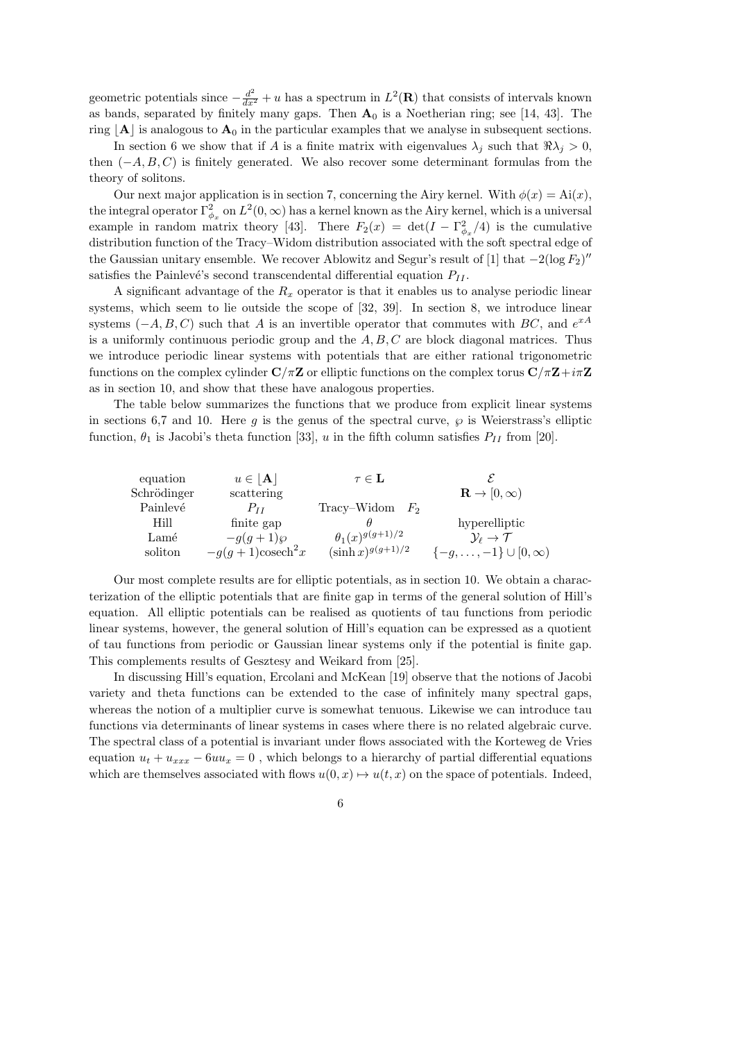geometric potentials since $-\frac{d^2}{dx^2}+u$ has a spectrum in $L^2(\mathbf{R})$ that consists of intervals known as bands, separated by finitely many gaps. Then $\mathbf{A}_0$ is a Noetherian ring; see [14, 43]. The ring $\lfloor \mathbf{A}\rfloor$ is analogous to $\mathbf{A}_0$ in the particular examples that we analyse in subsequent sections.

In section 6 we show that if $A$ is a finite matrix with eigenvalues $\lambda_j$ such that $\Re\lambda_j>0$, then $(-A,B,C)$ is finitely generated. We also recover some determinant formulas from the theory of solitons.

Our next major application is in section 7, concerning the Airy kernel. With $\phi(x)=\mathrm{Ai}(x)$, the integral operator $\Gamma_{\phi_x}^2$ on $L^2(0,\infty)$ has a kernel known as the Airy kernel, which is a universal example in random matrix theory [43]. There $F_2(x)=\det(I-\Gamma_{\phi_x}^2/4)$ is the cumulative distribution function of the Tracy–Widom distribution associated with the soft spectral edge of the Gaussian unitary ensemble. We recover Ablowitz and Segur's result of [1] that $-2(\log F_2)''$ satisfies the Painlevé's second transcendental differential equation $P_{II}$.

A significant advantage of the $R_x$ operator is that it enables us to analyse periodic linear systems, which seem to lie outside the scope of [32, 39]. In section 8, we introduce linear systems $(-A,B,C)$ such that $A$ is an invertible operator that commutes with $BC$, and $e^{xA}$ is a uniformly continuous periodic group and the $A,B,C$ are block diagonal matrices. Thus we introduce periodic linear systems with potentials that are either rational trigonometric functions on the complex cylinder $\mathbf{C}/\pi\mathbf{Z}$ or elliptic functions on the complex torus $\mathbf{C}/\pi\mathbf{Z}+i\pi\mathbf{Z}$ as in section 10, and show that these have analogous properties.

The table below summarizes the functions that we produce from explicit linear systems in sections 6,7 and 10. Here $g$ is the genus of the spectral curve, $\wp$ is Weierstrass's elliptic function, $\theta_1$ is Jacobi's theta function [33], $u$ in the fifth column satisfies $P_{II}$ from [20].

| equation | $u\in\lfloor\mathbf{A}\rfloor$ | $\tau\in\mathbf{L}$ | $\mathcal{E}$ |
|---|---|---|---|
| Schrödinger | scattering | | $\mathbf{R}\to[0,\infty)$ |
| Painlevé | $P_{II}$ | Tracy–Widom $F_2$ | |
| Hill | finite gap | $\theta$ | hyperelliptic |
| Lamé | $-g(g+1)\wp$ | $\theta_1(x)^{g(g+1)/2}$ | $\mathcal{Y}_\ell\to\mathcal{T}$ |
| soliton | $-g(g+1)\mathrm{cosech}^2x$ | $(\sinh x)^{g(g+1)/2}$ | $\{-g,\dots,-1\}\cup[0,\infty)$ |

Our most complete results are for elliptic potentials, as in section 10. We obtain a characterization of the elliptic potentials that are finite gap in terms of the general solution of Hill's equation. All elliptic potentials can be realised as quotients of tau functions from periodic linear systems, however, the general solution of Hill's equation can be expressed as a quotient of tau functions from periodic or Gaussian linear systems only if the potential is finite gap. This complements results of Gesztesy and Weikard from [25].

In discussing Hill's equation, Ercolani and McKean [19] observe that the notions of Jacobi variety and theta functions can be extended to the case of infinitely many spectral gaps, whereas the notion of a multiplier curve is somewhat tenuous. Likewise we can introduce tau functions via determinants of linear systems in cases where there is no related algebraic curve. The spectral class of a potential is invariant under flows associated with the Korteweg de Vries equation $u_t+u_{xxx}-6uu_x=0$ , which belongs to a hierarchy of partial differential equations which are themselves associated with flows $u(0,x)\mapsto u(t,x)$ on the space of potentials. Indeed,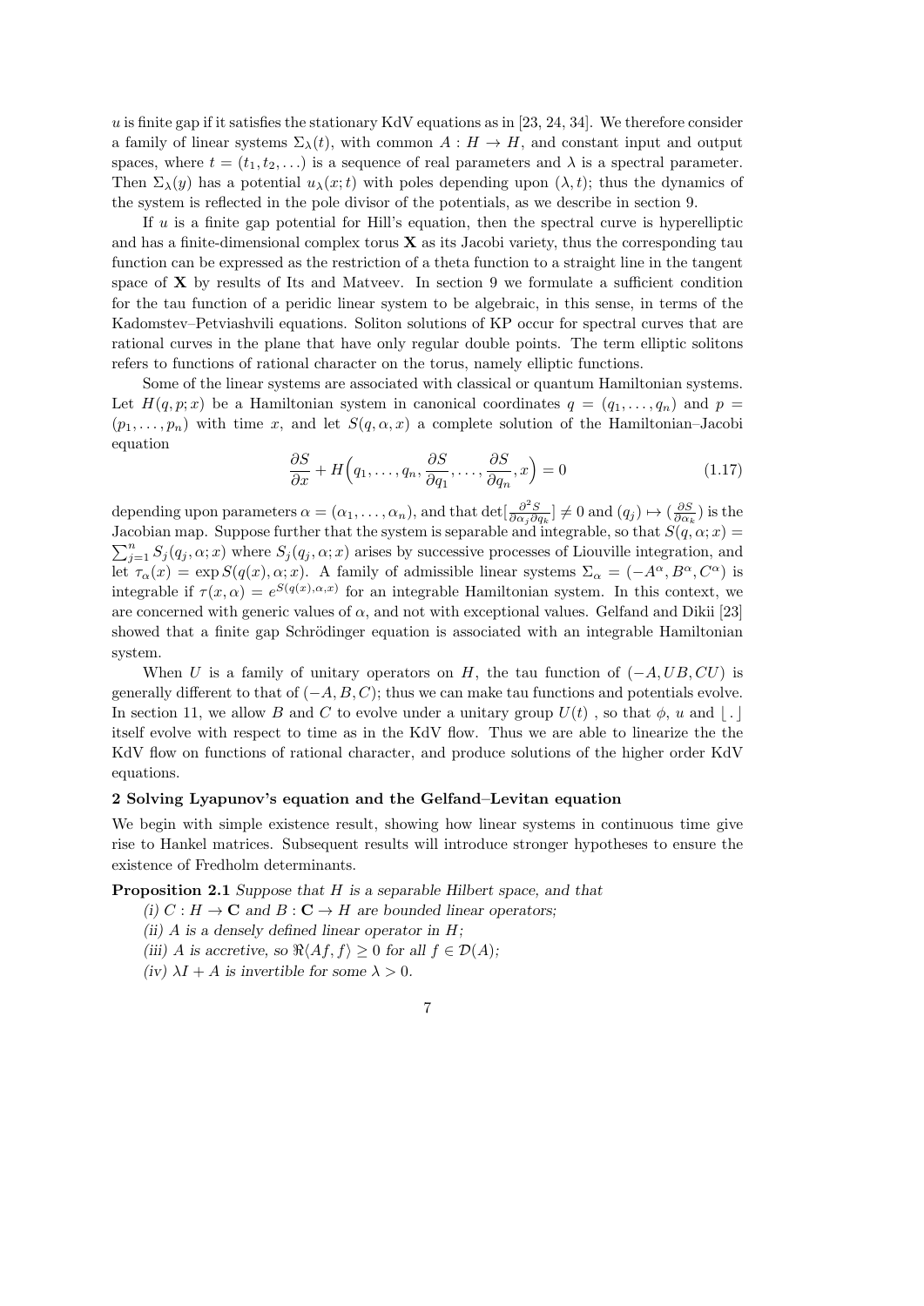$u$ is finite gap if it satisfies the stationary KdV equations as in [23, 24, 34]. We therefore consider a family of linear systems $\Sigma_\lambda(t)$, with common $A : H \to H$, and constant input and output spaces, where $t = (t_1, t_2, \dots)$ is a sequence of real parameters and $\lambda$ is a spectral parameter. Then $\Sigma_\lambda(y)$ has a potential $u_\lambda(x;t)$ with poles depending upon $(\lambda, t)$; thus the dynamics of the system is reflected in the pole divisor of the potentials, as we describe in section 9.

If $u$ is a finite gap potential for Hill's equation, then the spectral curve is hyperelliptic and has a finite-dimensional complex torus $\mathbf{X}$ as its Jacobi variety, thus the corresponding tau function can be expressed as the restriction of a theta function to a straight line in the tangent space of $\mathbf{X}$ by results of Its and Matveev. In section 9 we formulate a sufficient condition for the tau function of a peridic linear system to be algebraic, in this sense, in terms of the Kadomstev–Petviashvili equations. Soliton solutions of KP occur for spectral curves that are rational curves in the plane that have only regular double points. The term elliptic solitons refers to functions of rational character on the torus, namely elliptic functions.

Some of the linear systems are associated with classical or quantum Hamiltonian systems. Let $H(q,p;x)$ be a Hamiltonian system in canonical coordinates $q = (q_1, \dots, q_n)$ and $p = (p_1, \dots, p_n)$ with time $x$, and let $S(q, \alpha, x)$ a complete solution of the Hamiltonian–Jacobi equation

$$\frac{\partial S}{\partial x} + H\Big(q_1, \dots, q_n, \frac{\partial S}{\partial q_1}, \dots, \frac{\partial S}{\partial q_n}, x\Big) = 0 \tag{1.17}$$

depending upon parameters $\alpha = (\alpha_1, \dots, \alpha_n)$, and that $\det[\frac{\partial^2 S}{\partial \alpha_j \partial q_k}] \neq 0$ and $(q_j) \mapsto (\frac{\partial S}{\partial \alpha_k})$ is the Jacobian map. Suppose further that the system is separable and integrable, so that $S(q, \alpha; x) = \sum_{j=1}^n S_j(q_j, \alpha; x)$ where $S_j(q_j, \alpha; x)$ arises by successive processes of Liouville integration, and let $\tau_\alpha(x) = \exp S(q(x), \alpha; x)$. A family of admissible linear systems $\Sigma_\alpha = (-A^\alpha, B^\alpha, C^\alpha)$ is integrable if $\tau(x, \alpha) = e^{S(q(x), \alpha, x)}$ for an integrable Hamiltonian system. In this context, we are concerned with generic values of $\alpha$, and not with exceptional values. Gelfand and Dikii [23] showed that a finite gap Schrödinger equation is associated with an integrable Hamiltonian system.

When $U$ is a family of unitary operators on $H$, the tau function of $(-A, UB, CU)$ is generally different to that of $(-A, B, C)$; thus we can make tau functions and potentials evolve. In section 11, we allow $B$ and $C$ to evolve under a unitary group $U(t)$ , so that $\phi$, $u$ and $\lfloor\,.\,\rfloor$ itself evolve with respect to time as in the KdV flow. Thus we are able to linearize the the KdV flow on functions of rational character, and produce solutions of the higher order KdV equations.

### 2 Solving Lyapunov's equation and the Gelfand–Levitan equation

We begin with simple existence result, showing how linear systems in continuous time give rise to Hankel matrices. Subsequent results will introduce stronger hypotheses to ensure the existence of Fredholm determinants.

**Proposition 2.1** *Suppose that $H$ is a separable Hilbert space, and that*

*(i) $C : H \to \mathbf{C}$ and $B : \mathbf{C} \to H$ are bounded linear operators;*

*(ii) $A$ is a densely defined linear operator in $H$;*

*(iii) $A$ is accretive, so $\Re\langle Af, f\rangle \geq 0$ for all $f \in \mathcal{D}(A)$;*

*(iv) $\lambda I + A$ is invertible for some $\lambda > 0$.*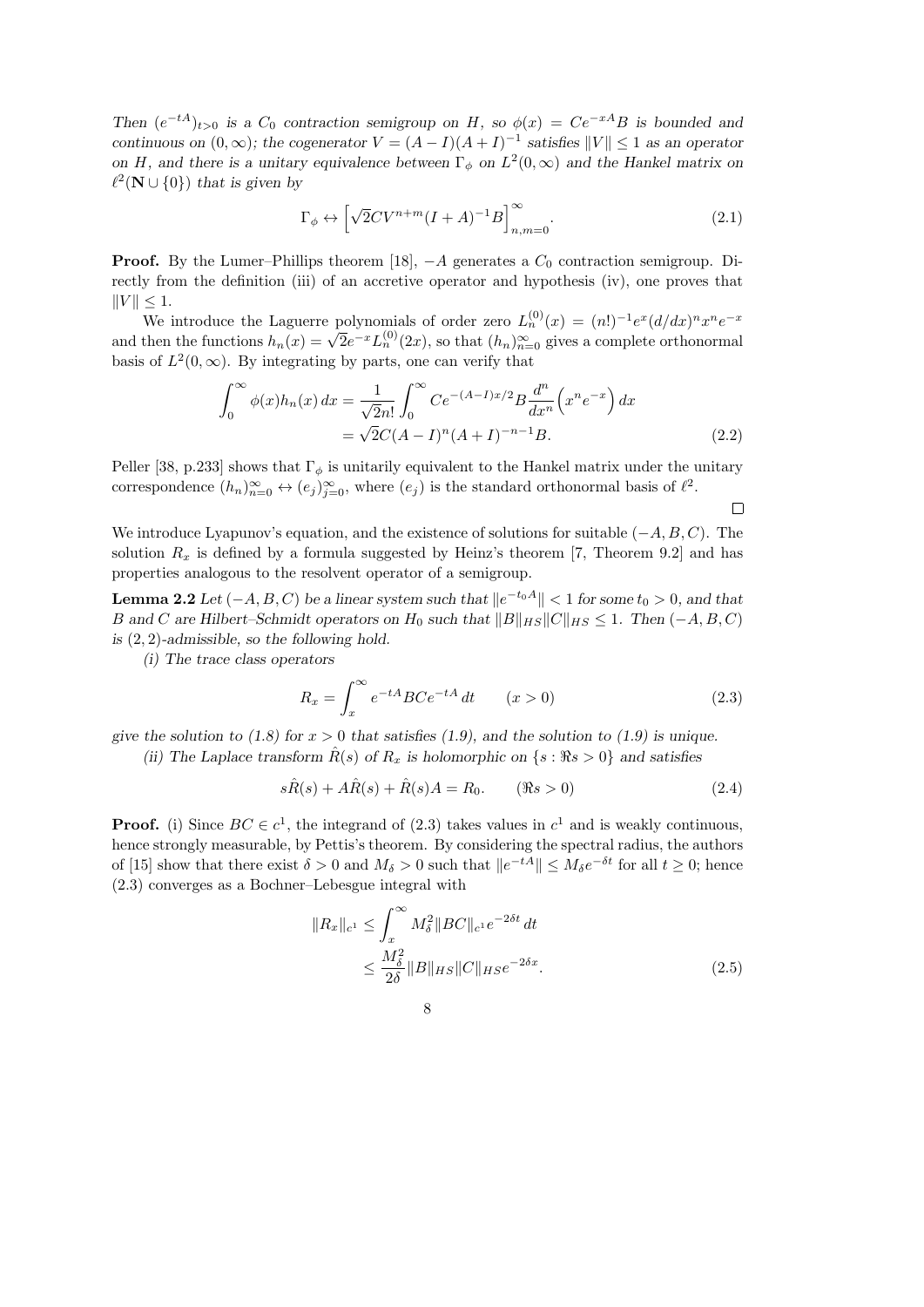*Then $(e^{-tA})_{t>0}$ is a $C_0$ contraction semigroup on $H$, so $\phi(x) = Ce^{-xA}B$ is bounded and continuous on $(0,\infty)$; the cogenerator $V = (A-I)(A+I)^{-1}$ satisfies $\|V\| \leq 1$ as an operator on $H$, and there is a unitary equivalence between $\Gamma_\phi$ on $L^2(0,\infty)$ and the Hankel matrix on $\ell^2(\mathbf{N}\cup\{0\})$ that is given by*

$$\Gamma_\phi \leftrightarrow \Big[\sqrt{2}CV^{n+m}(I+A)^{-1}B\Big]_{n,m=0}^{\infty}. \tag{2.1}$$

**Proof.** By the Lumer–Phillips theorem [18], $-A$ generates a $C_0$ contraction semigroup. Directly from the definition (iii) of an accretive operator and hypothesis (iv), one proves that $\|V\| \leq 1$.

We introduce the Laguerre polynomials of order zero $L_n^{(0)}(x) = (n!)^{-1}e^x(d/dx)^n x^n e^{-x}$ and then the functions $h_n(x) = \sqrt{2}e^{-x}L_n^{(0)}(2x)$, so that $(h_n)_{n=0}^\infty$ gives a complete orthonormal basis of $L^2(0,\infty)$. By integrating by parts, one can verify that

$$\begin{aligned}\int_0^\infty \phi(x)h_n(x)\,dx &= \frac{1}{\sqrt{2}n!}\int_0^\infty Ce^{-(A-I)x/2}B\frac{d^n}{dx^n}\Big(x^n e^{-x}\Big)\,dx \\ &= \sqrt{2}C(A-I)^n(A+I)^{-n-1}B. \end{aligned} \tag{2.2}$$

Peller [38, p.233] shows that $\Gamma_\phi$ is unitarily equivalent to the Hankel matrix under the unitary correspondence $(h_n)_{n=0}^\infty \leftrightarrow (e_j)_{j=0}^\infty$, where $(e_j)$ is the standard orthonormal basis of $\ell^2$.

□

We introduce Lyapunov's equation, and the existence of solutions for suitable $(-A,B,C)$. The solution $R_x$ is defined by a formula suggested by Heinz's theorem [7, Theorem 9.2] and has properties analogous to the resolvent operator of a semigroup.

**Lemma 2.2** *Let $(-A,B,C)$ be a linear system such that $\|e^{-t_0A}\| < 1$ for some $t_0 > 0$, and that $B$ and $C$ are Hilbert–Schmidt operators on $H_0$ such that $\|B\|_{HS}\|C\|_{HS} \leq 1$. Then $(-A,B,C)$ is $(2,2)$-admissible, so the following hold.*

*(i) The trace class operators*

$$R_x = \int_x^\infty e^{-tA}BCe^{-tA}\,dt \qquad (x>0) \tag{2.3}$$

*give the solution to (1.8) for $x > 0$ that satisfies (1.9), and the solution to (1.9) is unique.*

*(ii) The Laplace transform $\hat{R}(s)$ of $R_x$ is holomorphic on $\{s : \Re s > 0\}$ and satisfies*

$$s\hat{R}(s) + A\hat{R}(s) + \hat{R}(s)A = R_0. \qquad (\Re s > 0) \tag{2.4}$$

**Proof.** (i) Since $BC \in c^1$, the integrand of (2.3) takes values in $c^1$ and is weakly continuous, hence strongly measurable, by Pettis's theorem. By considering the spectral radius, the authors of [15] show that there exist $\delta > 0$ and $M_\delta > 0$ such that $\|e^{-tA}\| \leq M_\delta e^{-\delta t}$ for all $t \geq 0$; hence (2.3) converges as a Bochner–Lebesgue integral with

$$\begin{aligned}\|R_x\|_{c^1} &\leq \int_x^\infty M_\delta^2\|BC\|_{c^1}e^{-2\delta t}\,dt \\ &\leq \frac{M_\delta^2}{2\delta}\|B\|_{HS}\|C\|_{HS}e^{-2\delta x}.\end{aligned} \tag{2.5}$$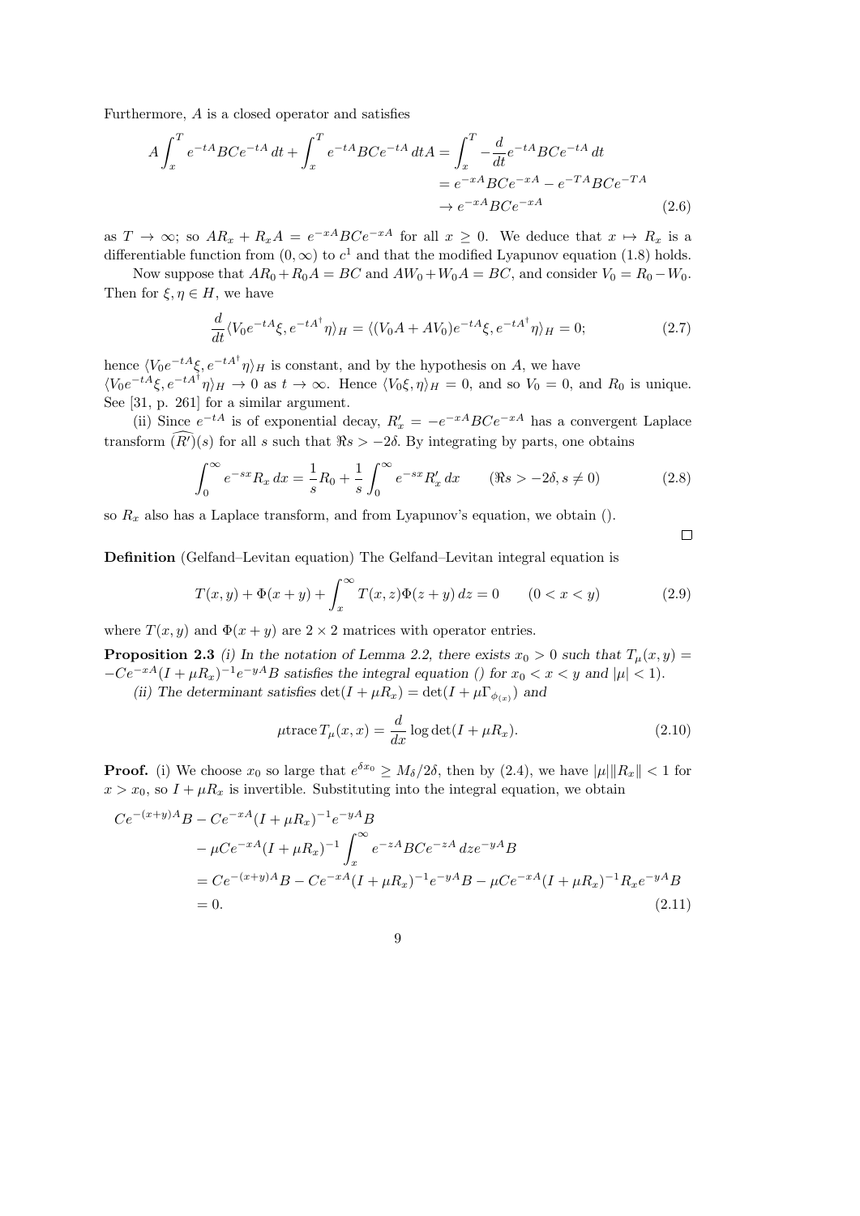Furthermore, $A$ is a closed operator and satisfies

$$
\begin{aligned}
A\int_x^T e^{-tA}BCe^{-tA}\,dt+\int_x^T e^{-tA}BCe^{-tA}\,dtA &= \int_x^T -\frac{d}{dt}e^{-tA}BCe^{-tA}\,dt\\
&= e^{-xA}BCe^{-xA}-e^{-TA}BCe^{-TA}\\
&\to e^{-xA}BCe^{-xA}
\end{aligned}
\tag{2.6}
$$

as $T\to\infty$; so $AR_x+R_xA=e^{-xA}BCe^{-xA}$ for all $x\geq 0$. We deduce that $x\mapsto R_x$ is a differentiable function from $(0,\infty)$ to $c^1$ and that the modified Lyapunov equation (1.8) holds.

Now suppose that $AR_0+R_0A=BC$ and $AW_0+W_0A=BC$, and consider $V_0=R_0-W_0$. Then for $\xi,\eta\in H$, we have

$$
\frac{d}{dt}\langle V_0e^{-tA}\xi, e^{-tA^\dagger}\eta\rangle_H=\langle (V_0A+AV_0)e^{-tA}\xi, e^{-tA^\dagger}\eta\rangle_H=0; \tag{2.7}
$$

hence $\langle V_0e^{-tA}\xi, e^{-tA^\dagger}\eta\rangle_H$ is constant, and by the hypothesis on $A$, we have $\langle V_0e^{-tA}\xi, e^{-tA^\dagger}\eta\rangle_H\to 0$ as $t\to\infty$. Hence $\langle V_0\xi,\eta\rangle_H=0$, and so $V_0=0$, and $R_0$ is unique. See [31, p. 261] for a similar argument.

(ii) Since $e^{-tA}$ is of exponential decay, $R_x'=-e^{-xA}BCe^{-xA}$ has a convergent Laplace transform $\widehat{(R')}(s)$ for all $s$ such that $\Re s>-2\delta$. By integrating by parts, one obtains

$$
\int_0^\infty e^{-sx}R_x\,dx=\frac{1}{s}R_0+\frac{1}{s}\int_0^\infty e^{-sx}R_x'\,dx \qquad (\Re s>-2\delta, s\neq 0) \tag{2.8}
$$

so $R_x$ also has a Laplace transform, and from Lyapunov's equation, we obtain ().

□

**Definition** (Gelfand–Levitan equation) The Gelfand–Levitan integral equation is

$$
T(x,y)+\Phi(x+y)+\int_x^\infty T(x,z)\Phi(z+y)\,dz=0 \qquad (0<x<y) \tag{2.9}
$$

where $T(x,y)$ and $\Phi(x+y)$ are $2\times 2$ matrices with operator entries.

**Proposition 2.3** *(i) In the notation of Lemma 2.2, there exists $x_0>0$ such that $T_\mu(x,y)=-Ce^{-xA}(I+\mu R_x)^{-1}e^{-yA}B$ satisfies the integral equation () for $x_0<x<y$ and $|\mu|<1$).*

*(ii) The determinant satisfies $\det(I+\mu R_x)=\det(I+\mu\Gamma_{\phi_{(x)}})$ and*

$$
\mu\,\mathrm{trace}\,T_\mu(x,x)=\frac{d}{dx}\log\det(I+\mu R_x). \tag{2.10}
$$

**Proof.** (i) We choose $x_0$ so large that $e^{\delta x_0}\geq M_\delta/2\delta$, then by (2.4), we have $|\mu|\|R_x\|<1$ for $x>x_0$, so $I+\mu R_x$ is invertible. Substituting into the integral equation, we obtain

$$
\begin{aligned}
Ce^{-(x+y)A}B &- Ce^{-xA}(I+\mu R_x)^{-1}e^{-yA}B\\
&-\mu Ce^{-xA}(I+\mu R_x)^{-1}\int_x^\infty e^{-zA}BCe^{-zA}\,dz e^{-yA}B\\
&= Ce^{-(x+y)A}B-Ce^{-xA}(I+\mu R_x)^{-1}e^{-yA}B-\mu Ce^{-xA}(I+\mu R_x)^{-1}R_xe^{-yA}B\\
&=0.
\end{aligned}
\tag{2.11}
$$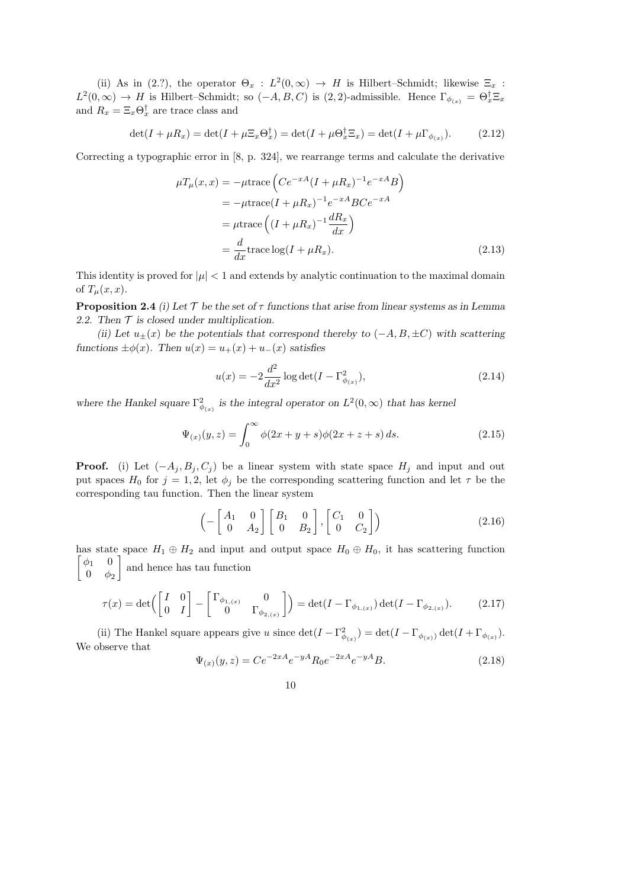(ii) As in (2.?), the operator $\Theta_x : L^2(0,\infty) \to H$ is Hilbert–Schmidt; likewise $\Xi_x : L^2(0,\infty) \to H$ is Hilbert–Schmidt; so $(-A,B,C)$ is $(2,2)$-admissible. Hence $\Gamma_{\phi_{(x)}} = \Theta_x^\dagger \Xi_x$ and $R_x = \Xi_x \Theta_x^\dagger$ are trace class and

$$\det(I+\mu R_x) = \det(I+\mu \Xi_x\Theta_x^\dagger) = \det(I+\mu\Theta_x^\dagger\Xi_x) = \det(I+\mu\Gamma_{\phi_{(x)}}). \tag{2.12}$$

Correcting a typographic error in [8, p. 324], we rearrange terms and calculate the derivative

$$\begin{aligned}
\mu T_\mu(x,x) &= -\mu \mathrm{trace}\Big(Ce^{-xA}(I+\mu R_x)^{-1}e^{-xA}B\Big)\\
&= -\mu\mathrm{trace}(I+\mu R_x)^{-1}e^{-xA}BCe^{-xA}\\
&= \mu\mathrm{trace}\Big((I+\mu R_x)^{-1}\frac{dR_x}{dx}\Big)\\
&= \frac{d}{dx}\mathrm{trace}\log(I+\mu R_x).
\end{aligned} \tag{2.13}$$

This identity is proved for $|\mu|<1$ and extends by analytic continuation to the maximal domain of $T_\mu(x,x)$.

**Proposition 2.4** *(i) Let $\mathcal{T}$ be the set of $\tau$ functions that arise from linear systems as in Lemma 2.2. Then $\mathcal{T}$ is closed under multiplication.*

*(ii) Let $u_\pm(x)$ be the potentials that correspond thereby to $(-A,B,\pm C)$ with scattering functions $\pm\phi(x)$. Then $u(x) = u_+(x)+u_-(x)$ satisfies*

$$u(x) = -2\frac{d^2}{dx^2}\log\det(I-\Gamma^2_{\phi_{(x)}}), \tag{2.14}$$

*where the Hankel square $\Gamma^2_{\phi_{(x)}}$ is the integral operator on $L^2(0,\infty)$ that has kernel*

$$\Psi_{(x)}(y,z) = \int_0^\infty \phi(2x+y+s)\phi(2x+z+s)\,ds. \tag{2.15}$$

**Proof.** (i) Let $(-A_j,B_j,C_j)$ be a linear system with state space $H_j$ and input and out put spaces $H_0$ for $j=1,2$, let $\phi_j$ be the corresponding scattering function and let $\tau$ be the corresponding tau function. Then the linear system

$$\Big(-\begin{bmatrix} A_1 & 0\\ 0 & A_2\end{bmatrix}\begin{bmatrix} B_1 & 0\\ 0 & B_2\end{bmatrix}, \begin{bmatrix} C_1 & 0\\ 0 & C_2\end{bmatrix}\Big) \tag{2.16}$$

has state space $H_1\oplus H_2$ and input and output space $H_0\oplus H_0$, it has scattering function $\begin{bmatrix}\phi_1 & 0\\ 0 & \phi_2\end{bmatrix}$ and hence has tau function

$$\tau(x) = \det\Big(\begin{bmatrix} I & 0\\ 0 & I\end{bmatrix} - \begin{bmatrix}\Gamma_{\phi_{1,(x)}} & 0\\ 0 & \Gamma_{\phi_{2,(x)}}\end{bmatrix}\Big) = \det(I-\Gamma_{\phi_{1,(x)}})\det(I-\Gamma_{\phi_{2,(x)}}). \tag{2.17}$$

(ii) The Hankel square appears give $u$ since $\det(I-\Gamma^2_{\phi_{(x)}}) = \det(I-\Gamma_{\phi_{(x)}})\det(I+\Gamma_{\phi_{(x)}})$. We observe that

$$\Psi_{(x)}(y,z) = Ce^{-2xA}e^{-yA}R_0e^{-2xA}e^{-yA}B. \tag{2.18}$$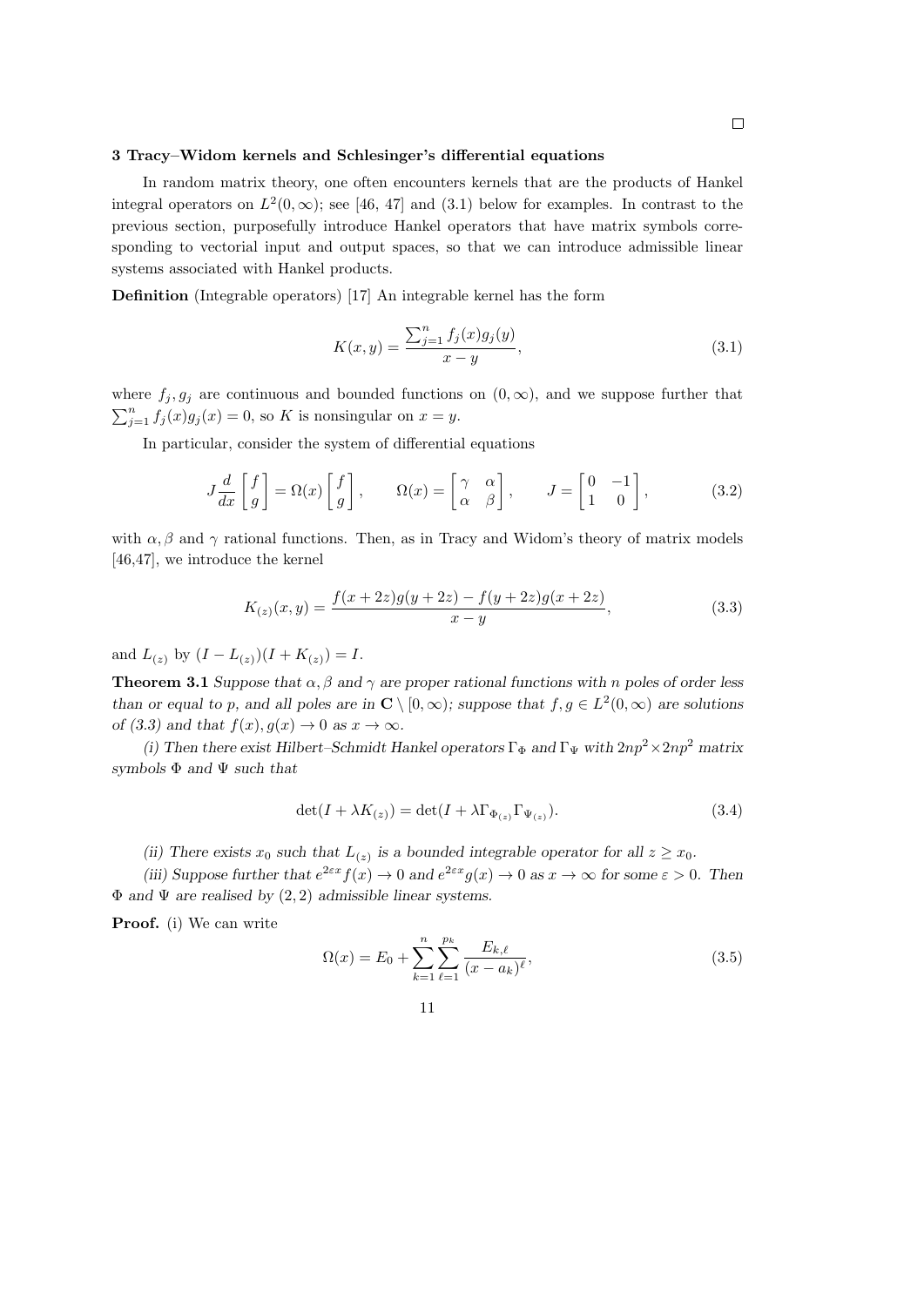□

### 3 Tracy–Widom kernels and Schlesinger's differential equations

In random matrix theory, one often encounters kernels that are the products of Hankel integral operators on $L^2(0,\infty)$; see [46, 47] and (3.1) below for examples. In contrast to the previous section, purposefully introduce Hankel operators that have matrix symbols corresponding to vectorial input and output spaces, so that we can introduce admissible linear systems associated with Hankel products.

**Definition** (Integrable operators) [17] An integrable kernel has the form

$$K(x,y) = \frac{\sum_{j=1}^{n} f_j(x) g_j(y)}{x-y}, \tag{3.1}$$

where $f_j, g_j$ are continuous and bounded functions on $(0,\infty)$, and we suppose further that $\sum_{j=1}^{n} f_j(x) g_j(x) = 0$, so $K$ is nonsingular on $x=y$.

In particular, consider the system of differential equations

$$J\frac{d}{dx}\begin{bmatrix} f \\ g \end{bmatrix} = \Omega(x)\begin{bmatrix} f \\ g \end{bmatrix}, \qquad \Omega(x) = \begin{bmatrix} \gamma & \alpha \\ \alpha & \beta \end{bmatrix}, \qquad J = \begin{bmatrix} 0 & -1 \\ 1 & 0 \end{bmatrix}, \tag{3.2}$$

with $\alpha, \beta$ and $\gamma$ rational functions. Then, as in Tracy and Widom's theory of matrix models [46,47], we introduce the kernel

$$K_{(z)}(x,y) = \frac{f(x+2z)g(y+2z) - f(y+2z)g(x+2z)}{x-y}, \tag{3.3}$$

and $L_{(z)}$ by $(I - L_{(z)})(I + K_{(z)}) = I$.

**Theorem 3.1** *Suppose that $\alpha, \beta$ and $\gamma$ are proper rational functions with $n$ poles of order less than or equal to $p$, and all poles are in $\mathbf{C}\setminus[0,\infty)$; suppose that $f, g \in L^2(0,\infty)$ are solutions of (3.3) and that $f(x), g(x) \to 0$ as $x \to \infty$.*

*(i) Then there exist Hilbert–Schmidt Hankel operators $\Gamma_\Phi$ and $\Gamma_\Psi$ with $2np^2 \times 2np^2$ matrix symbols $\Phi$ and $\Psi$ such that*

$$\det(I + \lambda K_{(z)}) = \det(I + \lambda \Gamma_{\Phi_{(z)}} \Gamma_{\Psi_{(z)}}). \tag{3.4}$$

*(ii) There exists $x_0$ such that $L_{(z)}$ is a bounded integrable operator for all $z \geq x_0$.*

*(iii) Suppose further that $e^{2\varepsilon x} f(x) \to 0$ and $e^{2\varepsilon x} g(x) \to 0$ as $x \to \infty$ for some $\varepsilon > 0$. Then $\Phi$ and $\Psi$ are realised by $(2,2)$ admissible linear systems.*

**Proof.** (i) We can write

$$\Omega(x) = E_0 + \sum_{k=1}^{n} \sum_{\ell=1}^{p_k} \frac{E_{k,\ell}}{(x-a_k)^\ell}, \tag{3.5}$$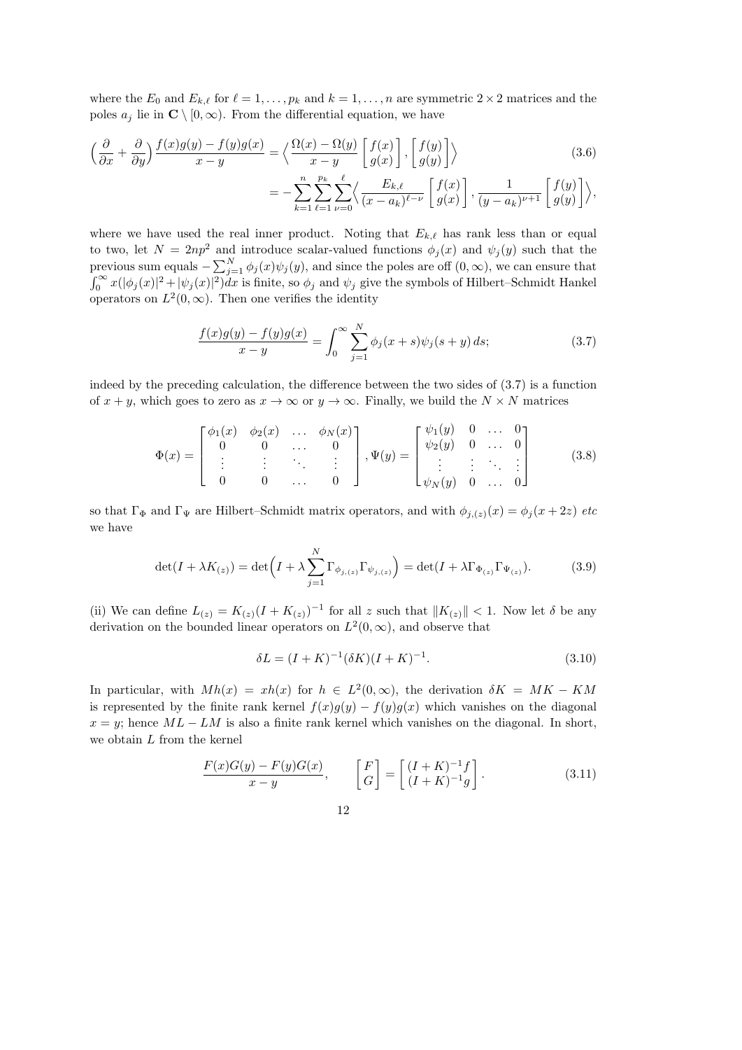where the $E_0$ and $E_{k,\ell}$ for $\ell = 1, \dots, p_k$ and $k = 1, \dots, n$ are symmetric $2 \times 2$ matrices and the poles $a_j$ lie in $\mathbf{C} \setminus [0, \infty)$. From the differential equation, we have

$$
\begin{aligned}
\Big(\frac{\partial}{\partial x} + \frac{\partial}{\partial y}\Big) \frac{f(x)g(y) - f(y)g(x)}{x - y} &= \Big\langle \frac{\Omega(x) - \Omega(y)}{x - y} \begin{bmatrix} f(x) \\ g(x) \end{bmatrix}, \begin{bmatrix} f(y) \\ g(y) \end{bmatrix} \Big\rangle \qquad (3.6) \\
&= -\sum_{k=1}^{n} \sum_{\ell=1}^{p_k} \sum_{\nu=0}^{\ell} \Big\langle \frac{E_{k,\ell}}{(x - a_k)^{\ell - \nu}} \begin{bmatrix} f(x) \\ g(x) \end{bmatrix}, \frac{1}{(y - a_k)^{\nu + 1}} \begin{bmatrix} f(y) \\ g(y) \end{bmatrix} \Big\rangle,
\end{aligned}
$$

where we have used the real inner product. Noting that $E_{k,\ell}$ has rank less than or equal to two, let $N = 2np^2$ and introduce scalar-valued functions $\phi_j(x)$ and $\psi_j(y)$ such that the previous sum equals $-\sum_{j=1}^{N} \phi_j(x)\psi_j(y)$, and since the poles are off $(0, \infty)$, we can ensure that $\int_0^\infty x(|\phi_j(x)|^2 + |\psi_j(x)|^2)dx$ is finite, so $\phi_j$ and $\psi_j$ give the symbols of Hilbert–Schmidt Hankel operators on $L^2(0, \infty)$. Then one verifies the identity

$$
\frac{f(x)g(y) - f(y)g(x)}{x - y} = \int_0^\infty \sum_{j=1}^{N} \phi_j(x + s)\psi_j(s + y)\, ds; \qquad (3.7)
$$

indeed by the preceding calculation, the difference between the two sides of (3.7) is a function of $x + y$, which goes to zero as $x \to \infty$ or $y \to \infty$. Finally, we build the $N \times N$ matrices

$$
\Phi(x) = \begin{bmatrix} \phi_1(x) & \phi_2(x) & \dots & \phi_N(x) \\ 0 & 0 & \dots & 0 \\ \vdots & \vdots & \ddots & \vdots \\ 0 & 0 & \dots & 0 \end{bmatrix}, \Psi(y) = \begin{bmatrix} \psi_1(y) & 0 & \dots & 0 \\ \psi_2(y) & 0 & \dots & 0 \\ \vdots & \vdots & \ddots & \vdots \\ \psi_N(y) & 0 & \dots & 0 \end{bmatrix} \qquad (3.8)
$$

so that $\Gamma_\Phi$ and $\Gamma_\Psi$ are Hilbert–Schmidt matrix operators, and with $\phi_{j,(z)}(x) = \phi_j(x + 2z)$ *etc* we have

$$
\det(I + \lambda K_{(z)}) = \det\Big(I + \lambda \sum_{j=1}^{N} \Gamma_{\phi_{j,(z)}} \Gamma_{\psi_{j,(z)}}\Big) = \det(I + \lambda \Gamma_{\Phi_{(z)}} \Gamma_{\Psi_{(z)}}). \qquad (3.9)
$$

(ii) We can define $L_{(z)} = K_{(z)}(I + K_{(z)})^{-1}$ for all $z$ such that $\|K_{(z)}\| < 1$. Now let $\delta$ be any derivation on the bounded linear operators on $L^2(0, \infty)$, and observe that

$$
\delta L = (I + K)^{-1}(\delta K)(I + K)^{-1}. \qquad (3.10)
$$

In particular, with $Mh(x) = xh(x)$ for $h \in L^2(0, \infty)$, the derivation $\delta K = MK - KM$ is represented by the finite rank kernel $f(x)g(y) - f(y)g(x)$ which vanishes on the diagonal $x = y$; hence $ML - LM$ is also a finite rank kernel which vanishes on the diagonal. In short, we obtain $L$ from the kernel

$$
\frac{F(x)G(y) - F(y)G(x)}{x - y}, \qquad \begin{bmatrix} F \\ G \end{bmatrix} = \begin{bmatrix} (I + K)^{-1} f \\ (I + K)^{-1} g \end{bmatrix}. \qquad (3.11)
$$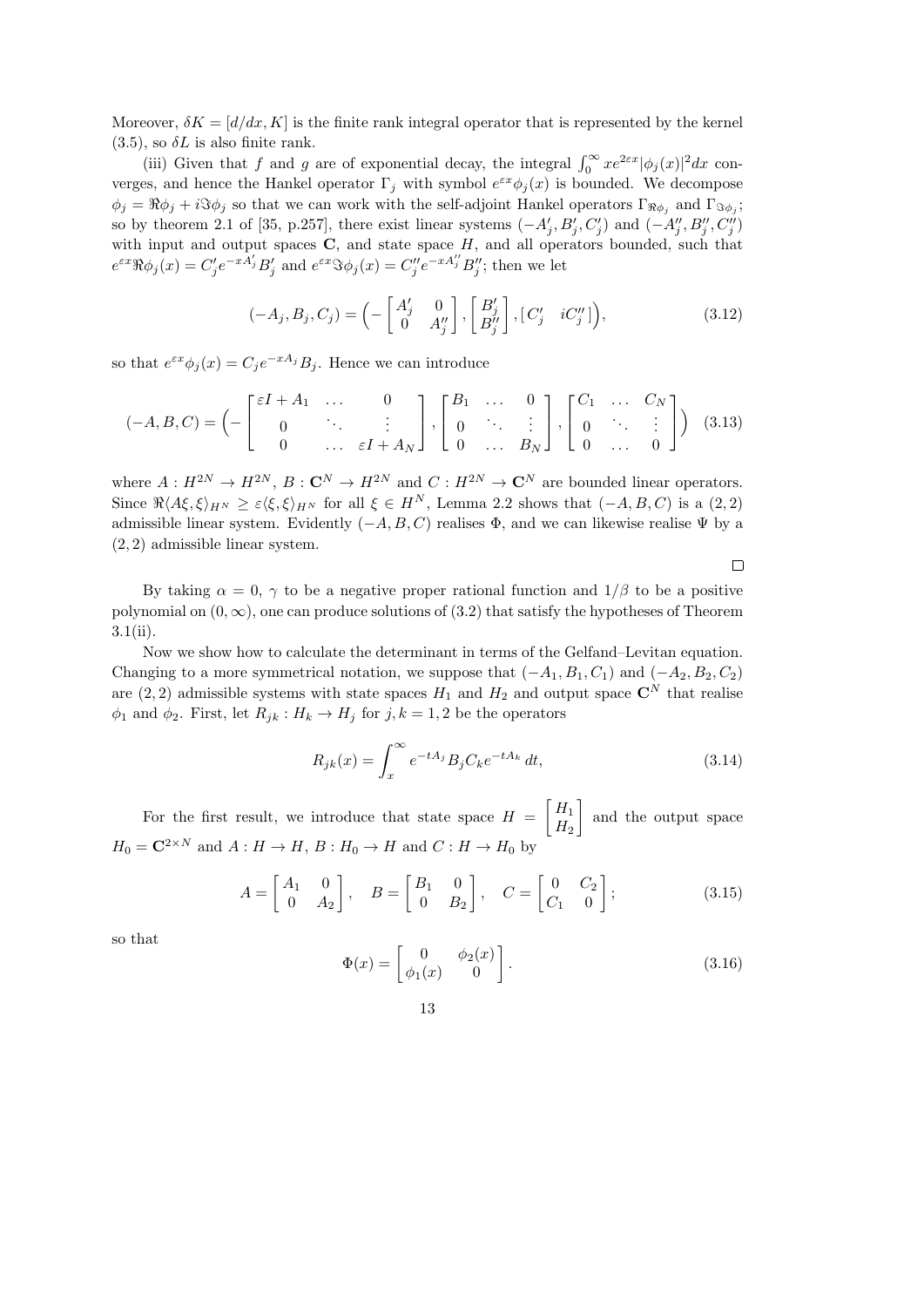Moreover, $\delta K = [d/dx, K]$ is the finite rank integral operator that is represented by the kernel (3.5), so $\delta L$ is also finite rank.

(iii) Given that $f$ and $g$ are of exponential decay, the integral $\int_0^\infty xe^{2\varepsilon x}|\phi_j(x)|^2dx$ converges, and hence the Hankel operator $\Gamma_j$ with symbol $e^{\varepsilon x}\phi_j(x)$ is bounded. We decompose $\phi_j = \Re\phi_j + i\Im\phi_j$ so that we can work with the self-adjoint Hankel operators $\Gamma_{\Re\phi_j}$ and $\Gamma_{\Im\phi_j}$; so by theorem 2.1 of [35, p.257], there exist linear systems $(-A_j', B_j', C_j')$ and $(-A_j'', B_j'', C_j'')$ with input and output spaces $\mathbf{C}$, and state space $H$, and all operators bounded, such that $e^{\varepsilon x}\Re\phi_j(x) = C_j' e^{-xA_j'}B_j'$ and $e^{\varepsilon x}\Im\phi_j(x) = C_j'' e^{-xA_j''}B_j''$; then we let

$$(-A_j, B_j, C_j) = \Big( - \begin{bmatrix} A_j' & 0 \\ 0 & A_j'' \end{bmatrix}, \begin{bmatrix} B_j' \\ B_j'' \end{bmatrix}, [\, C_j' \quad iC_j'' \,] \Big), \tag{3.12}$$

so that $e^{\varepsilon x}\phi_j(x) = C_j e^{-xA_j}B_j$. Hence we can introduce

$$(-A, B, C) = \Big( - \begin{bmatrix} \varepsilon I + A_1 & \dots & 0 \\ 0 & \ddots & \vdots \\ 0 & \dots & \varepsilon I + A_N \end{bmatrix}, \begin{bmatrix} B_1 & \dots & 0 \\ 0 & \ddots & \vdots \\ 0 & \dots & B_N \end{bmatrix}, \begin{bmatrix} C_1 & \dots & C_N \\ 0 & \ddots & \vdots \\ 0 & \dots & 0 \end{bmatrix} \Big) \tag{3.13}$$

where $A : H^{2N} \to H^{2N}$, $B : \mathbf{C}^N \to H^{2N}$ and $C : H^{2N} \to \mathbf{C}^N$ are bounded linear operators. Since $\Re\langle A\xi, \xi\rangle_{H^N} \geq \varepsilon\langle \xi, \xi\rangle_{H^N}$ for all $\xi \in H^N$, Lemma 2.2 shows that $(-A, B, C)$ is a $(2, 2)$ admissible linear system. Evidently $(-A, B, C)$ realises $\Phi$, and we can likewise realise $\Psi$ by a $(2, 2)$ admissible linear system.

□

By taking $\alpha = 0$, $\gamma$ to be a negative proper rational function and $1/\beta$ to be a positive polynomial on $(0, \infty)$, one can produce solutions of (3.2) that satisfy the hypotheses of Theorem 3.1(ii).

Now we show how to calculate the determinant in terms of the Gelfand–Levitan equation. Changing to a more symmetrical notation, we suppose that $(-A_1, B_1, C_1)$ and $(-A_2, B_2, C_2)$ are $(2, 2)$ admissible systems with state spaces $H_1$ and $H_2$ and output space $\mathbf{C}^N$ that realise $\phi_1$ and $\phi_2$. First, let $R_{jk} : H_k \to H_j$ for $j, k = 1, 2$ be the operators

$$R_{jk}(x) = \int_x^\infty e^{-tA_j}B_jC_ke^{-tA_k}\,dt, \tag{3.14}$$

For the first result, we introduce that state space $H = \begin{bmatrix} H_1 \\ H_2 \end{bmatrix}$ and the output space $H_0 = \mathbf{C}^{2\times N}$ and $A : H \to H$, $B : H_0 \to H$ and $C : H \to H_0$ by

$$A = \begin{bmatrix} A_1 & 0 \\ 0 & A_2 \end{bmatrix}, \quad B = \begin{bmatrix} B_1 & 0 \\ 0 & B_2 \end{bmatrix}, \quad C = \begin{bmatrix} 0 & C_2 \\ C_1 & 0 \end{bmatrix}; \tag{3.15}$$

so that

$$\Phi(x) = \begin{bmatrix} 0 & \phi_2(x) \\ \phi_1(x) & 0 \end{bmatrix}. \tag{3.16}$$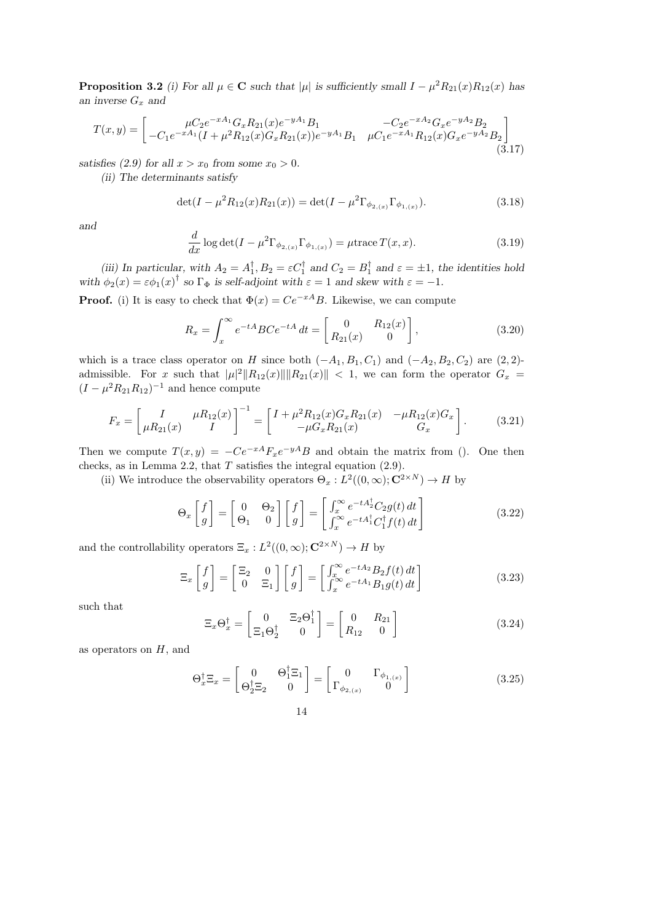**Proposition 3.2** *(i) For all $\mu \in \mathbf{C}$ such that $|\mu|$ is sufficiently small $I - \mu^2 R_{21}(x) R_{12}(x)$ has an inverse $G_x$ and*

$$T(x,y) = \begin{bmatrix} \mu C_2 e^{-xA_1} G_x R_{21}(x) e^{-yA_1} B_1 & -C_2 e^{-xA_2} G_x e^{-yA_2} B_2 \\ -C_1 e^{-xA_1}(I + \mu^2 R_{12}(x) G_x R_{21}(x)) e^{-yA_1} B_1 & \mu C_1 e^{-xA_1} R_{12}(x) G_x e^{-yA_2} B_2 \end{bmatrix} \tag{3.17}$$

*satisfies (2.9) for all $x > x_0$ from some $x_0 > 0$.*

*(ii) The determinants satisfy*

$$\det(I - \mu^2 R_{12}(x) R_{21}(x)) = \det(I - \mu^2 \Gamma_{\phi_{2,(x)}} \Gamma_{\phi_{1,(x)}}). \tag{3.18}$$

*and*

$$\frac{d}{dx} \log \det(I - \mu^2 \Gamma_{\phi_{2,(x)}} \Gamma_{\phi_{1,(x)}}) = \mu \operatorname{trace} T(x,x). \tag{3.19}$$

*(iii) In particular, with $A_2 = A_1^\dagger, B_2 = \varepsilon C_1^\dagger$ and $C_2 = B_1^\dagger$ and $\varepsilon = \pm 1$, the identities hold with $\phi_2(x) = \varepsilon \phi_1(x)^\dagger$ so $\Gamma_\Phi$ is self-adjoint with $\varepsilon = 1$ and skew with $\varepsilon = -1$.*

**Proof.** (i) It is easy to check that $\Phi(x) = Ce^{-xA}B$. Likewise, we can compute

$$R_x = \int_x^\infty e^{-tA} BCe^{-tA}\, dt = \begin{bmatrix} 0 & R_{12}(x) \\ R_{21}(x) & 0 \end{bmatrix}, \tag{3.20}$$

which is a trace class operator on $H$ since both $(-A_1, B_1, C_1)$ and $(-A_2, B_2, C_2)$ are $(2,2)$-admissible. For $x$ such that $|\mu|^2 \|R_{12}(x)\| \|R_{21}(x)\| < 1$, we can form the operator $G_x = (I - \mu^2 R_{21} R_{12})^{-1}$ and hence compute

$$F_x = \begin{bmatrix} I & \mu R_{12}(x) \\ \mu R_{21}(x) & I \end{bmatrix}^{-1} = \begin{bmatrix} I + \mu^2 R_{12}(x) G_x R_{21}(x) & -\mu R_{12}(x) G_x \\ -\mu G_x R_{21}(x) & G_x \end{bmatrix}. \tag{3.21}$$

Then we compute $T(x,y) = -Ce^{-xA} F_x e^{-yA} B$ and obtain the matrix from (). One then checks, as in Lemma 2.2, that $T$ satisfies the integral equation (2.9).

(ii) We introduce the observability operators $\Theta_x : L^2((0,\infty); \mathbf{C}^{2\times N}) \to H$ by

$$\Theta_x \begin{bmatrix} f \\ g \end{bmatrix} = \begin{bmatrix} 0 & \Theta_2 \\ \Theta_1 & 0 \end{bmatrix} \begin{bmatrix} f \\ g \end{bmatrix} = \begin{bmatrix} \int_x^\infty e^{-tA_2^\dagger} C_2 g(t)\, dt \\ \int_x^\infty e^{-tA_1^\dagger} C_1^\dagger f(t)\, dt \end{bmatrix} \tag{3.22}$$

and the controllability operators $\Xi_x : L^2((0,\infty); \mathbf{C}^{2\times N}) \to H$ by

$$\Xi_x \begin{bmatrix} f \\ g \end{bmatrix} = \begin{bmatrix} \Xi_2 & 0 \\ 0 & \Xi_1 \end{bmatrix} \begin{bmatrix} f \\ g \end{bmatrix} = \begin{bmatrix} \int_x^\infty e^{-tA_2} B_2 f(t)\, dt \\ \int_x^\infty e^{-tA_1} B_1 g(t)\, dt \end{bmatrix} \tag{3.23}$$

such that

$$\Xi_x \Theta_x^\dagger = \begin{bmatrix} 0 & \Xi_2 \Theta_1^\dagger \\ \Xi_1 \Theta_2^\dagger & 0 \end{bmatrix} = \begin{bmatrix} 0 & R_{21} \\ R_{12} & 0 \end{bmatrix} \tag{3.24}$$

as operators on $H$, and

$$\Theta_x^\dagger \Xi_x = \begin{bmatrix} 0 & \Theta_1^\dagger \Xi_1 \\ \Theta_2^\dagger \Xi_2 & 0 \end{bmatrix} = \begin{bmatrix} 0 & \Gamma_{\phi_{1,(x)}} \\ \Gamma_{\phi_{2,(x)}} & 0 \end{bmatrix} \tag{3.25}$$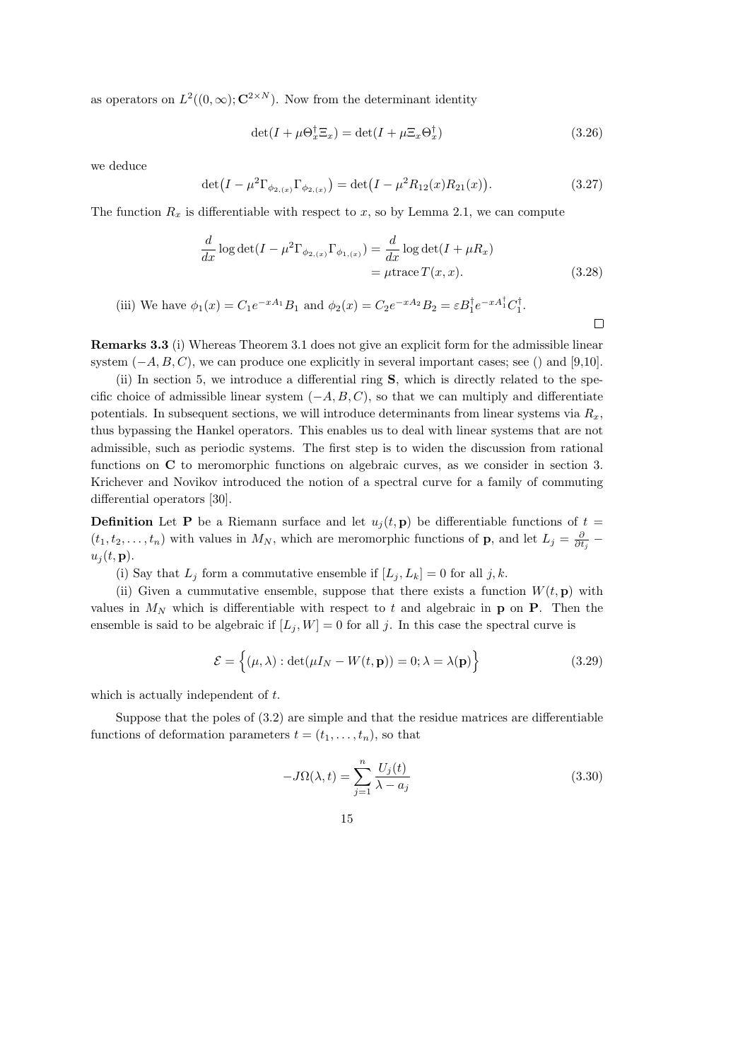as operators on $L^2((0,\infty); \mathbf{C}^{2\times N})$. Now from the determinant identity

$$\det(I+\mu\Theta_x^\dagger \Xi_x) = \det(I+\mu \Xi_x\Theta_x^\dagger) \tag{3.26}$$

we deduce

$$\det\bigl(I-\mu^2\Gamma_{\phi_{2,(x)}}\Gamma_{\phi_{2,(x)}}\bigr) = \det\bigl(I-\mu^2 R_{12}(x)R_{21}(x)\bigr). \tag{3.27}$$

The function $R_x$ is differentiable with respect to $x$, so by Lemma 2.1, we can compute

$$\begin{aligned}\frac{d}{dx}\log\det(I-\mu^2\Gamma_{\phi_{2,(x)}}\Gamma_{\phi_{1,(x)}}) &= \frac{d}{dx}\log\det(I+\mu R_x)\\ &= \mu \operatorname{trace} T(x,x).\end{aligned} \tag{3.28}$$

(iii) We have $\phi_1(x) = C_1e^{-xA_1}B_1$ and $\phi_2(x) = C_2e^{-xA_2}B_2 = \varepsilon B_1^\dagger e^{-xA_1^\dagger}C_1^\dagger$.

□

**Remarks 3.3** (i) Whereas Theorem 3.1 does not give an explicit form for the admissible linear system $(-A,B,C)$, we can produce one explicitly in several important cases; see () and [9,10].

(ii) In section 5, we introduce a differential ring $\mathbf{S}$, which is directly related to the specific choice of admissible linear system $(-A,B,C)$, so that we can multiply and differentiate potentials. In subsequent sections, we will introduce determinants from linear systems via $R_x$, thus bypassing the Hankel operators. This enables us to deal with linear systems that are not admissible, such as periodic systems. The first step is to widen the discussion from rational functions on $\mathbf{C}$ to meromorphic functions on algebraic curves, as we consider in section 3. Krichever and Novikov introduced the notion of a spectral curve for a family of commuting differential operators [30].

**Definition** Let $\mathbf{P}$ be a Riemann surface and let $u_j(t,\mathbf{p})$ be differentiable functions of $t = (t_1,t_2,\dots,t_n)$ with values in $M_N$, which are meromorphic functions of $\mathbf{p}$, and let $L_j = \frac{\partial}{\partial t_j} - u_j(t,\mathbf{p})$.

(i) Say that $L_j$ form a commutative ensemble if $[L_j,L_k]=0$ for all $j,k$.

(ii) Given a cummutative ensemble, suppose that there exists a function $W(t,\mathbf{p})$ with values in $M_N$ which is differentiable with respect to $t$ and algebraic in $\mathbf{p}$ on $\mathbf{P}$. Then the ensemble is said to be algebraic if $[L_j,W]=0$ for all $j$. In this case the spectral curve is

$$\mathcal{E} = \Bigl\{(\mu,\lambda) : \det(\mu I_N - W(t,\mathbf{p})) = 0; \lambda = \lambda(\mathbf{p})\Bigr\} \tag{3.29}$$

which is actually independent of $t$.

Suppose that the poles of (3.2) are simple and that the residue matrices are differentiable functions of deformation parameters $t = (t_1,\dots,t_n)$, so that

$$-J\Omega(\lambda,t) = \sum_{j=1}^n \frac{U_j(t)}{\lambda - a_j} \tag{3.30}$$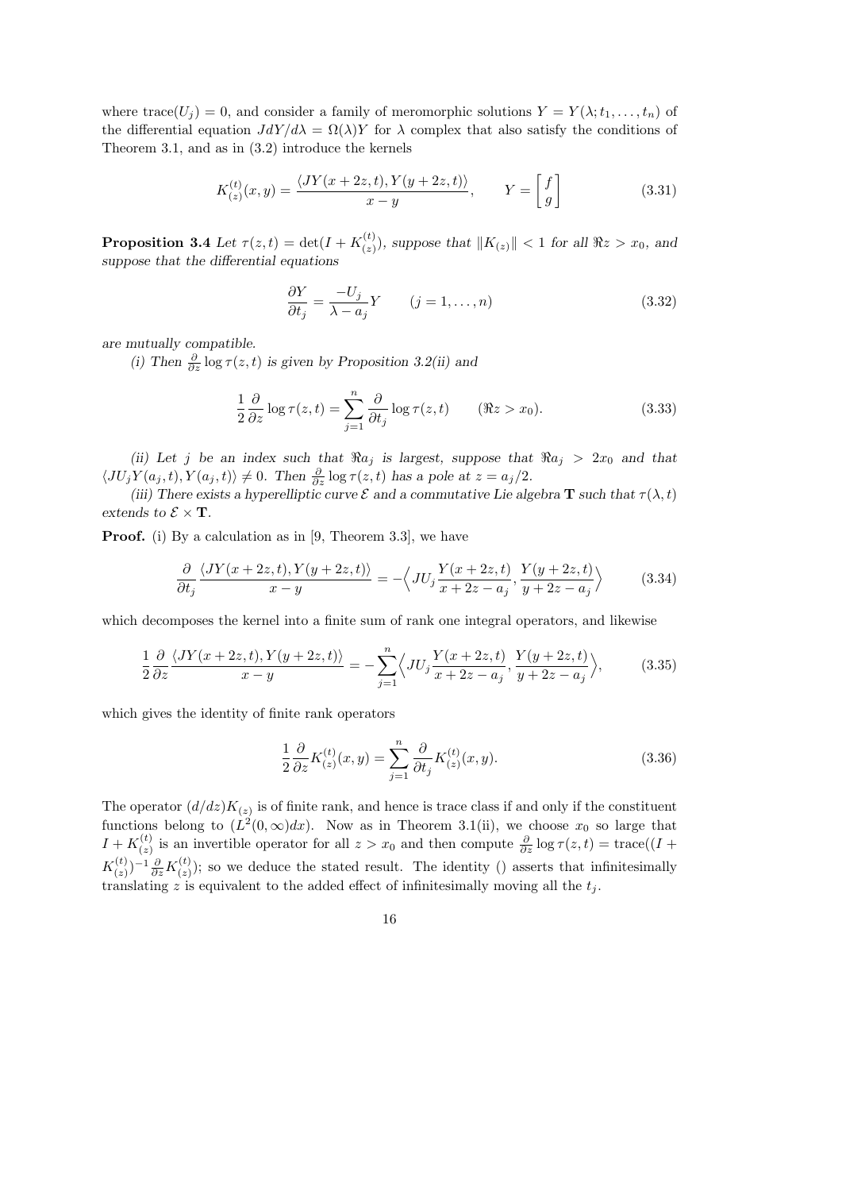where $\mathrm{trace}(U_j) = 0$, and consider a family of meromorphic solutions $Y = Y(\lambda; t_1, \dots, t_n)$ of the differential equation $JdY/d\lambda = \Omega(\lambda)Y$ for $\lambda$ complex that also satisfy the conditions of Theorem 3.1, and as in (3.2) introduce the kernels

$$K_{(z)}^{(t)}(x,y) = \frac{\langle JY(x+2z,t), Y(y+2z,t)\rangle}{x-y}, \qquad Y = \begin{bmatrix} f \\ g \end{bmatrix} \tag{3.31}$$

**Proposition 3.4** *Let $\tau(z,t) = \det(I + K_{(z)}^{(t)})$, suppose that $\|K_{(z)}\| < 1$ for all $\Re z > x_0$, and suppose that the differential equations*

$$\frac{\partial Y}{\partial t_j} = \frac{-U_j}{\lambda - a_j} Y \qquad (j = 1, \dots, n) \tag{3.32}$$

*are mutually compatible.*

*(i) Then $\frac{\partial}{\partial z}\log\tau(z,t)$ is given by Proposition 3.2(ii) and*

$$\frac{1}{2}\frac{\partial}{\partial z}\log\tau(z,t) = \sum_{j=1}^{n}\frac{\partial}{\partial t_j}\log\tau(z,t) \qquad (\Re z > x_0). \tag{3.33}$$

*(ii) Let $j$ be an index such that $\Re a_j$ is largest, suppose that $\Re a_j > 2x_0$ and that $\langle JU_jY(a_j,t), Y(a_j,t)\rangle \neq 0$. Then $\frac{\partial}{\partial z}\log\tau(z,t)$ has a pole at $z = a_j/2$.*

*(iii) There exists a hyperelliptic curve $\mathcal{E}$ and a commutative Lie algebra $\mathbf{T}$ such that $\tau(\lambda,t)$ extends to $\mathcal{E} \times \mathbf{T}$.*

**Proof.** (i) By a calculation as in [9, Theorem 3.3], we have

$$\frac{\partial}{\partial t_j}\frac{\langle JY(x+2z,t), Y(y+2z,t)\rangle}{x-y} = -\Big\langle JU_j\frac{Y(x+2z,t)}{x+2z-a_j}, \frac{Y(y+2z,t)}{y+2z-a_j}\Big\rangle \tag{3.34}$$

which decomposes the kernel into a finite sum of rank one integral operators, and likewise

$$\frac{1}{2}\frac{\partial}{\partial z}\frac{\langle JY(x+2z,t), Y(y+2z,t)\rangle}{x-y} = -\sum_{j=1}^{n}\Big\langle JU_j\frac{Y(x+2z,t)}{x+2z-a_j}, \frac{Y(y+2z,t)}{y+2z-a_j}\Big\rangle, \tag{3.35}$$

which gives the identity of finite rank operators

$$\frac{1}{2}\frac{\partial}{\partial z}K_{(z)}^{(t)}(x,y) = \sum_{j=1}^{n}\frac{\partial}{\partial t_j}K_{(z)}^{(t)}(x,y). \tag{3.36}$$

The operator $(d/dz)K_{(z)}$ is of finite rank, and hence is trace class if and only if the constituent functions belong to $(L^2(0,\infty)dx)$. Now as in Theorem 3.1(ii), we choose $x_0$ so large that $I + K_{(z)}^{(t)}$ is an invertible operator for all $z > x_0$ and then compute $\frac{\partial}{\partial z}\log\tau(z,t) = \mathrm{trace}((I + K_{(z)}^{(t)})^{-1}\frac{\partial}{\partial z}K_{(z)}^{(t)})$; so we deduce the stated result. The identity () asserts that infinitesimally translating $z$ is equivalent to the added effect of infinitesimally moving all the $t_j$.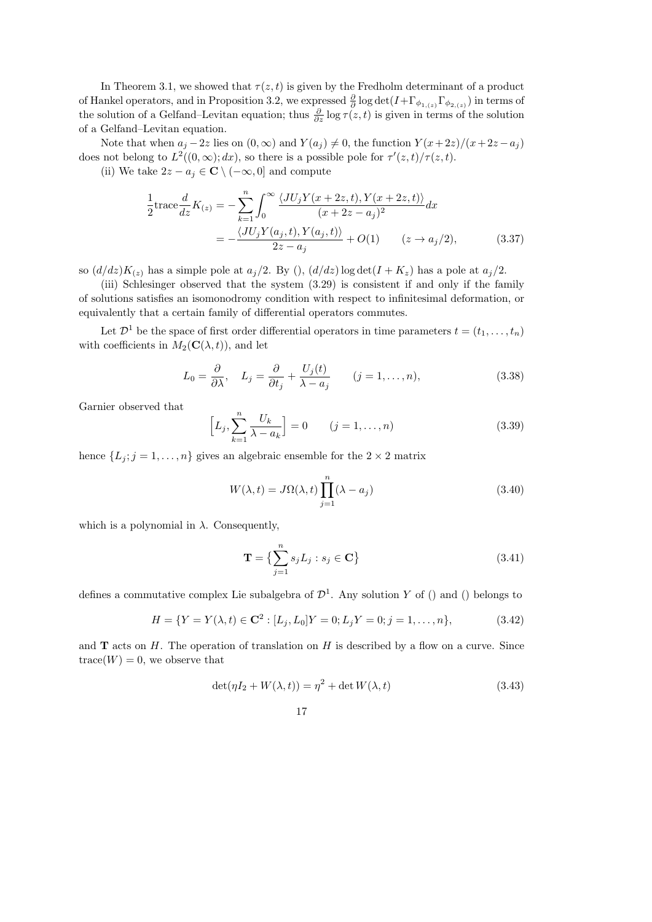In Theorem 3.1, we showed that $\tau(z,t)$ is given by the Fredholm determinant of a product of Hankel operators, and in Proposition 3.2, we expressed $\frac{\partial}{\partial}\log\det(I+\Gamma_{\phi_{1,(z)}}\Gamma_{\phi_{2,(z)}})$ in terms of the solution of a Gelfand–Levitan equation; thus $\frac{\partial}{\partial z}\log\tau(z,t)$ is given in terms of the solution of a Gelfand–Levitan equation.

Note that when $a_j-2z$ lies on $(0,\infty)$ and $Y(a_j)\neq 0$, the function $Y(x+2z)/(x+2z-a_j)$ does not belong to $L^2((0,\infty);dx)$, so there is a possible pole for $\tau'(z,t)/\tau(z,t)$.

(ii) We take $2z-a_j\in\mathbf{C}\setminus(-\infty,0]$ and compute

$$\begin{aligned}\frac{1}{2}\mathrm{trace}\frac{d}{dz}K_{(z)} &= -\sum_{k=1}^{n}\int_0^\infty \frac{\langle JU_jY(x+2z,t),Y(x+2z,t)\rangle}{(x+2z-a_j)^2}dx\\ &= -\frac{\langle JU_jY(a_j,t),Y(a_j,t)\rangle}{2z-a_j}+O(1)\qquad (z\to a_j/2),\end{aligned}\tag{3.37}$$

so $(d/dz)K_{(z)}$ has a simple pole at $a_j/2$. By (), $(d/dz)\log\det(I+K_z)$ has a pole at $a_j/2$.

(iii) Schlesinger observed that the system (3.29) is consistent if and only if the family of solutions satisfies an isomonodromy condition with respect to infinitesimal deformation, or equivalently that a certain family of differential operators commutes.

Let $\mathcal{D}^1$ be the space of first order differential operators in time parameters $t=(t_1,\dots,t_n)$ with coefficients in $M_2(\mathbf{C}(\lambda,t))$, and let

$$L_0=\frac{\partial}{\partial\lambda},\quad L_j=\frac{\partial}{\partial t_j}+\frac{U_j(t)}{\lambda-a_j}\qquad (j=1,\dots,n),\tag{3.38}$$

Garnier observed that

$$\Big[L_j,\sum_{k=1}^{n}\frac{U_k}{\lambda-a_k}\Big]=0\qquad (j=1,\dots,n)\tag{3.39}$$

hence $\{L_j;j=1,\dots,n\}$ gives an algebraic ensemble for the $2\times 2$ matrix

$$W(\lambda,t)=J\Omega(\lambda,t)\prod_{j=1}^{n}(\lambda-a_j)\tag{3.40}$$

which is a polynomial in $\lambda$. Consequently,

$$\mathbf{T}=\big\{\sum_{j=1}^{n}s_jL_j: s_j\in\mathbf{C}\big\}\tag{3.41}$$

defines a commutative complex Lie subalgebra of $\mathcal{D}^1$. Any solution $Y$ of () and () belongs to

$$H=\{Y=Y(\lambda,t)\in\mathbf{C}^2:[L_j,L_0]Y=0;L_jY=0;j=1,\dots,n\},\tag{3.42}$$

and $\mathbf{T}$ acts on $H$. The operation of translation on $H$ is described by a flow on a curve. Since $\mathrm{trace}(W)=0$, we observe that

$$\det(\eta I_2+W(\lambda,t))=\eta^2+\det W(\lambda,t)\tag{3.43}$$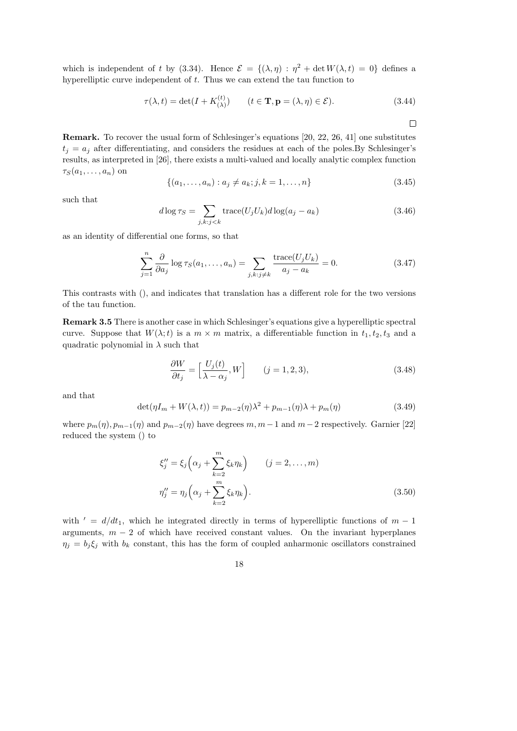which is independent of $t$ by (3.34). Hence $\mathcal{E} = \{(\lambda, \eta) : \eta^2 + \det W(\lambda, t) = 0\}$ defines a hyperelliptic curve independent of $t$. Thus we can extend the tau function to

$$\tau(\lambda, t) = \det(I + K^{(t)}_{(\lambda)}) \qquad (t \in \mathbf{T}, \mathbf{p} = (\lambda, \eta) \in \mathcal{E}). \tag{3.44}$$

□

**Remark.** To recover the usual form of Schlesinger's equations [20, 22, 26, 41] one substitutes $t_j = a_j$ after differentiating, and considers the residues at each of the poles.By Schlesinger's results, as interpreted in [26], there exists a multi-valued and locally analytic complex function $\tau_S(a_1, \dots, a_n)$ on

$$\{(a_1, \dots, a_n) : a_j \neq a_k; j, k = 1, \dots, n\} \tag{3.45}$$

such that

$$d \log \tau_S = \sum_{j,k:j<k} \mathrm{trace}(U_j U_k) d \log(a_j - a_k) \tag{3.46}$$

as an identity of differential one forms, so that

$$\sum_{j=1}^{n} \frac{\partial}{\partial a_j} \log \tau_S(a_1, \dots, a_n) = \sum_{j,k:j \neq k} \frac{\mathrm{trace}(U_j U_k)}{a_j - a_k} = 0. \tag{3.47}$$

This contrasts with (), and indicates that translation has a different role for the two versions of the tau function.

**Remark 3.5** There is another case in which Schlesinger's equations give a hyperelliptic spectral curve. Suppose that $W(\lambda; t)$ is a $m \times m$ matrix, a differentiable function in $t_1, t_2, t_3$ and a quadratic polynomial in $\lambda$ such that

$$\frac{\partial W}{\partial t_j} = \Big[ \frac{U_j(t)}{\lambda - \alpha_j}, W \Big] \qquad (j = 1, 2, 3), \tag{3.48}$$

and that

$$\det(\eta I_m + W(\lambda, t)) = p_{m-2}(\eta)\lambda^2 + p_{m-1}(\eta)\lambda + p_m(\eta) \tag{3.49}$$

where $p_m(\eta), p_{m-1}(\eta)$ and $p_{m-2}(\eta)$ have degrees $m, m-1$ and $m-2$ respectively. Garnier [22] reduced the system () to

$$\begin{aligned}
\xi_j'' &= \xi_j \Big( \alpha_j + \sum_{k=2}^{m} \xi_k \eta_k \Big) \qquad (j = 2, \dots, m) \\
\eta_j'' &= \eta_j \Big( \alpha_j + \sum_{k=2}^{m} \xi_k \eta_k \Big).
\end{aligned} \tag{3.50}$$

with $' = d/dt_1$, which he integrated directly in terms of hyperelliptic functions of $m-1$ arguments, $m-2$ of which have received constant values. On the invariant hyperplanes $\eta_j = b_j \xi_j$ with $b_k$ constant, this has the form of coupled anharmonic oscillators constrained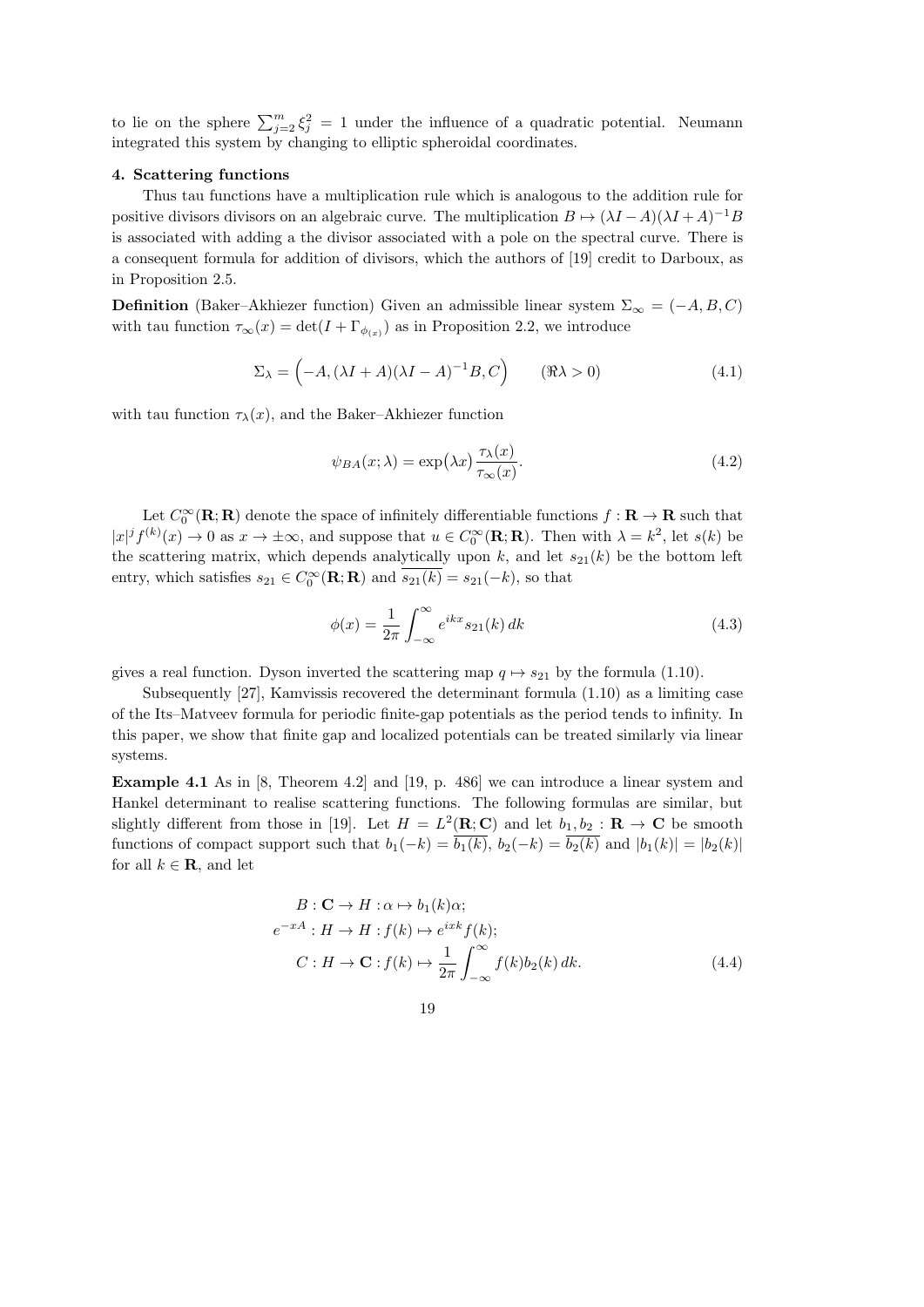to lie on the sphere $\sum_{j=2}^m \xi_j^2 = 1$ under the influence of a quadratic potential. Neumann integrated this system by changing to elliptic spheroidal coordinates.

### 4. Scattering functions

Thus tau functions have a multiplication rule which is analogous to the addition rule for positive divisors divisors on an algebraic curve. The multiplication $B \mapsto (\lambda I - A)(\lambda I + A)^{-1}B$ is associated with adding a the divisor associated with a pole on the spectral curve. There is a consequent formula for addition of divisors, which the authors of [19] credit to Darboux, as in Proposition 2.5.

**Definition** (Baker–Akhiezer function) Given an admissible linear system $\Sigma_\infty = (-A, B, C)$ with tau function $\tau_\infty(x) = \det(I + \Gamma_{\phi_{(x)}})$ as in Proposition 2.2, we introduce

$$\Sigma_\lambda = \Big(-A, (\lambda I + A)(\lambda I - A)^{-1}B, C\Big) \qquad (\Re\lambda > 0) \tag{4.1}$$

with tau function $\tau_\lambda(x)$, and the Baker–Akhiezer function

$$\psi_{BA}(x;\lambda) = \exp\big(\lambda x\big)\frac{\tau_\lambda(x)}{\tau_\infty(x)}. \tag{4.2}$$

Let $C_0^\infty(\mathbf{R};\mathbf{R})$ denote the space of infinitely differentiable functions $f : \mathbf{R} \to \mathbf{R}$ such that $|x|^j f^{(k)}(x) \to 0$ as $x \to \pm\infty$, and suppose that $u \in C_0^\infty(\mathbf{R};\mathbf{R})$. Then with $\lambda = k^2$, let $s(k)$ be the scattering matrix, which depends analytically upon $k$, and let $s_{21}(k)$ be the bottom left entry, which satisfies $s_{21} \in C_0^\infty(\mathbf{R};\mathbf{R})$ and $\overline{s_{21}(k)} = s_{21}(-k)$, so that

$$\phi(x) = \frac{1}{2\pi}\int_{-\infty}^{\infty} e^{ikx} s_{21}(k)\, dk \tag{4.3}$$

gives a real function. Dyson inverted the scattering map $q \mapsto s_{21}$ by the formula (1.10).

Subsequently [27], Kamvissis recovered the determinant formula (1.10) as a limiting case of the Its–Matveev formula for periodic finite-gap potentials as the period tends to infinity. In this paper, we show that finite gap and localized potentials can be treated similarly via linear systems.

**Example 4.1** As in [8, Theorem 4.2] and [19, p. 486] we can introduce a linear system and Hankel determinant to realise scattering functions. The following formulas are similar, but slightly different from those in [19]. Let $H = L^2(\mathbf{R};\mathbf{C})$ and let $b_1, b_2 : \mathbf{R} \to \mathbf{C}$ be smooth functions of compact support such that $b_1(-k) = \overline{b_1(k)}$, $b_2(-k) = \overline{b_2(k)}$ and $|b_1(k)| = |b_2(k)|$ for all $k \in \mathbf{R}$, and let

$$\begin{aligned} B &: \mathbf{C} \to H : \alpha \mapsto b_1(k)\alpha; \\ e^{-xA} &: H \to H : f(k) \mapsto e^{ixk} f(k); \\ C &: H \to \mathbf{C} : f(k) \mapsto \frac{1}{2\pi}\int_{-\infty}^{\infty} f(k) b_2(k)\, dk. \end{aligned} \tag{4.4}$$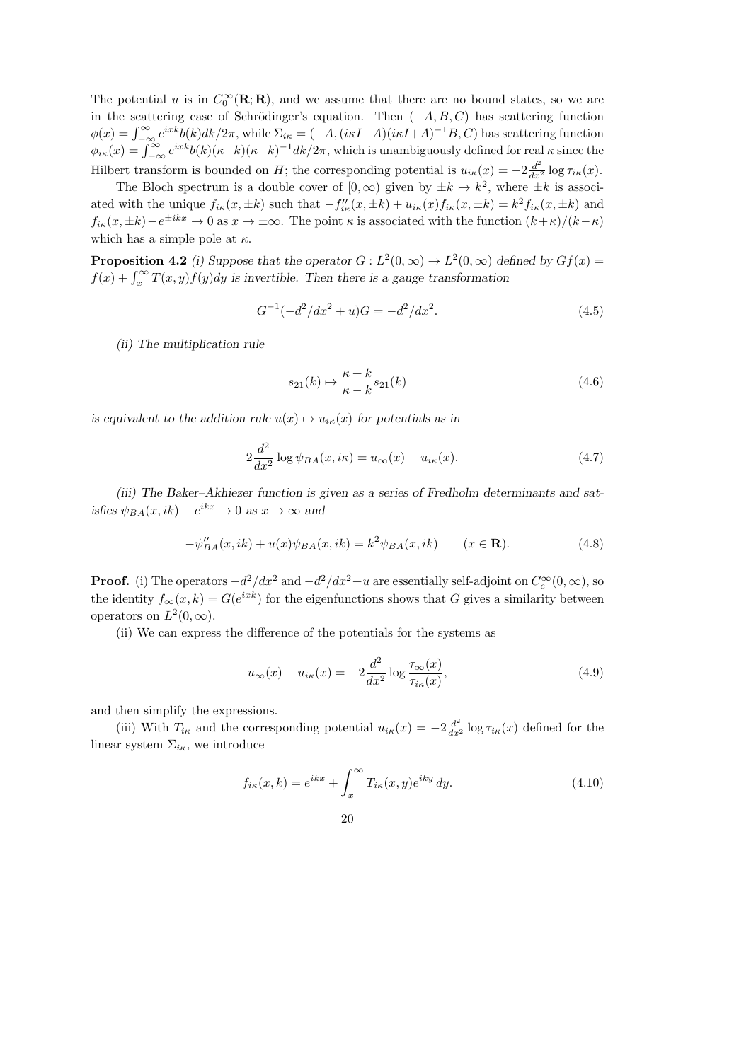The potential $u$ is in $C_0^\infty(\mathbf{R};\mathbf{R})$, and we assume that there are no bound states, so we are in the scattering case of Schrödinger's equation. Then $(-A, B, C)$ has scattering function $\phi(x) = \int_{-\infty}^{\infty} e^{ixk} b(k) dk/2\pi$, while $\Sigma_{i\kappa} = (-A, (i\kappa I - A)(i\kappa I + A)^{-1}B, C)$ has scattering function $\phi_{i\kappa}(x) = \int_{-\infty}^{\infty} e^{ixk} b(k)(\kappa + k)(\kappa - k)^{-1} dk/2\pi$, which is unambiguously defined for real $\kappa$ since the Hilbert transform is bounded on $H$; the corresponding potential is $u_{i\kappa}(x) = -2\frac{d^2}{dx^2}\log\tau_{i\kappa}(x)$.

The Bloch spectrum is a double cover of $[0,\infty)$ given by $\pm k \mapsto k^2$, where $\pm k$ is associated with the unique $f_{i\kappa}(x, \pm k)$ such that $-f''_{i\kappa}(x, \pm k) + u_{i\kappa}(x) f_{i\kappa}(x, \pm k) = k^2 f_{i\kappa}(x, \pm k)$ and $f_{i\kappa}(x, \pm k) - e^{\pm ikx} \to 0$ as $x \to \pm\infty$. The point $\kappa$ is associated with the function $(k+\kappa)/(k-\kappa)$ which has a simple pole at $\kappa$.

**Proposition 4.2** *(i) Suppose that the operator $G : L^2(0,\infty) \to L^2(0,\infty)$ defined by $Gf(x) = f(x) + \int_x^\infty T(x,y)f(y)dy$ is invertible. Then there is a gauge transformation*

$$G^{-1}(-d^2/dx^2 + u)G = -d^2/dx^2. \tag{4.5}$$

*(ii) The multiplication rule*

$$s_{21}(k) \mapsto \frac{\kappa + k}{\kappa - k} s_{21}(k) \tag{4.6}$$

*is equivalent to the addition rule $u(x) \mapsto u_{i\kappa}(x)$ for potentials as in*

$$-2\frac{d^2}{dx^2}\log\psi_{BA}(x, i\kappa) = u_\infty(x) - u_{i\kappa}(x). \tag{4.7}$$

*(iii) The Baker–Akhiezer function is given as a series of Fredholm determinants and satisfies $\psi_{BA}(x, ik) - e^{ikx} \to 0$ as $x \to \infty$ and*

$$-\psi''_{BA}(x, ik) + u(x)\psi_{BA}(x, ik) = k^2\psi_{BA}(x, ik) \qquad (x \in \mathbf{R}). \tag{4.8}$$

**Proof.** (i) The operators $-d^2/dx^2$ and $-d^2/dx^2 + u$ are essentially self-adjoint on $C_c^\infty(0,\infty)$, so the identity $f_\infty(x,k) = G(e^{ixk})$ for the eigenfunctions shows that $G$ gives a similarity between operators on $L^2(0,\infty)$.

(ii) We can express the difference of the potentials for the systems as

$$u_\infty(x) - u_{i\kappa}(x) = -2\frac{d^2}{dx^2}\log\frac{\tau_\infty(x)}{\tau_{i\kappa}(x)}, \tag{4.9}$$

and then simplify the expressions.

(iii) With $T_{i\kappa}$ and the corresponding potential $u_{i\kappa}(x) = -2\frac{d^2}{dx^2}\log\tau_{i\kappa}(x)$ defined for the linear system $\Sigma_{i\kappa}$, we introduce

$$f_{i\kappa}(x,k) = e^{ikx} + \int_x^\infty T_{i\kappa}(x,y)e^{iky}\,dy. \tag{4.10}$$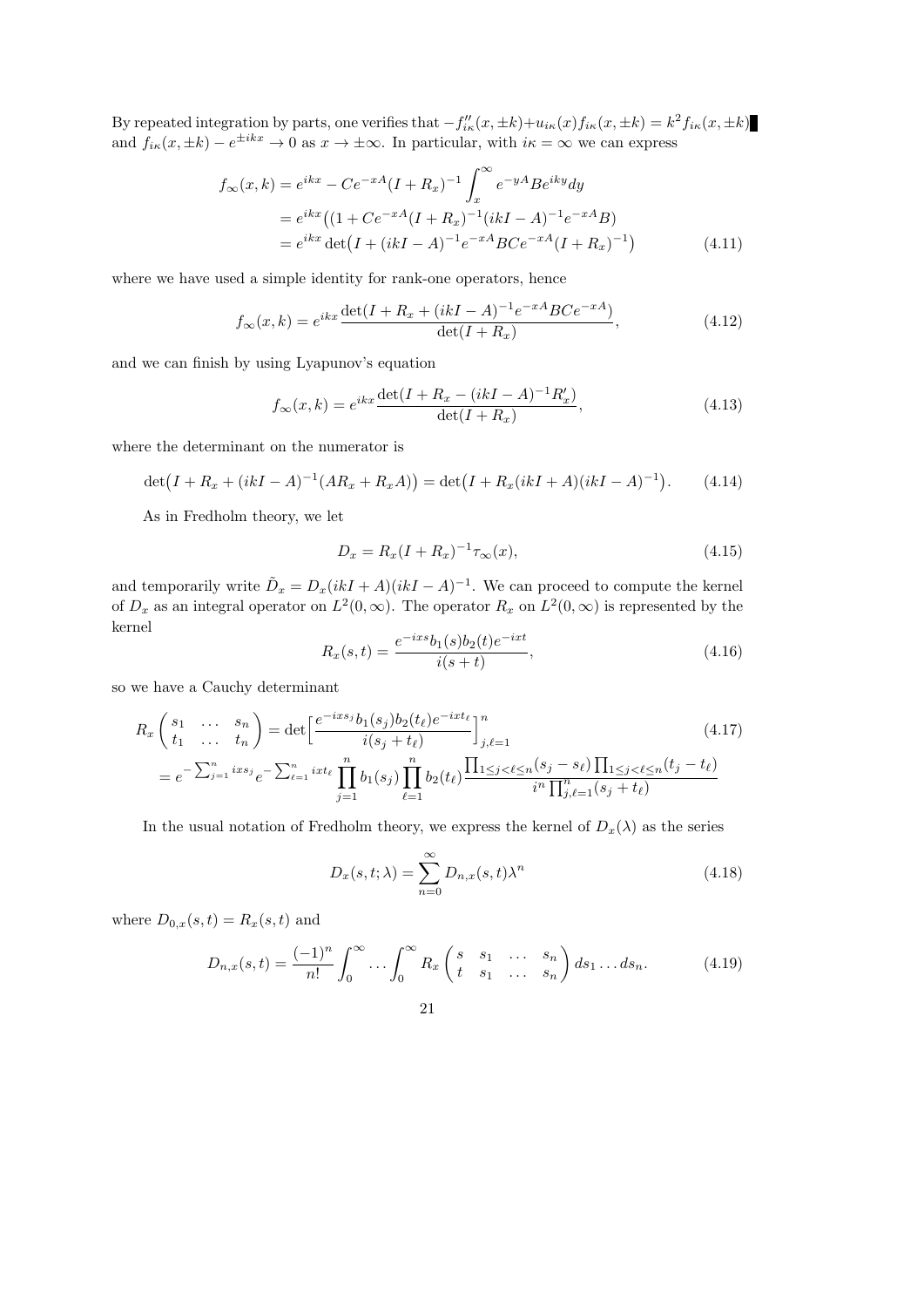By repeated integration by parts, one verifies that $-f''_{i\kappa}(x,\pm k)+u_{i\kappa}(x)f_{i\kappa}(x,\pm k)=k^2f_{i\kappa}(x,\pm k)$ and $f_{i\kappa}(x,\pm k)-e^{\pm ikx}\to 0$ as $x\to\pm\infty$. In particular, with $i\kappa=\infty$ we can express

$$
\begin{aligned}
f_\infty(x,k) &= e^{ikx} - Ce^{-xA}(I+R_x)^{-1}\int_x^\infty e^{-yA}Be^{iky}dy \\
&= e^{ikx}\big((1+Ce^{-xA}(I+R_x)^{-1}(ikI-A)^{-1}e^{-xA}B\big) \\
&= e^{ikx}\det\big(I+(ikI-A)^{-1}e^{-xA}BCe^{-xA}(I+R_x)^{-1}\big) \qquad (4.11)
\end{aligned}
$$

where we have used a simple identity for rank-one operators, hence

$$
f_\infty(x,k) = e^{ikx}\frac{\det(I+R_x+(ikI-A)^{-1}e^{-xA}BCe^{-xA})}{\det(I+R_x)}, \tag{4.12}
$$

and we can finish by using Lyapunov's equation

$$
f_\infty(x,k) = e^{ikx}\frac{\det(I+R_x-(ikI-A)^{-1}R'_x)}{\det(I+R_x)}, \tag{4.13}
$$

where the determinant on the numerator is

$$
\det\big(I+R_x+(ikI-A)^{-1}(AR_x+R_xA)\big) = \det\big(I+R_x(ikI+A)(ikI-A)^{-1}\big). \tag{4.14}
$$

As in Fredholm theory, we let

$$
D_x = R_x(I+R_x)^{-1}\tau_\infty(x), \tag{4.15}
$$

and temporarily write $\tilde{D}_x = D_x(ikI+A)(ikI-A)^{-1}$. We can proceed to compute the kernel of $D_x$ as an integral operator on $L^2(0,\infty)$. The operator $R_x$ on $L^2(0,\infty)$ is represented by the kernel

$$
R_x(s,t) = \frac{e^{-ixs}b_1(s)b_2(t)e^{-ixt}}{i(s+t)}, \tag{4.16}
$$

so we have a Cauchy determinant

$$
\begin{aligned}
R_x\begin{pmatrix} s_1 & \dots & s_n \\ t_1 & \dots & t_n\end{pmatrix} &= \det\Big[\frac{e^{-ixs_j}b_1(s_j)b_2(t_\ell)e^{-ixt_\ell}}{i(s_j+t_\ell)}\Big]_{j,\ell=1}^n \qquad (4.17)\\
&= e^{-\sum_{j=1}^n ixs_j}e^{-\sum_{\ell=1}^n ixt_\ell}\prod_{j=1}^n b_1(s_j)\prod_{\ell=1}^n b_2(t_\ell)\frac{\prod_{1\le j<\ell\le n}(s_j-s_\ell)\prod_{1\le j<\ell\le n}(t_j-t_\ell)}{i^n\prod_{j,\ell=1}^n(s_j+t_\ell)}
\end{aligned}
$$

In the usual notation of Fredholm theory, we express the kernel of $D_x(\lambda)$ as the series

$$
D_x(s,t;\lambda) = \sum_{n=0}^\infty D_{n,x}(s,t)\lambda^n \tag{4.18}
$$

where $D_{0,x}(s,t) = R_x(s,t)$ and

$$
D_{n,x}(s,t) = \frac{(-1)^n}{n!}\int_0^\infty\dots\int_0^\infty R_x\begin{pmatrix} s & s_1 & \dots & s_n \\ t & s_1 & \dots & s_n\end{pmatrix}ds_1\dots ds_n. \tag{4.19}
$$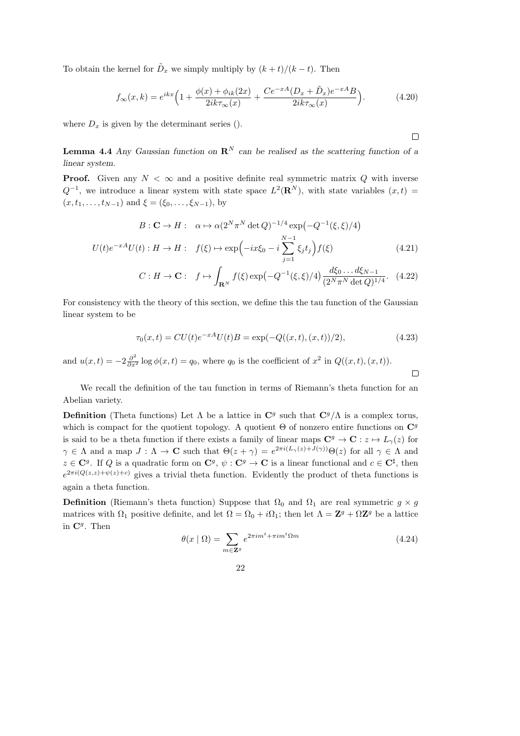To obtain the kernel for $\tilde{D}_x$ we simply multiply by $(k+t)/(k-t)$. Then

$$f_\infty(x,k) = e^{ikx}\Big(1 + \frac{\phi(x) + \phi_{ik}(2x)}{2ik\tau_\infty(x)} + \frac{Ce^{-xA}(D_x + \tilde{D}_x)e^{-xA}B}{2ik\tau_\infty(x)}\Big). \tag{4.20}$$

where $D_x$ is given by the determinant series ().

□

**Lemma 4.4** *Any Gaussian function on $\mathbf{R}^N$ can be realised as the scattering function of a linear system.*

**Proof.** Given any $N < \infty$ and a positive definite real symmetric matrix $Q$ with inverse $Q^{-1}$, we introduce a linear system with state space $L^2(\mathbf{R}^N)$, with state variables $(x,t) = (x, t_1, \dots, t_{N-1})$ and $\xi = (\xi_0, \dots, \xi_{N-1})$, by

$$B : \mathbf{C} \to H : \quad \alpha \mapsto \alpha(2^N\pi^N \det Q)^{-1/4} \exp\big(-Q^{-1}(\xi,\xi)/4\big)$$

$$U(t)e^{-xA}U(t) : H \to H : \quad f(\xi) \mapsto \exp\Big(-ix\xi_0 - i\sum_{j=1}^{N-1} \xi_j t_j\Big) f(\xi) \tag{4.21}$$

$$C : H \to \mathbf{C} : \quad f \mapsto \int_{\mathbf{R}^N} f(\xi) \exp\big(-Q^{-1}(\xi,\xi)/4\big) \frac{d\xi_0 \dots d\xi_{N-1}}{(2^N\pi^N \det Q)^{1/4}}. \tag{4.22}$$

For consistency with the theory of this section, we define this the tau function of the Gaussian linear system to be

$$\tau_0(x,t) = CU(t)e^{-xA}U(t)B = \exp(-Q((x,t),(x,t))/2), \tag{4.23}$$

and $u(x,t) = -2\frac{\partial^2}{\partial x^2} \log \phi(x,t) = q_0$, where $q_0$ is the coefficient of $x^2$ in $Q((x,t),(x,t))$.

□

We recall the definition of the tau function in terms of Riemann's theta function for an Abelian variety.

**Definition** (Theta functions) Let $\Lambda$ be a lattice in $\mathbf{C}^g$ such that $\mathbf{C}^g/\Lambda$ is a complex torus, which is compact for the quotient topology. A quotient $\Theta$ of nonzero entire functions on $\mathbf{C}^g$ is said to be a theta function if there exists a family of linear maps $\mathbf{C}^g \to \mathbf{C} : z \mapsto L_\gamma(z)$ for $\gamma \in \Lambda$ and a map $J : \Lambda \to \mathbf{C}$ such that $\Theta(z+\gamma) = e^{2\pi i(L_\gamma(z) + J(\gamma))}\Theta(z)$ for all $\gamma \in \Lambda$ and $z \in \mathbf{C}^g$. If $Q$ is a quadratic form on $\mathbf{C}^g$, $\psi : \mathbf{C}^g \to \mathbf{C}$ is a linear functional and $c \in \mathbf{C}^\sharp$, then $e^{2\pi i(Q(z,z) + \psi(z) + c)}$ gives a trivial theta function. Evidently the product of theta functions is again a theta function.

**Definition** (Riemann's theta function) Suppose that $\Omega_0$ and $\Omega_1$ are real symmetric $g \times g$ matrices with $\Omega_1$ positive definite, and let $\Omega = \Omega_0 + i\Omega_1$; then let $\Lambda = \mathbf{Z}^g + \Omega\mathbf{Z}^g$ be a lattice in $\mathbf{C}^g$. Then

$$\theta(x \mid \Omega) = \sum_{m \in \mathbf{Z}^g} e^{2\pi i m^t + \pi i m^t \Omega m} \tag{4.24}$$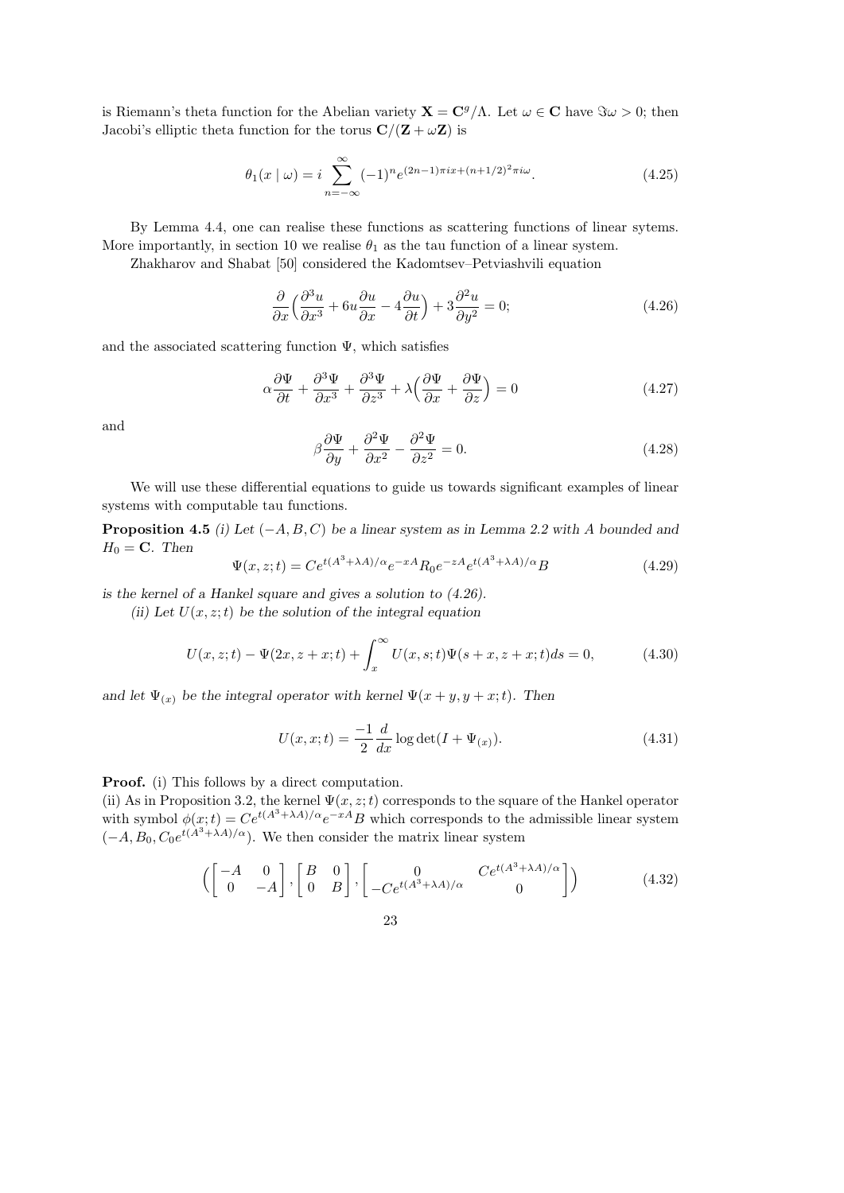is Riemann's theta function for the Abelian variety $\mathbf{X} = \mathbf{C}^g/\Lambda$. Let $\omega \in \mathbf{C}$ have $\Im\omega > 0$; then Jacobi's elliptic theta function for the torus $\mathbf{C}/(\mathbf{Z} + \omega\mathbf{Z})$ is

$$\theta_1(x \mid \omega) = i \sum_{n=-\infty}^{\infty} (-1)^n e^{(2n-1)\pi i x + (n+1/2)^2 \pi i \omega}. \tag{4.25}$$

By Lemma 4.4, one can realise these functions as scattering functions of linear sytems. More importantly, in section 10 we realise $\theta_1$ as the tau function of a linear system.

Zhakharov and Shabat [50] considered the Kadomtsev–Petviashvili equation

$$\frac{\partial}{\partial x}\Big(\frac{\partial^3 u}{\partial x^3} + 6u\frac{\partial u}{\partial x} - 4\frac{\partial u}{\partial t}\Big) + 3\frac{\partial^2 u}{\partial y^2} = 0; \tag{4.26}$$

and the associated scattering function $\Psi$, which satisfies

$$\alpha\frac{\partial \Psi}{\partial t} + \frac{\partial^3 \Psi}{\partial x^3} + \frac{\partial^3 \Psi}{\partial z^3} + \lambda\Big(\frac{\partial \Psi}{\partial x} + \frac{\partial \Psi}{\partial z}\Big) = 0 \tag{4.27}$$

and

$$\beta\frac{\partial \Psi}{\partial y} + \frac{\partial^2 \Psi}{\partial x^2} - \frac{\partial^2 \Psi}{\partial z^2} = 0. \tag{4.28}$$

We will use these differential equations to guide us towards significant examples of linear systems with computable tau functions.

**Proposition 4.5** *(i) Let $(-A, B, C)$ be a linear system as in Lemma 2.2 with $A$ bounded and $H_0 = \mathbf{C}$. Then*

$$\Psi(x, z; t) = Ce^{t(A^3+\lambda A)/\alpha} e^{-xA} R_0 e^{-zA} e^{t(A^3+\lambda A)/\alpha} B \tag{4.29}$$

*is the kernel of a Hankel square and gives a solution to (4.26).*

*(ii) Let $U(x, z; t)$ be the solution of the integral equation*

$$U(x, z; t) - \Psi(2x, z + x; t) + \int_x^{\infty} U(x, s; t)\Psi(s + x, z + x; t)ds = 0, \tag{4.30}$$

*and let $\Psi_{(x)}$ be the integral operator with kernel $\Psi(x + y, y + x; t)$. Then*

$$U(x, x; t) = \frac{-1}{2}\frac{d}{dx}\log\det(I + \Psi_{(x)}). \tag{4.31}$$

**Proof.** (i) This follows by a direct computation.
(ii) As in Proposition 3.2, the kernel $\Psi(x, z; t)$ corresponds to the square of the Hankel operator with symbol $\phi(x; t) = Ce^{t(A^3+\lambda A)/\alpha} e^{-xA} B$ which corresponds to the admissible linear system $(-A, B_0, C_0 e^{t(A^3+\lambda A)/\alpha})$. We then consider the matrix linear system

$$\Big(\begin{bmatrix} -A & 0 \\ 0 & -A \end{bmatrix}, \begin{bmatrix} B & 0 \\ 0 & B \end{bmatrix}, \begin{bmatrix} 0 & Ce^{t(A^3+\lambda A)/\alpha} \\ -Ce^{t(A^3+\lambda A)/\alpha} & 0 \end{bmatrix}\Big) \tag{4.32}$$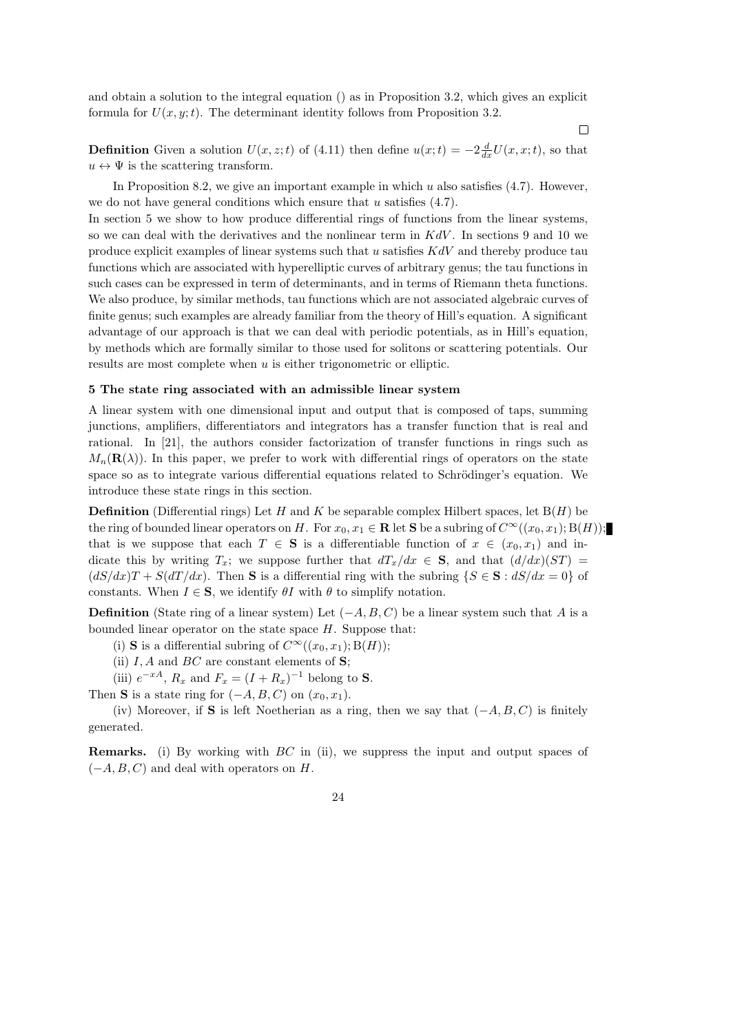and obtain a solution to the integral equation () as in Proposition 3.2, which gives an explicit formula for $U(x, y; t)$. The determinant identity follows from Proposition 3.2.

$\square$

**Definition** Given a solution $U(x, z; t)$ of (4.11) then define $u(x; t) = -2\frac{d}{dx}U(x, x; t)$, so that $u \leftrightarrow \Psi$ is the scattering transform.

In Proposition 8.2, we give an important example in which $u$ also satisfies (4.7). However, we do not have general conditions which ensure that $u$ satisfies (4.7).

In section 5 we show to how produce differential rings of functions from the linear systems, so we can deal with the derivatives and the nonlinear term in $KdV$. In sections 9 and 10 we produce explicit examples of linear systems such that $u$ satisfies $KdV$ and thereby produce tau functions which are associated with hyperelliptic curves of arbitrary genus; the tau functions in such cases can be expressed in term of determinants, and in terms of Riemann theta functions. We also produce, by similar methods, tau functions which are not associated algebraic curves of finite genus; such examples are already familiar from the theory of Hill's equation. A significant advantage of our approach is that we can deal with periodic potentials, as in Hill's equation, by methods which are formally similar to those used for solitons or scattering potentials. Our results are most complete when $u$ is either trigonometric or elliptic.

### 5 The state ring associated with an admissible linear system

A linear system with one dimensional input and output that is composed of taps, summing junctions, amplifiers, differentiators and integrators has a transfer function that is real and rational. In [21], the authors consider factorization of transfer functions in rings such as $M_n(\mathbf{R}(\lambda))$. In this paper, we prefer to work with differential rings of operators on the state space so as to integrate various differential equations related to Schrödinger's equation. We introduce these state rings in this section.

**Definition** (Differential rings) Let $H$ and $K$ be separable complex Hilbert spaces, let $\mathrm{B}(H)$ be the ring of bounded linear operators on $H$. For $x_0, x_1 \in \mathbf{R}$ let $\mathbf{S}$ be a subring of $C^\infty((x_0, x_1); \mathrm{B}(H))$; that is we suppose that each $T \in \mathbf{S}$ is a differentiable function of $x \in (x_0, x_1)$ and indicate this by writing $T_x$; we suppose further that $dT_x/dx \in \mathbf{S}$, and that $(d/dx)(ST) = (dS/dx)T + S(dT/dx)$. Then $\mathbf{S}$ is a differential ring with the subring $\{S \in \mathbf{S} : dS/dx = 0\}$ of constants. When $I \in \mathbf{S}$, we identify $\theta I$ with $\theta$ to simplify notation.

**Definition** (State ring of a linear system) Let $(-A, B, C)$ be a linear system such that $A$ is a bounded linear operator on the state space $H$. Suppose that:

(i) $\mathbf{S}$ is a differential subring of $C^\infty((x_0, x_1); \mathrm{B}(H))$;

(ii) $I, A$ and $BC$ are constant elements of $\mathbf{S}$;

(iii) $e^{-xA}$, $R_x$ and $F_x = (I + R_x)^{-1}$ belong to $\mathbf{S}$.

Then $\mathbf{S}$ is a state ring for $(-A, B, C)$ on $(x_0, x_1)$.

(iv) Moreover, if $\mathbf{S}$ is left Noetherian as a ring, then we say that $(-A, B, C)$ is finitely generated.

**Remarks.** (i) By working with $BC$ in (ii), we suppress the input and output spaces of $(-A, B, C)$ and deal with operators on $H$.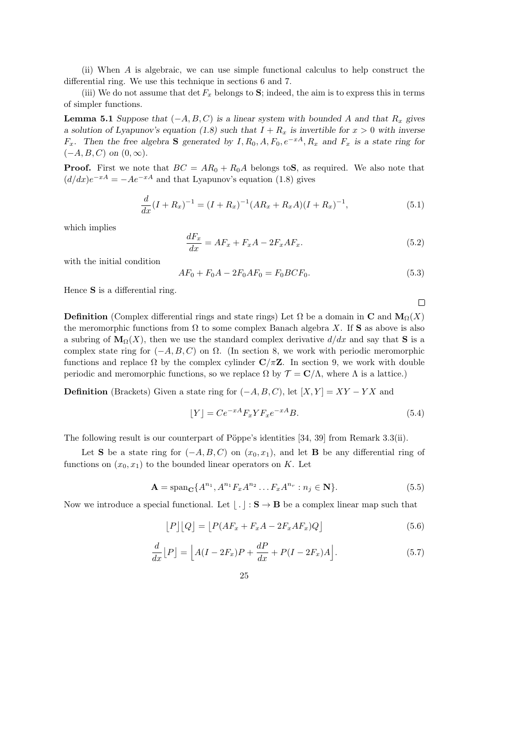(ii) When $A$ is algebraic, we can use simple functional calculus to help construct the differential ring. We use this technique in sections 6 and 7.

(iii) We do not assume that $\det F_x$ belongs to $\mathbf{S}$; indeed, the aim is to express this in terms of simpler functions.

**Lemma 5.1** *Suppose that $(-A, B, C)$ is a linear system with bounded $A$ and that $R_x$ gives a solution of Lyapunov's equation (1.8) such that $I + R_x$ is invertible for $x > 0$ with inverse $F_x$. Then the free algebra $\mathbf{S}$ generated by $I, R_0, A, F_0, e^{-xA}, R_x$ and $F_x$ is a state ring for $(-A, B, C)$ on $(0, \infty)$.*

**Proof.** First we note that $BC = AR_0 + R_0 A$ belongs to$\mathbf{S}$, as required. We also note that $(d/dx)e^{-xA} = -Ae^{-xA}$ and that Lyapunov's equation (1.8) gives

$$\frac{d}{dx}(I + R_x)^{-1} = (I + R_x)^{-1}(AR_x + R_x A)(I + R_x)^{-1}, \tag{5.1}$$

which implies

$$\frac{dF_x}{dx} = AF_x + F_x A - 2F_x AF_x. \tag{5.2}$$

with the initial condition

$$AF_0 + F_0 A - 2F_0 AF_0 = F_0 BCF_0. \tag{5.3}$$

Hence $\mathbf{S}$ is a differential ring.

□

**Definition** (Complex differential rings and state rings) Let $\Omega$ be a domain in $\mathbf{C}$ and $\mathbf{M}_\Omega(X)$ the meromorphic functions from $\Omega$ to some complex Banach algebra $X$. If $\mathbf{S}$ as above is also a subring of $\mathbf{M}_\Omega(X)$, then we use the standard complex derivative $d/dx$ and say that $\mathbf{S}$ is a complex state ring for $(-A, B, C)$ on $\Omega$. (In section 8, we work with periodic meromorphic functions and replace $\Omega$ by the complex cylinder $\mathbf{C}/\pi\mathbf{Z}$. In section 9, we work with double periodic and meromorphic functions, so we replace $\Omega$ by $\mathcal{T} = \mathbf{C}/\Lambda$, where $\Lambda$ is a lattice.)

**Definition** (Brackets) Given a state ring for $(-A, B, C)$, let $[X, Y] = XY - YX$ and

$$\lfloor Y \rfloor = Ce^{-xA}F_x Y F_x e^{-xA}B. \tag{5.4}$$

The following result is our counterpart of Pöppe's identities [34, 39] from Remark 3.3(ii).

Let $\mathbf{S}$ be a state ring for $(-A, B, C)$ on $(x_0, x_1)$, and let $\mathbf{B}$ be any differential ring of functions on $(x_0, x_1)$ to the bounded linear operators on $K$. Let

$$\mathbf{A} = \mathrm{span}_{\mathbf{C}}\{A^{n_1}, A^{n_1}F_x A^{n_2} \dots F_x A^{n_r} : n_j \in \mathbf{N}\}. \tag{5.5}$$

Now we introduce a special functional. Let $\lfloor\, . \,\rfloor : \mathbf{S} \to \mathbf{B}$ be a complex linear map such that

$$\lfloor P \rfloor \lfloor Q \rfloor = \lfloor P(AF_x + F_x A - 2F_x AF_x)Q \rfloor \tag{5.6}$$

$$\frac{d}{dx}\lfloor P \rfloor = \Big\lfloor A(I - 2F_x)P + \frac{dP}{dx} + P(I - 2F_x)A \Big\rfloor. \tag{5.7}$$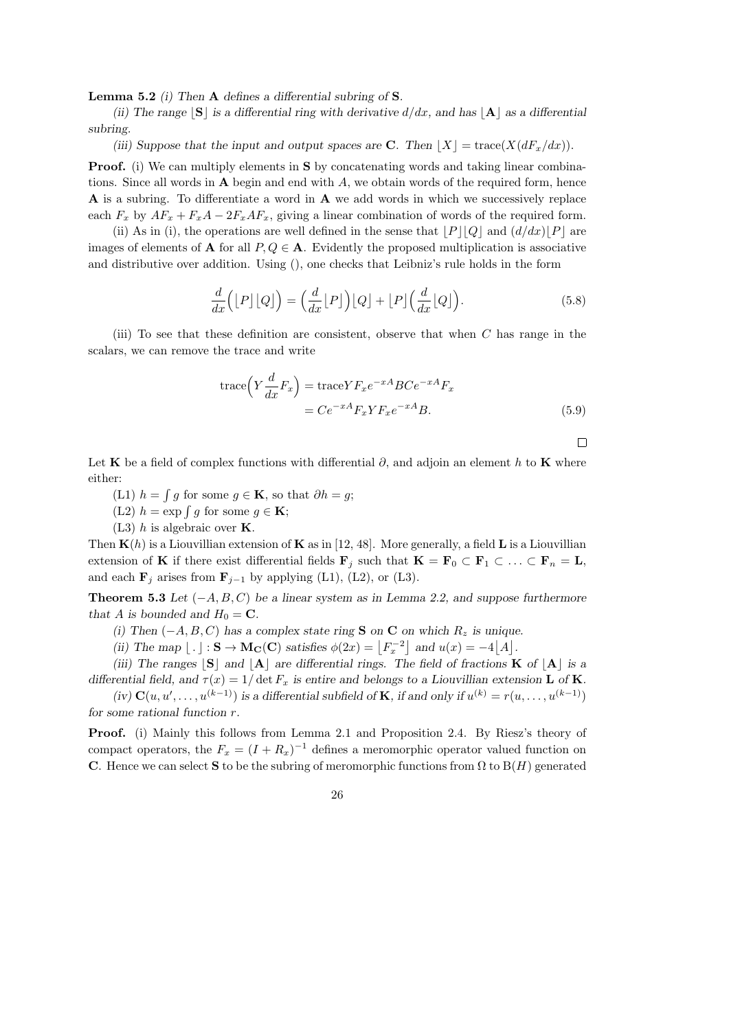**Lemma 5.2** *(i) Then* $\mathbf{A}$ *defines a differential subring of* $\mathbf{S}$.

*(ii) The range* $\lfloor \mathbf{S} \rfloor$ *is a differential ring with derivative* $d/dx$, *and has* $\lfloor \mathbf{A} \rfloor$ *as a differential subring.*

*(iii) Suppose that the input and output spaces are* $\mathbf{C}$. *Then* $\lfloor X \rfloor = \mathrm{trace}(X(dF_x/dx))$.

**Proof.** (i) We can multiply elements in $\mathbf{S}$ by concatenating words and taking linear combinations. Since all words in $\mathbf{A}$ begin and end with $A$, we obtain words of the required form, hence $\mathbf{A}$ is a subring. To differentiate a word in $\mathbf{A}$ we add words in which we successively replace each $F_x$ by $AF_x + F_xA - 2F_xAF_x$, giving a linear combination of words of the required form.

(ii) As in (i), the operations are well defined in the sense that $\lfloor P \rfloor \lfloor Q \rfloor$ and $(d/dx)\lfloor P \rfloor$ are images of elements of $\mathbf{A}$ for all $P, Q \in \mathbf{A}$. Evidently the proposed multiplication is associative and distributive over addition. Using (), one checks that Leibniz's rule holds in the form

$$\frac{d}{dx}\Big(\lfloor P \rfloor \lfloor Q \rfloor\Big) = \Big(\frac{d}{dx}\lfloor P \rfloor\Big)\lfloor Q \rfloor + \lfloor P \rfloor \Big(\frac{d}{dx}\lfloor Q \rfloor\Big). \tag{5.8}$$

(iii) To see that these definition are consistent, observe that when $C$ has range in the scalars, we can remove the trace and write

$$\begin{aligned} \mathrm{trace}\Big(Y\frac{d}{dx}F_x\Big) &= \mathrm{trace} Y F_x e^{-xA} B C e^{-xA} F_x \\ &= C e^{-xA} F_x Y F_x e^{-xA} B. \end{aligned} \tag{5.9}$$

□

Let $\mathbf{K}$ be a field of complex functions with differential $\partial$, and adjoin an element $h$ to $\mathbf{K}$ where either:

(L1) $h = \int g$ for some $g \in \mathbf{K}$, so that $\partial h = g$;

(L2) $h = \exp \int g$ for some $g \in \mathbf{K}$;

(L3) $h$ is algebraic over $\mathbf{K}$.

Then $\mathbf{K}(h)$ is a Liouvillian extension of $\mathbf{K}$ as in [12, 48]. More generally, a field $\mathbf{L}$ is a Liouvillian extension of $\mathbf{K}$ if there exist differential fields $\mathbf{F}_j$ such that $\mathbf{K} = \mathbf{F}_0 \subset \mathbf{F}_1 \subset \ldots \subset \mathbf{F}_n = \mathbf{L}$, and each $\mathbf{F}_j$ arises from $\mathbf{F}_{j-1}$ by applying (L1), (L2), or (L3).

**Theorem 5.3** *Let* $(-A, B, C)$ *be a linear system as in Lemma 2.2, and suppose furthermore that* $A$ *is bounded and* $H_0 = \mathbf{C}$.

*(i) Then* $(-A, B, C)$ *has a complex state ring* $\mathbf{S}$ *on* $\mathbf{C}$ *on which* $R_z$ *is unique.*

*(ii) The map* $\lfloor\,.\,\rfloor : \mathbf{S} \to \mathbf{M_C}(\mathbf{C})$ *satisfies* $\phi(2x) = \lfloor F_x^{-2} \rfloor$ *and* $u(x) = -4\lfloor A \rfloor$.

*(iii) The ranges* $\lfloor \mathbf{S} \rfloor$ *and* $\lfloor \mathbf{A} \rfloor$ *are differential rings. The field of fractions* $\mathbf{K}$ *of* $\lfloor \mathbf{A} \rfloor$ *is a differential field, and* $\tau(x) = 1/\det F_x$ *is entire and belongs to a Liouvillian extension* $\mathbf{L}$ *of* $\mathbf{K}$.

*(iv)* $\mathbf{C}(u, u', \ldots, u^{(k-1)})$ *is a differential subfield of* $\mathbf{K}$, *if and only if* $u^{(k)} = r(u, \ldots, u^{(k-1)})$ *for some rational function* $r$.

**Proof.** (i) Mainly this follows from Lemma 2.1 and Proposition 2.4. By Riesz's theory of compact operators, the $F_x = (I + R_x)^{-1}$ defines a meromorphic operator valued function on $\mathbf{C}$. Hence we can select $\mathbf{S}$ to be the subring of meromorphic functions from $\Omega$ to $\mathrm{B}(H)$ generated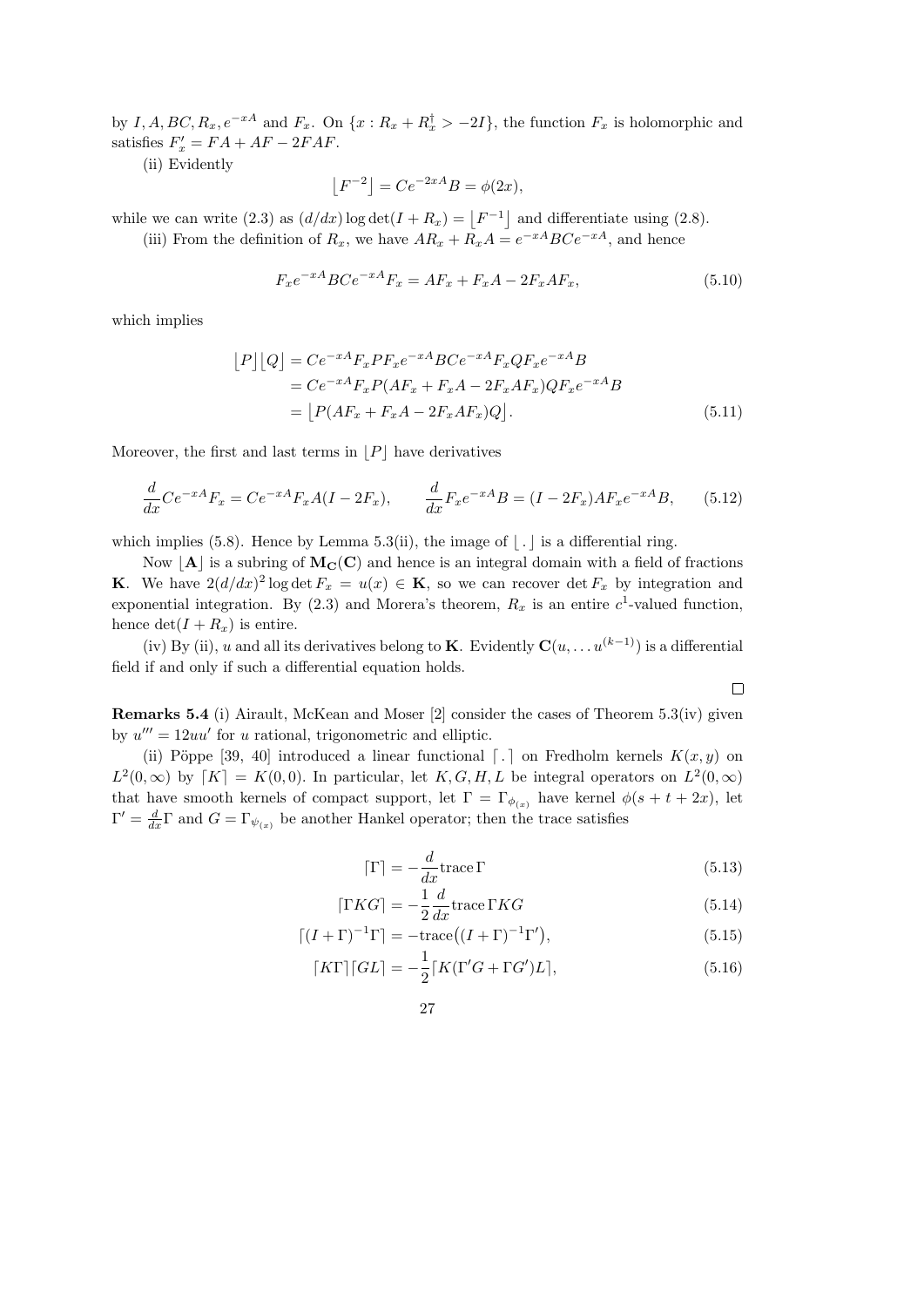by $I, A, BC, R_x, e^{-xA}$ and $F_x$. On $\{x : R_x + R_x^\dagger > -2I\}$, the function $F_x$ is holomorphic and satisfies $F_x' = FA + AF - 2FAF$.

(ii) Evidently

$$\lfloor F^{-2} \rfloor = Ce^{-2xA}B = \phi(2x),$$

while we can write (2.3) as $(d/dx)\log\det(I + R_x) = \lfloor F^{-1} \rfloor$ and differentiate using (2.8).

(iii) From the definition of $R_x$, we have $AR_x + R_xA = e^{-xA}BCe^{-xA}$, and hence

$$F_x e^{-xA}BCe^{-xA}F_x = AF_x + F_xA - 2F_xAF_x, \tag{5.10}$$

which implies

$$\begin{aligned} \lfloor P \rfloor \lfloor Q \rfloor &= Ce^{-xA}F_xPF_xe^{-xA}BCe^{-xA}F_xQF_xe^{-xA}B \\ &= Ce^{-xA}F_xP(AF_x + F_xA - 2F_xAF_x)QF_xe^{-xA}B \\ &= \lfloor P(AF_x + F_xA - 2F_xAF_x)Q \rfloor. \end{aligned} \tag{5.11}$$

Moreover, the first and last terms in $\lfloor P \rfloor$ have derivatives

$$\frac{d}{dx}Ce^{-xA}F_x = Ce^{-xA}F_xA(I - 2F_x), \qquad \frac{d}{dx}F_xe^{-xA}B = (I - 2F_x)AF_xe^{-xA}B, \tag{5.12}$$

which implies (5.8). Hence by Lemma 5.3(ii), the image of $\lfloor . \rfloor$ is a differential ring.

Now $\lfloor \mathbf{A} \rfloor$ is a subring of $\mathbf{M_C(C)}$ and hence is an integral domain with a field of fractions $\mathbf{K}$. We have $2(d/dx)^2 \log\det F_x = u(x) \in \mathbf{K}$, so we can recover $\det F_x$ by integration and exponential integration. By (2.3) and Morera's theorem, $R_x$ is an entire $c^1$-valued function, hence $\det(I + R_x)$ is entire.

(iv) By (ii), $u$ and all its derivatives belong to $\mathbf{K}$. Evidently $\mathbf{C}(u, \dots u^{(k-1)})$ is a differential field if and only if such a differential equation holds.

□

**Remarks 5.4** (i) Airault, McKean and Moser [2] consider the cases of Theorem 5.3(iv) given by $u''' = 12uu'$ for $u$ rational, trigonometric and elliptic.

(ii) Pöppe [39, 40] introduced a linear functional $\lceil . \rceil$ on Fredholm kernels $K(x, y)$ on $L^2(0, \infty)$ by $\lceil K \rceil = K(0, 0)$. In particular, let $K, G, H, L$ be integral operators on $L^2(0, \infty)$ that have smooth kernels of compact support, let $\Gamma = \Gamma_{\phi_{(x)}}$ have kernel $\phi(s + t + 2x)$, let $\Gamma' = \frac{d}{dx}\Gamma$ and $G = \Gamma_{\psi_{(x)}}$ be another Hankel operator; then the trace satisfies

$$\lceil \Gamma \rceil = -\frac{d}{dx}\operatorname{trace}\Gamma \tag{5.13}$$

$$\lceil \Gamma K G \rceil = -\frac{1}{2}\frac{d}{dx}\operatorname{trace}\Gamma K G \tag{5.14}$$

$$\lceil (I + \Gamma)^{-1}\Gamma \rceil = -\operatorname{trace}\big((I + \Gamma)^{-1}\Gamma'\big), \tag{5.15}$$

$$\lceil K\Gamma \rceil \lceil GL \rceil = -\frac{1}{2}\lceil K(\Gamma' G + \Gamma G')L \rceil, \tag{5.16}$$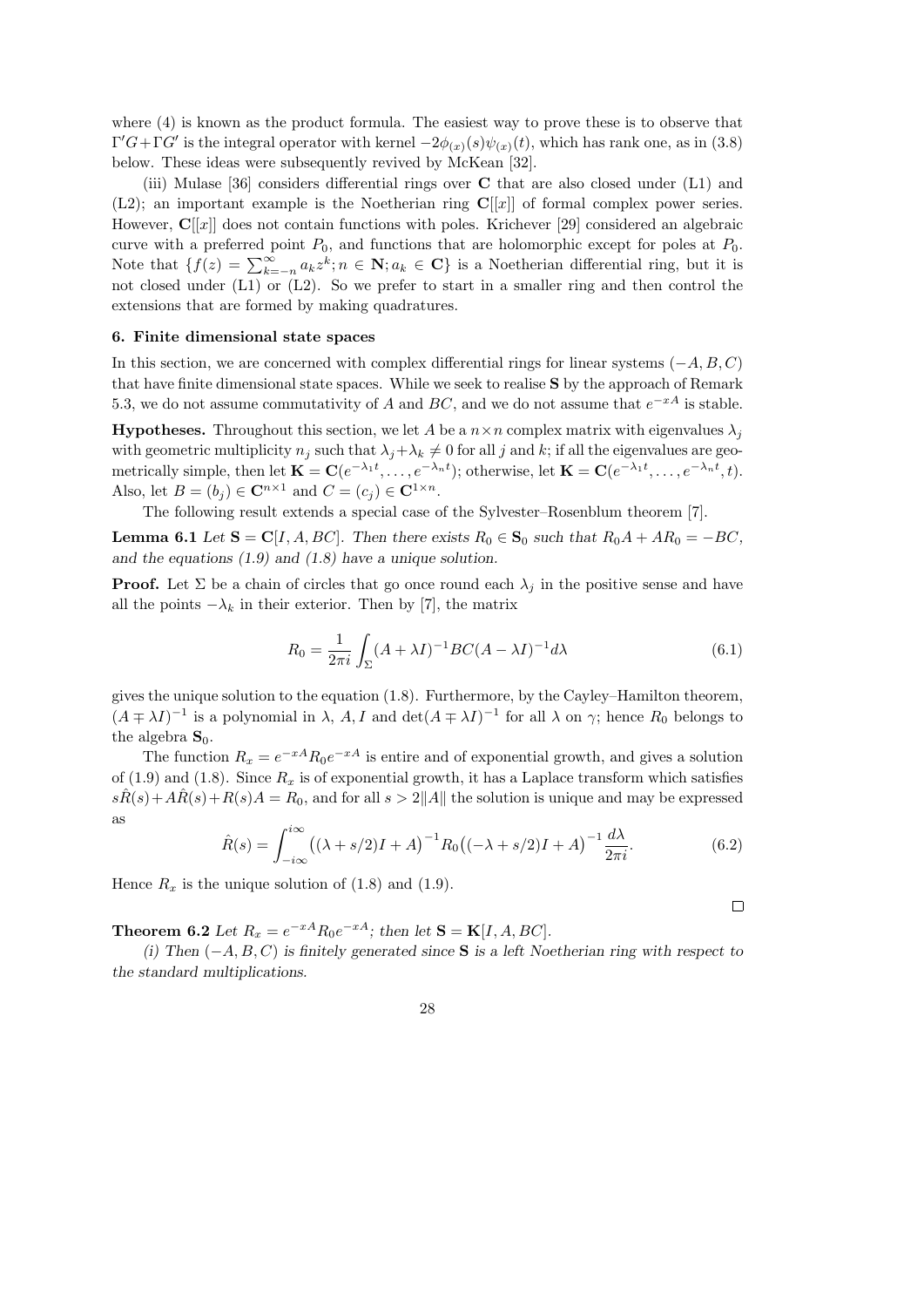where (4) is known as the product formula. The easiest way to prove these is to observe that $\Gamma' G + \Gamma G'$ is the integral operator with kernel $-2\phi_{(x)}(s)\psi_{(x)}(t)$, which has rank one, as in (3.8) below. These ideas were subsequently revived by McKean [32].

(iii) Mulase [36] considers differential rings over $\mathbf{C}$ that are also closed under (L1) and (L2); an important example is the Noetherian ring $\mathbf{C}[[x]]$ of formal complex power series. However, $\mathbf{C}[[x]]$ does not contain functions with poles. Krichever [29] considered an algebraic curve with a preferred point $P_0$, and functions that are holomorphic except for poles at $P_0$. Note that $\{f(z) = \sum_{k=-n}^{\infty} a_k z^k; n \in \mathbf{N}; a_k \in \mathbf{C}\}$ is a Noetherian differential ring, but it is not closed under (L1) or (L2). So we prefer to start in a smaller ring and then control the extensions that are formed by making quadratures.

### 6. Finite dimensional state spaces

In this section, we are concerned with complex differential rings for linear systems $(-A, B, C)$ that have finite dimensional state spaces. While we seek to realise $\mathbf{S}$ by the approach of Remark 5.3, we do not assume commutativity of $A$ and $BC$, and we do not assume that $e^{-xA}$ is stable.

**Hypotheses.** Throughout this section, we let $A$ be a $n \times n$ complex matrix with eigenvalues $\lambda_j$ with geometric multiplicity $n_j$ such that $\lambda_j + \lambda_k \neq 0$ for all $j$ and $k$; if all the eigenvalues are geometrically simple, then let $\mathbf{K} = \mathbf{C}(e^{-\lambda_1 t}, \dots, e^{-\lambda_n t})$; otherwise, let $\mathbf{K} = \mathbf{C}(e^{-\lambda_1 t}, \dots, e^{-\lambda_n t}, t)$. Also, let $B = (b_j) \in \mathbf{C}^{n\times 1}$ and $C = (c_j) \in \mathbf{C}^{1\times n}$.

The following result extends a special case of the Sylvester–Rosenblum theorem [7].

**Lemma 6.1** *Let $\mathbf{S} = \mathbf{C}[I, A, BC]$. Then there exists $R_0 \in \mathbf{S}_0$ such that $R_0 A + A R_0 = -BC$, and the equations (1.9) and (1.8) have a unique solution.*

**Proof.** Let $\Sigma$ be a chain of circles that go once round each $\lambda_j$ in the positive sense and have all the points $-\lambda_k$ in their exterior. Then by [7], the matrix

$$R_0 = \frac{1}{2\pi i} \int_\Sigma (A + \lambda I)^{-1} BC (A - \lambda I)^{-1} d\lambda \tag{6.1}$$

gives the unique solution to the equation (1.8). Furthermore, by the Cayley–Hamilton theorem, $(A \mp \lambda I)^{-1}$ is a polynomial in $\lambda$, $A, I$ and $\det(A \mp \lambda I)^{-1}$ for all $\lambda$ on $\gamma$; hence $R_0$ belongs to the algebra $\mathbf{S}_0$.

The function $R_x = e^{-xA} R_0 e^{-xA}$ is entire and of exponential growth, and gives a solution of (1.9) and (1.8). Since $R_x$ is of exponential growth, it has a Laplace transform which satisfies $s\hat{R}(s) + A\hat{R}(s) + R(s)A = R_0$, and for all $s > 2\|A\|$ the solution is unique and may be expressed as

$$\hat{R}(s) = \int_{-i\infty}^{i\infty} \big((\lambda + s/2)I + A\big)^{-1} R_0 \big((-\lambda + s/2)I + A\big)^{-1} \frac{d\lambda}{2\pi i}. \tag{6.2}$$

Hence $R_x$ is the unique solution of (1.8) and (1.9).

□

**Theorem 6.2** *Let $R_x = e^{-xA} R_0 e^{-xA}$; then let $\mathbf{S} = \mathbf{K}[I, A, BC]$.*

*(i) Then $(-A, B, C)$ is finitely generated since $\mathbf{S}$ is a left Noetherian ring with respect to the standard multiplications.*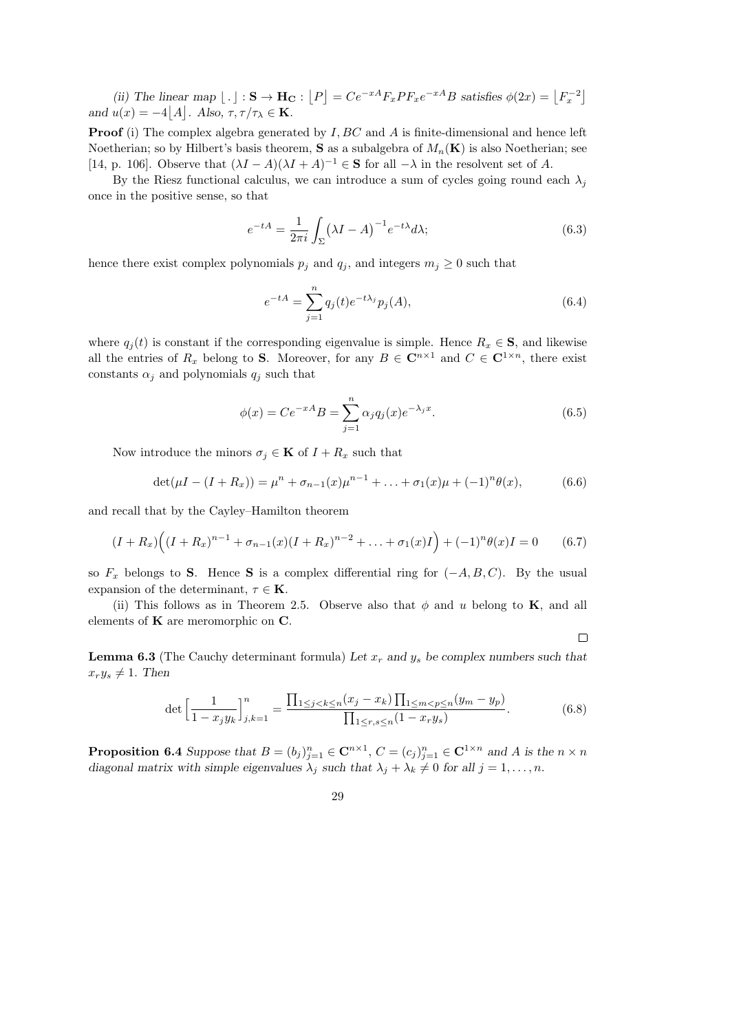*(ii) The linear map* $\lfloor\,.\,\rfloor : \mathbf{S} \to \mathbf{H_C} : \lfloor P \rfloor = Ce^{-xA}F_x P F_x e^{-xA}B$ *satisfies* $\phi(2x) = \lfloor F_x^{-2} \rfloor$ *and* $u(x) = -4\lfloor A \rfloor$*. Also,* $\tau, \tau/\tau_\lambda \in \mathbf{K}$*.*

**Proof** (i) The complex algebra generated by $I, BC$ and $A$ is finite-dimensional and hence left Noetherian; so by Hilbert's basis theorem, $\mathbf{S}$ as a subalgebra of $M_n(\mathbf{K})$ is also Noetherian; see [14, p. 106]. Observe that $(\lambda I - A)(\lambda I + A)^{-1} \in \mathbf{S}$ for all $-\lambda$ in the resolvent set of $A$.

By the Riesz functional calculus, we can introduce a sum of cycles going round each $\lambda_j$ once in the positive sense, so that

$$e^{-tA} = \frac{1}{2\pi i}\int_\Sigma \bigl(\lambda I - A\bigr)^{-1} e^{-t\lambda}d\lambda; \tag{6.3}$$

hence there exist complex polynomials $p_j$ and $q_j$, and integers $m_j \geq 0$ such that

$$e^{-tA} = \sum_{j=1}^n q_j(t)e^{-t\lambda_j}p_j(A), \tag{6.4}$$

where $q_j(t)$ is constant if the corresponding eigenvalue is simple. Hence $R_x \in \mathbf{S}$, and likewise all the entries of $R_x$ belong to $\mathbf{S}$. Moreover, for any $B \in \mathbf{C}^{n\times 1}$ and $C \in \mathbf{C}^{1\times n}$, there exist constants $\alpha_j$ and polynomials $q_j$ such that

$$\phi(x) = Ce^{-xA}B = \sum_{j=1}^n \alpha_j q_j(x)e^{-\lambda_j x}. \tag{6.5}$$

Now introduce the minors $\sigma_j \in \mathbf{K}$ of $I + R_x$ such that

$$\det(\mu I - (I + R_x)) = \mu^n + \sigma_{n-1}(x)\mu^{n-1} + \ldots + \sigma_1(x)\mu + (-1)^n\theta(x), \tag{6.6}$$

and recall that by the Cayley–Hamilton theorem

$$(I + R_x)\Bigl((I + R_x)^{n-1} + \sigma_{n-1}(x)(I + R_x)^{n-2} + \ldots + \sigma_1(x)I\Bigr) + (-1)^n\theta(x)I = 0 \tag{6.7}$$

so $F_x$ belongs to $\mathbf{S}$. Hence $\mathbf{S}$ is a complex differential ring for $(-A, B, C)$. By the usual expansion of the determinant, $\tau \in \mathbf{K}$.

(ii) This follows as in Theorem 2.5. Observe also that $\phi$ and $u$ belong to $\mathbf{K}$, and all elements of $\mathbf{K}$ are meromorphic on $\mathbf{C}$.

□

**Lemma 6.3** (The Cauchy determinant formula) *Let* $x_r$ *and* $y_s$ *be complex numbers such that* $x_r y_s \neq 1$*. Then*

$$\det\Bigl[\frac{1}{1 - x_j y_k}\Bigr]_{j,k=1}^n = \frac{\prod_{1\leq j<k\leq n}(x_j - x_k)\prod_{1\leq m<p\leq n}(y_m - y_p)}{\prod_{1\leq r,s\leq n}(1 - x_r y_s)}. \tag{6.8}$$

**Proposition 6.4** *Suppose that* $B = (b_j)_{j=1}^n \in \mathbf{C}^{n\times 1}$*,* $C = (c_j)_{j=1}^n \in \mathbf{C}^{1\times n}$ *and* $A$ *is the* $n \times n$ *diagonal matrix with simple eigenvalues* $\lambda_j$ *such that* $\lambda_j + \lambda_k \neq 0$ *for all* $j = 1, \ldots, n$*.*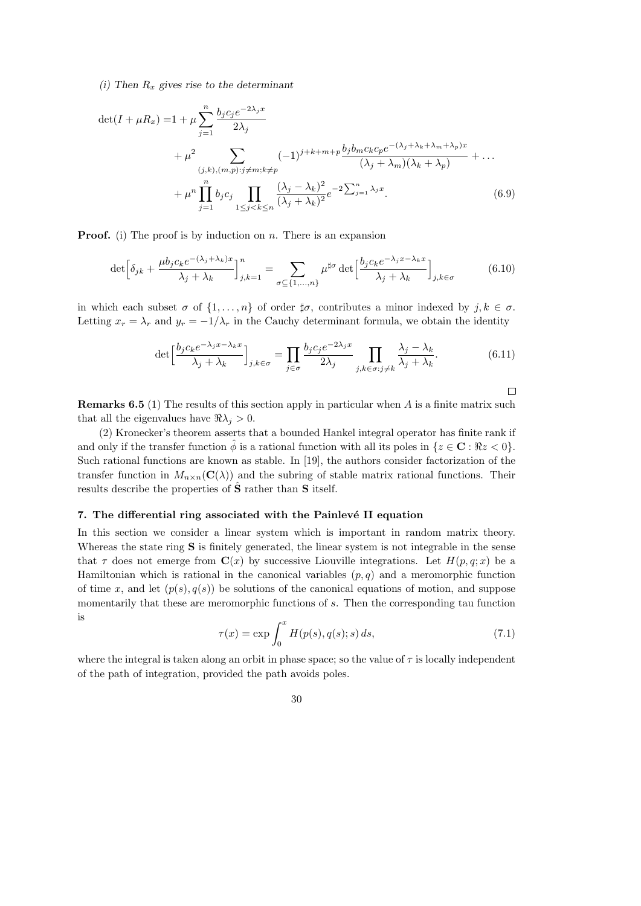*(i) Then $R_x$ gives rise to the determinant*

$$
\begin{aligned}
\det(I+\mu R_x) =& 1+\mu\sum_{j=1}^{n}\frac{b_jc_je^{-2\lambda_jx}}{2\lambda_j}\\
&+\mu^2\sum_{(j,k),(m,p):j\neq m;k\neq p}(-1)^{j+k+m+p}\frac{b_jb_mc_kc_pe^{-(\lambda_j+\lambda_k+\lambda_m+\lambda_p)x}}{(\lambda_j+\lambda_m)(\lambda_k+\lambda_p)}+\dots\\
&+\mu^n\prod_{j=1}^{n}b_jc_j\prod_{1\leq j<k\leq n}\frac{(\lambda_j-\lambda_k)^2}{(\lambda_j+\lambda_k)^2}e^{-2\sum_{j=1}^{n}\lambda_jx}. \qquad (6.9)
\end{aligned}
$$

**Proof.** (i) The proof is by induction on $n$. There is an expansion

$$
\det\Big[\delta_{jk}+\frac{\mu b_jc_ke^{-(\lambda_j+\lambda_k)x}}{\lambda_j+\lambda_k}\Big]_{j,k=1}^{n}=\sum_{\sigma\subseteq\{1,\dots,n\}}\mu^{\sharp\sigma}\det\Big[\frac{b_jc_ke^{-\lambda_jx-\lambda_kx}}{\lambda_j+\lambda_k}\Big]_{j,k\in\sigma} \qquad (6.10)
$$

in which each subset $\sigma$ of $\{1,\dots,n\}$ of order $\sharp\sigma$, contributes a minor indexed by $j,k\in\sigma$. Letting $x_r=\lambda_r$ and $y_r=-1/\lambda_r$ in the Cauchy determinant formula, we obtain the identity

$$
\det\Big[\frac{b_jc_ke^{-\lambda_jx-\lambda_kx}}{\lambda_j+\lambda_k}\Big]_{j,k\in\sigma}=\prod_{j\in\sigma}\frac{b_jc_je^{-2\lambda_jx}}{2\lambda_j}\prod_{j,k\in\sigma:j\neq k}\frac{\lambda_j-\lambda_k}{\lambda_j+\lambda_k}. \qquad (6.11)
$$

□

**Remarks 6.5** (1) The results of this section apply in particular when $A$ is a finite matrix such that all the eigenvalues have $\Re\lambda_j>0$.

(2) Kronecker's theorem asserts that a bounded Hankel integral operator has finite rank if and only if the transfer function $\hat{\phi}$ is a rational function with all its poles in $\{z\in\mathbf{C}:\Re z<0\}$. Such rational functions are known as stable. In [19], the authors consider factorization of the transfer function in $M_{n\times n}(\mathbf{C}(\lambda))$ and the subring of stable matrix rational functions. Their results describe the properties of $\hat{\mathbf{S}}$ rather than $\mathbf{S}$ itself.

## 7. The differential ring associated with the Painlevé II equation

In this section we consider a linear system which is important in random matrix theory. Whereas the state ring $\mathbf{S}$ is finitely generated, the linear system is not integrable in the sense that $\tau$ does not emerge from $\mathbf{C}(x)$ by successive Liouville integrations. Let $H(p,q;x)$ be a Hamiltonian which is rational in the canonical variables $(p,q)$ and a meromorphic function of time $x$, and let $(p(s),q(s))$ be solutions of the canonical equations of motion, and suppose momentarily that these are meromorphic functions of $s$. Then the corresponding tau function is

$$
\tau(x)=\exp\int_0^x H(p(s),q(s);s)\,ds, \qquad (7.1)
$$

where the integral is taken along an orbit in phase space; so the value of $\tau$ is locally independent of the path of integration, provided the path avoids poles.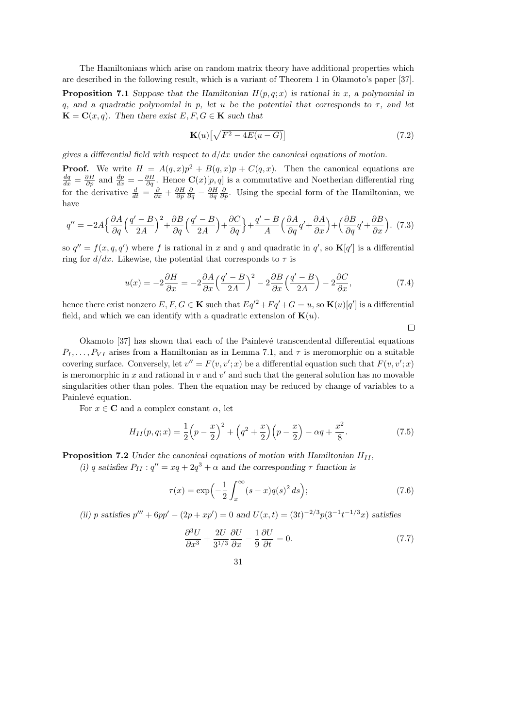The Hamiltonians which arise on random matrix theory have additional properties which are described in the following result, which is a variant of Theorem 1 in Okamoto's paper [37].

**Proposition 7.1** *Suppose that the Hamiltonian $H(p,q;x)$ is rational in $x$, a polynomial in $q$, and a quadratic polynomial in $p$, let $u$ be the potential that corresponds to $\tau$, and let $\mathbf{K} = \mathbf{C}(x,q)$. Then there exist $E, F, G \in \mathbf{K}$ such that*

$$\mathbf{K}(u)\big[\sqrt{F^2 - 4E(u-G)}\big] \tag{7.2}$$

*gives a differential field with respect to $d/dx$ under the canonical equations of motion.*

**Proof.** We write $H = A(q,x)p^2 + B(q,x)p + C(q,x)$. Then the canonical equations are $\frac{dq}{dx} = \frac{\partial H}{\partial p}$ and $\frac{dp}{dx} = -\frac{\partial H}{\partial q}$. Hence $\mathbf{C}(x)[p,q]$ is a commutative and Noetherian differential ring for the derivative $\frac{d}{dt} = \frac{\partial}{\partial x} + \frac{\partial H}{\partial p}\frac{\partial}{\partial q} - \frac{\partial H}{\partial q}\frac{\partial}{\partial p}$. Using the special form of the Hamiltonian, we have

$$q'' = -2A\Big\{\frac{\partial A}{\partial q}\Big(\frac{q'-B}{2A}\Big)^2 + \frac{\partial B}{\partial q}\Big(\frac{q'-B}{2A}\Big) + \frac{\partial C}{\partial q}\Big\} + \frac{q'-B}{A}\Big(\frac{\partial A}{\partial q}q' + \frac{\partial A}{\partial x}\Big) + \Big(\frac{\partial B}{\partial q}q' + \frac{\partial B}{\partial x}\Big). \tag{7.3}$$

so $q'' = f(x,q,q')$ where $f$ is rational in $x$ and $q$ and quadratic in $q'$, so $\mathbf{K}[q']$ is a differential ring for $d/dx$. Likewise, the potential that corresponds to $\tau$ is

$$u(x) = -2\frac{\partial H}{\partial x} = -2\frac{\partial A}{\partial x}\Big(\frac{q'-B}{2A}\Big)^2 - 2\frac{\partial B}{\partial x}\Big(\frac{q'-B}{2A}\Big) - 2\frac{\partial C}{\partial x}, \tag{7.4}$$

hence there exist nonzero $E, F, G \in \mathbf{K}$ such that $Eq'^2 + Fq' + G = u$, so $\mathbf{K}(u)[q']$ is a differential field, and which we can identify with a quadratic extension of $\mathbf{K}(u)$.

$\square$

Okamoto [37] has shown that each of the Painlevé transcendental differential equations $P_I, \dots, P_{VI}$ arises from a Hamiltonian as in Lemma 7.1, and $\tau$ is meromorphic on a suitable covering surface. Conversely, let $v'' = F(v, v'; x)$ be a differential equation such that $F(v, v'; x)$ is meromorphic in $x$ and rational in $v$ and $v'$ and such that the general solution has no movable singularities other than poles. Then the equation may be reduced by change of variables to a Painlevé equation.

For $x \in \mathbf{C}$ and a complex constant $\alpha$, let

$$H_{II}(p,q;x) = \frac{1}{2}\Big(p - \frac{x}{2}\Big)^2 + \Big(q^2 + \frac{x}{2}\Big)\Big(p - \frac{x}{2}\Big) - \alpha q + \frac{x^2}{8}. \tag{7.5}$$

**Proposition 7.2** *Under the canonical equations of motion with Hamiltonian $H_{II}$,*

*(i) $q$ satisfies $P_{II} : q'' = xq + 2q^3 + \alpha$ and the corresponding $\tau$ function is*

$$\tau(x) = \exp\Big(-\frac{1}{2}\int_x^\infty (s-x)q(s)^2\, ds\Big); \tag{7.6}$$

*(ii) $p$ satisfies $p''' + 6pp' - (2p + xp') = 0$ and $U(x,t) = (3t)^{-2/3}p(3^{-1}t^{-1/3}x)$ satisfies*

$$\frac{\partial^3 U}{\partial x^3} + \frac{2U}{3^{1/3}}\frac{\partial U}{\partial x} - \frac{1}{9}\frac{\partial U}{\partial t} = 0. \tag{7.7}$$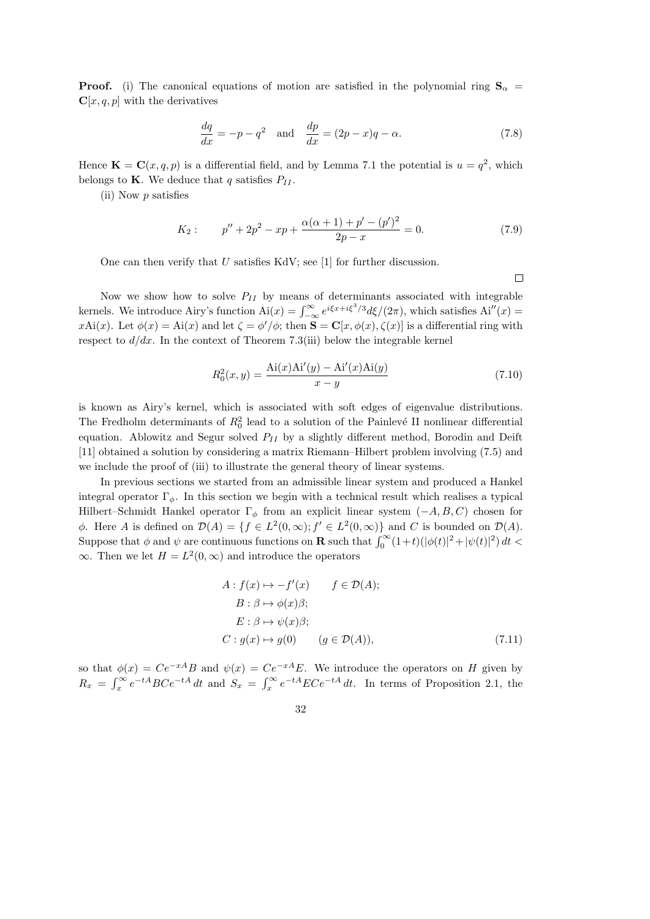**Proof.** (i) The canonical equations of motion are satisfied in the polynomial ring $\mathbf{S}_\alpha = \mathbf{C}[x,q,p]$ with the derivatives

$$\frac{dq}{dx} = -p - q^2 \quad \text{and} \quad \frac{dp}{dx} = (2p - x)q - \alpha. \tag{7.8}$$

Hence $\mathbf{K} = \mathbf{C}(x,q,p)$ is a differential field, and by Lemma 7.1 the potential is $u = q^2$, which belongs to $\mathbf{K}$. We deduce that $q$ satisfies $P_{II}$.

(ii) Now $p$ satisfies

$$K_2: \qquad p'' + 2p^2 - xp + \frac{\alpha(\alpha+1) + p' - (p')^2}{2p - x} = 0. \tag{7.9}$$

One can then verify that $U$ satisfies KdV; see [1] for further discussion.

□

Now we show how to solve $P_{II}$ by means of determinants associated with integrable kernels. We introduce Airy's function $\mathrm{Ai}(x) = \int_{-\infty}^{\infty} e^{i\xi x + i\xi^3/3} d\xi/(2\pi)$, which satisfies $\mathrm{Ai}''(x) = x\mathrm{Ai}(x)$. Let $\phi(x) = \mathrm{Ai}(x)$ and let $\zeta = \phi'/\phi$; then $\mathbf{S} = \mathbf{C}[x, \phi(x), \zeta(x)]$ is a differential ring with respect to $d/dx$. In the context of Theorem 7.3(iii) below the integrable kernel

$$R_0^2(x,y) = \frac{\mathrm{Ai}(x)\mathrm{Ai}'(y) - \mathrm{Ai}'(x)\mathrm{Ai}(y)}{x - y} \tag{7.10}$$

is known as Airy's kernel, which is associated with soft edges of eigenvalue distributions. The Fredholm determinants of $R_0^2$ lead to a solution of the Painlevé II nonlinear differential equation. Ablowitz and Segur solved $P_{II}$ by a slightly different method, Borodin and Deift [11] obtained a solution by considering a matrix Riemann–Hilbert problem involving (7.5) and we include the proof of (iii) to illustrate the general theory of linear systems.

In previous sections we started from an admissible linear system and produced a Hankel integral operator $\Gamma_\phi$. In this section we begin with a technical result which realises a typical Hilbert–Schmidt Hankel operator $\Gamma_\phi$ from an explicit linear system $(-A, B, C)$ chosen for $\phi$. Here $A$ is defined on $\mathcal{D}(A) = \{f \in L^2(0,\infty); f' \in L^2(0,\infty)\}$ and $C$ is bounded on $\mathcal{D}(A)$. Suppose that $\phi$ and $\psi$ are continuous functions on $\mathbf{R}$ such that $\int_0^\infty (1+t)(|\phi(t)|^2 + |\psi(t)|^2)\,dt < \infty$. Then we let $H = L^2(0,\infty)$ and introduce the operators

$$\begin{aligned}
A &: f(x) \mapsto -f'(x) \qquad f \in \mathcal{D}(A);\\
B &: \beta \mapsto \phi(x)\beta;\\
E &: \beta \mapsto \psi(x)\beta;\\
C &: g(x) \mapsto g(0) \qquad (g \in \mathcal{D}(A)),
\end{aligned} \tag{7.11}$$

so that $\phi(x) = Ce^{-xA}B$ and $\psi(x) = Ce^{-xA}E$. We introduce the operators on $H$ given by $R_x = \int_x^\infty e^{-tA}BCe^{-tA}\,dt$ and $S_x = \int_x^\infty e^{-tA}ECe^{-tA}\,dt$. In terms of Proposition 2.1, the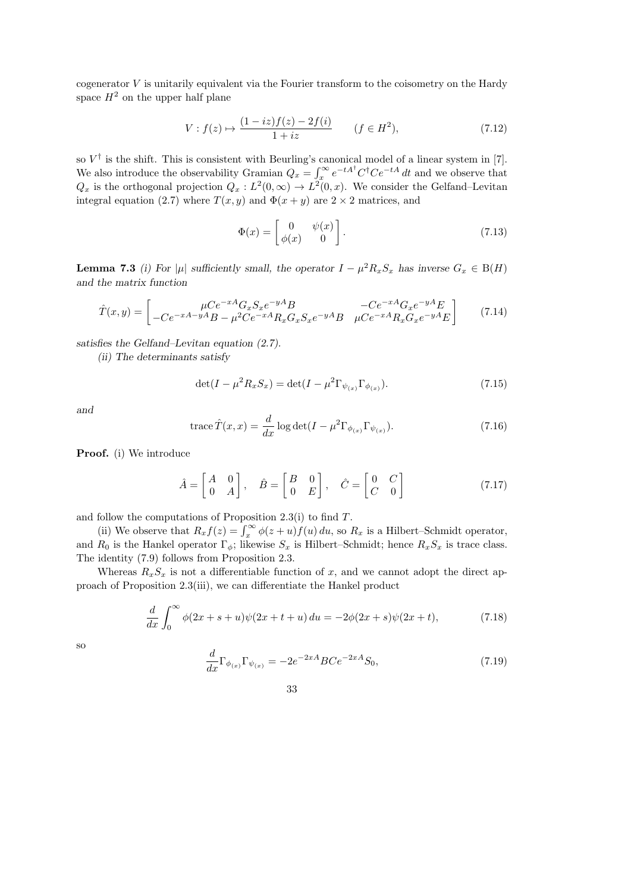cogenerator $V$ is unitarily equivalent via the Fourier transform to the coisometry on the Hardy space $H^2$ on the upper half plane

$$V : f(z) \mapsto \frac{(1 - iz)f(z) - 2f(i)}{1 + iz} \qquad (f \in H^2), \tag{7.12}$$

so $V^\dagger$ is the shift. This is consistent with Beurling's canonical model of a linear system in [7]. We also introduce the observability Gramian $Q_x = \int_x^\infty e^{-tA^\dagger} C^\dagger C e^{-tA}\, dt$ and we observe that $Q_x$ is the orthogonal projection $Q_x : L^2(0,\infty) \to L^2(0,x)$. We consider the Gelfand–Levitan integral equation (2.7) where $T(x,y)$ and $\Phi(x+y)$ are $2 \times 2$ matrices, and

$$\Phi(x) = \begin{bmatrix} 0 & \psi(x) \\ \phi(x) & 0 \end{bmatrix}. \tag{7.13}$$

**Lemma 7.3** *(i) For $|\mu|$ sufficiently small, the operator $I - \mu^2 R_x S_x$ has inverse $G_x \in \mathrm{B}(H)$ and the matrix function*

$$\hat{T}(x,y) = \begin{bmatrix} \mu C e^{-xA} G_x S_x e^{-yA} B & -C e^{-xA} G_x e^{-yA} E \\ -C e^{-xA - yA} B - \mu^2 C e^{-xA} R_x G_x S_x e^{-yA} B & \mu C e^{-xA} R_x G_x e^{-yA} E \end{bmatrix} \tag{7.14}$$

*satisfies the Gelfand–Levitan equation (2.7).*

*(ii) The determinants satisfy*

$$\det(I - \mu^2 R_x S_x) = \det(I - \mu^2 \Gamma_{\psi_{(x)}} \Gamma_{\phi_{(x)}}). \tag{7.15}$$

*and*

$$\operatorname{trace} \hat{T}(x,x) = \frac{d}{dx} \log \det(I - \mu^2 \Gamma_{\phi_{(x)}} \Gamma_{\psi_{(x)}}). \tag{7.16}$$

**Proof.** (i) We introduce

$$\hat{A} = \begin{bmatrix} A & 0 \\ 0 & A \end{bmatrix}, \quad \hat{B} = \begin{bmatrix} B & 0 \\ 0 & E \end{bmatrix}, \quad \hat{C} = \begin{bmatrix} 0 & C \\ C & 0 \end{bmatrix} \tag{7.17}$$

and follow the computations of Proposition 2.3(i) to find $T$.

(ii) We observe that $R_x f(z) = \int_x^\infty \phi(z+u) f(u)\, du$, so $R_x$ is a Hilbert–Schmidt operator, and $R_0$ is the Hankel operator $\Gamma_\phi$; likewise $S_x$ is Hilbert–Schmidt; hence $R_x S_x$ is trace class. The identity (7.9) follows from Proposition 2.3.

Whereas $R_x S_x$ is not a differentiable function of $x$, and we cannot adopt the direct approach of Proposition 2.3(iii), we can differentiate the Hankel product

$$\frac{d}{dx} \int_0^\infty \phi(2x + s + u) \psi(2x + t + u)\, du = -2\phi(2x + s)\psi(2x + t), \tag{7.18}$$

so

$$\frac{d}{dx} \Gamma_{\phi_{(x)}} \Gamma_{\psi_{(x)}} = -2 e^{-2xA} B C e^{-2xA} S_0, \tag{7.19}$$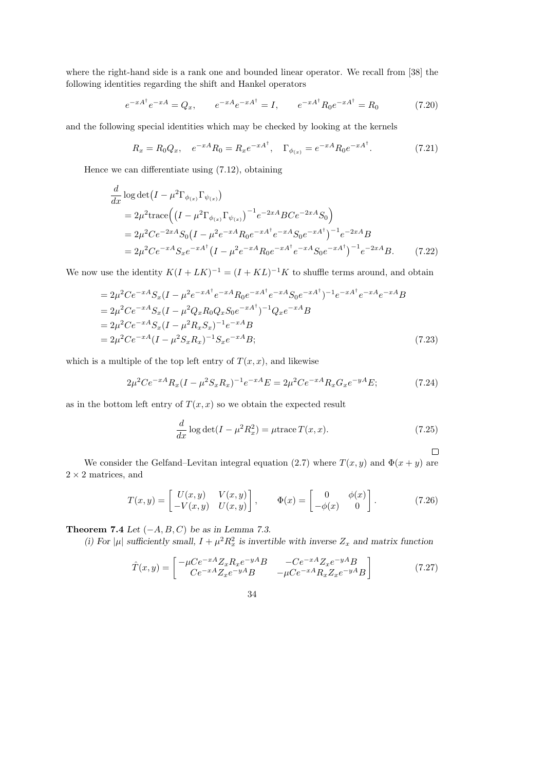where the right-hand side is a rank one and bounded linear operator. We recall from [38] the following identities regarding the shift and Hankel operators

$$e^{-xA^\dagger}e^{-xA} = Q_x, \qquad e^{-xA}e^{-xA^\dagger} = I, \qquad e^{-xA^\dagger}R_0 e^{-xA^\dagger} = R_0 \tag{7.20}$$

and the following special identities which may be checked by looking at the kernels

$$R_x = R_0 Q_x, \quad e^{-xA}R_0 = R_x e^{-xA^\dagger}, \quad \Gamma_{\phi_{(x)}} = e^{-xA}R_0 e^{-xA^\dagger}. \tag{7.21}$$

Hence we can differentiate using (7.12), obtaining

$$\begin{aligned}
&\frac{d}{dx}\log\det\bigl(I - \mu^2\Gamma_{\phi_{(x)}}\Gamma_{\psi_{(x)}}\bigr)\\
&= 2\mu^2 \mathrm{trace}\Bigl(\bigl(I - \mu^2\Gamma_{\phi_{(x)}}\Gamma_{\psi_{(x)}}\bigr)^{-1} e^{-2xA}BCe^{-2xA}S_0\Bigr)\\
&= 2\mu^2 Ce^{-2xA}S_0\bigl(I - \mu^2 e^{-xA}R_0 e^{-xA^\dagger}e^{-xA}S_0 e^{-xA^\dagger}\bigr)^{-1}e^{-2xA}B\\
&= 2\mu^2 Ce^{-xA}S_x e^{-xA^\dagger}\bigl(I - \mu^2 e^{-xA}R_0 e^{-xA^\dagger}e^{-xA}S_0 e^{-xA^\dagger}\bigr)^{-1}e^{-2xA}B.
\end{aligned} \tag{7.22}$$

We now use the identity $K(I+LK)^{-1} = (I+KL)^{-1}K$ to shuffle terms around, and obtain

$$\begin{aligned}
&= 2\mu^2 Ce^{-xA}S_x(I - \mu^2 e^{-xA^\dagger}e^{-xA}R_0 e^{-xA^\dagger}e^{-xA}S_0 e^{-xA^\dagger})^{-1}e^{-xA^\dagger}e^{-xA}e^{-xA}B\\
&= 2\mu^2 Ce^{-xA}S_x(I - \mu^2 Q_x R_0 Q_x S_0 e^{-xA^\dagger})^{-1}Q_x e^{-xA}B\\
&= 2\mu^2 Ce^{-xA}S_x(I - \mu^2 R_x S_x)^{-1}e^{-xA}B\\
&= 2\mu^2 Ce^{-xA}(I - \mu^2 S_x R_x)^{-1}S_x e^{-xA}B;
\end{aligned} \tag{7.23}$$

which is a multiple of the top left entry of $T(x,x)$, and likewise

$$2\mu^2 Ce^{-xA}R_x(I - \mu^2 S_x R_x)^{-1}e^{-xA}E = 2\mu^2 Ce^{-xA}R_x G_x e^{-yA}E; \tag{7.24}$$

as in the bottom left entry of $T(x,x)$ so we obtain the expected result

$$\frac{d}{dx}\log\det(I - \mu^2 R_x^2) = \mu \,\mathrm{trace}\, T(x,x). \tag{7.25}$$

□

We consider the Gelfand–Levitan integral equation (2.7) where $T(x,y)$ and $\Phi(x+y)$ are $2\times 2$ matrices, and

$$T(x,y) = \begin{bmatrix} U(x,y) & V(x,y)\\ -V(x,y) & U(x,y)\end{bmatrix}, \qquad \Phi(x) = \begin{bmatrix} 0 & \phi(x)\\ -\phi(x) & 0\end{bmatrix}. \tag{7.26}$$

**Theorem 7.4** *Let $(-A,B,C)$ be as in Lemma 7.3.*

*(i) For $|\mu|$ sufficiently small, $I + \mu^2 R_x^2$ is invertible with inverse $Z_x$ and matrix function*

$$\hat{T}(x,y) = \begin{bmatrix} -\mu Ce^{-xA}Z_x R_x e^{-yA}B & -Ce^{-xA}Z_x e^{-yA}B\\ Ce^{-xA}Z_x e^{-yA}B & -\mu Ce^{-xA}R_x Z_x e^{-yA}B\end{bmatrix} \tag{7.27}$$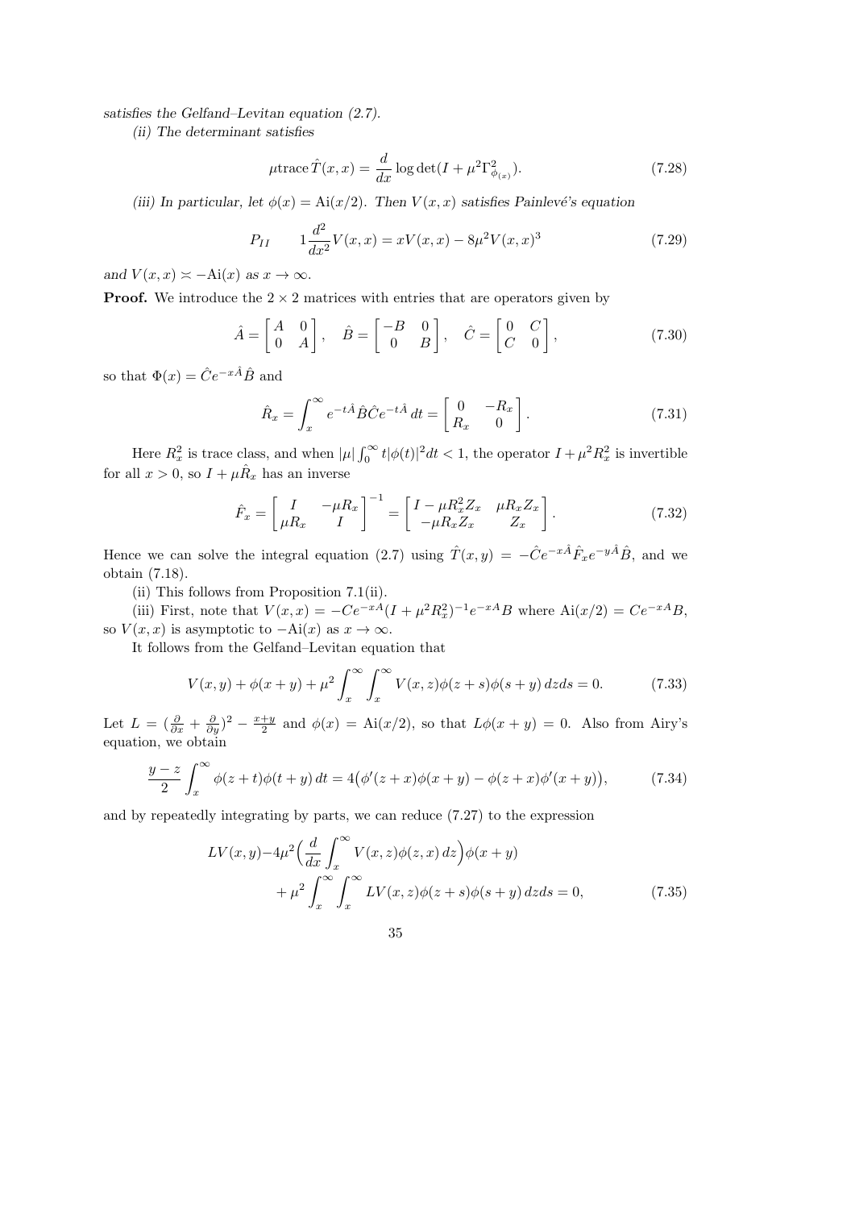*satisfies the Gelfand–Levitan equation (2.7).*

*(ii) The determinant satisfies*

$$\mu \operatorname{trace} \hat{T}(x,x) = \frac{d}{dx} \log \det(I + \mu^2 \Gamma^2_{\phi_{(x)}}). \tag{7.28}$$

*(iii) In particular, let $\phi(x) = \mathrm{Ai}(x/2)$. Then $V(x,x)$ satisfies Painlevé's equation*

$$P_{II} \qquad 1\frac{d^2}{dx^2}V(x,x) = xV(x,x) - 8\mu^2 V(x,x)^3 \tag{7.29}$$

*and $V(x,x) \asymp -\mathrm{Ai}(x)$ as $x \to \infty$.*

**Proof.** We introduce the $2 \times 2$ matrices with entries that are operators given by

$$\hat{A} = \begin{bmatrix} A & 0 \\ 0 & A \end{bmatrix}, \quad \hat{B} = \begin{bmatrix} -B & 0 \\ 0 & B \end{bmatrix}, \quad \hat{C} = \begin{bmatrix} 0 & C \\ C & 0 \end{bmatrix}, \tag{7.30}$$

so that $\Phi(x) = \hat{C}e^{-x\hat{A}}\hat{B}$ and

$$\hat{R}_x = \int_x^\infty e^{-t\hat{A}}\hat{B}\hat{C}e^{-t\hat{A}}\,dt = \begin{bmatrix} 0 & -R_x \\ R_x & 0 \end{bmatrix}. \tag{7.31}$$

Here $R_x^2$ is trace class, and when $|\mu| \int_0^\infty t|\phi(t)|^2 dt < 1$, the operator $I + \mu^2 R_x^2$ is invertible for all $x > 0$, so $I + \mu\hat{R}_x$ has an inverse

$$\hat{F}_x = \begin{bmatrix} I & -\mu R_x \\ \mu R_x & I \end{bmatrix}^{-1} = \begin{bmatrix} I - \mu R_x^2 Z_x & \mu R_x Z_x \\ -\mu R_x Z_x & Z_x \end{bmatrix}. \tag{7.32}$$

Hence we can solve the integral equation (2.7) using $\hat{T}(x,y) = -\hat{C}e^{-x\hat{A}}\hat{F}_x e^{-y\hat{A}}\hat{B}$, and we obtain (7.18).

(ii) This follows from Proposition 7.1(ii).

(iii) First, note that $V(x,x) = -Ce^{-xA}(I + \mu^2 R_x^2)^{-1}e^{-xA}B$ where $\mathrm{Ai}(x/2) = Ce^{-xA}B$, so $V(x,x)$ is asymptotic to $-\mathrm{Ai}(x)$ as $x \to \infty$.

It follows from the Gelfand–Levitan equation that

$$V(x,y) + \phi(x+y) + \mu^2 \int_x^\infty \int_x^\infty V(x,z)\phi(z+s)\phi(s+y)\,dzds = 0. \tag{7.33}$$

Let $L = (\frac{\partial}{\partial x} + \frac{\partial}{\partial y})^2 - \frac{x+y}{2}$ and $\phi(x) = \mathrm{Ai}(x/2)$, so that $L\phi(x+y) = 0$. Also from Airy's equation, we obtain

$$\frac{y-z}{2}\int_x^\infty \phi(z+t)\phi(t+y)\,dt = 4\big(\phi'(z+x)\phi(x+y) - \phi(z+x)\phi'(x+y)\big), \tag{7.34}$$

and by repeatedly integrating by parts, we can reduce (7.27) to the expression

$$\begin{aligned} LV(x,y) - 4\mu^2 \Big(\frac{d}{dx}\int_x^\infty V(x,z)\phi(z,x)\,dz\Big)\phi(x+y) \\ + \mu^2 \int_x^\infty \int_x^\infty LV(x,z)\phi(z+s)\phi(s+y)\,dzds = 0, \end{aligned} \tag{7.35}$$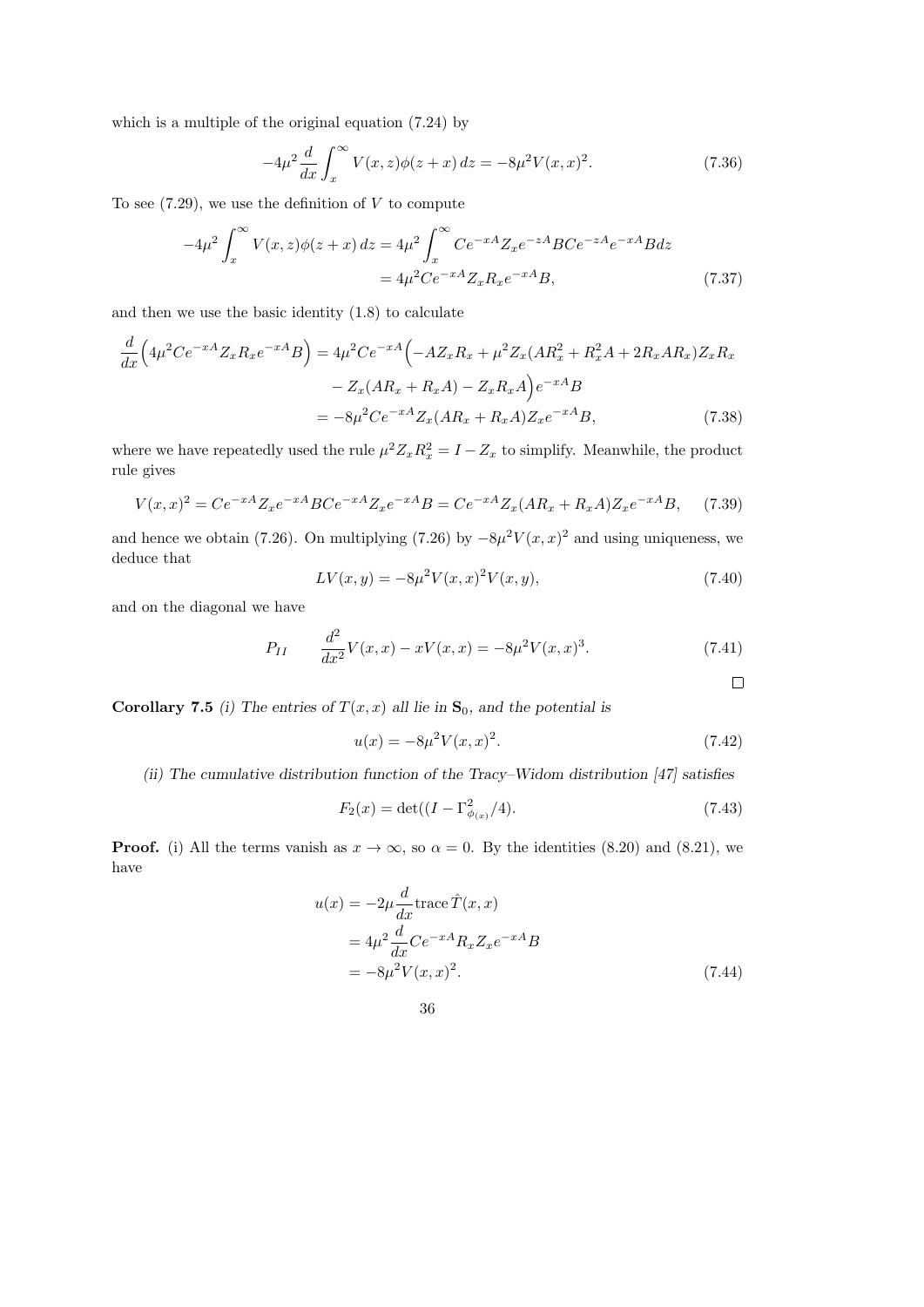which is a multiple of the original equation (7.24) by

$$-4\mu^2 \frac{d}{dx}\int_x^\infty V(x,z)\phi(z+x)\,dz = -8\mu^2 V(x,x)^2. \tag{7.36}$$

To see (7.29), we use the definition of $V$ to compute

$$\begin{aligned}
-4\mu^2 \int_x^\infty V(x,z)\phi(z+x)\,dz &= 4\mu^2 \int_x^\infty Ce^{-xA}Z_x e^{-zA}BCe^{-zA}e^{-xA}B dz \\
&= 4\mu^2 Ce^{-xA}Z_x R_x e^{-xA}B,
\end{aligned} \tag{7.37}$$

and then we use the basic identity (1.8) to calculate

$$\begin{aligned}
\frac{d}{dx}\Big(4\mu^2 Ce^{-xA}Z_xR_xe^{-xA}B\Big) &= 4\mu^2 Ce^{-xA}\Big(-AZ_xR_x + \mu^2 Z_x(AR_x^2 + R_x^2A + 2R_xAR_x)Z_xR_x \\
&\quad - Z_x(AR_x + R_xA) - Z_xR_xA\Big)e^{-xA}B \\
&= -8\mu^2 Ce^{-xA}Z_x(AR_x + R_xA)Z_xe^{-xA}B,
\end{aligned} \tag{7.38}$$

where we have repeatedly used the rule $\mu^2 Z_xR_x^2 = I - Z_x$ to simplify. Meanwhile, the product rule gives

$$V(x,x)^2 = Ce^{-xA}Z_xe^{-xA}BCe^{-xA}Z_xe^{-xA}B = Ce^{-xA}Z_x(AR_x + R_xA)Z_xe^{-xA}B, \tag{7.39}$$

and hence we obtain (7.26). On multiplying (7.26) by $-8\mu^2V(x,x)^2$ and using uniqueness, we deduce that

$$LV(x,y) = -8\mu^2 V(x,x)^2 V(x,y), \tag{7.40}$$

and on the diagonal we have

$$P_{II} \qquad \frac{d^2}{dx^2}V(x,x) - xV(x,x) = -8\mu^2 V(x,x)^3. \tag{7.41}$$

$\square$

**Corollary 7.5** *(i) The entries of $T(x,x)$ all lie in $\mathbf{S}_0$, and the potential is*

$$u(x) = -8\mu^2 V(x,x)^2. \tag{7.42}$$

*(ii) The cumulative distribution function of the Tracy–Widom distribution [47] satisfies*

$$F_2(x) = \det((I - \Gamma^2_{\phi_{(x)}}/4). \tag{7.43}$$

**Proof.** (i) All the terms vanish as $x \to \infty$, so $\alpha = 0$. By the identities (8.20) and (8.21), we have

$$\begin{aligned}
u(x) &= -2\mu \frac{d}{dx}\operatorname{trace}\hat{T}(x,x) \\
&= 4\mu^2 \frac{d}{dx} Ce^{-xA}R_xZ_xe^{-xA}B \\
&= -8\mu^2 V(x,x)^2.
\end{aligned} \tag{7.44}$$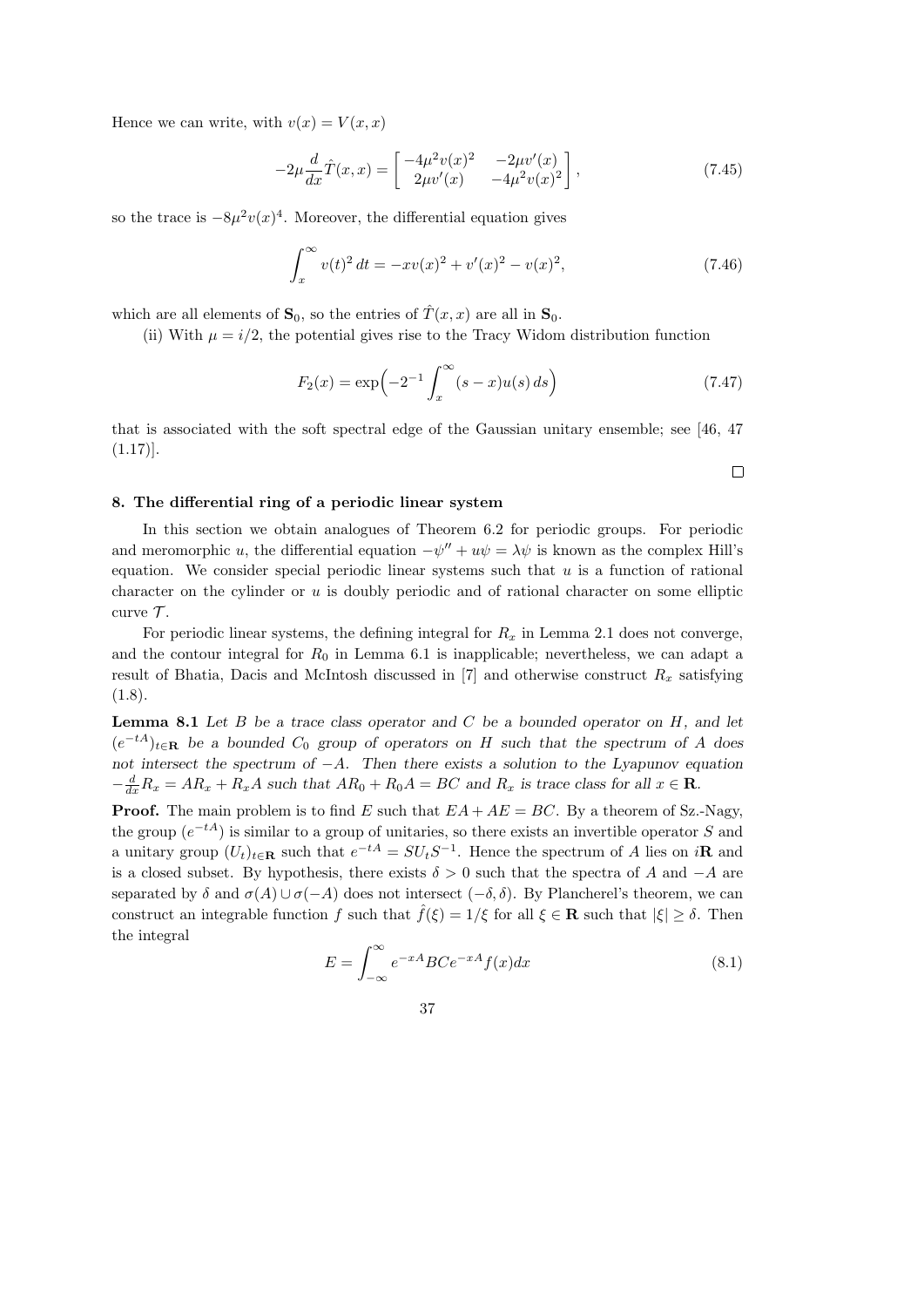Hence we can write, with $v(x) = V(x,x)$

$$-2\mu \frac{d}{dx}\hat{T}(x,x) = \begin{bmatrix} -4\mu^2 v(x)^2 & -2\mu v'(x) \\ 2\mu v'(x) & -4\mu^2 v(x)^2 \end{bmatrix}, \tag{7.45}$$

so the trace is $-8\mu^2 v(x)^4$. Moreover, the differential equation gives

$$\int_x^\infty v(t)^2\, dt = -xv(x)^2 + v'(x)^2 - v(x)^2, \tag{7.46}$$

which are all elements of $\mathbf{S}_0$, so the entries of $\hat{T}(x,x)$ are all in $\mathbf{S}_0$.

(ii) With $\mu = i/2$, the potential gives rise to the Tracy Widom distribution function

$$F_2(x) = \exp\Bigl(-2^{-1}\int_x^\infty (s-x)u(s)\, ds\Bigr) \tag{7.47}$$

that is associated with the soft spectral edge of the Gaussian unitary ensemble; see [46, 47 (1.17)].

□

## 8. The differential ring of a periodic linear system

In this section we obtain analogues of Theorem 6.2 for periodic groups. For periodic and meromorphic $u$, the differential equation $-\psi'' + u\psi = \lambda\psi$ is known as the complex Hill's equation. We consider special periodic linear systems such that $u$ is a function of rational character on the cylinder or $u$ is doubly periodic and of rational character on some elliptic curve $\mathcal{T}$.

For periodic linear systems, the defining integral for $R_x$ in Lemma 2.1 does not converge, and the contour integral for $R_0$ in Lemma 6.1 is inapplicable; nevertheless, we can adapt a result of Bhatia, Dacis and McIntosh discussed in [7] and otherwise construct $R_x$ satisfying (1.8).

**Lemma 8.1** *Let $B$ be a trace class operator and $C$ be a bounded operator on $H$, and let $(e^{-tA})_{t\in\mathbf{R}}$ be a bounded $C_0$ group of operators on $H$ such that the spectrum of $A$ does not intersect the spectrum of $-A$. Then there exists a solution to the Lyapunov equation $-\frac{d}{dx}R_x = AR_x + R_xA$ such that $AR_0 + R_0A = BC$ and $R_x$ is trace class for all $x \in \mathbf{R}$.*

**Proof.** The main problem is to find $E$ such that $EA + AE = BC$. By a theorem of Sz.-Nagy, the group $(e^{-tA})$ is similar to a group of unitaries, so there exists an invertible operator $S$ and a unitary group $(U_t)_{t\in\mathbf{R}}$ such that $e^{-tA} = SU_tS^{-1}$. Hence the spectrum of $A$ lies on $i\mathbf{R}$ and is a closed subset. By hypothesis, there exists $\delta > 0$ such that the spectra of $A$ and $-A$ are separated by $\delta$ and $\sigma(A) \cup \sigma(-A)$ does not intersect $(-\delta, \delta)$. By Plancherel's theorem, we can construct an integrable function $f$ such that $\hat{f}(\xi) = 1/\xi$ for all $\xi \in \mathbf{R}$ such that $|\xi| \geq \delta$. Then the integral

$$E = \int_{-\infty}^\infty e^{-xA}BCe^{-xA}f(x)dx \tag{8.1}$$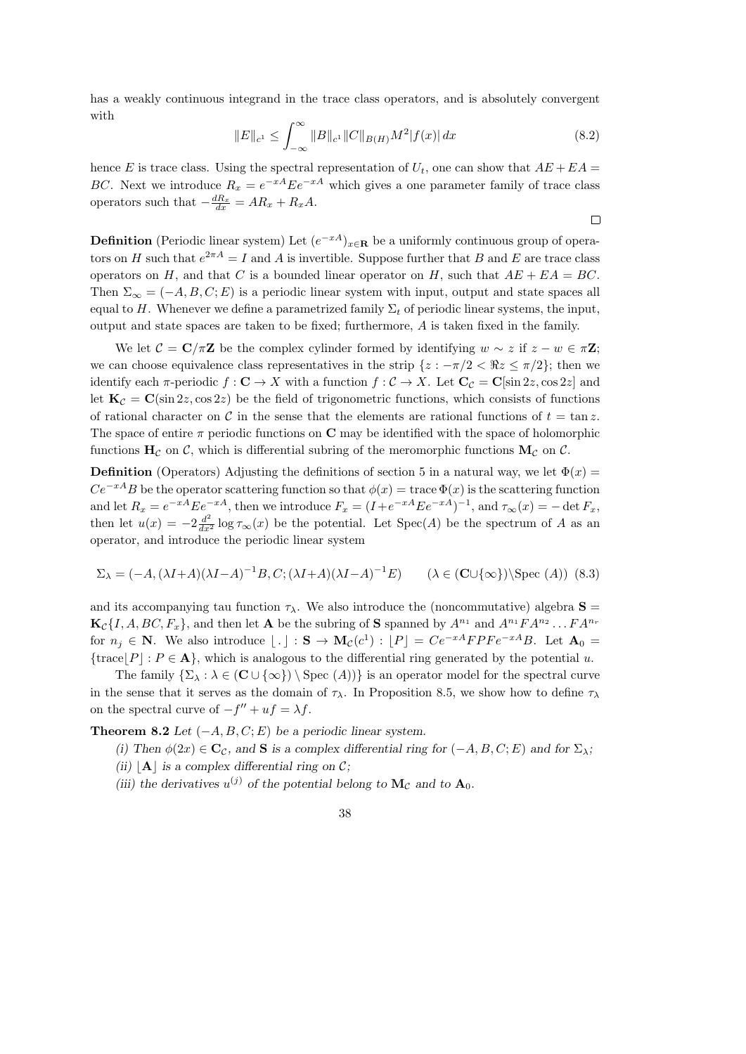has a weakly continuous integrand in the trace class operators, and is absolutely convergent with

$$\|E\|_{c^1} \leq \int_{-\infty}^{\infty} \|B\|_{c^1} \|C\|_{B(H)} M^2 |f(x)|\, dx \tag{8.2}$$

hence $E$ is trace class. Using the spectral representation of $U_t$, one can show that $AE + EA = BC$. Next we introduce $R_x = e^{-xA}Ee^{-xA}$ which gives a one parameter family of trace class operators such that $-\frac{dR_x}{dx} = AR_x + R_xA$.

$\square$

**Definition** (Periodic linear system) Let $(e^{-xA})_{x\in\mathbf{R}}$ be a uniformly continuous group of operators on $H$ such that $e^{2\pi A} = I$ and $A$ is invertible. Suppose further that $B$ and $E$ are trace class operators on $H$, and that $C$ is a bounded linear operator on $H$, such that $AE + EA = BC$. Then $\Sigma_\infty = (-A, B, C; E)$ is a periodic linear system with input, output and state spaces all equal to $H$. Whenever we define a parametrized family $\Sigma_t$ of periodic linear systems, the input, output and state spaces are taken to be fixed; furthermore, $A$ is taken fixed in the family.

We let $\mathcal{C} = \mathbf{C}/\pi\mathbf{Z}$ be the complex cylinder formed by identifying $w \sim z$ if $z - w \in \pi\mathbf{Z}$; we can choose equivalence class representatives in the strip $\{z : -\pi/2 < \Re z \leq \pi/2\}$; then we identify each $\pi$-periodic $f : \mathbf{C} \to X$ with a function $f : \mathcal{C} \to X$. Let $\mathbf{C}_\mathcal{C} = \mathbf{C}[\sin 2z, \cos 2z]$ and let $\mathbf{K}_\mathcal{C} = \mathbf{C}(\sin 2z, \cos 2z)$ be the field of trigonometric functions, which consists of functions of rational character on $\mathcal{C}$ in the sense that the elements are rational functions of $t = \tan z$. The space of entire $\pi$ periodic functions on $\mathbf{C}$ may be identified with the space of holomorphic functions $\mathbf{H}_\mathcal{C}$ on $\mathcal{C}$, which is differential subring of the meromorphic functions $\mathbf{M}_\mathcal{C}$ on $\mathcal{C}$.

**Definition** (Operators) Adjusting the definitions of section 5 in a natural way, we let $\Phi(x) = Ce^{-xA}B$ be the operator scattering function so that $\phi(x) = \operatorname{trace}\Phi(x)$ is the scattering function and let $R_x = e^{-xA}Ee^{-xA}$, then we introduce $F_x = (I + e^{-xA}Ee^{-xA})^{-1}$, and $\tau_\infty(x) = -\det F_x$, then let $u(x) = -2\frac{d^2}{dx^2}\log \tau_\infty(x)$ be the potential. Let $\operatorname{Spec}(A)$ be the spectrum of $A$ as an operator, and introduce the periodic linear system

$$\Sigma_\lambda = (-A, (\lambda I + A)(\lambda I - A)^{-1}B, C; (\lambda I + A)(\lambda I - A)^{-1}E) \qquad (\lambda \in (\mathbf{C}\cup\{\infty\})\setminus\operatorname{Spec}(A)) \tag{8.3}$$

and its accompanying tau function $\tau_\lambda$. We also introduce the (noncommutative) algebra $\mathbf{S} = \mathbf{K}_\mathcal{C}\{I, A, BC, F_x\}$, and then let $\mathbf{A}$ be the subring of $\mathbf{S}$ spanned by $A^{n_1}$ and $A^{n_1}FA^{n_2}\dots FA^{n_r}$ for $n_j \in \mathbf{N}$. We also introduce $\lfloor\,.\,\rfloor : \mathbf{S} \to \mathbf{M}_\mathcal{C}(c^1) : \lfloor P\rfloor = Ce^{-xA}FPFe^{-xA}B$. Let $\mathbf{A}_0 = \{\operatorname{trace}\lfloor P\rfloor : P \in \mathbf{A}\}$, which is analogous to the differential ring generated by the potential $u$.

The family $\{\Sigma_\lambda : \lambda \in (\mathbf{C}\cup\{\infty\})\setminus\operatorname{Spec}(A))\}$ is an operator model for the spectral curve in the sense that it serves as the domain of $\tau_\lambda$. In Proposition 8.5, we show how to define $\tau_\lambda$ on the spectral curve of $-f'' + uf = \lambda f$.

**Theorem 8.2** *Let $(-A, B, C; E)$ be a periodic linear system.*

*(i) Then $\phi(2x) \in \mathbf{C}_\mathcal{C}$, and $\mathbf{S}$ is a complex differential ring for $(-A, B, C; E)$ and for $\Sigma_\lambda$;*

*(ii) $\lfloor\mathbf{A}\rfloor$ is a complex differential ring on $\mathcal{C}$;*

*(iii) the derivatives $u^{(j)}$ of the potential belong to $\mathbf{M}_\mathcal{C}$ and to $\mathbf{A}_0$.*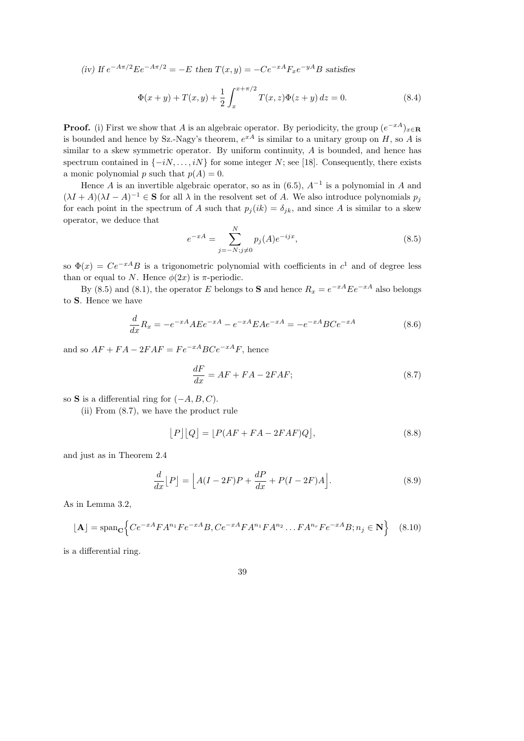*(iv) If $e^{-A\pi/2}Ee^{-A\pi/2} = -E$ then $T(x,y) = -Ce^{-xA}F_x e^{-yA}B$ satisfies*

$$\Phi(x+y) + T(x,y) + \frac{1}{2}\int_x^{x+\pi/2} T(x,z)\Phi(z+y)\,dz = 0. \tag{8.4}$$

**Proof.** (i) First we show that $A$ is an algebraic operator. By periodicity, the group $(e^{-xA})_{x\in\mathbf{R}}$ is bounded and hence by Sz.-Nagy's theorem, $e^{xA}$ is similar to a unitary group on $H$, so $A$ is similar to a skew symmetric operator. By uniform continuity, $A$ is bounded, and hence has spectrum contained in $\{-iN,\dots,iN\}$ for some integer $N$; see [18]. Consequently, there exists a monic polynomial $p$ such that $p(A) = 0$.

Hence $A$ is an invertible algebraic operator, so as in (6.5), $A^{-1}$ is a polynomial in $A$ and $(\lambda I + A)(\lambda I - A)^{-1} \in \mathbf{S}$ for all $\lambda$ in the resolvent set of $A$. We also introduce polynomials $p_j$ for each point in the spectrum of $A$ such that $p_j(ik) = \delta_{jk}$, and since $A$ is similar to a skew operator, we deduce that

$$e^{-xA} = \sum_{j=-N;j\neq 0}^{N} p_j(A)e^{-ijx}, \tag{8.5}$$

so $\Phi(x) = Ce^{-xA}B$ is a trigonometric polynomial with coefficients in $c^1$ and of degree less than or equal to $N$. Hence $\phi(2x)$ is $\pi$-periodic.

By (8.5) and (8.1), the operator $E$ belongs to $\mathbf{S}$ and hence $R_x = e^{-xA}Ee^{-xA}$ also belongs to $\mathbf{S}$. Hence we have

$$\frac{d}{dx}R_x = -e^{-xA}AEe^{-xA} - e^{-xA}EAe^{-xA} = -e^{-xA}BCe^{-xA} \tag{8.6}$$

and so $AF + FA - 2FAF = Fe^{-xA}BCe^{-xA}F$, hence

$$\frac{dF}{dx} = AF + FA - 2FAF; \tag{8.7}$$

so $\mathbf{S}$ is a differential ring for $(-A, B, C)$.

(ii) From (8.7), we have the product rule

$$\lfloor P\rfloor\lfloor Q\rfloor = \lfloor P(AF + FA - 2FAF)Q\rfloor, \tag{8.8}$$

and just as in Theorem 2.4

$$\frac{d}{dx}\lfloor P\rfloor = \Big\lfloor A(I-2F)P + \frac{dP}{dx} + P(I-2F)A\Big\rfloor. \tag{8.9}$$

As in Lemma 3.2,

$$\lfloor \mathbf{A}\rfloor = \mathrm{span}_{\mathbf{C}}\Big\{Ce^{-xA}FA^{n_1}Fe^{-xA}B, Ce^{-xA}FA^{n_1}FA^{n_2}\dots FA^{n_r}Fe^{-xA}B; n_j \in \mathbf{N}\Big\} \tag{8.10}$$

is a differential ring.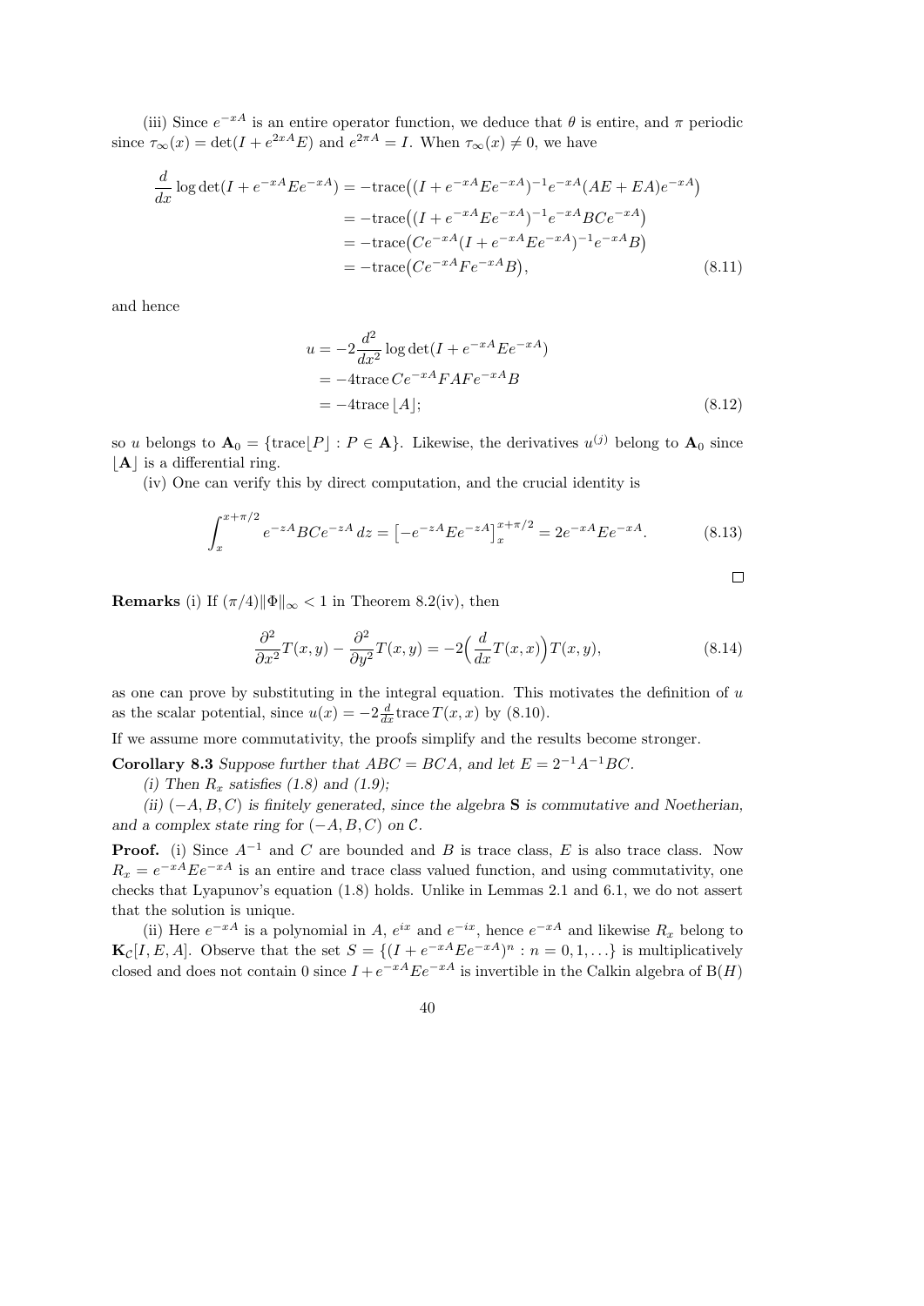(iii) Since $e^{-xA}$ is an entire operator function, we deduce that $\theta$ is entire, and $\pi$ periodic since $\tau_\infty(x) = \det(I + e^{2xA}E)$ and $e^{2\pi A} = I$. When $\tau_\infty(x) \neq 0$, we have

$$
\begin{aligned}
\frac{d}{dx}\log\det(I + e^{-xA}Ee^{-xA}) &= -\mathrm{trace}\big((I + e^{-xA}Ee^{-xA})^{-1}e^{-xA}(AE + EA)e^{-xA}\big) \\
&= -\mathrm{trace}\big((I + e^{-xA}Ee^{-xA})^{-1}e^{-xA}BCe^{-xA}\big) \\
&= -\mathrm{trace}\big(Ce^{-xA}(I + e^{-xA}Ee^{-xA})^{-1}e^{-xA}B\big) \\
&= -\mathrm{trace}\big(Ce^{-xA}Fe^{-xA}B\big),
\end{aligned} \tag{8.11}
$$

and hence

$$
\begin{aligned}
u &= -2\frac{d^2}{dx^2}\log\det(I + e^{-xA}Ee^{-xA}) \\
&= -4\mathrm{trace}\, Ce^{-xA}FAFe^{-xA}B \\
&= -4\mathrm{trace}\,\lfloor A \rfloor;
\end{aligned} \tag{8.12}
$$

so $u$ belongs to $\mathbf{A}_0 = \{\mathrm{trace}\lfloor P \rfloor : P \in \mathbf{A}\}$. Likewise, the derivatives $u^{(j)}$ belong to $\mathbf{A}_0$ since $\lfloor \mathbf{A} \rfloor$ is a differential ring.

(iv) One can verify this by direct computation, and the crucial identity is

$$
\int_x^{x+\pi/2} e^{-zA}BCe^{-zA}\,dz = \big[-e^{-zA}Ee^{-zA}\big]_x^{x+\pi/2} = 2e^{-xA}Ee^{-xA}. \tag{8.13}
$$

□

**Remarks** (i) If $(\pi/4)\|\Phi\|_\infty < 1$ in Theorem 8.2(iv), then

$$
\frac{\partial^2}{\partial x^2}T(x,y) - \frac{\partial^2}{\partial y^2}T(x,y) = -2\Big(\frac{d}{dx}T(x,x)\Big)T(x,y), \tag{8.14}
$$

as one can prove by substituting in the integral equation. This motivates the definition of $u$ as the scalar potential, since $u(x) = -2\frac{d}{dx}\mathrm{trace}\, T(x,x)$ by (8.10).

If we assume more commutativity, the proofs simplify and the results become stronger.

**Corollary 8.3** *Suppose further that $ABC = BCA$, and let $E = 2^{-1}A^{-1}BC$.*

*(i) Then $R_x$ satisfies (1.8) and (1.9);*

*(ii) $(-A, B, C)$ is finitely generated, since the algebra $\mathbf{S}$ is commutative and Noetherian, and a complex state ring for $(-A, B, C)$ on $\mathcal{C}$.*

**Proof.** (i) Since $A^{-1}$ and $C$ are bounded and $B$ is trace class, $E$ is also trace class. Now $R_x = e^{-xA}Ee^{-xA}$ is an entire and trace class valued function, and using commutativity, one checks that Lyapunov's equation (1.8) holds. Unlike in Lemmas 2.1 and 6.1, we do not assert that the solution is unique.

(ii) Here $e^{-xA}$ is a polynomial in $A$, $e^{ix}$ and $e^{-ix}$, hence $e^{-xA}$ and likewise $R_x$ belong to $\mathbf{K}_{\mathcal{C}}[I, E, A]$. Observe that the set $S = \{(I + e^{-xA}Ee^{-xA})^n : n = 0, 1, \dots\}$ is multiplicatively closed and does not contain 0 since $I + e^{-xA}Ee^{-xA}$ is invertible in the Calkin algebra of $\mathrm{B}(H)$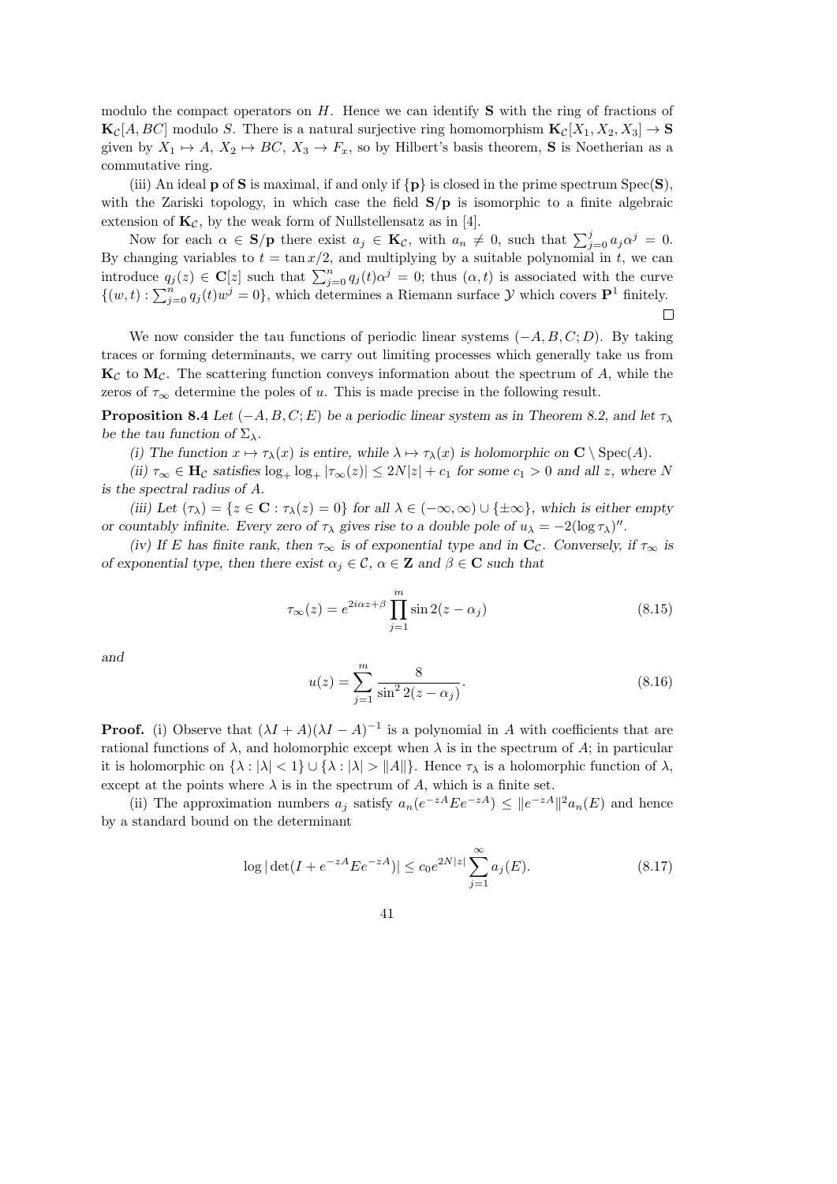modulo the compact operators on $H$. Hence we can identify $\mathbf{S}$ with the ring of fractions of $\mathbf{K}_{\mathcal{C}}[A, BC]$ modulo $S$. There is a natural surjective ring homomorphism $\mathbf{K}_{\mathcal{C}}[X_1, X_2, X_3] \to \mathbf{S}$ given by $X_1 \mapsto A$, $X_2 \mapsto BC$, $X_3 \to F_x$, so by Hilbert's basis theorem, $\mathbf{S}$ is Noetherian as a commutative ring.

(iii) An ideal $\mathbf{p}$ of $\mathbf{S}$ is maximal, if and only if $\{\mathbf{p}\}$ is closed in the prime spectrum $\mathrm{Spec}(\mathbf{S})$, with the Zariski topology, in which case the field $\mathbf{S}/\mathbf{p}$ is isomorphic to a finite algebraic extension of $\mathbf{K}_{\mathcal{C}}$, by the weak form of Nullstellensatz as in [4].

Now for each $\alpha \in \mathbf{S}/\mathbf{p}$ there exist $a_j \in \mathbf{K}_{\mathcal{C}}$, with $a_n \neq 0$, such that $\sum_{j=0}^{j} a_j \alpha^j = 0$. By changing variables to $t = \tan x/2$, and multiplying by a suitable polynomial in $t$, we can introduce $q_j(z) \in \mathbf{C}[z]$ such that $\sum_{j=0}^{n} q_j(t)\alpha^j = 0$; thus $(\alpha, t)$ is associated with the curve $\{(w,t) : \sum_{j=0}^{n} q_j(t) w^j = 0\}$, which determines a Riemann surface $\mathcal{Y}$ which covers $\mathbf{P}^1$ finitely. □

We now consider the tau functions of periodic linear systems $(-A, B, C; D)$. By taking traces or forming determinants, we carry out limiting processes which generally take us from $\mathbf{K}_{\mathcal{C}}$ to $\mathbf{M}_{\mathcal{C}}$. The scattering function conveys information about the spectrum of $A$, while the zeros of $\tau_\infty$ determine the poles of $u$. This is made precise in the following result.

**Proposition 8.4** *Let $(-A, B, C; E)$ be a periodic linear system as in Theorem 8.2, and let $\tau_\lambda$ be the tau function of $\Sigma_\lambda$.*

*(i) The function $x \mapsto \tau_\lambda(x)$ is entire, while $\lambda \mapsto \tau_\lambda(x)$ is holomorphic on $\mathbf{C} \setminus \mathrm{Spec}(A)$.*

*(ii) $\tau_\infty \in \mathbf{H}_{\mathcal{C}}$ satisfies $\log_+ \log_+ |\tau_\infty(z)| \leq 2N|z| + c_1$ for some $c_1 > 0$ and all $z$, where $N$ is the spectral radius of $A$.*

*(iii) Let $(\tau_\lambda) = \{z \in \mathbf{C} : \tau_\lambda(z) = 0\}$ for all $\lambda \in (-\infty, \infty) \cup \{\pm\infty\}$, which is either empty or countably infinite. Every zero of $\tau_\lambda$ gives rise to a double pole of $u_\lambda = -2(\log \tau_\lambda)''$.*

*(iv) If $E$ has finite rank, then $\tau_\infty$ is of exponential type and in $\mathbf{C}_{\mathcal{C}}$. Conversely, if $\tau_\infty$ is of exponential type, then there exist $\alpha_j \in \mathcal{C}$, $\alpha \in \mathbf{Z}$ and $\beta \in \mathbf{C}$ such that*

$$\tau_\infty(z) = e^{2i\alpha z + \beta} \prod_{j=1}^{m} \sin 2(z - \alpha_j) \tag{8.15}$$

*and*

$$u(z) = \sum_{j=1}^{m} \frac{8}{\sin^2 2(z - \alpha_j)}. \tag{8.16}$$

**Proof.** (i) Observe that $(\lambda I + A)(\lambda I - A)^{-1}$ is a polynomial in $A$ with coefficients that are rational functions of $\lambda$, and holomorphic except when $\lambda$ is in the spectrum of $A$; in particular it is holomorphic on $\{\lambda : |\lambda| < 1\} \cup \{\lambda : |\lambda| > \|A\|\}$. Hence $\tau_\lambda$ is a holomorphic function of $\lambda$, except at the points where $\lambda$ is in the spectrum of $A$, which is a finite set.

(ii) The approximation numbers $a_j$ satisfy $a_n(e^{-zA} E e^{-zA}) \leq \|e^{-zA}\|^2 a_n(E)$ and hence by a standard bound on the determinant

$$\log |\det(I + e^{-zA} E e^{-zA})| \leq c_0 e^{2N|z|} \sum_{j=1}^{\infty} a_j(E). \tag{8.17}$$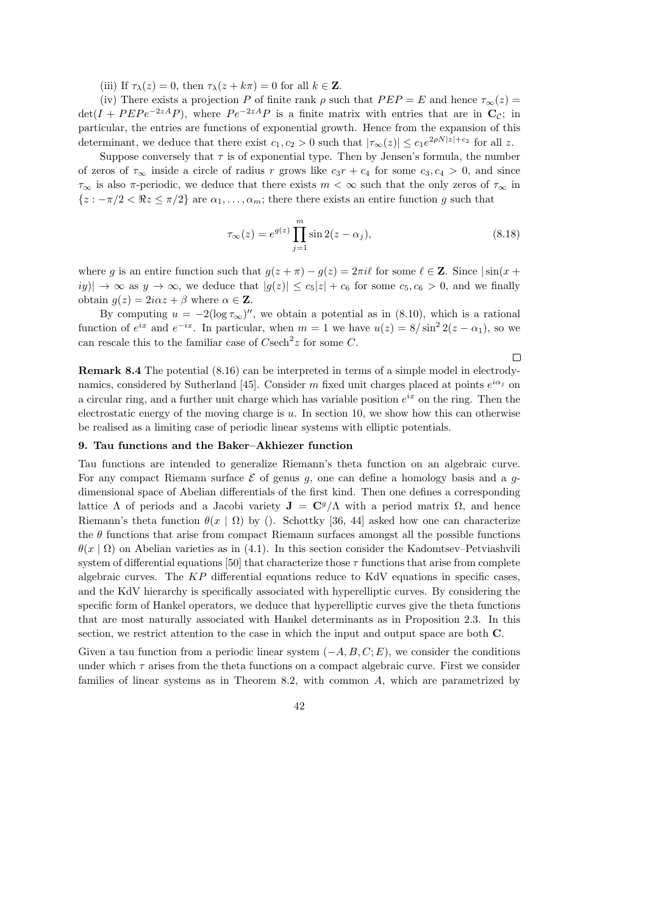(iii) If $\tau_\lambda(z) = 0$, then $\tau_\lambda(z + k\pi) = 0$ for all $k \in \mathbf{Z}$.

(iv) There exists a projection $P$ of finite rank $\rho$ such that $PEP = E$ and hence $\tau_\infty(z) = \det(I + PEPe^{-2zA}P)$, where $Pe^{-2zA}P$ is a finite matrix with entries that are in $\mathbf{C}_\mathcal{C}$; in particular, the entries are functions of exponential growth. Hence from the expansion of this determinant, we deduce that there exist $c_1, c_2 > 0$ such that $|\tau_\infty(z)| \leq c_1 e^{2\rho N|z| + c_2}$ for all $z$.

Suppose conversely that $\tau$ is of exponential type. Then by Jensen's formula, the number of zeros of $\tau_\infty$ inside a circle of radius $r$ grows like $c_3 r + c_4$ for some $c_3, c_4 > 0$, and since $\tau_\infty$ is also $\pi$-periodic, we deduce that there exists $m < \infty$ such that the only zeros of $\tau_\infty$ in $\{z : -\pi/2 < \Re z \leq \pi/2\}$ are $\alpha_1, \dots, \alpha_m$; there there exists an entire function $g$ such that

$$\tau_\infty(z) = e^{g(z)} \prod_{j=1}^{m} \sin 2(z - \alpha_j), \tag{8.18}$$

where $g$ is an entire function such that $g(z + \pi) - g(z) = 2\pi i \ell$ for some $\ell \in \mathbf{Z}$. Since $|\sin(x + iy)| \to \infty$ as $y \to \infty$, we deduce that $|g(z)| \leq c_5|z| + c_6$ for some $c_5, c_6 > 0$, and we finally obtain $g(z) = 2i\alpha z + \beta$ where $\alpha \in \mathbf{Z}$.

By computing $u = -2(\log \tau_\infty)''$, we obtain a potential as in (8.10), which is a rational function of $e^{ix}$ and $e^{-ix}$. In particular, when $m = 1$ we have $u(z) = 8/\sin^2 2(z - \alpha_1)$, so we can rescale this to the familiar case of $C\mathrm{sech}^2 z$ for some $C$.

□

**Remark 8.4** The potential (8.16) can be interpreted in terms of a simple model in electrodynamics, considered by Sutherland [45]. Consider $m$ fixed unit charges placed at points $e^{i\alpha_j}$ on a circular ring, and a further unit charge which has variable position $e^{ix}$ on the ring. Then the electrostatic energy of the moving charge is $u$. In section 10, we show how this can otherwise be realised as a limiting case of periodic linear systems with elliptic potentials.

## 9. Tau functions and the Baker–Akhiezer function

Tau functions are intended to generalize Riemann's theta function on an algebraic curve. For any compact Riemann surface $\mathcal{E}$ of genus $g$, one can define a homology basis and a $g$-dimensional space of Abelian differentials of the first kind. Then one defines a corresponding lattice $\Lambda$ of periods and a Jacobi variety $\mathbf{J} = \mathbf{C}^g/\Lambda$ with a period matrix $\Omega$, and hence Riemann's theta function $\theta(x \mid \Omega)$ by (). Schottky [36, 44] asked how one can characterize the $\theta$ functions that arise from compact Riemann surfaces amongst all the possible functions $\theta(x \mid \Omega)$ on Abelian varieties as in (4.1). In this section consider the Kadomtsev–Petviashvili system of differential equations [50] that characterize those $\tau$ functions that arise from complete algebraic curves. The $KP$ differential equations reduce to KdV equations in specific cases, and the KdV hierarchy is specifically associated with hyperelliptic curves. By considering the specific form of Hankel operators, we deduce that hyperelliptic curves give the theta functions that are most naturally associated with Hankel determinants as in Proposition 2.3. In this section, we restrict attention to the case in which the input and output space are both $\mathbf{C}$.

Given a tau function from a periodic linear system $(-A, B, C; E)$, we consider the conditions under which $\tau$ arises from the theta functions on a compact algebraic curve. First we consider families of linear systems as in Theorem 8.2, with common $A$, which are parametrized by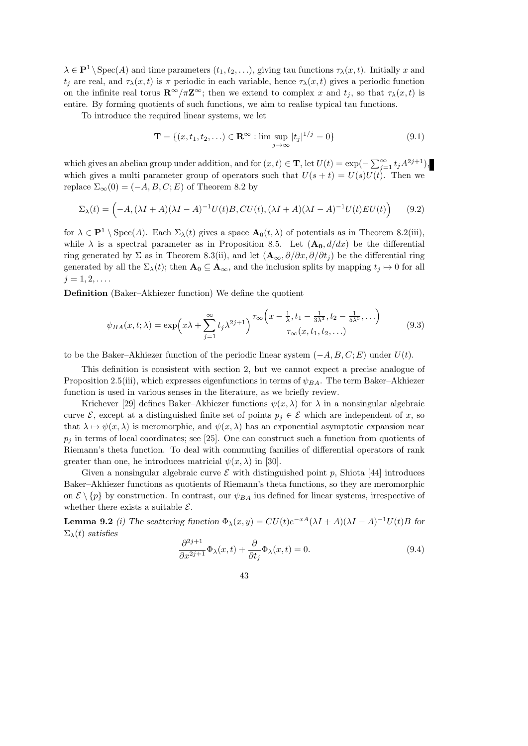$\lambda \in \mathbf{P}^1 \setminus \mathrm{Spec}(A)$ and time parameters $(t_1, t_2, \dots)$, giving tau functions $\tau_\lambda(x,t)$. Initially $x$ and $t_j$ are real, and $\tau_\lambda(x,t)$ is $\pi$ periodic in each variable, hence $\tau_\lambda(x,t)$ gives a periodic function on the infinite real torus $\mathbf{R}^\infty/\pi\mathbf{Z}^\infty$; then we extend to complex $x$ and $t_j$, so that $\tau_\lambda(x,t)$ is entire. By forming quotients of such functions, we aim to realise typical tau functions.

To introduce the required linear systems, we let

$$\mathbf{T} = \{(x, t_1, t_2, \dots) \in \mathbf{R}^\infty : \limsup_{j\to\infty} |t_j|^{1/j} = 0\} \tag{9.1}$$

which gives an abelian group under addition, and for $(x,t) \in \mathbf{T}$, let $U(t) = \exp(-\sum_{j=1}^\infty t_j A^{2j+1})$, which gives a multi parameter group of operators such that $U(s+t) = U(s)U(t)$. Then we replace $\Sigma_\infty(0) = (-A, B, C; E)$ of Theorem 8.2 by

$$\Sigma_\lambda(t) = \Big(-A, (\lambda I + A)(\lambda I - A)^{-1}U(t)B, CU(t), (\lambda I + A)(\lambda I - A)^{-1}U(t)EU(t)\Big) \tag{9.2}$$

for $\lambda \in \mathbf{P}^1 \setminus \mathrm{Spec}(A)$. Each $\Sigma_\lambda(t)$ gives a space $\mathbf{A}_0(t,\lambda)$ of potentials as in Theorem 8.2(iii), while $\lambda$ is a spectral parameter as in Proposition 8.5. Let $(\mathbf{A_0}, d/dx)$ be the differential ring generated by $\Sigma$ as in Theorem 8.3(ii), and let $(\mathbf{A}_\infty, \partial/\partial x, \partial/\partial t_j)$ be the differential ring generated by all the $\Sigma_\lambda(t)$; then $\mathbf{A}_0 \subseteq \mathbf{A}_\infty$, and the inclusion splits by mapping $t_j \mapsto 0$ for all $j = 1, 2, \dots$.

**Definition** (Baker–Akhiezer function) We define the quotient

$$\psi_{BA}(x,t;\lambda) = \exp\Big(x\lambda + \sum_{j=1}^\infty t_j \lambda^{2j+1}\Big) \frac{\tau_\infty\Big(x - \frac{1}{\lambda}, t_1 - \frac{1}{3\lambda^3}, t_2 - \frac{1}{5\lambda^5}, \dots\Big)}{\tau_\infty(x, t_1, t_2, \dots)} \tag{9.3}$$

to be the Baker–Akhiezer function of the periodic linear system $(-A, B, C; E)$ under $U(t)$.

This definition is consistent with section 2, but we cannot expect a precise analogue of Proposition 2.5(iii), which expresses eigenfunctions in terms of $\psi_{BA}$. The term Baker–Akhiezer function is used in various senses in the literature, as we briefly review.

Krichever [29] defines Baker–Akhiezer functions $\psi(x,\lambda)$ for $\lambda$ in a nonsingular algebraic curve $\mathcal{E}$, except at a distinguished finite set of points $p_j \in \mathcal{E}$ which are independent of $x$, so that $\lambda \mapsto \psi(x,\lambda)$ is meromorphic, and $\psi(x,\lambda)$ has an exponential asymptotic expansion near $p_j$ in terms of local coordinates; see [25]. One can construct such a function from quotients of Riemann's theta function. To deal with commuting families of differential operators of rank greater than one, he introduces matricial $\psi(x,\lambda)$ in [30].

Given a nonsingular algebraic curve $\mathcal{E}$ with distinguished point $p$, Shiota [44] introduces Baker–Akhiezer functions as quotients of Riemann's theta functions, so they are meromorphic on $\mathcal{E} \setminus \{p\}$ by construction. In contrast, our $\psi_{BA}$ ius defined for linear systems, irrespective of whether there exists a suitable $\mathcal{E}$.

**Lemma 9.2** *(i) The scattering function $\Phi_\lambda(x,y) = CU(t)e^{-xA}(\lambda I + A)(\lambda I - A)^{-1}U(t)B$ for $\Sigma_\lambda(t)$ satisfies*

$$\frac{\partial^{2j+1}}{\partial x^{2j+1}}\Phi_\lambda(x,t) + \frac{\partial}{\partial t_j}\Phi_\lambda(x,t) = 0. \tag{9.4}$$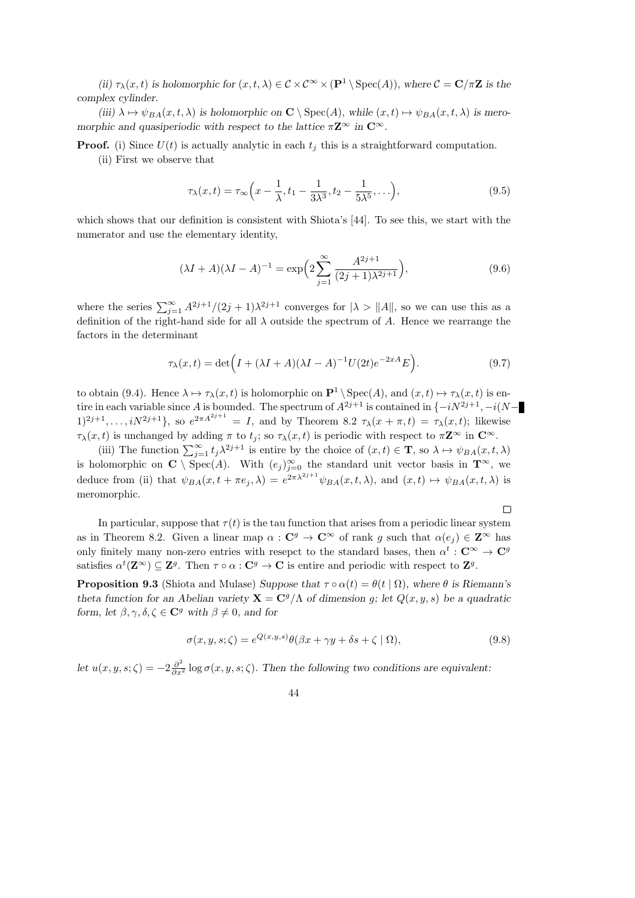*(ii) $\tau_\lambda(x,t)$ is holomorphic for $(x,t,\lambda)\in \mathcal{C}\times\mathcal{C}^\infty\times(\mathbf{P}^1\setminus \mathrm{Spec}(A))$, where $\mathcal{C}=\mathbf{C}/\pi\mathbf{Z}$ is the complex cylinder.*

*(iii) $\lambda\mapsto\psi_{BA}(x,t,\lambda)$ is holomorphic on $\mathbf{C}\setminus\mathrm{Spec}(A)$, while $(x,t)\mapsto\psi_{BA}(x,t,\lambda)$ is meromorphic and quasiperiodic with respect to the lattice $\pi\mathbf{Z}^\infty$ in $\mathbf{C}^\infty$.*

**Proof.** (i) Since $U(t)$ is actually analytic in each $t_j$ this is a straightforward computation.

(ii) First we observe that

$$\tau_\lambda(x,t)=\tau_\infty\Big(x-\frac{1}{\lambda},t_1-\frac{1}{3\lambda^3},t_2-\frac{1}{5\lambda^5},\dots\Big),\tag{9.5}$$

which shows that our definition is consistent with Shiota's [44]. To see this, we start with the numerator and use the elementary identity,

$$(\lambda I+A)(\lambda I-A)^{-1}=\exp\Big(2\sum_{j=1}^\infty\frac{A^{2j+1}}{(2j+1)\lambda^{2j+1}}\Big),\tag{9.6}$$

where the series $\sum_{j=1}^\infty A^{2j+1}/(2j+1)\lambda^{2j+1}$ converges for $|\lambda>\|A\|$, so we can use this as a definition of the right-hand side for all $\lambda$ outside the spectrum of $A$. Hence we rearrange the factors in the determinant

$$\tau_\lambda(x,t)=\det\Big(I+(\lambda I+A)(\lambda I-A)^{-1}U(2t)e^{-2xA}E\Big).\tag{9.7}$$

to obtain (9.4). Hence $\lambda\mapsto\tau_\lambda(x,t)$ is holomorphic on $\mathbf{P}^1\setminus\mathrm{Spec}(A)$, and $(x,t)\mapsto\tau_\lambda(x,t)$ is entire in each variable since $A$ is bounded. The spectrum of $A^{2j+1}$ is contained in $\{-iN^{2j+1},-i(N-1)^{2j+1},\dots,iN^{2j+1}\}$, so $e^{2\pi A^{2j+1}}=I$, and by Theorem 8.2 $\tau_\lambda(x+\pi,t)=\tau_\lambda(x,t)$; likewise $\tau_\lambda(x,t)$ is unchanged by adding $\pi$ to $t_j$; so $\tau_\lambda(x,t)$ is periodic with respect to $\pi\mathbf{Z}^\infty$ in $\mathbf{C}^\infty$.

(iii) The function $\sum_{j=1}^\infty t_j\lambda^{2j+1}$ is entire by the choice of $(x,t)\in\mathbf{T}$, so $\lambda\mapsto\psi_{BA}(x,t,\lambda)$ is holomorphic on $\mathbf{C}\setminus\mathrm{Spec}(A)$. With $(e_j)_{j=0}^\infty$ the standard unit vector basis in $\mathbf{T}^\infty$, we deduce from (ii) that $\psi_{BA}(x,t+\pi e_j,\lambda)=e^{2\pi\lambda^{2j+1}}\psi_{BA}(x,t,\lambda)$, and $(x,t)\mapsto\psi_{BA}(x,t,\lambda)$ is meromorphic.

□

In particular, suppose that $\tau(t)$ is the tau function that arises from a periodic linear system as in Theorem 8.2. Given a linear map $\alpha:\mathbf{C}^g\to\mathbf{C}^\infty$ of rank $g$ such that $\alpha(e_j)\in\mathbf{Z}^\infty$ has only finitely many non-zero entries with resepct to the standard bases, then $\alpha^t:\mathbf{C}^\infty\to\mathbf{C}^g$ satisfies $\alpha^t(\mathbf{Z}^\infty)\subseteq\mathbf{Z}^g$. Then $\tau\circ\alpha:\mathbf{C}^g\to\mathbf{C}$ is entire and periodic with respect to $\mathbf{Z}^g$.

**Proposition 9.3** (Shiota and Mulase) *Suppose that $\tau\circ\alpha(t)=\theta(t\mid\Omega)$, where $\theta$ is Riemann's theta function for an Abelian variety $\mathbf{X}=\mathbf{C}^g/\Lambda$ of dimension $g$; let $Q(x,y,s)$ be a quadratic form, let $\beta,\gamma,\delta,\zeta\in\mathbf{C}^g$ with $\beta\neq 0$, and for*

$$\sigma(x,y,s;\zeta)=e^{Q(x,y,s)}\theta(\beta x+\gamma y+\delta s+\zeta\mid\Omega),\tag{9.8}$$

*let $u(x,y,s;\zeta)=-2\frac{\partial^2}{\partial x^2}\log\sigma(x,y,s;\zeta)$. Then the following two conditions are equivalent:*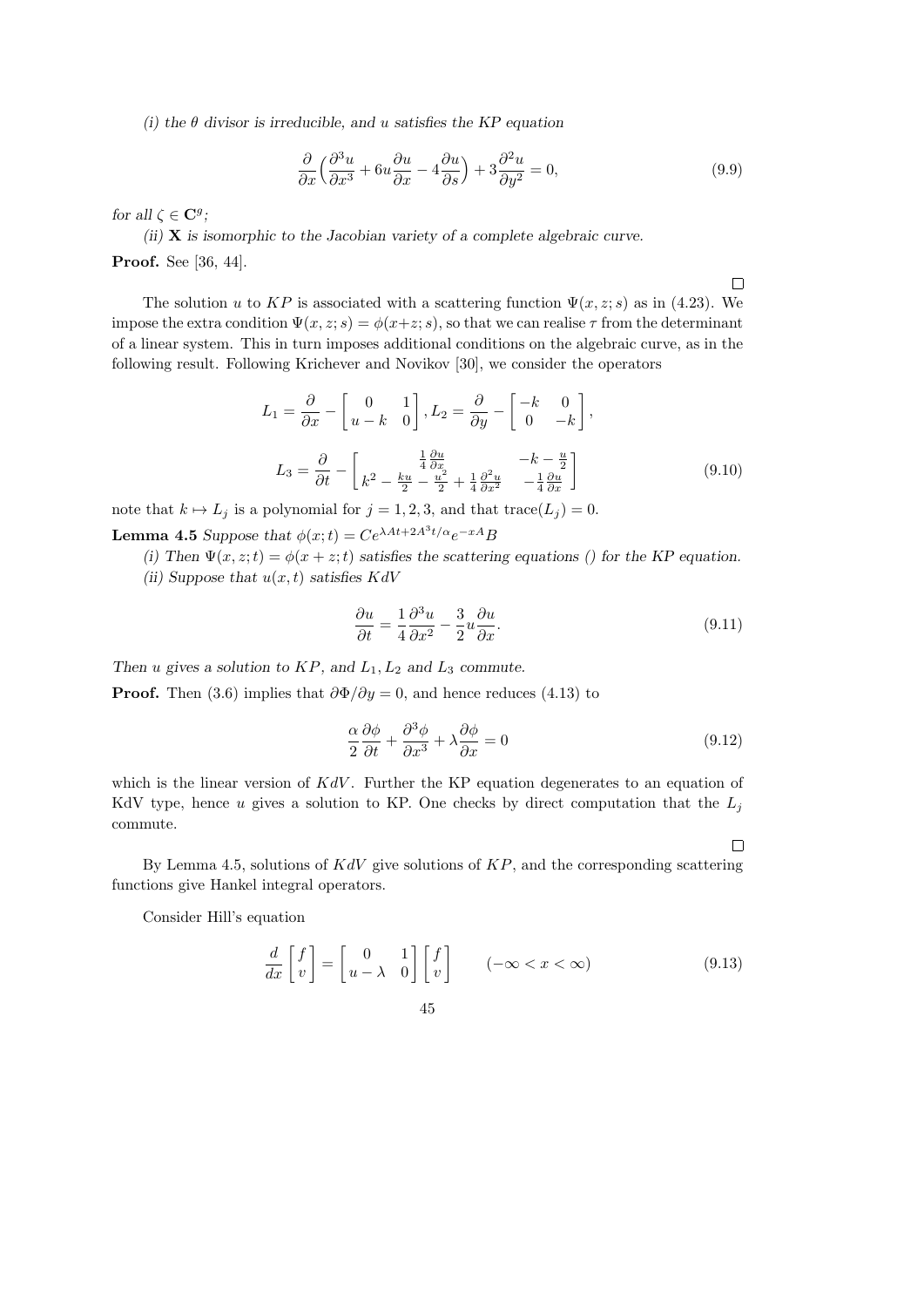*(i) the $\theta$ divisor is irreducible, and $u$ satisfies the KP equation*

$$\frac{\partial}{\partial x}\Big(\frac{\partial^3 u}{\partial x^3}+6u\frac{\partial u}{\partial x}-4\frac{\partial u}{\partial s}\Big)+3\frac{\partial^2 u}{\partial y^2}=0, \tag{9.9}$$

*for all $\zeta \in \mathbf{C}^g$;*

*(ii) $\mathbf{X}$ is isomorphic to the Jacobian variety of a complete algebraic curve.*

**Proof.** See [36, 44].

□

The solution $u$ to $KP$ is associated with a scattering function $\Psi(x,z;s)$ as in (4.23). We impose the extra condition $\Psi(x,z;s)=\phi(x+z;s)$, so that we can realise $\tau$ from the determinant of a linear system. This in turn imposes additional conditions on the algebraic curve, as in the following result. Following Krichever and Novikov [30], we consider the operators

$$L_1=\frac{\partial}{\partial x}-\begin{bmatrix}0&1\\ u-k&0\end{bmatrix}, L_2=\frac{\partial}{\partial y}-\begin{bmatrix}-k&0\\ 0&-k\end{bmatrix},$$

$$L_3=\frac{\partial}{\partial t}-\begin{bmatrix}\frac{1}{4}\frac{\partial u}{\partial x}&-k-\frac{u}{2}\\ k^2-\frac{ku}{2}-\frac{u^2}{2}+\frac{1}{4}\frac{\partial^2 u}{\partial x^2}&-\frac{1}{4}\frac{\partial u}{\partial x}\end{bmatrix} \tag{9.10}$$

note that $k\mapsto L_j$ is a polynomial for $j=1,2,3$, and that $\mathrm{trace}(L_j)=0$.

**Lemma 4.5** *Suppose that $\phi(x;t)=Ce^{\lambda At+2A^3t/\alpha}e^{-xA}B$*

*(i) Then $\Psi(x,z;t)=\phi(x+z;t)$ satisfies the scattering equations () for the KP equation.*

*(ii) Suppose that $u(x,t)$ satisfies $KdV$*

$$\frac{\partial u}{\partial t}=\frac{1}{4}\frac{\partial^3 u}{\partial x^2}-\frac{3}{2}u\frac{\partial u}{\partial x}. \tag{9.11}$$

*Then $u$ gives a solution to $KP$, and $L_1, L_2$ and $L_3$ commute.*

**Proof.** Then (3.6) implies that $\partial\Phi/\partial y=0$, and hence reduces (4.13) to

$$\frac{\alpha}{2}\frac{\partial \phi}{\partial t}+\frac{\partial^3\phi}{\partial x^3}+\lambda\frac{\partial\phi}{\partial x}=0 \tag{9.12}$$

which is the linear version of $KdV$. Further the KP equation degenerates to an equation of KdV type, hence $u$ gives a solution to KP. One checks by direct computation that the $L_j$ commute.

□

By Lemma 4.5, solutions of $KdV$ give solutions of $KP$, and the corresponding scattering functions give Hankel integral operators.

Consider Hill's equation

$$\frac{d}{dx}\begin{bmatrix}f\\ v\end{bmatrix}=\begin{bmatrix}0&1\\ u-\lambda&0\end{bmatrix}\begin{bmatrix}f\\ v\end{bmatrix}\qquad(-\infty<x<\infty) \tag{9.13}$$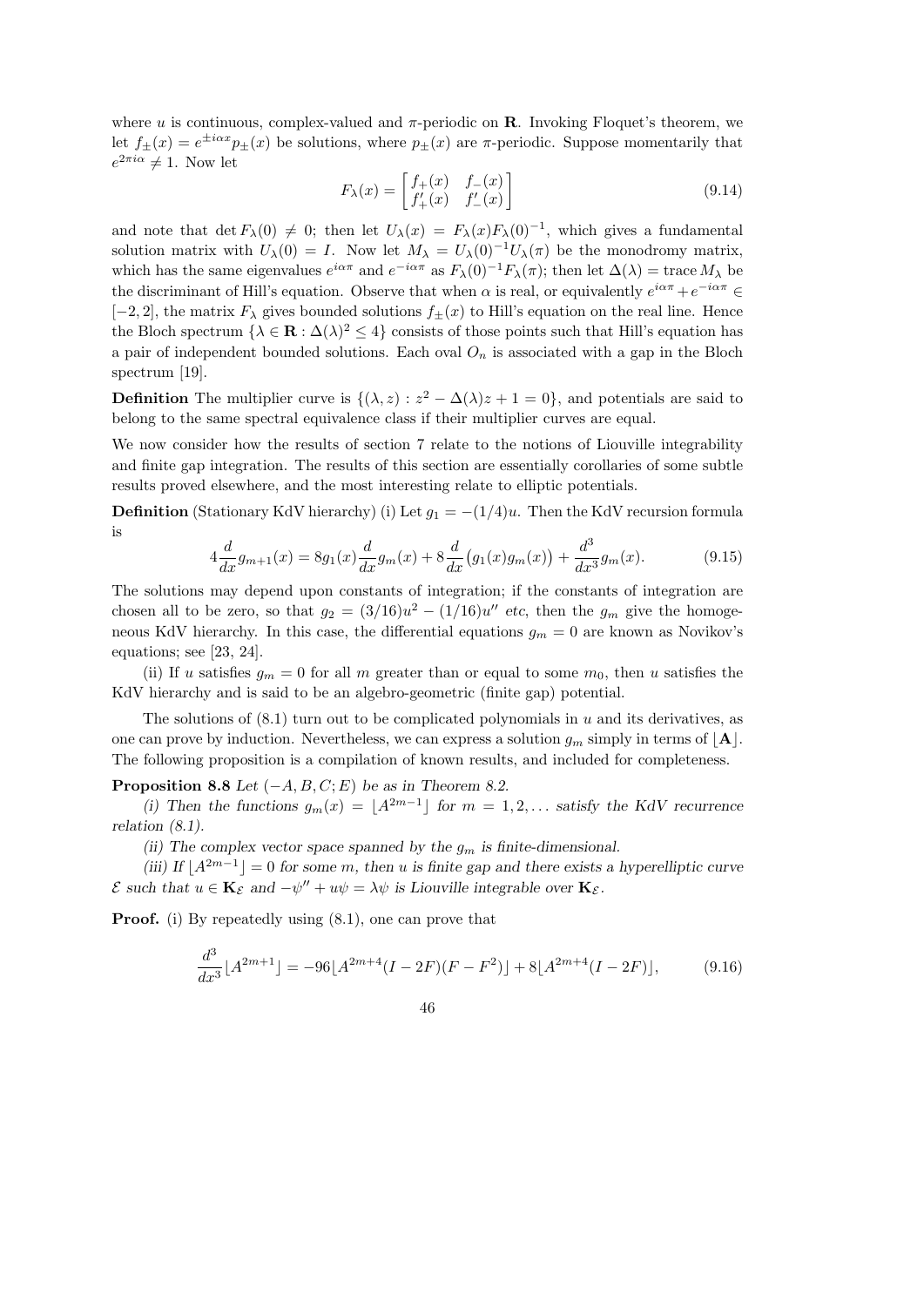where $u$ is continuous, complex-valued and $\pi$-periodic on $\mathbf{R}$. Invoking Floquet's theorem, we let $f_\pm(x) = e^{\pm i\alpha x}p_\pm(x)$ be solutions, where $p_\pm(x)$ are $\pi$-periodic. Suppose momentarily that $e^{2\pi i\alpha} \neq 1$. Now let

$$F_\lambda(x) = \begin{bmatrix} f_+(x) & f_-(x) \\ f_+'(x) & f_-'(x) \end{bmatrix} \tag{9.14}$$

and note that $\det F_\lambda(0) \neq 0$; then let $U_\lambda(x) = F_\lambda(x)F_\lambda(0)^{-1}$, which gives a fundamental solution matrix with $U_\lambda(0) = I$. Now let $M_\lambda = U_\lambda(0)^{-1}U_\lambda(\pi)$ be the monodromy matrix, which has the same eigenvalues $e^{i\alpha\pi}$ and $e^{-i\alpha\pi}$ as $F_\lambda(0)^{-1}F_\lambda(\pi)$; then let $\Delta(\lambda) = \operatorname{trace} M_\lambda$ be the discriminant of Hill's equation. Observe that when $\alpha$ is real, or equivalently $e^{i\alpha\pi} + e^{-i\alpha\pi} \in [-2, 2]$, the matrix $F_\lambda$ gives bounded solutions $f_\pm(x)$ to Hill's equation on the real line. Hence the Bloch spectrum $\{\lambda \in \mathbf{R} : \Delta(\lambda)^2 \leq 4\}$ consists of those points such that Hill's equation has a pair of independent bounded solutions. Each oval $O_n$ is associated with a gap in the Bloch spectrum [19].

**Definition** The multiplier curve is $\{(\lambda, z) : z^2 - \Delta(\lambda)z + 1 = 0\}$, and potentials are said to belong to the same spectral equivalence class if their multiplier curves are equal.

We now consider how the results of section 7 relate to the notions of Liouville integrability and finite gap integration. The results of this section are essentially corollaries of some subtle results proved elsewhere, and the most interesting relate to elliptic potentials.

**Definition** (Stationary KdV hierarchy) (i) Let $g_1 = -(1/4)u$. Then the KdV recursion formula is

$$4\frac{d}{dx}g_{m+1}(x) = 8g_1(x)\frac{d}{dx}g_m(x) + 8\frac{d}{dx}\big(g_1(x)g_m(x)\big) + \frac{d^3}{dx^3}g_m(x). \tag{9.15}$$

The solutions may depend upon constants of integration; if the constants of integration are chosen all to be zero, so that $g_2 = (3/16)u^2 - (1/16)u''$ *etc*, then the $g_m$ give the homogeneous KdV hierarchy. In this case, the differential equations $g_m = 0$ are known as Novikov's equations; see [23, 24].

(ii) If $u$ satisfies $g_m = 0$ for all $m$ greater than or equal to some $m_0$, then $u$ satisfies the KdV hierarchy and is said to be an algebro-geometric (finite gap) potential.

The solutions of (8.1) turn out to be complicated polynomials in $u$ and its derivatives, as one can prove by induction. Nevertheless, we can express a solution $g_m$ simply in terms of $\lfloor \mathbf{A} \rfloor$. The following proposition is a compilation of known results, and included for completeness.

**Proposition 8.8** *Let $(-A, B, C; E)$ be as in Theorem 8.2.*

*(i) Then the functions $g_m(x) = \lfloor A^{2m-1} \rfloor$ for $m = 1, 2, \dots$ satisfy the KdV recurrence relation (8.1).*

*(ii) The complex vector space spanned by the $g_m$ is finite-dimensional.*

*(iii) If $\lfloor A^{2m-1} \rfloor = 0$ for some $m$, then $u$ is finite gap and there exists a hyperelliptic curve $\mathcal{E}$ such that $u \in \mathbf{K}_\mathcal{E}$ and $-\psi'' + u\psi = \lambda\psi$ is Liouville integrable over $\mathbf{K}_\mathcal{E}$.*

**Proof.** (i) By repeatedly using (8.1), one can prove that

$$\frac{d^3}{dx^3}\lfloor A^{2m+1} \rfloor = -96\lfloor A^{2m+4}(I - 2F)(F - F^2) \rfloor + 8\lfloor A^{2m+4}(I - 2F) \rfloor, \tag{9.16}$$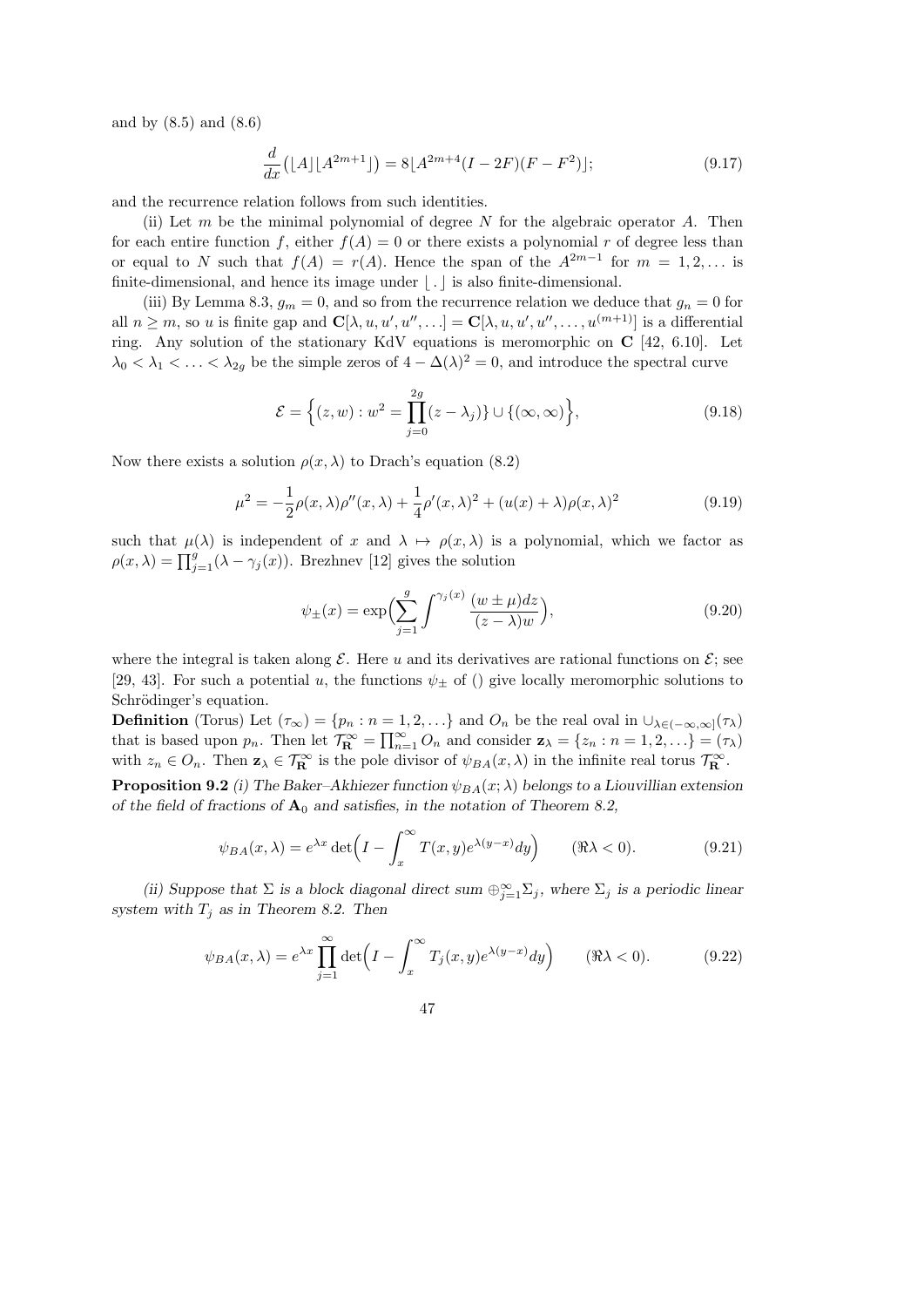and by (8.5) and (8.6)

$$\frac{d}{dx}\big(\lfloor A\rfloor \lfloor A^{2m+1}\rfloor\big) = 8\lfloor A^{2m+4}(I-2F)(F-F^2)\rfloor; \tag{9.17}$$

and the recurrence relation follows from such identities.

(ii) Let $m$ be the minimal polynomial of degree $N$ for the algebraic operator $A$. Then for each entire function $f$, either $f(A) = 0$ or there exists a polynomial $r$ of degree less than or equal to $N$ such that $f(A) = r(A)$. Hence the span of the $A^{2m-1}$ for $m = 1, 2, \dots$ is finite-dimensional, and hence its image under $\lfloor\,.\,\rfloor$ is also finite-dimensional.

(iii) By Lemma 8.3, $g_m = 0$, and so from the recurrence relation we deduce that $g_n = 0$ for all $n \geq m$, so $u$ is finite gap and $\mathbf{C}[\lambda, u, u', u'', \dots] = \mathbf{C}[\lambda, u, u', u'', \dots, u^{(m+1)}]$ is a differential ring. Any solution of the stationary KdV equations is meromorphic on $\mathbf{C}$ [42, 6.10]. Let $\lambda_0 < \lambda_1 < \ldots < \lambda_{2g}$ be the simple zeros of $4 - \Delta(\lambda)^2 = 0$, and introduce the spectral curve

$$\mathcal{E} = \Big\{(z,w) : w^2 = \prod_{j=0}^{2g}(z-\lambda_j)\Big\} \cup \big\{(\infty,\infty)\big\}, \tag{9.18}$$

Now there exists a solution $\rho(x,\lambda)$ to Drach's equation (8.2)

$$\mu^2 = -\frac{1}{2}\rho(x,\lambda)\rho''(x,\lambda) + \frac{1}{4}\rho'(x,\lambda)^2 + (u(x)+\lambda)\rho(x,\lambda)^2 \tag{9.19}$$

such that $\mu(\lambda)$ is independent of $x$ and $\lambda \mapsto \rho(x,\lambda)$ is a polynomial, which we factor as $\rho(x,\lambda) = \prod_{j=1}^{g}(\lambda - \gamma_j(x))$. Brezhnev [12] gives the solution

$$\psi_\pm(x) = \exp\Big(\sum_{j=1}^{g}\int^{\gamma_j(x)} \frac{(w\pm\mu)dz}{(z-\lambda)w}\Big), \tag{9.20}$$

where the integral is taken along $\mathcal{E}$. Here $u$ and its derivatives are rational functions on $\mathcal{E}$; see [29, 43]. For such a potential $u$, the functions $\psi_\pm$ of () give locally meromorphic solutions to Schrödinger's equation.

**Definition** (Torus) Let $(\tau_\infty) = \{p_n : n = 1, 2, \dots\}$ and $O_n$ be the real oval in $\cup_{\lambda\in(-\infty,\infty]}(\tau_\lambda)$ that is based upon $p_n$. Then let $\mathcal{T}^\infty_{\mathbf{R}} = \prod_{n=1}^\infty O_n$ and consider $\mathbf{z}_\lambda = \{z_n : n = 1, 2, \dots\} = (\tau_\lambda)$ with $z_n \in O_n$. Then $\mathbf{z}_\lambda \in \mathcal{T}^\infty_{\mathbf{R}}$ is the pole divisor of $\psi_{BA}(x,\lambda)$ in the infinite real torus $\mathcal{T}^\infty_{\mathbf{R}}$.

**Proposition 9.2** *(i) The Baker–Akhiezer function $\psi_{BA}(x;\lambda)$ belongs to a Liouvillian extension of the field of fractions of $\mathbf{A}_0$ and satisfies, in the notation of Theorem 8.2,*

$$\psi_{BA}(x,\lambda) = e^{\lambda x}\det\Big(I - \int_x^\infty T(x,y)e^{\lambda(y-x)}dy\Big) \qquad (\Re\lambda < 0). \tag{9.21}$$

*(ii) Suppose that $\Sigma$ is a block diagonal direct sum $\oplus_{j=1}^\infty \Sigma_j$, where $\Sigma_j$ is a periodic linear system with $T_j$ as in Theorem 8.2. Then*

$$\psi_{BA}(x,\lambda) = e^{\lambda x}\prod_{j=1}^{\infty}\det\Big(I - \int_x^\infty T_j(x,y)e^{\lambda(y-x)}dy\Big) \qquad (\Re\lambda < 0). \tag{9.22}$$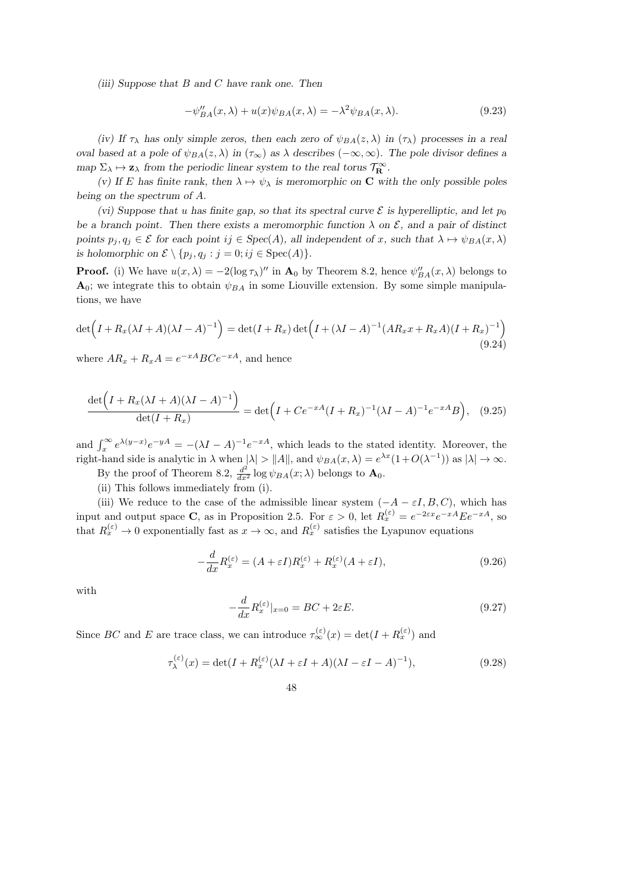*(iii) Suppose that $B$ and $C$ have rank one. Then*

$$-\psi''_{BA}(x,\lambda)+u(x)\psi_{BA}(x,\lambda)=-\lambda^2\psi_{BA}(x,\lambda). \tag{9.23}$$

*(iv) If $\tau_\lambda$ has only simple zeros, then each zero of $\psi_{BA}(z,\lambda)$ in $(\tau_\lambda)$ processes in a real oval based at a pole of $\psi_{BA}(z,\lambda)$ in $(\tau_\infty)$ as $\lambda$ describes $(-\infty,\infty)$. The pole divisor defines a map $\Sigma_\lambda\mapsto \mathbf{z}_\lambda$ from the periodic linear system to the real torus $\mathcal{T}^\infty_{\mathbf{R}}$.*

*(v) If $E$ has finite rank, then $\lambda\mapsto\psi_\lambda$ is meromorphic on $\mathbf{C}$ with the only possible poles being on the spectrum of $A$.*

*(vi) Suppose that $u$ has finite gap, so that its spectral curve $\mathcal{E}$ is hyperelliptic, and let $p_0$ be a branch point. Then there exists a meromorphic function $\lambda$ on $\mathcal{E}$, and a pair of distinct points $p_j,q_j\in\mathcal{E}$ for each point $ij\in Spec(A)$, all independent of $x$, such that $\lambda\mapsto\psi_{BA}(x,\lambda)$ is holomorphic on $\mathcal{E}\setminus\{p_j,q_j : j=0; ij\in\mathrm{Spec}(A)\}$.*

**Proof.** (i) We have $u(x,\lambda)=-2(\log\tau_\lambda)''$ in $\mathbf{A}_0$ by Theorem 8.2, hence $\psi''_{BA}(x,\lambda)$ belongs to $\mathbf{A}_0$; we integrate this to obtain $\psi_{BA}$ in some Liouville extension. By some simple manipulations, we have

$$\det\Big(I+R_x(\lambda I+A)(\lambda I-A)^{-1}\Big)=\det(I+R_x)\det\Big(I+(\lambda I-A)^{-1}(AR_xx+R_xA)(I+R_x)^{-1}\Big) \tag{9.24}$$

where $AR_x+R_xA=e^{-xA}BCe^{-xA}$, and hence

$$\frac{\det\Big(I+R_x(\lambda I+A)(\lambda I-A)^{-1}\Big)}{\det(I+R_x)}=\det\Big(I+Ce^{-xA}(I+R_x)^{-1}(\lambda I-A)^{-1}e^{-xA}B\Big), \tag{9.25}$$

and $\int_x^\infty e^{\lambda(y-x)}e^{-yA}=-(\lambda I-A)^{-1}e^{-xA}$, which leads to the stated identity. Moreover, the right-hand side is analytic in $\lambda$ when $|\lambda|>\|A\|$, and $\psi_{BA}(x,\lambda)=e^{\lambda x}(1+O(\lambda^{-1}))$ as $|\lambda|\to\infty$.

By the proof of Theorem 8.2, $\frac{d^2}{dx^2}\log\psi_{BA}(x;\lambda)$ belongs to $\mathbf{A}_0$.

(ii) This follows immediately from (i).

(iii) We reduce to the case of the admissible linear system $(-A-\varepsilon I,B,C)$, which has input and output space $\mathbf{C}$, as in Proposition 2.5. For $\varepsilon>0$, let $R^{(\varepsilon)}_x=e^{-2\varepsilon x}e^{-xA}Ee^{-xA}$, so that $R_x^{(\varepsilon)}\to 0$ exponentially fast as $x\to\infty$, and $R_x^{(\varepsilon)}$ satisfies the Lyapunov equations

$$-\frac{d}{dx}R_x^{(\varepsilon)}=(A+\varepsilon I)R_x^{(\varepsilon)}+R_x^{(\varepsilon)}(A+\varepsilon I), \tag{9.26}$$

with

$$-\frac{d}{dx}R_x^{(\varepsilon)}|_{x=0}=BC+2\varepsilon E. \tag{9.27}$$

Since $BC$ and $E$ are trace class, we can introduce $\tau_\infty^{(\varepsilon)}(x)=\det(I+R_x^{(\varepsilon)})$ and

$$\tau_\lambda^{(\varepsilon)}(x)=\det(I+R_x^{(\varepsilon)}(\lambda I+\varepsilon I+A)(\lambda I-\varepsilon I-A)^{-1}), \tag{9.28}$$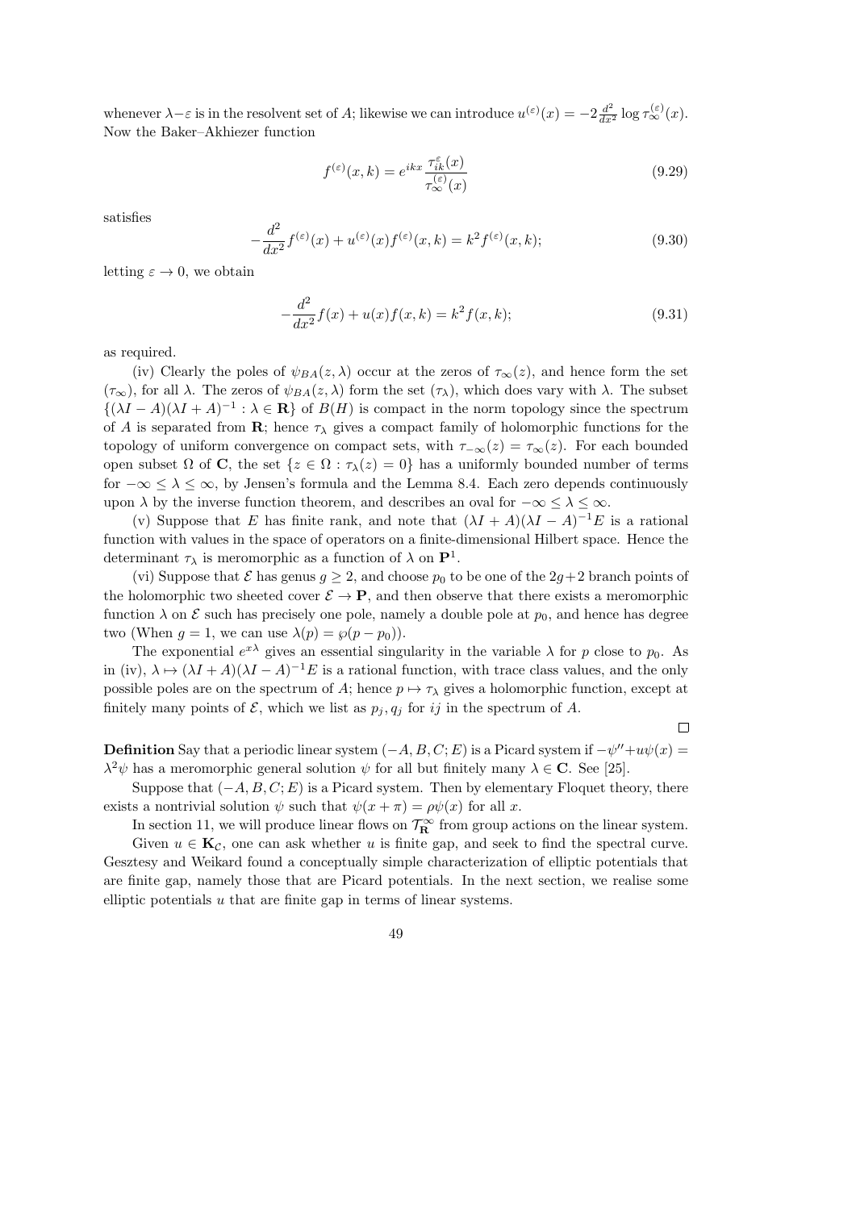whenever $\lambda - \varepsilon$ is in the resolvent set of $A$; likewise we can introduce $u^{(\varepsilon)}(x) = -2\frac{d^2}{dx^2}\log \tau_\infty^{(\varepsilon)}(x)$. Now the Baker–Akhiezer function

$$f^{(\varepsilon)}(x,k) = e^{ikx}\frac{\tau_{ik}^{\varepsilon}(x)}{\tau_\infty^{(\varepsilon)}(x)} \tag{9.29}$$

satisfies

$$-\frac{d^2}{dx^2}f^{(\varepsilon)}(x) + u^{(\varepsilon)}(x)f^{(\varepsilon)}(x,k) = k^2 f^{(\varepsilon)}(x,k); \tag{9.30}$$

letting $\varepsilon \to 0$, we obtain

$$-\frac{d^2}{dx^2}f(x) + u(x)f(x,k) = k^2 f(x,k); \tag{9.31}$$

as required.

(iv) Clearly the poles of $\psi_{BA}(z,\lambda)$ occur at the zeros of $\tau_\infty(z)$, and hence form the set $(\tau_\infty)$, for all $\lambda$. The zeros of $\psi_{BA}(z,\lambda)$ form the set $(\tau_\lambda)$, which does vary with $\lambda$. The subset $\{(\lambda I - A)(\lambda I + A)^{-1} : \lambda \in \mathbf{R}\}$ of $B(H)$ is compact in the norm topology since the spectrum of $A$ is separated from $\mathbf{R}$; hence $\tau_\lambda$ gives a compact family of holomorphic functions for the topology of uniform convergence on compact sets, with $\tau_{-\infty}(z) = \tau_\infty(z)$. For each bounded open subset $\Omega$ of $\mathbf{C}$, the set $\{z \in \Omega : \tau_\lambda(z) = 0\}$ has a uniformly bounded number of terms for $-\infty \leq \lambda \leq \infty$, by Jensen's formula and the Lemma 8.4. Each zero depends continuously upon $\lambda$ by the inverse function theorem, and describes an oval for $-\infty \leq \lambda \leq \infty$.

(v) Suppose that $E$ has finite rank, and note that $(\lambda I + A)(\lambda I - A)^{-1}E$ is a rational function with values in the space of operators on a finite-dimensional Hilbert space. Hence the determinant $\tau_\lambda$ is meromorphic as a function of $\lambda$ on $\mathbf{P}^1$.

(vi) Suppose that $\mathcal{E}$ has genus $g \geq 2$, and choose $p_0$ to be one of the $2g+2$ branch points of the holomorphic two sheeted cover $\mathcal{E} \to \mathbf{P}$, and then observe that there exists a meromorphic function $\lambda$ on $\mathcal{E}$ such has precisely one pole, namely a double pole at $p_0$, and hence has degree two (When $g = 1$, we can use $\lambda(p) = \wp(p - p_0)$).

The exponential $e^{x\lambda}$ gives an essential singularity in the variable $\lambda$ for $p$ close to $p_0$. As in (iv), $\lambda \mapsto (\lambda I + A)(\lambda I - A)^{-1}E$ is a rational function, with trace class values, and the only possible poles are on the spectrum of $A$; hence $p \mapsto \tau_\lambda$ gives a holomorphic function, except at finitely many points of $\mathcal{E}$, which we list as $p_j, q_j$ for $ij$ in the spectrum of $A$.

□

**Definition** Say that a periodic linear system $(-A, B, C; E)$ is a Picard system if $-\psi'' + u\psi(x) = \lambda^2\psi$ has a meromorphic general solution $\psi$ for all but finitely many $\lambda \in \mathbf{C}$. See [25].

Suppose that $(-A, B, C; E)$ is a Picard system. Then by elementary Floquet theory, there exists a nontrivial solution $\psi$ such that $\psi(x + \pi) = \rho\psi(x)$ for all $x$.

In section 11, we will produce linear flows on $\mathcal{T}_{\mathbf{R}}^\infty$ from group actions on the linear system.

Given $u \in \mathbf{K}_{\mathcal{C}}$, one can ask whether $u$ is finite gap, and seek to find the spectral curve. Gesztesy and Weikard found a conceptually simple characterization of elliptic potentials that are finite gap, namely those that are Picard potentials. In the next section, we realise some elliptic potentials $u$ that are finite gap in terms of linear systems.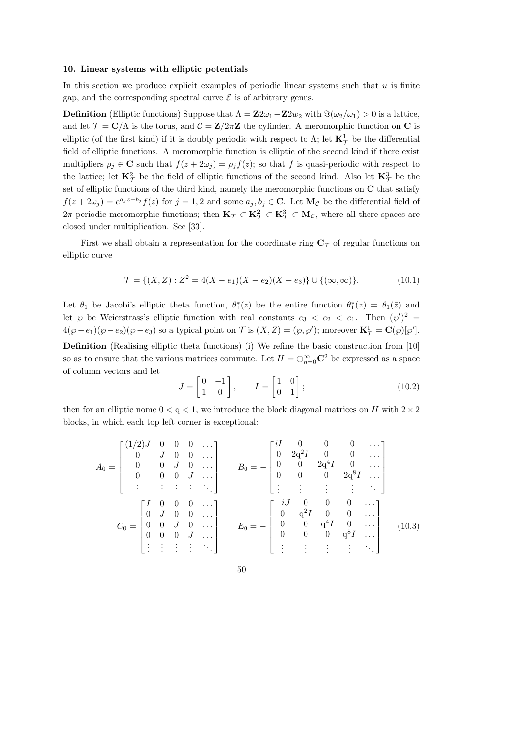**10. Linear systems with elliptic potentials**

In this section we produce explicit examples of periodic linear systems such that $u$ is finite gap, and the corresponding spectral curve $\mathcal{E}$ is of arbitrary genus.

**Definition** (Elliptic functions) Suppose that $\Lambda = \mathbf{Z}2\omega_1 + \mathbf{Z}2w_2$ with $\Im(\omega_2/\omega_1) > 0$ is a lattice, and let $\mathcal{T} = \mathbf{C}/\Lambda$ is the torus, and $\mathcal{C} = \mathbf{Z}/2\pi\mathbf{Z}$ the cylinder. A meromorphic function on $\mathbf{C}$ is elliptic (of the first kind) if it is doubly periodic with respect to $\Lambda$; let $\mathbf{K}^1_{\mathcal{T}}$ be the differential field of elliptic functions. A meromorphic function is elliptic of the second kind if there exist multipliers $\rho_j \in \mathbf{C}$ such that $f(z + 2\omega_j) = \rho_j f(z)$; so that $f$ is quasi-periodic with respect to the lattice; let $\mathbf{K}^2_{\mathcal{T}}$ be the field of elliptic functions of the second kind. Also let $\mathbf{K}^3_{\mathcal{T}}$ be the set of elliptic functions of the third kind, namely the meromorphic functions on $\mathbf{C}$ that satisfy $f(z + 2\omega_j) = e^{a_j z + b_j} f(z)$ for $j = 1, 2$ and some $a_j, b_j \in \mathbf{C}$. Let $\mathbf{M}_{\mathcal{C}}$ be the differential field of $2\pi$-periodic meromorphic functions; then $\mathbf{K}_{\mathcal{T}} \subset \mathbf{K}^2_{\mathcal{T}} \subset \mathbf{K}^3_{\mathcal{T}} \subset \mathbf{M}_{\mathcal{C}}$, where all there spaces are closed under multiplication. See [33].

First we shall obtain a representation for the coordinate ring $\mathbf{C}_{\mathcal{T}}$ of regular functions on elliptic curve

$$\mathcal{T} = \{(X, Z) : Z^2 = 4(X - e_1)(X - e_2)(X - e_3)\} \cup \{(\infty, \infty)\}. \tag{10.1}$$

Let $\theta_1$ be Jacobi's elliptic theta function, $\theta_1^*(z)$ be the entire function $\theta_1^*(z) = \overline{\theta_1(\bar{z})}$ and let $\wp$ be Weierstrass's elliptic function with real constants $e_3 < e_2 < e_1$. Then $(\wp')^2 = 4(\wp - e_1)(\wp - e_2)(\wp - e_3)$ so a typical point on $\mathcal{T}$ is $(X, Z) = (\wp, \wp')$; moreover $\mathbf{K}^1_{\mathcal{T}} = \mathbf{C}(\wp)[\wp']$.

**Definition** (Realising elliptic theta functions) (i) We refine the basic construction from [10] so as to ensure that the various matrices commute. Let $H = \oplus_{n=0}^{\infty} \mathbf{C}^2$ be expressed as a space of column vectors and let

$$J = \begin{bmatrix} 0 & -1 \\ 1 & 0 \end{bmatrix}, \qquad I = \begin{bmatrix} 1 & 0 \\ 0 & 1 \end{bmatrix}; \tag{10.2}$$

then for an elliptic nome $0 < \mathrm{q} < 1$, we introduce the block diagonal matrices on $H$ with $2 \times 2$ blocks, in which each top left corner is exceptional:

$$A_0 = \begin{bmatrix} (1/2)J & 0 & 0 & 0 & \dots \\ 0 & J & 0 & 0 & \dots \\ 0 & 0 & J & 0 & \dots \\ 0 & 0 & 0 & J & \dots \\ \vdots & \vdots & \vdots & \vdots & \ddots \end{bmatrix} \qquad B_0 = -\begin{bmatrix} iI & 0 & 0 & 0 & \dots \\ 0 & 2\mathrm{q}^2 I & 0 & 0 & \dots \\ 0 & 0 & 2\mathrm{q}^4 I & 0 & \dots \\ 0 & 0 & 0 & 2\mathrm{q}^8 I & \dots \\ \vdots & \vdots & \vdots & \vdots & \ddots \end{bmatrix}$$

$$C_0 = \begin{bmatrix} I & 0 & 0 & 0 & \dots \\ 0 & J & 0 & 0 & \dots \\ 0 & 0 & J & 0 & \dots \\ 0 & 0 & 0 & J & \dots \\ \vdots & \vdots & \vdots & \vdots & \ddots \end{bmatrix} \qquad E_0 = -\begin{bmatrix} -iJ & 0 & 0 & 0 & \dots \\ 0 & \mathrm{q}^2 I & 0 & 0 & \dots \\ 0 & 0 & \mathrm{q}^4 I & 0 & \dots \\ 0 & 0 & 0 & \mathrm{q}^8 I & \dots \\ \vdots & \vdots & \vdots & \vdots & \ddots \end{bmatrix} \tag{10.3}$$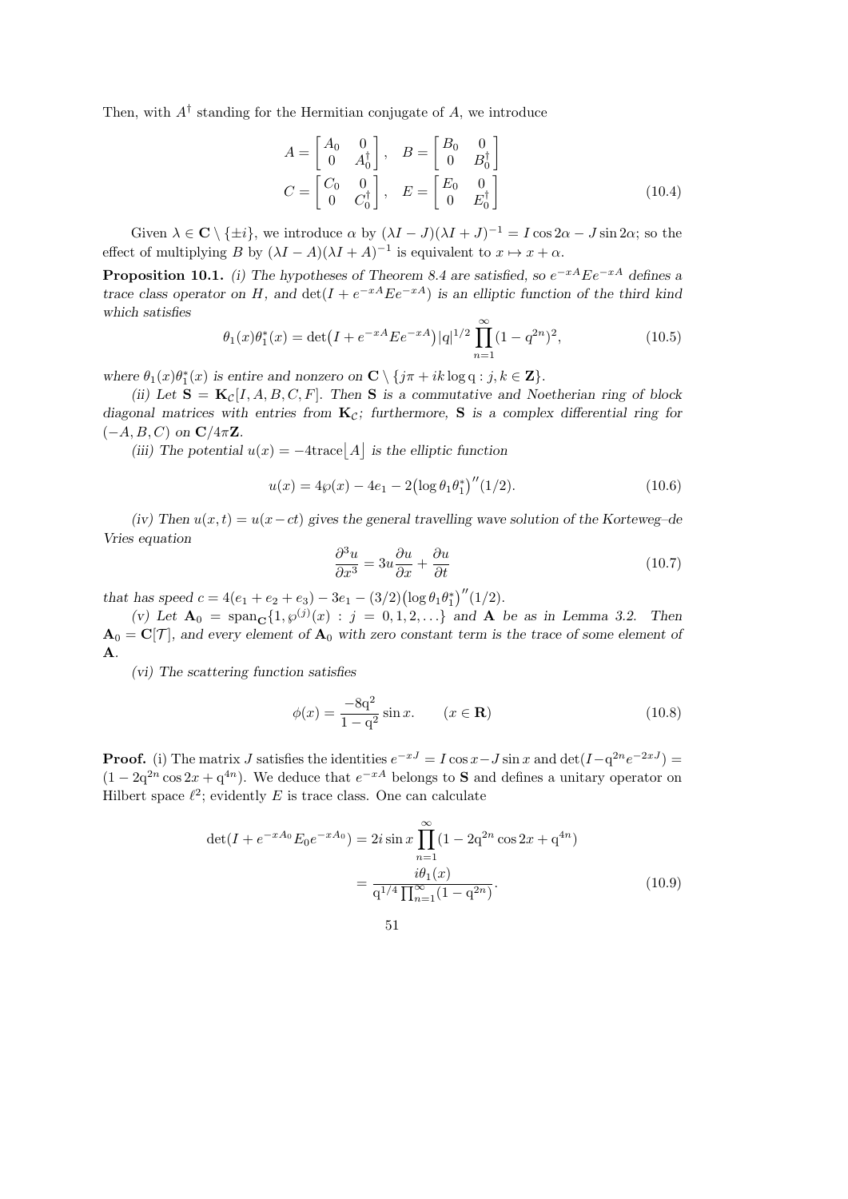Then, with $A^\dagger$ standing for the Hermitian conjugate of $A$, we introduce

$$
\begin{aligned}
A &= \begin{bmatrix} A_0 & 0 \\ 0 & A_0^\dagger \end{bmatrix}, \quad B = \begin{bmatrix} B_0 & 0 \\ 0 & B_0^\dagger \end{bmatrix} \\
C &= \begin{bmatrix} C_0 & 0 \\ 0 & C_0^\dagger \end{bmatrix}, \quad E = \begin{bmatrix} E_0 & 0 \\ 0 & E_0^\dagger \end{bmatrix}
\end{aligned}
\tag{10.4}
$$

Given $\lambda \in \mathbf{C} \setminus \{\pm i\}$, we introduce $\alpha$ by $(\lambda I - J)(\lambda I + J)^{-1} = I \cos 2\alpha - J \sin 2\alpha$; so the effect of multiplying $B$ by $(\lambda I - A)(\lambda I + A)^{-1}$ is equivalent to $x \mapsto x + \alpha$.

**Proposition 10.1.** *(i) The hypotheses of Theorem 8.4 are satisfied, so $e^{-xA}Ee^{-xA}$ defines a trace class operator on $H$, and $\det(I + e^{-xA}Ee^{-xA})$ is an elliptic function of the third kind which satisfies*

$$
\theta_1(x)\theta_1^*(x) = \det\big(I + e^{-xA}Ee^{-xA}\big)|\mathrm{q}|^{1/2} \prod_{n=1}^{\infty} (1 - q^{2n})^2,
\tag{10.5}
$$

*where $\theta_1(x)\theta_1^*(x)$ is entire and nonzero on $\mathbf{C} \setminus \{j\pi + ik \log \mathrm{q} : j, k \in \mathbf{Z}\}$.*

*(ii) Let $\mathbf{S} = \mathbf{K}_{\mathcal{C}}[I, A, B, C, F]$. Then $\mathbf{S}$ is a commutative and Noetherian ring of block diagonal matrices with entries from $\mathbf{K}_{\mathcal{C}}$; furthermore, $\mathbf{S}$ is a complex differential ring for $(-A, B, C)$ on $\mathbf{C}/4\pi\mathbf{Z}$.*

*(iii) The potential $u(x) = -4\mathrm{trace}\lfloor A \rfloor$ is the elliptic function*

$$
u(x) = 4\wp(x) - 4e_1 - 2\big(\log \theta_1\theta_1^*\big)''(1/2).
\tag{10.6}
$$

*(iv) Then $u(x,t) = u(x - ct)$ gives the general travelling wave solution of the Korteweg–de Vries equation*

$$
\frac{\partial^3 u}{\partial x^3} = 3u\frac{\partial u}{\partial x} + \frac{\partial u}{\partial t}
\tag{10.7}
$$

*that has speed $c = 4(e_1 + e_2 + e_3) - 3e_1 - (3/2)\big(\log \theta_1\theta_1^*\big)''(1/2)$.*

*(v) Let $\mathbf{A}_0 = \mathrm{span}_{\mathbf{C}}\{1, \wp^{(j)}(x) : j = 0, 1, 2, \dots\}$ and $\mathbf{A}$ be as in Lemma 3.2. Then $\mathbf{A}_0 = \mathbf{C}[\mathcal{T}]$, and every element of $\mathbf{A}_0$ with zero constant term is the trace of some element of $\mathbf{A}$.*

*(vi) The scattering function satisfies*

$$
\phi(x) = \frac{-8\mathrm{q}^2}{1 - \mathrm{q}^2} \sin x. \qquad (x \in \mathbf{R})
\tag{10.8}
$$

**Proof.** (i) The matrix $J$ satisfies the identities $e^{-xJ} = I\cos x - J \sin x$ and $\det(I - \mathrm{q}^{2n}e^{-2xJ}) = (1 - 2\mathrm{q}^{2n}\cos 2x + \mathrm{q}^{4n})$. We deduce that $e^{-xA}$ belongs to $\mathbf{S}$ and defines a unitary operator on Hilbert space $\ell^2$; evidently $E$ is trace class. One can calculate

$$
\begin{aligned}
\det(I + e^{-xA_0}E_0e^{-xA_0}) &= 2i \sin x \prod_{n=1}^{\infty} (1 - 2\mathrm{q}^{2n} \cos 2x + \mathrm{q}^{4n}) \\
&= \frac{i\theta_1(x)}{\mathrm{q}^{1/4}\prod_{n=1}^{\infty}(1 - \mathrm{q}^{2n})}.
\end{aligned}
\tag{10.9}
$$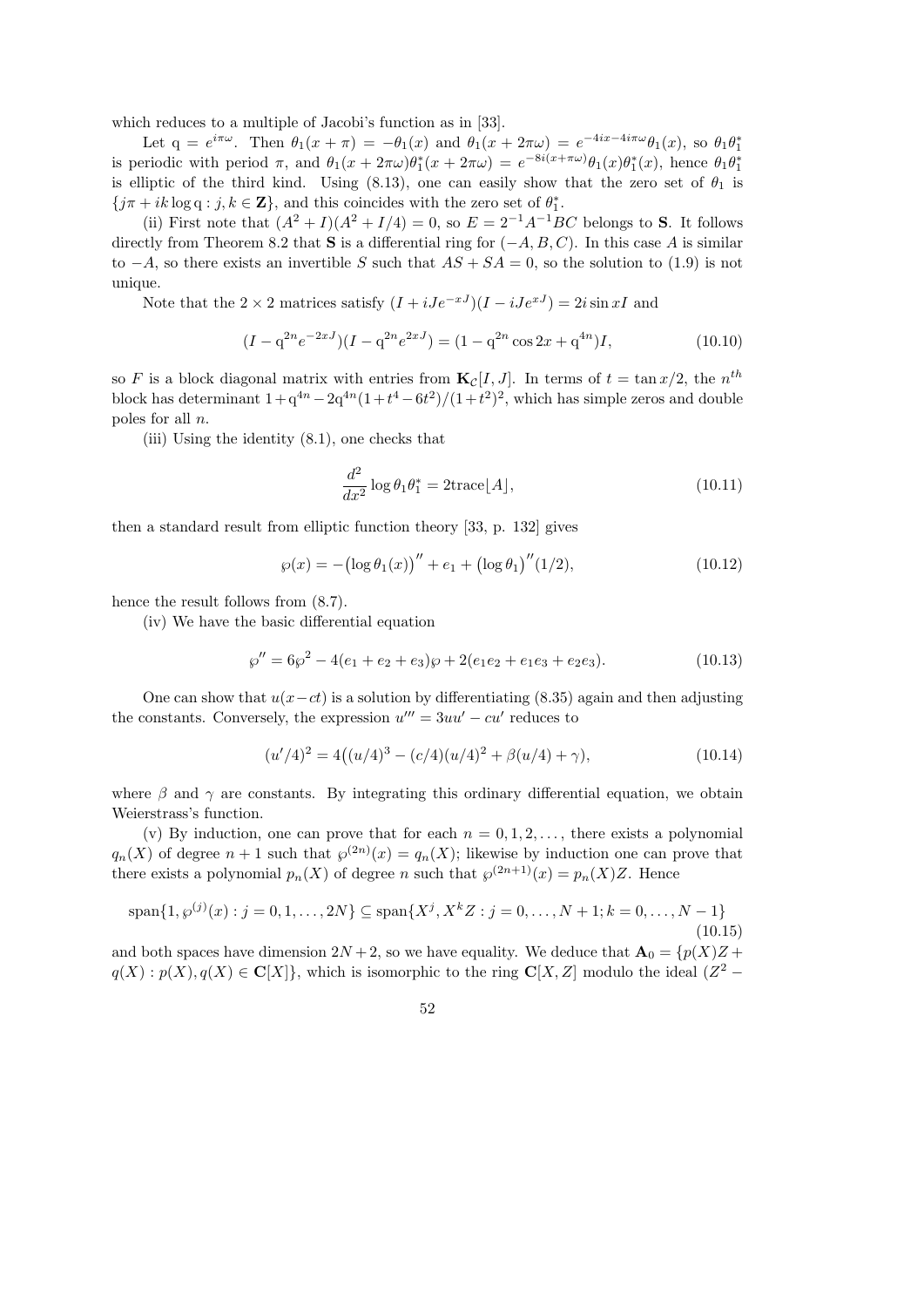which reduces to a multiple of Jacobi's function as in [33].

Let $\mathrm{q} = e^{i\pi\omega}$. Then $\theta_1(x+\pi) = -\theta_1(x)$ and $\theta_1(x+2\pi\omega) = e^{-4ix-4i\pi\omega}\theta_1(x)$, so $\theta_1\theta_1^*$ is periodic with period $\pi$, and $\theta_1(x+2\pi\omega)\theta_1^*(x+2\pi\omega) = e^{-8i(x+\pi\omega)}\theta_1(x)\theta_1^*(x)$, hence $\theta_1\theta_1^*$ is elliptic of the third kind. Using (8.13), one can easily show that the zero set of $\theta_1$ is $\{j\pi + ik\log \mathrm{q} : j,k \in \mathbf{Z}\}$, and this coincides with the zero set of $\theta_1^*$.

(ii) First note that $(A^2+I)(A^2+I/4) = 0$, so $E = 2^{-1}A^{-1}BC$ belongs to $\mathbf{S}$. It follows directly from Theorem 8.2 that $\mathbf{S}$ is a differential ring for $(-A, B, C)$. In this case $A$ is similar to $-A$, so there exists an invertible $S$ such that $AS + SA = 0$, so the solution to (1.9) is not unique.

Note that the $2\times 2$ matrices satisfy $(I + iJe^{-xJ})(I - iJe^{xJ}) = 2i\sin xI$ and

$$(I - \mathrm{q}^{2n}e^{-2xJ})(I - \mathrm{q}^{2n}e^{2xJ}) = (1 - \mathrm{q}^{2n}\cos 2x + \mathrm{q}^{4n})I, \tag{10.10}$$

so $F$ is a block diagonal matrix with entries from $\mathbf{K}_{\mathcal{C}}[I,J]$. In terms of $t = \tan x/2$, the $n^{th}$ block has determinant $1 + \mathrm{q}^{4n} - 2\mathrm{q}^{4n}(1 + t^4 - 6t^2)/(1+t^2)^2$, which has simple zeros and double poles for all $n$.

(iii) Using the identity (8.1), one checks that

$$\frac{d^2}{dx^2}\log\theta_1\theta_1^* = 2\mathrm{trace}\lfloor A\rfloor, \tag{10.11}$$

then a standard result from elliptic function theory [33, p. 132] gives

$$\wp(x) = -\big(\log\theta_1(x)\big)'' + e_1 + \big(\log\theta_1\big)''(1/2), \tag{10.12}$$

hence the result follows from (8.7).

(iv) We have the basic differential equation

$$\wp'' = 6\wp^2 - 4(e_1+e_2+e_3)\wp + 2(e_1e_2 + e_1e_3 + e_2e_3). \tag{10.13}$$

One can show that $u(x-ct)$ is a solution by differentiating (8.35) again and then adjusting the constants. Conversely, the expression $u''' = 3uu' - cu'$ reduces to

$$(u'/4)^2 = 4\big((u/4)^3 - (c/4)(u/4)^2 + \beta(u/4) + \gamma\big), \tag{10.14}$$

where $\beta$ and $\gamma$ are constants. By integrating this ordinary differential equation, we obtain Weierstrass's function.

(v) By induction, one can prove that for each $n = 0,1,2,\dots$, there exists a polynomial $q_n(X)$ of degree $n+1$ such that $\wp^{(2n)}(x) = q_n(X)$; likewise by induction one can prove that there exists a polynomial $p_n(X)$ of degree $n$ such that $\wp^{(2n+1)}(x) = p_n(X)Z$. Hence

$$\mathrm{span}\{1, \wp^{(j)}(x) : j = 0,1,\dots,2N\} \subseteq \mathrm{span}\{X^j, X^kZ : j = 0,\dots,N+1; k = 0,\dots,N-1\} \tag{10.15}$$

and both spaces have dimension $2N+2$, so we have equality. We deduce that $\mathbf{A}_0 = \{p(X)Z + q(X) : p(X), q(X) \in \mathbf{C}[X]\}$, which is isomorphic to the ring $\mathbf{C}[X,Z]$ modulo the ideal $(Z^2 -$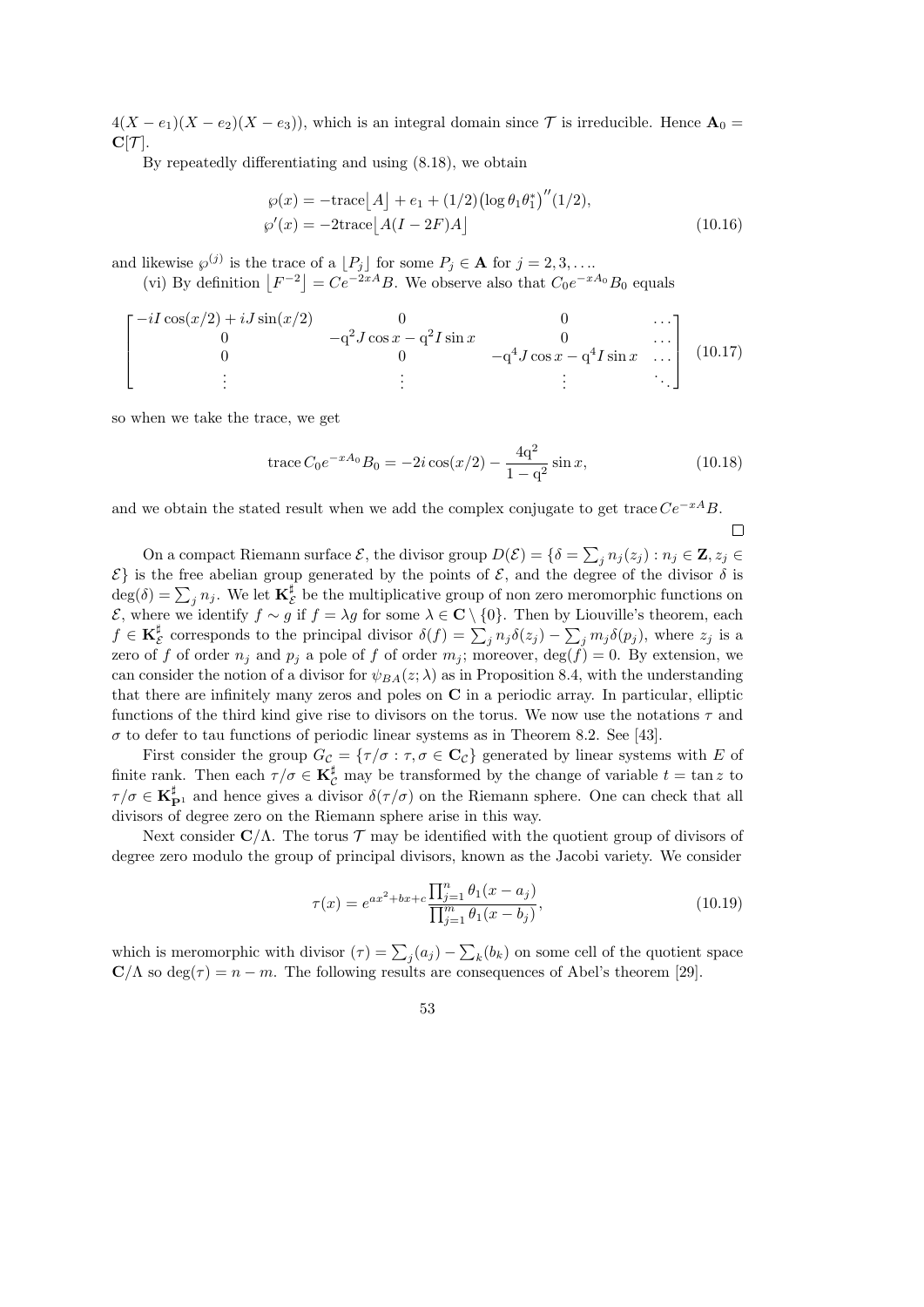$4(X-e_1)(X-e_2)(X-e_3))$, which is an integral domain since $\mathcal{T}$ is irreducible. Hence $\mathbf{A}_0 = \mathbf{C}[\mathcal{T}]$.

By repeatedly differentiating and using (8.18), we obtain

$$
\begin{aligned}
\wp(x) &= -\mathrm{trace}\lfloor A\rfloor + e_1 + (1/2)\big(\log\theta_1\theta_1^*\big)''(1/2),\\
\wp'(x) &= -2\mathrm{trace}\lfloor A(I-2F)A\rfloor
\end{aligned}
\tag{10.16}
$$

and likewise $\wp^{(j)}$ is the trace of a $\lfloor P_j\rfloor$ for some $P_j \in \mathbf{A}$ for $j=2,3,\dots$.

(vi) By definition $\lfloor F^{-2}\rfloor = Ce^{-2xA}B$. We observe also that $C_0e^{-xA_0}B_0$ equals

$$
\begin{bmatrix}
-iI\cos(x/2)+iJ\sin(x/2) & 0 & 0 & \dots\\
0 & -\mathrm{q}^2J\cos x - \mathrm{q}^2 I\sin x & 0 & \dots\\
0 & 0 & -\mathrm{q}^4J\cos x - \mathrm{q}^4I\sin x & \dots\\
\vdots & \vdots & \vdots & \ddots
\end{bmatrix}
\tag{10.17}
$$

so when we take the trace, we get

$$
\mathrm{trace}\, C_0e^{-xA_0}B_0 = -2i\cos(x/2) - \frac{4\mathrm{q}^2}{1-\mathrm{q}^2}\sin x,
\tag{10.18}
$$

and we obtain the stated result when we add the complex conjugate to get $\mathrm{trace}\, Ce^{-xA}B$.

□

On a compact Riemann surface $\mathcal{E}$, the divisor group $D(\mathcal{E}) = \{\delta = \sum_j n_j(z_j) : n_j \in \mathbf{Z}, z_j \in \mathcal{E}\}$ is the free abelian group generated by the points of $\mathcal{E}$, and the degree of the divisor $\delta$ is $\deg(\delta) = \sum_j n_j$. We let $\mathbf{K}^\sharp_{\mathcal{E}}$ be the multiplicative group of non zero meromorphic functions on $\mathcal{E}$, where we identify $f \sim g$ if $f = \lambda g$ for some $\lambda \in \mathbf{C}\setminus\{0\}$. Then by Liouville's theorem, each $f \in \mathbf{K}^\sharp_{\mathcal{E}}$ corresponds to the principal divisor $\delta(f) = \sum_j n_j\delta(z_j) - \sum_j m_j\delta(p_j)$, where $z_j$ is a zero of $f$ of order $n_j$ and $p_j$ a pole of $f$ of order $m_j$; moreover, $\deg(f) = 0$. By extension, we can consider the notion of a divisor for $\psi_{BA}(z;\lambda)$ as in Proposition 8.4, with the understanding that there are infinitely many zeros and poles on $\mathbf{C}$ in a periodic array. In particular, elliptic functions of the third kind give rise to divisors on the torus. We now use the notations $\tau$ and $\sigma$ to defer to tau functions of periodic linear systems as in Theorem 8.2. See [43].

First consider the group $G_{\mathcal{C}} = \{\tau/\sigma : \tau,\sigma \in \mathbf{C}_{\mathcal{C}}\}$ generated by linear systems with $E$ of finite rank. Then each $\tau/\sigma \in \mathbf{K}^\sharp_{\mathcal{C}}$ may be transformed by the change of variable $t = \tan z$ to $\tau/\sigma \in \mathbf{K}^\sharp_{\mathbf{P}^1}$ and hence gives a divisor $\delta(\tau/\sigma)$ on the Riemann sphere. One can check that all divisors of degree zero on the Riemann sphere arise in this way.

Next consider $\mathbf{C}/\Lambda$. The torus $\mathcal{T}$ may be identified with the quotient group of divisors of degree zero modulo the group of principal divisors, known as the Jacobi variety. We consider

$$
\tau(x) = e^{ax^2+bx+c}\frac{\prod_{j=1}^n \theta_1(x-a_j)}{\prod_{j=1}^m \theta_1(x-b_j)},
\tag{10.19}
$$

which is meromorphic with divisor $(\tau) = \sum_j(a_j) - \sum_k(b_k)$ on some cell of the quotient space $\mathbf{C}/\Lambda$ so $\deg(\tau) = n-m$. The following results are consequences of Abel's theorem [29].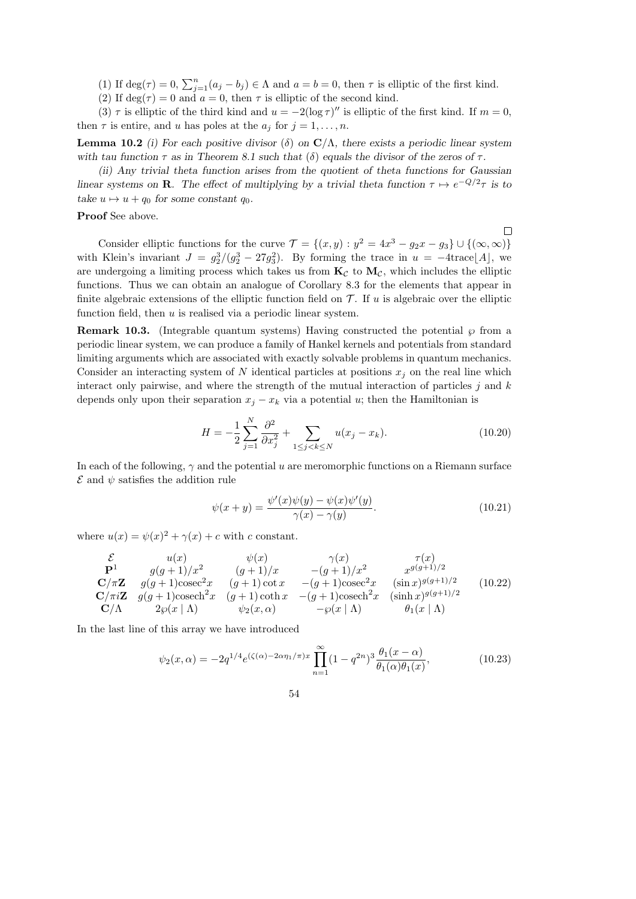(1) If $\deg(\tau)=0$, $\sum_{j=1}^n (a_j-b_j)\in\Lambda$ and $a=b=0$, then $\tau$ is elliptic of the first kind.

(2) If $\deg(\tau)=0$ and $a=0$, then $\tau$ is elliptic of the second kind.

(3) $\tau$ is elliptic of the third kind and $u=-2(\log\tau)''$ is elliptic of the first kind. If $m=0$, then $\tau$ is entire, and $u$ has poles at the $a_j$ for $j=1,\dots,n$.

**Lemma 10.2** *(i) For each positive divisor $(\delta)$ on $\mathbf{C}/\Lambda$, there exists a periodic linear system with tau function $\tau$ as in Theorem 8.1 such that $(\delta)$ equals the divisor of the zeros of $\tau$.*

*(ii) Any trivial theta function arises from the quotient of theta functions for Gaussian linear systems on $\mathbf{R}$. The effect of multiplying by a trivial theta function $\tau\mapsto e^{-Q/2}\tau$ is to take $u\mapsto u+q_0$ for some constant $q_0$.*

**Proof** See above.

□

Consider elliptic functions for the curve $\mathcal{T}=\{(x,y): y^2=4x^3-g_2x-g_3\}\cup\{(\infty,\infty)\}$ with Klein's invariant $J=g_2^3/(g_2^3-27g_3^2)$. By forming the trace in $u=-4\mathrm{trace}\lfloor A\rfloor$, we are undergoing a limiting process which takes us from $\mathbf{K}_{\mathcal{C}}$ to $\mathbf{M}_{\mathcal{C}}$, which includes the elliptic functions. Thus we can obtain an analogue of Corollary 8.3 for the elements that appear in finite algebraic extensions of the elliptic function field on $\mathcal{T}$. If $u$ is algebraic over the elliptic function field, then $u$ is realised via a periodic linear system.

**Remark 10.3.** (Integrable quantum systems) Having constructed the potential $\wp$ from a periodic linear system, we can produce a family of Hankel kernels and potentials from standard limiting arguments which are associated with exactly solvable problems in quantum mechanics. Consider an interacting system of $N$ identical particles at positions $x_j$ on the real line which interact only pairwise, and where the strength of the mutual interaction of particles $j$ and $k$ depends only upon their separation $x_j-x_k$ via a potential $u$; then the Hamiltonian is

$$H=-\frac{1}{2}\sum_{j=1}^N\frac{\partial^2}{\partial x_j^2}+\sum_{1\le j<k\le N}u(x_j-x_k). \tag{10.20}$$

In each of the following, $\gamma$ and the potential $u$ are meromorphic functions on a Riemann surface $\mathcal{E}$ and $\psi$ satisfies the addition rule

$$\psi(x+y)=\frac{\psi'(x)\psi(y)-\psi(x)\psi'(y)}{\gamma(x)-\gamma(y)}. \tag{10.21}$$

where $u(x)=\psi(x)^2+\gamma(x)+c$ with $c$ constant.

$$\begin{array}{ccccc}
\mathcal{E} & u(x) & \psi(x) & \gamma(x) & \tau(x)\\
\mathbf{P}^1 & g(g+1)/x^2 & (g+1)/x & -(g+1)/x^2 & x^{g(g+1)/2}\\
\mathbf{C}/\pi\mathbf{Z} & g(g+1)\mathrm{cosec}^2x & (g+1)\cot x & -(g+1)\mathrm{cosec}^2x & (\sin x)^{g(g+1)/2}\\
\mathbf{C}/\pi i\mathbf{Z} & g(g+1)\mathrm{cosech}^2x & (g+1)\coth x & -(g+1)\mathrm{cosech}^2x & (\sinh x)^{g(g+1)/2}\\
\mathbf{C}/\Lambda & 2\wp(x\mid\Lambda) & \psi_2(x,\alpha) & -\wp(x\mid\Lambda) & \theta_1(x\mid\Lambda)
\end{array} \tag{10.22}$$

In the last line of this array we have introduced

$$\psi_2(x,\alpha)=-2q^{1/4}e^{(\zeta(\alpha)-2\alpha\eta_1/\pi)x}\prod_{n=1}^\infty(1-q^{2n})^3\frac{\theta_1(x-\alpha)}{\theta_1(\alpha)\theta_1(x)}, \tag{10.23}$$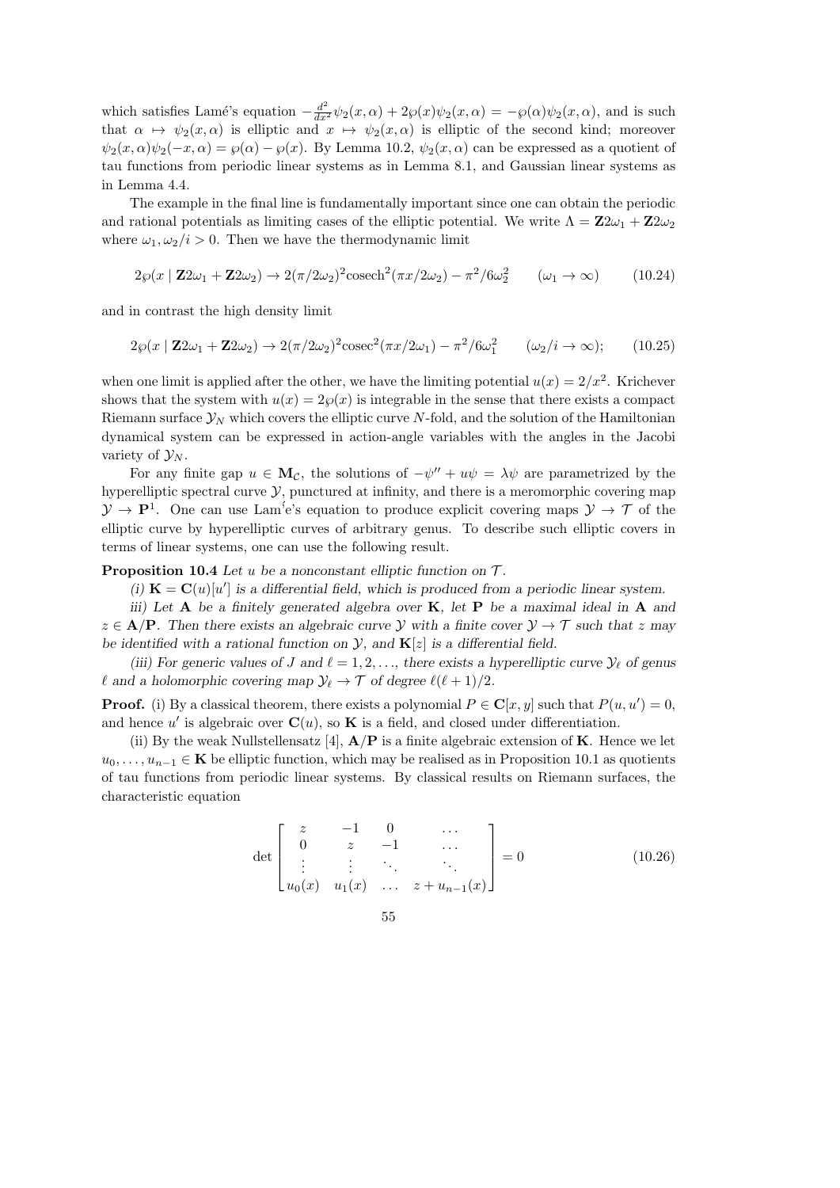which satisfies Lamé's equation $-\frac{d^2}{dx^2}\psi_2(x,\alpha)+2\wp(x)\psi_2(x,\alpha)=-\wp(\alpha)\psi_2(x,\alpha)$, and is such that $\alpha\mapsto\psi_2(x,\alpha)$ is elliptic and $x\mapsto\psi_2(x,\alpha)$ is elliptic of the second kind; moreover $\psi_2(x,\alpha)\psi_2(-x,\alpha)=\wp(\alpha)-\wp(x)$. By Lemma 10.2, $\psi_2(x,\alpha)$ can be expressed as a quotient of tau functions from periodic linear systems as in Lemma 8.1, and Gaussian linear systems as in Lemma 4.4.

The example in the final line is fundamentally important since one can obtain the periodic and rational potentials as limiting cases of the elliptic potential. We write $\Lambda=\mathbf{Z}2\omega_1+\mathbf{Z}2\omega_2$ where $\omega_1,\omega_2/i>0$. Then we have the thermodynamic limit

$$2\wp(x\mid\mathbf{Z}2\omega_1+\mathbf{Z}2\omega_2)\to 2(\pi/2\omega_2)^2\mathrm{cosech}^2(\pi x/2\omega_2)-\pi^2/6\omega_2^2 \qquad (\omega_1\to\infty) \tag{10.24}$$

and in contrast the high density limit

$$2\wp(x\mid\mathbf{Z}2\omega_1+\mathbf{Z}2\omega_2)\to 2(\pi/2\omega_2)^2\mathrm{cosec}^2(\pi x/2\omega_1)-\pi^2/6\omega_1^2 \qquad (\omega_2/i\to\infty); \tag{10.25}$$

when one limit is applied after the other, we have the limiting potential $u(x)=2/x^2$. Krichever shows that the system with $u(x)=2\wp(x)$ is integrable in the sense that there exists a compact Riemann surface $\mathcal{Y}_N$ which covers the elliptic curve $N$-fold, and the solution of the Hamiltonian dynamical system can be expressed in action-angle variables with the angles in the Jacobi variety of $\mathcal{Y}_N$.

For any finite gap $u\in\mathbf{M}_{\mathcal{C}}$, the solutions of $-\psi''+u\psi=\lambda\psi$ are parametrized by the hyperelliptic spectral curve $\mathcal{Y}$, punctured at infinity, and there is a meromorphic covering map $\mathcal{Y}\to\mathbf{P}^1$. One can use Lamé's equation to produce explicit covering maps $\mathcal{Y}\to\mathcal{T}$ of the elliptic curve by hyperelliptic curves of arbitrary genus. To describe such elliptic covers in terms of linear systems, one can use the following result.

**Proposition 10.4** *Let $u$ be a nonconstant elliptic function on $\mathcal{T}$.*

*(i) $\mathbf{K}=\mathbf{C}(u)[u']$ is a differential field, which is produced from a periodic linear system.*

*iii) Let $\mathbf{A}$ be a finitely generated algebra over $\mathbf{K}$, let $\mathbf{P}$ be a maximal ideal in $\mathbf{A}$ and $z\in\mathbf{A}/\mathbf{P}$. Then there exists an algebraic curve $\mathcal{Y}$ with a finite cover $\mathcal{Y}\to\mathcal{T}$ such that $z$ may be identified with a rational function on $\mathcal{Y}$, and $\mathbf{K}[z]$ is a differential field.*

*(iii) For generic values of $J$ and $\ell=1,2,\dots$, there exists a hyperelliptic curve $\mathcal{Y}_\ell$ of genus $\ell$ and a holomorphic covering map $\mathcal{Y}_\ell\to\mathcal{T}$ of degree $\ell(\ell+1)/2$.*

**Proof.** (i) By a classical theorem, there exists a polynomial $P\in\mathbf{C}[x,y]$ such that $P(u,u')=0$, and hence $u'$ is algebraic over $\mathbf{C}(u)$, so $\mathbf{K}$ is a field, and closed under differentiation.

(ii) By the weak Nullstellensatz [4], $\mathbf{A}/\mathbf{P}$ is a finite algebraic extension of $\mathbf{K}$. Hence we let $u_0,\dots,u_{n-1}\in\mathbf{K}$ be elliptic function, which may be realised as in Proposition 10.1 as quotients of tau functions from periodic linear systems. By classical results on Riemann surfaces, the characteristic equation

$$\det\begin{bmatrix} z & -1 & 0 & \dots \\ 0 & z & -1 & \dots \\ \vdots & \vdots & \ddots & \ddots \\ u_0(x) & u_1(x) & \dots & z+u_{n-1}(x)\end{bmatrix}=0 \tag{10.26}$$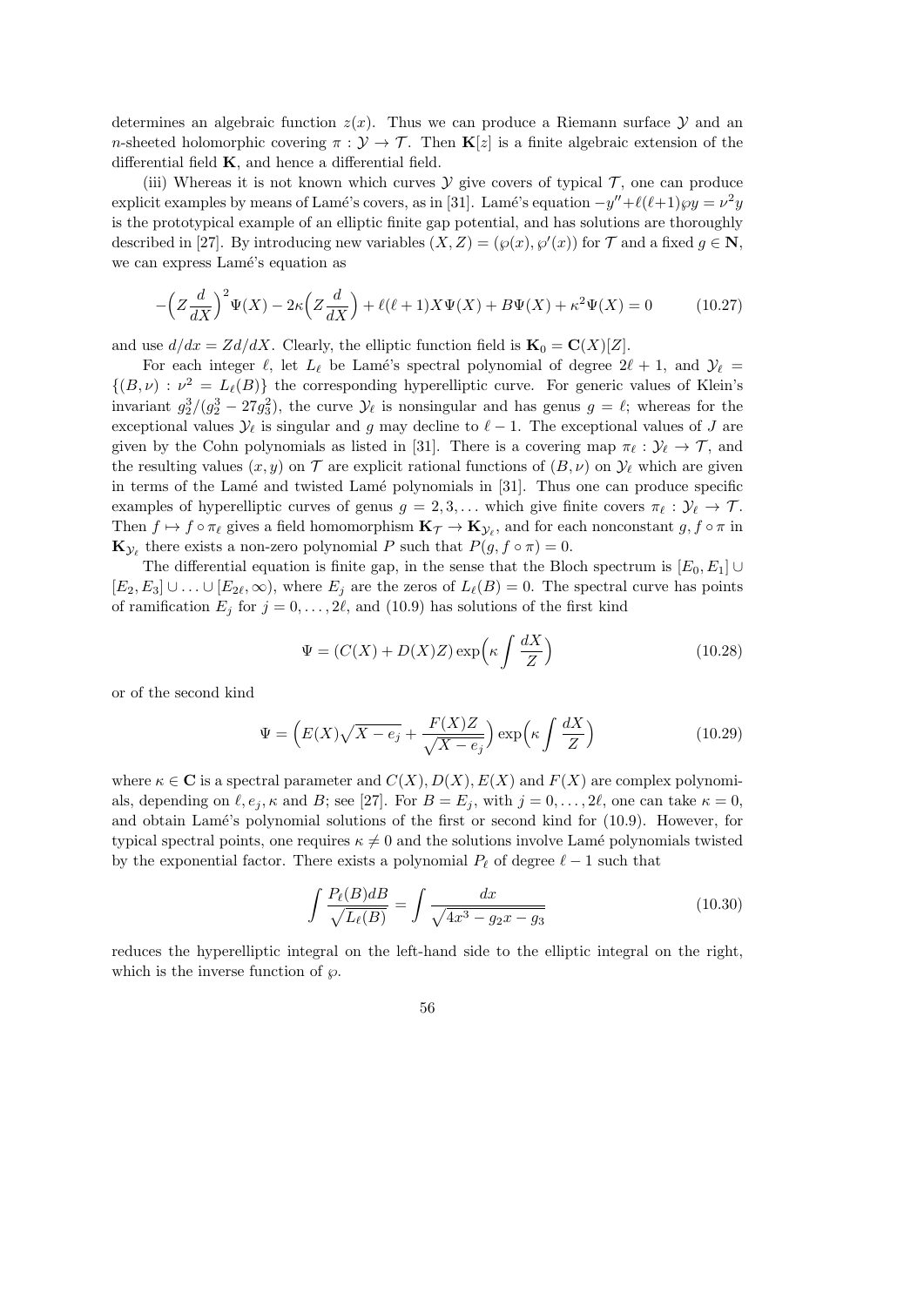determines an algebraic function $z(x)$. Thus we can produce a Riemann surface $\mathcal{Y}$ and an $n$-sheeted holomorphic covering $\pi : \mathcal{Y} \to \mathcal{T}$. Then $\mathbf{K}[z]$ is a finite algebraic extension of the differential field $\mathbf{K}$, and hence a differential field.

(iii) Whereas it is not known which curves $\mathcal{Y}$ give covers of typical $\mathcal{T}$, one can produce explicit examples by means of Lamé's covers, as in [31]. Lamé's equation $-y'' + \ell(\ell+1)\wp y = \nu^2 y$ is the prototypical example of an elliptic finite gap potential, and has solutions are thoroughly described in [27]. By introducing new variables $(X, Z) = (\wp(x), \wp'(x))$ for $\mathcal{T}$ and a fixed $g \in \mathbf{N}$, we can express Lamé's equation as

$$-\Big(Z\frac{d}{dX}\Big)^2\Psi(X) - 2\kappa\Big(Z\frac{d}{dX}\Big) + \ell(\ell+1)X\Psi(X) + B\Psi(X) + \kappa^2\Psi(X) = 0 \tag{10.27}$$

and use $d/dx = Zd/dX$. Clearly, the elliptic function field is $\mathbf{K}_0 = \mathbf{C}(X)[Z]$.

For each integer $\ell$, let $L_\ell$ be Lamé's spectral polynomial of degree $2\ell+1$, and $\mathcal{Y}_\ell = \{(B,\nu) : \nu^2 = L_\ell(B)\}$ the corresponding hyperelliptic curve. For generic values of Klein's invariant $g_2^3/(g_2^3 - 27g_3^2)$, the curve $\mathcal{Y}_\ell$ is nonsingular and has genus $g = \ell$; whereas for the exceptional values $\mathcal{Y}_\ell$ is singular and $g$ may decline to $\ell - 1$. The exceptional values of $J$ are given by the Cohn polynomials as listed in [31]. There is a covering map $\pi_\ell : \mathcal{Y}_\ell \to \mathcal{T}$, and the resulting values $(x, y)$ on $\mathcal{T}$ are explicit rational functions of $(B, \nu)$ on $\mathcal{Y}_\ell$ which are given in terms of the Lamé and twisted Lamé polynomials in [31]. Thus one can produce specific examples of hyperelliptic curves of genus $g = 2, 3, \dots$ which give finite covers $\pi_\ell : \mathcal{Y}_\ell \to \mathcal{T}$. Then $f \mapsto f \circ \pi_\ell$ gives a field homomorphism $\mathbf{K}_\mathcal{T} \to \mathbf{K}_{\mathcal{Y}_\ell}$, and for each nonconstant $g, f \circ \pi$ in $\mathbf{K}_{\mathcal{Y}_\ell}$ there exists a non-zero polynomial $P$ such that $P(g, f \circ \pi) = 0$.

The differential equation is finite gap, in the sense that the Bloch spectrum is $[E_0, E_1] \cup [E_2, E_3] \cup \dots \cup [E_{2\ell}, \infty)$, where $E_j$ are the zeros of $L_\ell(B) = 0$. The spectral curve has points of ramification $E_j$ for $j = 0, \dots, 2\ell$, and (10.9) has solutions of the first kind

$$\Psi = (C(X) + D(X)Z)\exp\Big(\kappa \int \frac{dX}{Z}\Big) \tag{10.28}$$

or of the second kind

$$\Psi = \Big(E(X)\sqrt{X - e_j} + \frac{F(X)Z}{\sqrt{X - e_j}}\Big)\exp\Big(\kappa \int \frac{dX}{Z}\Big) \tag{10.29}$$

where $\kappa \in \mathbf{C}$ is a spectral parameter and $C(X), D(X), E(X)$ and $F(X)$ are complex polynomials, depending on $\ell, e_j, \kappa$ and $B$; see [27]. For $B = E_j$, with $j = 0, \dots, 2\ell$, one can take $\kappa = 0$, and obtain Lamé's polynomial solutions of the first or second kind for (10.9). However, for typical spectral points, one requires $\kappa \neq 0$ and the solutions involve Lamé polynomials twisted by the exponential factor. There exists a polynomial $P_\ell$ of degree $\ell - 1$ such that

$$\int \frac{P_\ell(B)dB}{\sqrt{L_\ell(B)}} = \int \frac{dx}{\sqrt{4x^3 - g_2 x - g_3}} \tag{10.30}$$

reduces the hyperelliptic integral on the left-hand side to the elliptic integral on the right, which is the inverse function of $\wp$.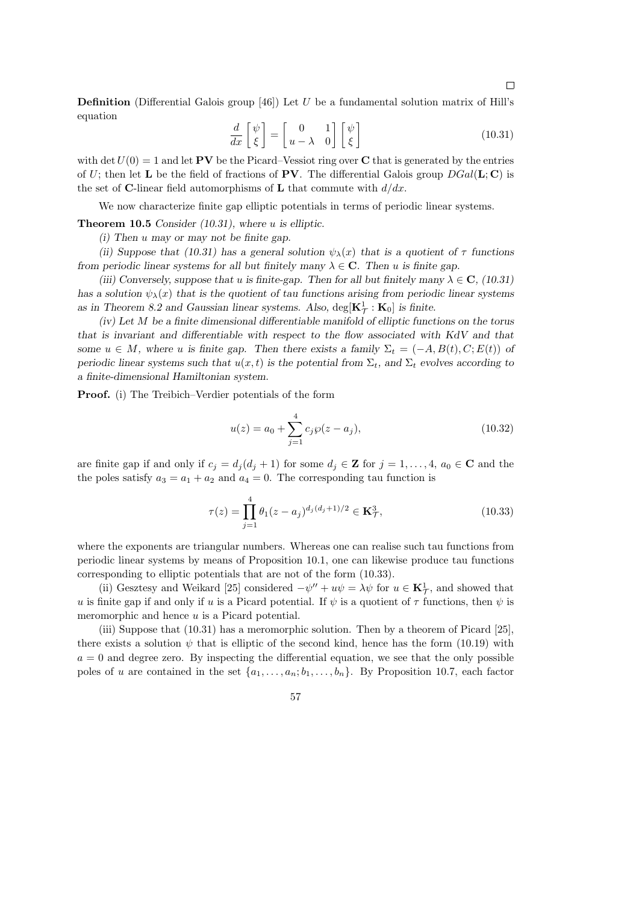□

**Definition** (Differential Galois group [46]) Let $U$ be a fundamental solution matrix of Hill's equation

$$\frac{d}{dx}\begin{bmatrix}\psi\\ \xi\end{bmatrix}=\begin{bmatrix}0 & 1\\ u-\lambda & 0\end{bmatrix}\begin{bmatrix}\psi\\ \xi\end{bmatrix} \tag{10.31}$$

with $\det U(0)=1$ and let $\mathbf{PV}$ be the Picard–Vessiot ring over $\mathbf{C}$ that is generated by the entries of $U$; then let $\mathbf{L}$ be the field of fractions of $\mathbf{PV}$. The differential Galois group $DGal(\mathbf{L};\mathbf{C})$ is the set of $\mathbf{C}$-linear field automorphisms of $\mathbf{L}$ that commute with $d/dx$.

We now characterize finite gap elliptic potentials in terms of periodic linear systems.

**Theorem 10.5** *Consider (10.31), where $u$ is elliptic.*

*(i) Then $u$ may or may not be finite gap.*

*(ii) Suppose that (10.31) has a general solution $\psi_\lambda(x)$ that is a quotient of $\tau$ functions from periodic linear systems for all but finitely many $\lambda\in\mathbf{C}$. Then $u$ is finite gap.*

*(iii) Conversely, suppose that $u$ is finite-gap. Then for all but finitely many $\lambda\in\mathbf{C}$, (10.31) has a solution $\psi_\lambda(x)$ that is the quotient of tau functions arising from periodic linear systems as in Theorem 8.2 and Gaussian linear systems. Also, $\deg[\mathbf{K}^1_{\mathcal{T}}:\mathbf{K}_0]$ is finite.*

*(iv) Let $M$ be a finite dimensional differentiable manifold of elliptic functions on the torus that is invariant and differentiable with respect to the flow associated with KdV and that some $u\in M$, where $u$ is finite gap. Then there exists a family $\Sigma_t=(-A,B(t),C;E(t))$ of periodic linear systems such that $u(x,t)$ is the potential from $\Sigma_t$, and $\Sigma_t$ evolves according to a finite-dimensional Hamiltonian system.*

**Proof.** (i) The Treibich–Verdier potentials of the form

$$u(z)=a_0+\sum_{j=1}^{4}c_j\wp(z-a_j), \tag{10.32}$$

are finite gap if and only if $c_j=d_j(d_j+1)$ for some $d_j\in\mathbf{Z}$ for $j=1,\dots,4$, $a_0\in\mathbf{C}$ and the the poles satisfy $a_3=a_1+a_2$ and $a_4=0$. The corresponding tau function is

$$\tau(z)=\prod_{j=1}^{4}\theta_1(z-a_j)^{d_j(d_j+1)/2}\in\mathbf{K}^3_{\mathcal{T}}, \tag{10.33}$$

where the exponents are triangular numbers. Whereas one can realise such tau functions from periodic linear systems by means of Proposition 10.1, one can likewise produce tau functions corresponding to elliptic potentials that are not of the form (10.33).

(ii) Gesztesy and Weikard [25] considered $-\psi''+u\psi=\lambda\psi$ for $u\in\mathbf{K}^1_{\mathcal{T}}$, and showed that $u$ is finite gap if and only if $u$ is a Picard potential. If $\psi$ is a quotient of $\tau$ functions, then $\psi$ is meromorphic and hence $u$ is a Picard potential.

(iii) Suppose that (10.31) has a meromorphic solution. Then by a theorem of Picard [25], there exists a solution $\psi$ that is elliptic of the second kind, hence has the form (10.19) with $a=0$ and degree zero. By inspecting the differential equation, we see that the only possible poles of $u$ are contained in the set $\{a_1,\dots,a_n;b_1,\dots,b_n\}$. By Proposition 10.7, each factor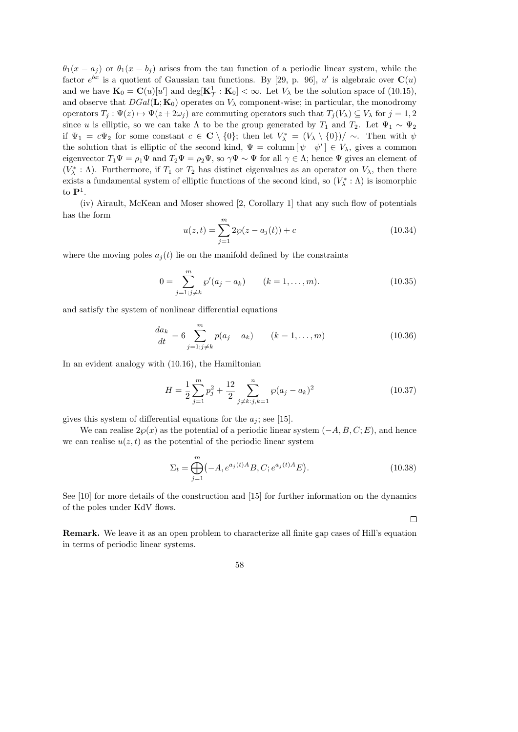$\theta_1(x-a_j)$ or $\theta_1(x-b_j)$ arises from the tau function of a periodic linear system, while the factor $e^{bx}$ is a quotient of Gaussian tau functions. By [29, p. 96], $u'$ is algebraic over $\mathbf{C}(u)$ and we have $\mathbf{K}_0 = \mathbf{C}(u)[u']$ and $\deg[\mathbf{K}^1_{\mathcal{T}} : \mathbf{K}_0] < \infty$. Let $V_\lambda$ be the solution space of (10.15), and observe that $DGal(\mathbf{L}; \mathbf{K}_0)$ operates on $V_\lambda$ component-wise; in particular, the monodromy operators $T_j : \Psi(z) \mapsto \Psi(z + 2\omega_j)$ are commuting operators such that $T_j(V_\lambda) \subseteq V_\lambda$ for $j = 1, 2$ since $u$ is elliptic, so we can take $\Lambda$ to be the group generated by $T_1$ and $T_2$. Let $\Psi_1 \sim \Psi_2$ if $\Psi_1 = c\Psi_2$ for some constant $c \in \mathbf{C} \setminus \{0\}$; then let $V_\lambda^* = (V_\lambda \setminus \{0\})/\sim$. Then with $\psi$ the solution that is elliptic of the second kind, $\Psi = \mathrm{column}[\,\psi \quad \psi'\,] \in V_\lambda$, gives a common eigenvector $T_1\Psi = \rho_1\Psi$ and $T_2\Psi = \rho_2\Psi$, so $\gamma\Psi \sim \Psi$ for all $\gamma \in \Lambda$; hence $\Psi$ gives an element of $(V_\lambda^* : \Lambda)$. Furthermore, if $T_1$ or $T_2$ has distinct eigenvalues as an operator on $V_\lambda$, then there exists a fundamental system of elliptic functions of the second kind, so $(V_\lambda^* : \Lambda)$ is isomorphic to $\mathbf{P}^1$.

(iv) Airault, McKean and Moser showed [2, Corollary 1] that any such flow of potentials has the form

$$u(z,t) = \sum_{j=1}^{m} 2\wp(z - a_j(t)) + c \tag{10.34}$$

where the moving poles $a_j(t)$ lie on the manifold defined by the constraints

$$0 = \sum_{j=1; j\neq k}^{m} \wp'(a_j - a_k) \qquad (k = 1, \dots, m). \tag{10.35}$$

and satisfy the system of nonlinear differential equations

$$\frac{da_k}{dt} = 6 \sum_{j=1; j\neq k}^{m} p(a_j - a_k) \qquad (k = 1, \dots, m) \tag{10.36}$$

In an evident analogy with (10.16), the Hamiltonian

$$H = \frac{1}{2}\sum_{j=1}^{m} p_j^2 + \frac{12}{2} \sum_{j\neq k: j,k=1}^{n} \wp(a_j - a_k)^2 \tag{10.37}$$

gives this system of differential equations for the $a_j$; see [15].

We can realise $2\wp(x)$ as the potential of a periodic linear system $(-A, B, C; E)$, and hence we can realise $u(z,t)$ as the potential of the periodic linear system

$$\Sigma_t = \bigoplus_{j=1}^{m} \bigl(-A, e^{a_j(t)A}B, C; e^{a_j(t)A}E\bigr). \tag{10.38}$$

See [10] for more details of the construction and [15] for further information on the dynamics of the poles under KdV flows.

□

**Remark.** We leave it as an open problem to characterize all finite gap cases of Hill's equation in terms of periodic linear systems.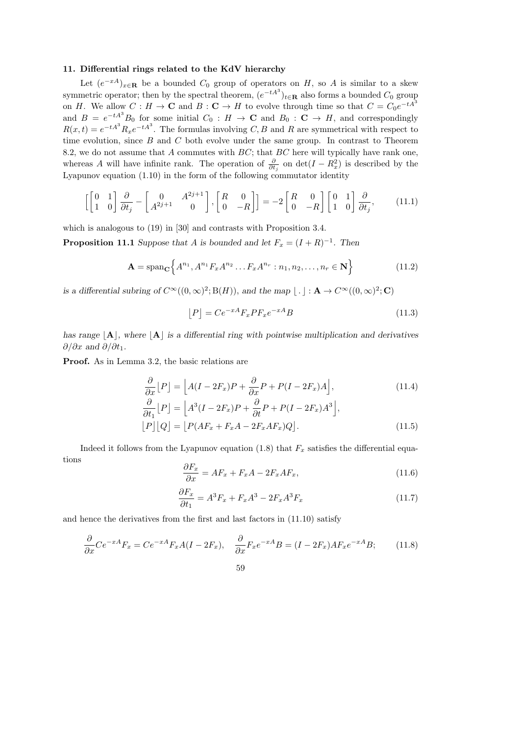### 11. Differential rings related to the KdV hierarchy

Let $(e^{-xA})_{x\in \mathbf{R}}$ be a bounded $C_0$ group of operators on $H$, so $A$ is similar to a skew symmetric operator; then by the spectral theorem, $(e^{-tA^3})_{t\in\mathbf{R}}$ also forms a bounded $C_0$ group on $H$. We allow $C : H \to \mathbf{C}$ and $B : \mathbf{C} \to H$ to evolve through time so that $C = C_0 e^{-tA^3}$ and $B = e^{-tA^3}B_0$ for some initial $C_0 : H \to \mathbf{C}$ and $B_0 : \mathbf{C} \to H$, and correspondingly $R(x,t) = e^{-tA^3}R_x e^{-tA^3}$. The formulas involving $C, B$ and $R$ are symmetrical with respect to time evolution, since $B$ and $C$ both evolve under the same group. In contrast to Theorem 8.2, we do not assume that $A$ commutes with $BC$; that $BC$ here will typically have rank one, whereas $A$ will have infinite rank. The operation of $\frac{\partial}{\partial t_j}$ on $\det(I - R_x^2)$ is described by the Lyapunov equation (1.10) in the form of the following commutator identity

$$\Bigl[\begin{bmatrix}0&1\\1&0\end{bmatrix}\frac{\partial}{\partial t_j} - \begin{bmatrix}0&A^{2j+1}\\A^{2j+1}&0\end{bmatrix}, \begin{bmatrix}R&0\\0&-R\end{bmatrix}\Bigr] = -2\begin{bmatrix}R&0\\0&-R\end{bmatrix}\begin{bmatrix}0&1\\1&0\end{bmatrix}\frac{\partial}{\partial t_j}, \tag{11.1}$$

which is analogous to (19) in [30] and contrasts with Proposition 3.4.

**Proposition 11.1** *Suppose that $A$ is bounded and let $F_x = (I+R)^{-1}$. Then*

$$\mathbf{A} = \mathrm{span}_{\mathbf{C}}\Bigl\{A^{n_1}, A^{n_1}F_xA^{n_2}\dots F_xA^{n_r} : n_1, n_2, \dots, n_r \in \mathbf{N}\Bigr\} \tag{11.2}$$

*is a differential subring of $C^\infty((0,\infty)^2; \mathrm{B}(H))$, and the map $\lfloor\,.\,\rfloor : \mathbf{A} \to C^\infty((0,\infty)^2;\mathbf{C})$*

$$\lfloor P\rfloor = Ce^{-xA}F_xPF_xe^{-xA}B \tag{11.3}$$

*has range $\lfloor\mathbf{A}\rfloor$, where $\lfloor\mathbf{A}\rfloor$ is a differential ring with pointwise multiplication and derivatives $\partial/\partial x$ and $\partial/\partial t_1$.*

**Proof.** As in Lemma 3.2, the basic relations are

$$\frac{\partial}{\partial x}\lfloor P\rfloor = \Bigl\lfloor A(I-2F_x)P + \frac{\partial}{\partial x}P + P(I-2F_x)A\Bigr\rfloor, \tag{11.4}$$

$$\frac{\partial}{\partial t_1}\lfloor P\rfloor = \Bigl\lfloor A^3(I-2F_x)P + \frac{\partial}{\partial t}P + P(I-2F_x)A^3\Bigr\rfloor,$$

$$\lfloor P\rfloor\lfloor Q\rfloor = \lfloor P(AF_x + F_xA - 2F_xAF_x)Q\rfloor. \tag{11.5}$$

Indeed it follows from the Lyapunov equation (1.8) that $F_x$ satisfies the differential equations

$$\frac{\partial F_x}{\partial x} = AF_x + F_xA - 2F_xAF_x, \tag{11.6}$$

$$\frac{\partial F_x}{\partial t_1} = A^3F_x + F_xA^3 - 2F_xA^3F_x \tag{11.7}$$

and hence the derivatives from the first and last factors in (11.10) satisfy

$$\frac{\partial}{\partial x}Ce^{-xA}F_x = Ce^{-xA}F_xA(I-2F_x), \quad \frac{\partial}{\partial x}F_xe^{-xA}B = (I-2F_x)AF_xe^{-xA}B; \tag{11.8}$$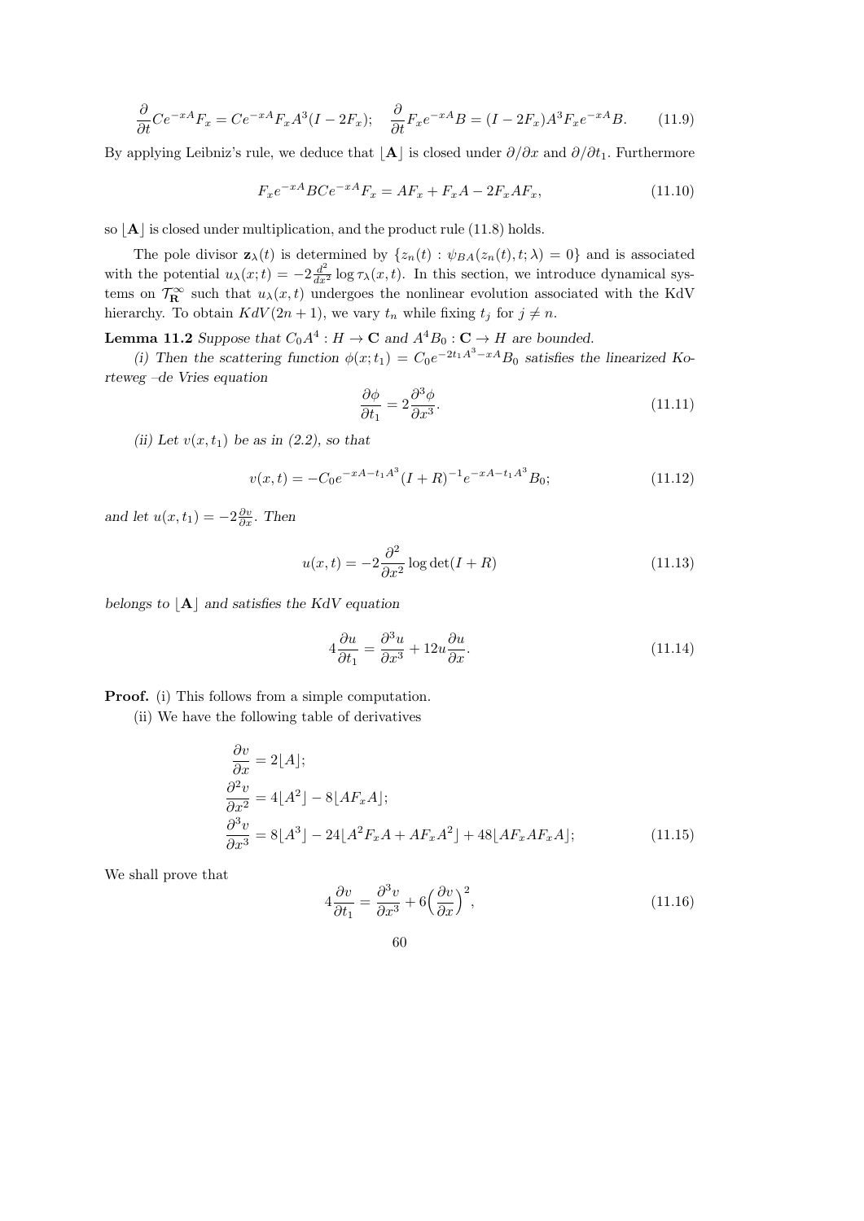$$\frac{\partial}{\partial t} Ce^{-xA}F_x = Ce^{-xA}F_x A^3(I - 2F_x); \quad \frac{\partial}{\partial t} F_x e^{-xA}B = (I - 2F_x)A^3 F_x e^{-xA}B. \tag{11.9}$$

By applying Leibniz's rule, we deduce that $\lfloor \mathbf{A} \rfloor$ is closed under $\partial/\partial x$ and $\partial/\partial t_1$. Furthermore

$$F_x e^{-xA}BCe^{-xA}F_x = AF_x + F_x A - 2F_x AF_x, \tag{11.10}$$

so $\lfloor \mathbf{A} \rfloor$ is closed under multiplication, and the product rule (11.8) holds.

The pole divisor $\mathbf{z}_\lambda(t)$ is determined by $\{z_n(t) : \psi_{BA}(z_n(t), t; \lambda) = 0\}$ and is associated with the potential $u_\lambda(x;t) = -2\frac{d^2}{dx^2}\log \tau_\lambda(x,t)$. In this section, we introduce dynamical systems on $\mathcal{T}^\infty_{\mathbf{R}}$ such that $u_\lambda(x,t)$ undergoes the nonlinear evolution associated with the KdV hierarchy. To obtain $KdV(2n+1)$, we vary $t_n$ while fixing $t_j$ for $j \neq n$.

**Lemma 11.2** *Suppose that $C_0 A^4 : H \to \mathbf{C}$ and $A^4 B_0 : \mathbf{C} \to H$ are bounded.*

*(i) Then the scattering function $\phi(x; t_1) = C_0 e^{-2t_1 A^3 - xA} B_0$ satisfies the linearized Korteweg –de Vries equation*

$$\frac{\partial \phi}{\partial t_1} = 2\frac{\partial^3 \phi}{\partial x^3}. \tag{11.11}$$

*(ii) Let $v(x, t_1)$ be as in (2.2), so that*

$$v(x,t) = -C_0 e^{-xA - t_1 A^3}(I + R)^{-1} e^{-xA - t_1 A^3} B_0; \tag{11.12}$$

*and let $u(x, t_1) = -2\frac{\partial v}{\partial x}$. Then*

$$u(x,t) = -2\frac{\partial^2}{\partial x^2}\log\det(I + R) \tag{11.13}$$

*belongs to $\lfloor \mathbf{A} \rfloor$ and satisfies the KdV equation*

$$4\frac{\partial u}{\partial t_1} = \frac{\partial^3 u}{\partial x^3} + 12u\frac{\partial u}{\partial x}. \tag{11.14}$$

**Proof.** (i) This follows from a simple computation.

(ii) We have the following table of derivatives

$$\begin{aligned}
\frac{\partial v}{\partial x} &= 2\lfloor A \rfloor; \\
\frac{\partial^2 v}{\partial x^2} &= 4\lfloor A^2 \rfloor - 8\lfloor AF_x A \rfloor; \\
\frac{\partial^3 v}{\partial x^3} &= 8\lfloor A^3 \rfloor - 24\lfloor A^2 F_x A + AF_x A^2 \rfloor + 48\lfloor AF_x AF_x A \rfloor;
\end{aligned} \tag{11.15}$$

We shall prove that

$$4\frac{\partial v}{\partial t_1} = \frac{\partial^3 v}{\partial x^3} + 6\Big(\frac{\partial v}{\partial x}\Big)^2, \tag{11.16}$$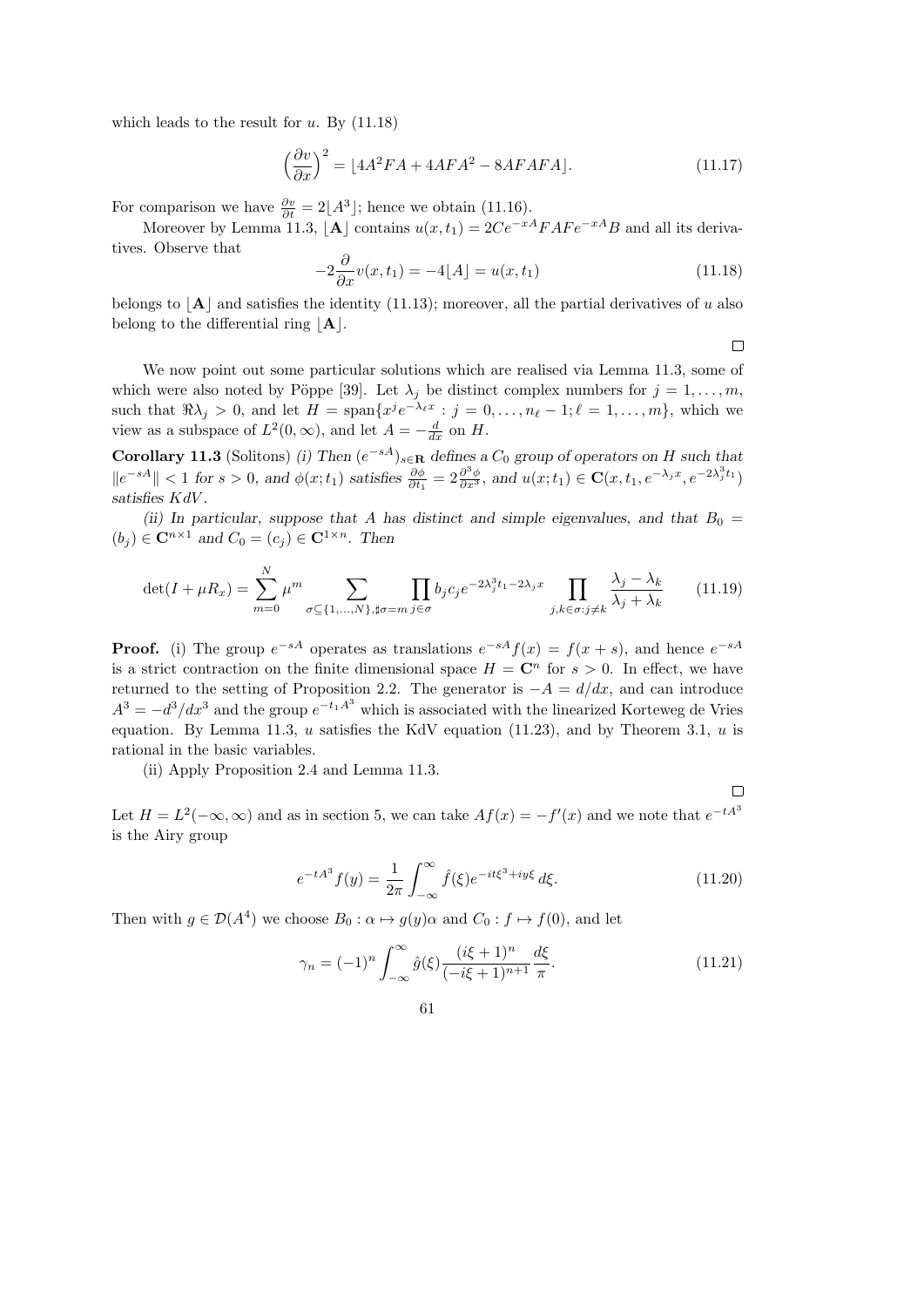which leads to the result for $u$. By (11.18)

$$\Big(\frac{\partial v}{\partial x}\Big)^2 = \lfloor 4A^2FA + 4AFA^2 - 8AFAFA\rfloor. \tag{11.17}$$

For comparison we have $\frac{\partial v}{\partial t} = 2\lfloor A^3\rfloor$; hence we obtain (11.16).

Moreover by Lemma 11.3, $\lfloor \mathbf{A}\rfloor$ contains $u(x,t_1) = 2Ce^{-xA}FAFe^{-xA}B$ and all its derivatives. Observe that

$$-2\frac{\partial}{\partial x}v(x,t_1) = -4\lfloor A\rfloor = u(x,t_1) \tag{11.18}$$

belongs to $\lfloor \mathbf{A}\rfloor$ and satisfies the identity (11.13); moreover, all the partial derivatives of $u$ also belong to the differential ring $\lfloor \mathbf{A}\rfloor$.

□

We now point out some particular solutions which are realised via Lemma 11.3, some of which were also noted by Pöppe [39]. Let $\lambda_j$ be distinct complex numbers for $j = 1,\dots,m$, such that $\Re\lambda_j > 0$, and let $H = \mathrm{span}\{x^je^{-\lambda_\ell x} : j = 0,\dots,n_\ell - 1; \ell = 1,\dots,m\}$, which we view as a subspace of $L^2(0,\infty)$, and let $A = -\frac{d}{dx}$ on $H$.

**Corollary 11.3** (Solitons) *(i) Then $(e^{-sA})_{s\in\mathbf{R}}$ defines a $C_0$ group of operators on $H$ such that $\|e^{-sA}\| < 1$ for $s > 0$, and $\phi(x;t_1)$ satisfies $\frac{\partial\phi}{\partial t_1} = 2\frac{\partial^3\phi}{\partial x^3}$, and $u(x;t_1) \in \mathbf{C}(x, t_1, e^{-\lambda_jx}, e^{-2\lambda_j^3t_1})$ satisfies KdV.*

*(ii) In particular, suppose that $A$ has distinct and simple eigenvalues, and that $B_0 = (b_j) \in \mathbf{C}^{n\times 1}$ and $C_0 = (c_j) \in \mathbf{C}^{1\times n}$. Then*

$$\det(I + \mu R_x) = \sum_{m=0}^N \mu^m \sum_{\sigma\subseteq\{1,\dots,N\}, \sharp\sigma = m}\prod_{j\in\sigma} b_jc_je^{-2\lambda_j^3t_1 - 2\lambda_jx}\prod_{j,k\in\sigma: j\neq k}\frac{\lambda_j - \lambda_k}{\lambda_j + \lambda_k} \tag{11.19}$$

**Proof.** (i) The group $e^{-sA}$ operates as translations $e^{-sA}f(x) = f(x+s)$, and hence $e^{-sA}$ is a strict contraction on the finite dimensional space $H = \mathbf{C}^n$ for $s > 0$. In effect, we have returned to the setting of Proposition 2.2. The generator is $-A = d/dx$, and can introduce $A^3 = -d^3/dx^3$ and the group $e^{-t_1A^3}$ which is associated with the linearized Korteweg de Vries equation. By Lemma 11.3, $u$ satisfies the KdV equation (11.23), and by Theorem 3.1, $u$ is rational in the basic variables.

(ii) Apply Proposition 2.4 and Lemma 11.3.

□

Let $H = L^2(-\infty,\infty)$ and as in section 5, we can take $Af(x) = -f'(x)$ and we note that $e^{-tA^3}$ is the Airy group

$$e^{-tA^3}f(y) = \frac{1}{2\pi}\int_{-\infty}^\infty \hat f(\xi)e^{-it\xi^3 + iy\xi}\,d\xi. \tag{11.20}$$

Then with $g \in \mathcal{D}(A^4)$ we choose $B_0 : \alpha \mapsto g(y)\alpha$ and $C_0 : f \mapsto f(0)$, and let

$$\gamma_n = (-1)^n\int_{-\infty}^\infty \hat g(\xi)\frac{(i\xi+1)^n}{(-i\xi+1)^{n+1}}\frac{d\xi}{\pi}. \tag{11.21}$$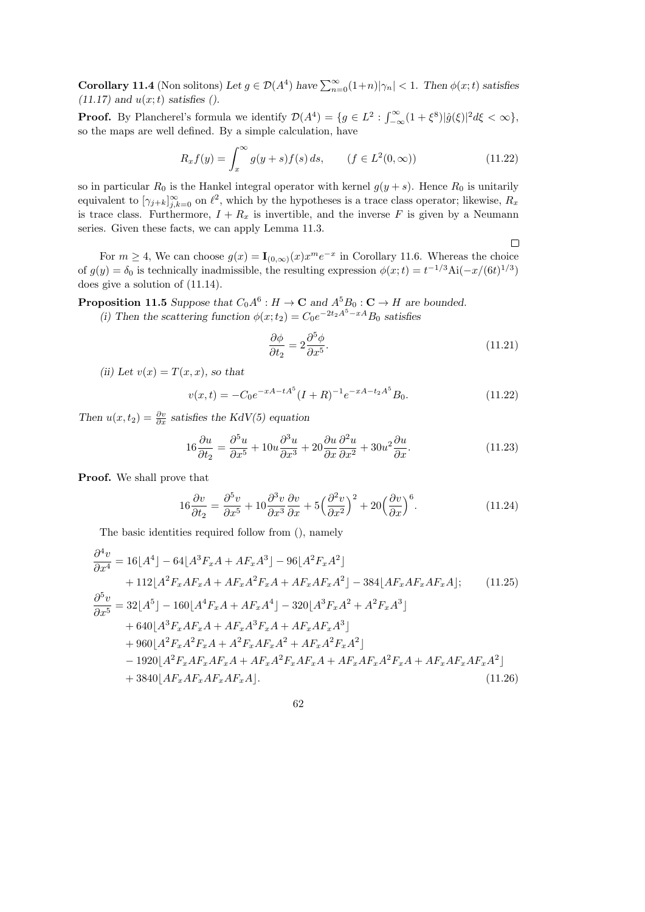**Corollary 11.4** (Non solitons) *Let $g \in \mathcal{D}(A^4)$ have $\sum_{n=0}^{\infty}(1+n)|\gamma_n| < 1$. Then $\phi(x;t)$ satisfies (11.17) and $u(x;t)$ satisfies ().*

**Proof.** By Plancherel's formula we identify $\mathcal{D}(A^4) = \{g \in L^2 : \int_{-\infty}^{\infty}(1+\xi^8)|\hat{g}(\xi)|^2 d\xi < \infty\}$, so the maps are well defined. By a simple calculation, have

$$R_x f(y) = \int_x^{\infty} g(y+s)f(s)\,ds, \qquad (f \in L^2(0,\infty)) \tag{11.22}$$

so in particular $R_0$ is the Hankel integral operator with kernel $g(y+s)$. Hence $R_0$ is unitarily equivalent to $[\gamma_{j+k}]_{j,k=0}^{\infty}$ on $\ell^2$, which by the hypotheses is a trace class operator; likewise, $R_x$ is trace class. Furthermore, $I + R_x$ is invertible, and the inverse $F$ is given by a Neumann series. Given these facts, we can apply Lemma 11.3.

□

For $m \geq 4$, We can choose $g(x) = \mathbf{I}_{(0,\infty)}(x)x^m e^{-x}$ in Corollary 11.6. Whereas the choice of $g(y) = \delta_0$ is technically inadmissible, the resulting expression $\phi(x;t) = t^{-1/3}\mathrm{Ai}(-x/(6t)^{1/3})$ does give a solution of (11.14).

**Proposition 11.5** *Suppose that $C_0 A^6 : H \to \mathbf{C}$ and $A^5 B_0 : \mathbf{C} \to H$ are bounded.*

*(i) Then the scattering function $\phi(x;t_2) = C_0 e^{-2t_2 A^5 - xA} B_0$ satisfies*

$$\frac{\partial \phi}{\partial t_2} = 2\frac{\partial^5 \phi}{\partial x^5}. \tag{11.21}$$

*(ii) Let $v(x) = T(x,x)$, so that*

$$v(x,t) = -C_0 e^{-xA - tA^5}(I+R)^{-1} e^{-xA - t_2 A^5} B_0. \tag{11.22}$$

*Then $u(x,t_2) = \frac{\partial v}{\partial x}$ satisfies the KdV(5) equation*

$$16\frac{\partial u}{\partial t_2} = \frac{\partial^5 u}{\partial x^5} + 10u\frac{\partial^3 u}{\partial x^3} + 20\frac{\partial u}{\partial x}\frac{\partial^2 u}{\partial x^2} + 30u^2\frac{\partial u}{\partial x}. \tag{11.23}$$

**Proof.** We shall prove that

$$16\frac{\partial v}{\partial t_2} = \frac{\partial^5 v}{\partial x^5} + 10\frac{\partial^3 v}{\partial x^3}\frac{\partial v}{\partial x} + 5\Big(\frac{\partial^2 v}{\partial x^2}\Big)^2 + 20\Big(\frac{\partial v}{\partial x}\Big)^6. \tag{11.24}$$

The basic identities required follow from (), namely

$$\begin{aligned}
\frac{\partial^4 v}{\partial x^4} &= 16\lfloor A^4\rfloor - 64\lfloor A^3F_xA + AF_xA^3\rfloor - 96\lfloor A^2F_xA^2\rfloor \\
&\quad + 112\lfloor A^2F_xAF_xA + AF_xA^2F_xA + AF_xAF_xA^2\rfloor - 384\lfloor AF_xAF_xAF_xA\rfloor; \qquad (11.25)\\
\frac{\partial^5 v}{\partial x^5} &= 32\lfloor A^5\rfloor - 160\lfloor A^4F_xA + AF_xA^4\rfloor - 320\lfloor A^3F_xA^2 + A^2F_xA^3\rfloor \\
&\quad + 640\lfloor A^3F_xAF_xA + AF_xA^3F_xA + AF_xAF_xA^3\rfloor \\
&\quad + 960\lfloor A^2F_xA^2F_xA + A^2F_xAF_xA^2 + AF_xA^2F_xA^2\rfloor \\
&\quad - 1920\lfloor A^2F_xAF_xAF_xA + AF_xA^2F_xAF_xA + AF_xAF_xA^2F_xA + AF_xAF_xAF_xA^2\rfloor \\
&\quad + 3840\lfloor AF_xAF_xAF_xAF_xA\rfloor. \qquad (11.26)
\end{aligned}$$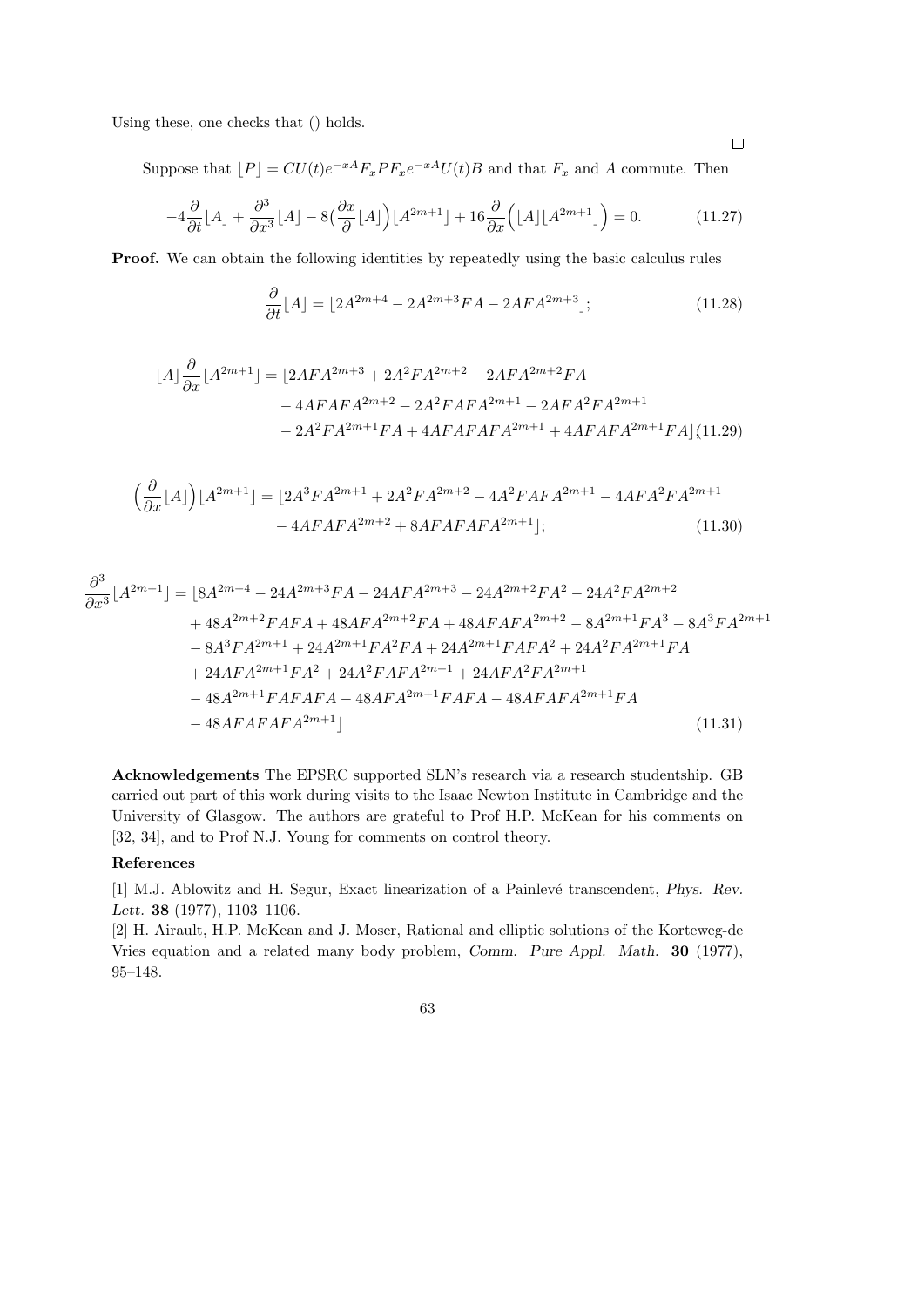Using these, one checks that () holds.

□

Suppose that $\lfloor P \rfloor = CU(t)e^{-xA}F_xPF_xe^{-xA}U(t)B$ and that $F_x$ and $A$ commute. Then

$$-4\frac{\partial}{\partial t}\lfloor A \rfloor + \frac{\partial^3}{\partial x^3}\lfloor A \rfloor - 8\Big(\frac{\partial x}{\partial}\lfloor A \rfloor\Big)\lfloor A^{2m+1} \rfloor + 16\frac{\partial}{\partial x}\Big(\lfloor A \rfloor \lfloor A^{2m+1} \rfloor\Big) = 0. \tag{11.27}$$

**Proof.** We can obtain the following identities by repeatedly using the basic calculus rules

$$\frac{\partial}{\partial t}\lfloor A \rfloor = \lfloor 2A^{2m+4} - 2A^{2m+3}FA - 2AFA^{2m+3} \rfloor; \tag{11.28}$$

$$\begin{aligned}\lfloor A \rfloor \frac{\partial}{\partial x}\lfloor A^{2m+1} \rfloor = \lfloor & 2AFA^{2m+3} + 2A^2FA^{2m+2} - 2AFA^{2m+2}FA \\ & - 4AFAFA^{2m+2} - 2A^2FAFA^{2m+1} - 2AFA^2FA^{2m+1} \\ & - 2A^2FA^{2m+1}FA + 4AFAFAFA^{2m+1} + 4AFAFA^{2m+1}FA \rfloor \end{aligned} \tag{11.29}$$

$$\begin{aligned}\Big(\frac{\partial}{\partial x}\lfloor A \rfloor\Big)\lfloor A^{2m+1} \rfloor = \lfloor & 2A^3FA^{2m+1} + 2A^2FA^{2m+2} - 4A^2FAFA^{2m+1} - 4AFA^2FA^{2m+1} \\ & - 4AFAFA^{2m+2} + 8AFAFAFA^{2m+1} \rfloor; \end{aligned} \tag{11.30}$$

$$\begin{aligned}\frac{\partial^3}{\partial x^3}\lfloor A^{2m+1} \rfloor = \lfloor & 8A^{2m+4} - 24A^{2m+3}FA - 24AFA^{2m+3} - 24A^{2m+2}FA^2 - 24A^2FA^{2m+2} \\ & + 48A^{2m+2}FAFA + 48AFA^{2m+2}FA + 48AFAFA^{2m+2} - 8A^{2m+1}FA^3 - 8A^3FA^{2m+1} \\ & - 8A^3FA^{2m+1} + 24A^{2m+1}FA^2FA + 24A^{2m+1}FAFA^2 + 24A^2FA^{2m+1}FA \\ & + 24AFA^{2m+1}FA^2 + 24A^2FAFA^{2m+1} + 24AFA^2FA^{2m+1} \\ & - 48A^{2m+1}FAFAFA - 48AFA^{2m+1}FAFA - 48AFAFA^{2m+1}FA \\ & - 48AFAFAFA^{2m+1} \rfloor \end{aligned} \tag{11.31}$$

**Acknowledgements** The EPSRC supported SLN's research via a research studentship. GB carried out part of this work during visits to the Isaac Newton Institute in Cambridge and the University of Glasgow. The authors are grateful to Prof H.P. McKean for his comments on [32, 34], and to Prof N.J. Young for comments on control theory.

**References**

[1] M.J. Ablowitz and H. Segur, Exact linearization of a Painlevé transcendent, *Phys. Rev. Lett.* **38** (1977), 1103–1106.

[2] H. Airault, H.P. McKean and J. Moser, Rational and elliptic solutions of the Korteweg-de Vries equation and a related many body problem, *Comm. Pure Appl. Math.* **30** (1977), 95–148.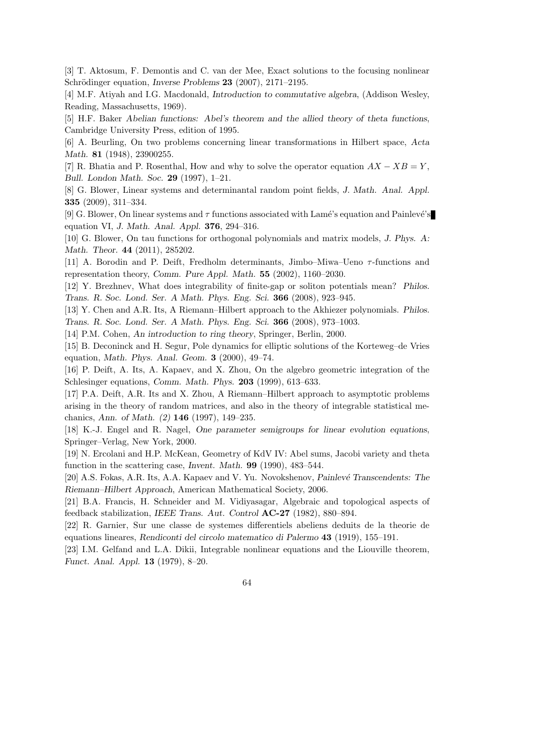[3] T. Aktosum, F. Demontis and C. van der Mee, Exact solutions to the focusing nonlinear Schrödinger equation, *Inverse Problems* **23** (2007), 2171–2195.

[4] M.F. Atiyah and I.G. Macdonald, *Introduction to commutative algebra*, (Addison Wesley, Reading, Massachusetts, 1969).

[5] H.F. Baker *Abelian functions: Abel's theorem and the allied theory of theta functions*, Cambridge University Press, edition of 1995.

[6] A. Beurling, On two problems concerning linear transformations in Hilbert space, *Acta Math.* **81** (1948), 23900255.

[7] R. Bhatia and P. Rosenthal, How and why to solve the operator equation $AX - XB = Y$, *Bull. London Math. Soc.* **29** (1997), 1–21.

[8] G. Blower, Linear systems and determinantal random point fields, *J. Math. Anal. Appl.* **335** (2009), 311–334.

[9] G. Blower, On linear systems and $\tau$ functions associated with Lamé's equation and Painlevé's equation VI, *J. Math. Anal. Appl.* **376**, 294–316.

[10] G. Blower, On tau functions for orthogonal polynomials and matrix models, *J. Phys. A: Math. Theor.* **44** (2011), 285202.

[11] A. Borodin and P. Deift, Fredholm determinants, Jimbo–Miwa–Ueno $\tau$-functions and representation theory, *Comm. Pure Appl. Math.* **55** (2002), 1160–2030.

[12] Y. Brezhnev, What does integrability of finite-gap or soliton potentials mean? *Philos. Trans. R. Soc. Lond. Ser. A Math. Phys. Eng. Sci.* **366** (2008), 923–945.

[13] Y. Chen and A.R. Its, A Riemann–Hilbert approach to the Akhiezer polynomials. *Philos. Trans. R. Soc. Lond. Ser. A Math. Phys. Eng. Sci.* **366** (2008), 973–1003.

[14] P.M. Cohen, *An introduction to ring theory*, Springer, Berlin, 2000.

[15] B. Deconinck and H. Segur, Pole dynamics for elliptic solutions of the Korteweg–de Vries equation, *Math. Phys. Anal. Geom.* **3** (2000), 49–74.

[16] P. Deift, A. Its, A. Kapaev, and X. Zhou, On the algebro geometric integration of the Schlesinger equations, *Comm. Math. Phys.* **203** (1999), 613–633.

[17] P.A. Deift, A.R. Its and X. Zhou, A Riemann–Hilbert approach to asymptotic problems arising in the theory of random matrices, and also in the theory of integrable statistical mechanics, *Ann. of Math. (2)* **146** (1997), 149–235.

[18] K.-J. Engel and R. Nagel, *One parameter semigroups for linear evolution equations*, Springer–Verlag, New York, 2000.

[19] N. Ercolani and H.P. McKean, Geometry of KdV IV: Abel sums, Jacobi variety and theta function in the scattering case, *Invent. Math.* **99** (1990), 483–544.

[20] A.S. Fokas, A.R. Its, A.A. Kapaev and V. Yu. Novokshenov, *Painlevé Transcendents: The Riemann–Hilbert Approach*, American Mathematical Society, 2006.

[21] B.A. Francis, H. Schneider and M. Vidiyasagar, Algebraic and topological aspects of feedback stabilization, *IEEE Trans. Aut. Control* **AC-27** (1982), 880–894.

[22] R. Garnier, Sur une classe de systemes differentiels abeliens deduits de la theorie de equations lineares, *Rendiconti del circolo matematico di Palermo* **43** (1919), 155–191.

[23] I.M. Gelfand and L.A. Dikii, Integrable nonlinear equations and the Liouville theorem, *Funct. Anal. Appl.* **13** (1979), 8–20.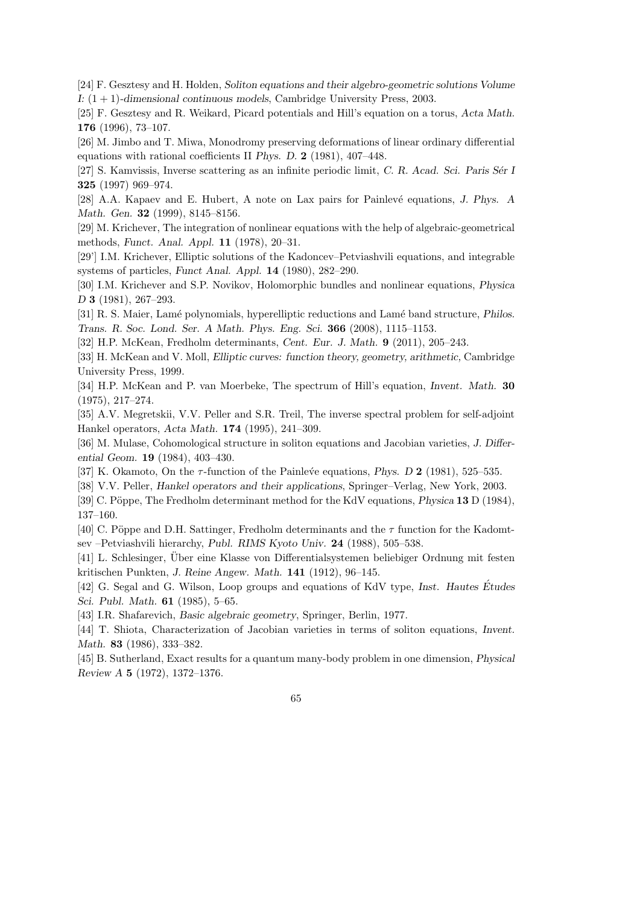[24] F. Gesztesy and H. Holden, *Soliton equations and their algebro-geometric solutions Volume I: $(1+1)$-dimensional continuous models*, Cambridge University Press, 2003.

[25] F. Gesztesy and R. Weikard, Picard potentials and Hill's equation on a torus, *Acta Math.* **176** (1996), 73–107.

[26] M. Jimbo and T. Miwa, Monodromy preserving deformations of linear ordinary differential equations with rational coefficients II *Phys. D.* **2** (1981), 407–448.

[27] S. Kamvissis, Inverse scattering as an infinite periodic limit, *C. R. Acad. Sci. Paris Sér I* **325** (1997) 969–974.

[28] A.A. Kapaev and E. Hubert, A note on Lax pairs for Painlevé equations, *J. Phys. A Math. Gen.* **32** (1999), 8145–8156.

[29] M. Krichever, The integration of nonlinear equations with the help of algebraic-geometrical methods, *Funct. Anal. Appl.* **11** (1978), 20–31.

[29'] I.M. Krichever, Elliptic solutions of the Kadoncev–Petviashvili equations, and integrable systems of particles, *Funct Anal. Appl.* **14** (1980), 282–290.

[30] I.M. Krichever and S.P. Novikov, Holomorphic bundles and nonlinear equations, *Physica D* **3** (1981), 267–293.

[31] R. S. Maier, Lamé polynomials, hyperelliptic reductions and Lamé band structure, *Philos. Trans. R. Soc. Lond. Ser. A Math. Phys. Eng. Sci.* **366** (2008), 1115–1153.

[32] H.P. McKean, Fredholm determinants, *Cent. Eur. J. Math.* **9** (2011), 205–243.

[33] H. McKean and V. Moll, *Elliptic curves: function theory, geometry, arithmetic,* Cambridge University Press, 1999.

[34] H.P. McKean and P. van Moerbeke, The spectrum of Hill's equation, *Invent. Math.* **30** (1975), 217–274.

[35] A.V. Megretskii, V.V. Peller and S.R. Treil, The inverse spectral problem for self-adjoint Hankel operators, *Acta Math.* **174** (1995), 241–309.

[36] M. Mulase, Cohomological structure in soliton equations and Jacobian varieties, *J. Differential Geom.* **19** (1984), 403–430.

[37] K. Okamoto, On the $\tau$-function of the Painleve equations, *Phys. D* **2** (1981), 525–535.

[38] V.V. Peller, *Hankel operators and their applications*, Springer–Verlag, New York, 2003.

[39] C. Pöppe, The Fredholm determinant method for the KdV equations, *Physica* **13** D (1984), 137–160.

[40] C. Pöppe and D.H. Sattinger, Fredholm determinants and the $\tau$ function for the Kadomtsev –Petviashvili hierarchy, *Publ. RIMS Kyoto Univ.* **24** (1988), 505–538.

[41] L. Schlesinger, Über eine Klasse von Differentialsystemen beliebiger Ordnung mit festen kritischen Punkten, *J. Reine Angew. Math.* **141** (1912), 96–145.

[42] G. Segal and G. Wilson, Loop groups and equations of KdV type, *Inst. Hautes Études Sci. Publ. Math.* **61** (1985), 5–65.

[43] I.R. Shafarevich, *Basic algebraic geometry*, Springer, Berlin, 1977.

[44] T. Shiota, Characterization of Jacobian varieties in terms of soliton equations, *Invent. Math.* **83** (1986), 333–382.

[45] B. Sutherland, Exact results for a quantum many-body problem in one dimension, *Physical Review A* **5** (1972), 1372–1376.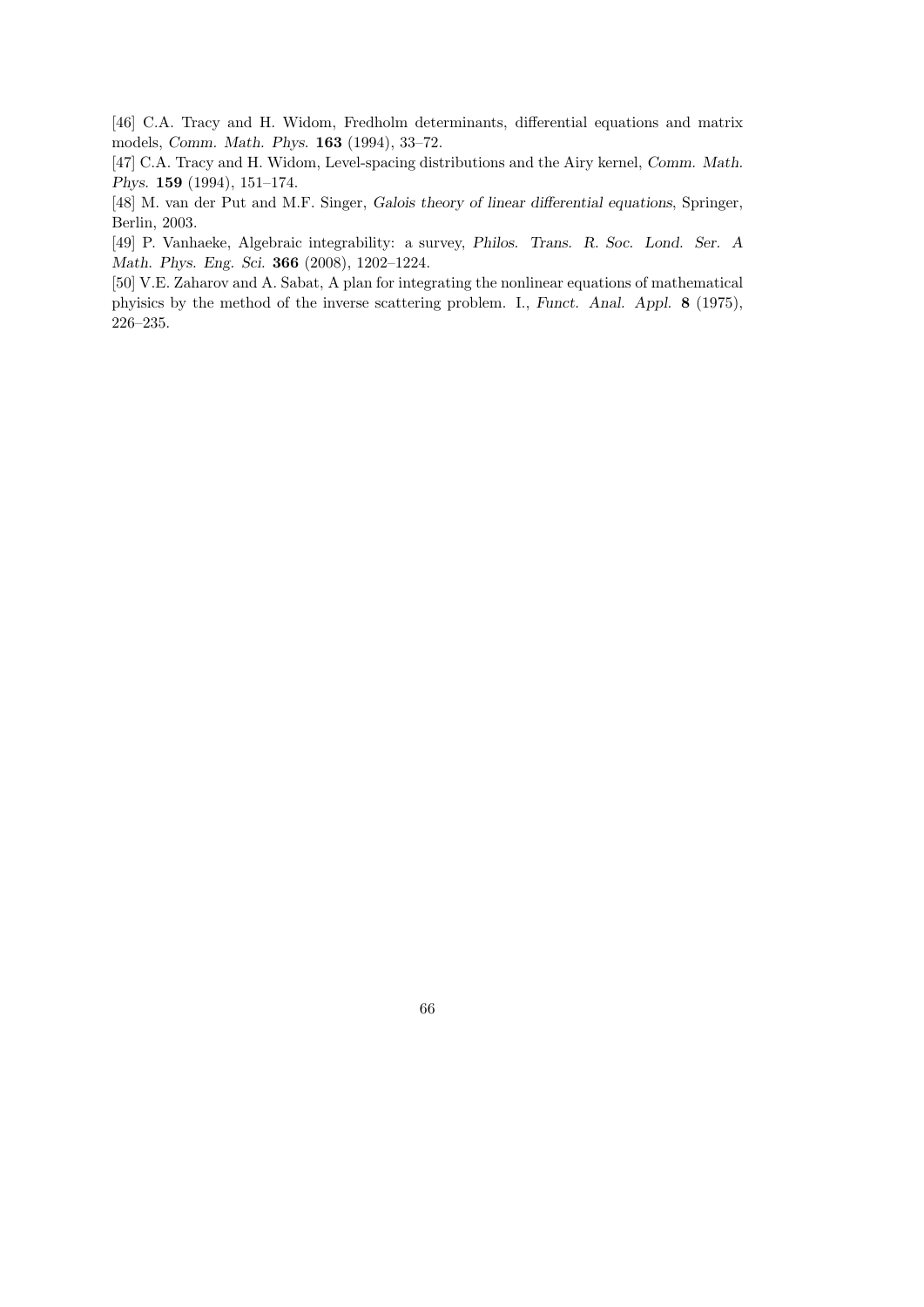[46] C.A. Tracy and H. Widom, Fredholm determinants, differential equations and matrix models, *Comm. Math. Phys.* **163** (1994), 33–72.

[47] C.A. Tracy and H. Widom, Level-spacing distributions and the Airy kernel, *Comm. Math. Phys.* **159** (1994), 151–174.

[48] M. van der Put and M.F. Singer, *Galois theory of linear differential equations*, Springer, Berlin, 2003.

[49] P. Vanhaeke, Algebraic integrability: a survey, *Philos. Trans. R. Soc. Lond. Ser. A Math. Phys. Eng. Sci.* **366** (2008), 1202–1224.

[50] V.E. Zaharov and A. Sabat, A plan for integrating the nonlinear equations of mathematical phyisics by the method of the inverse scattering problem. I., *Funct. Anal. Appl.* **8** (1975), 226–235.